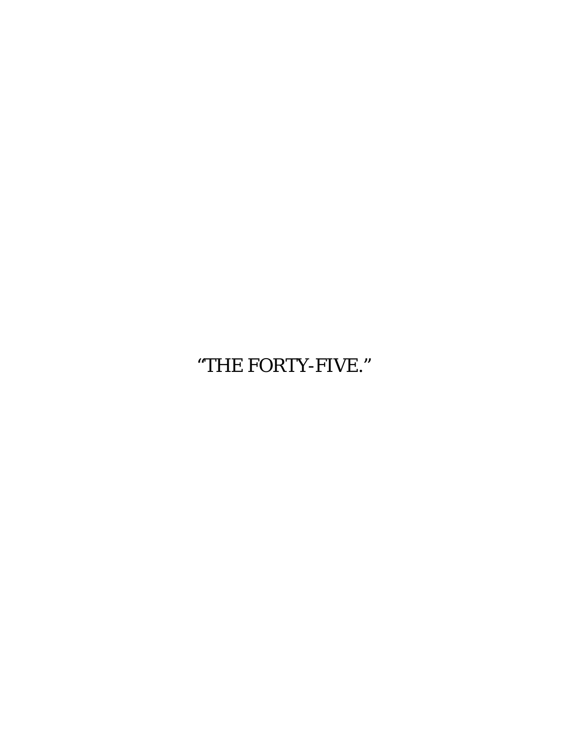# “THE FORTY-FIVE.”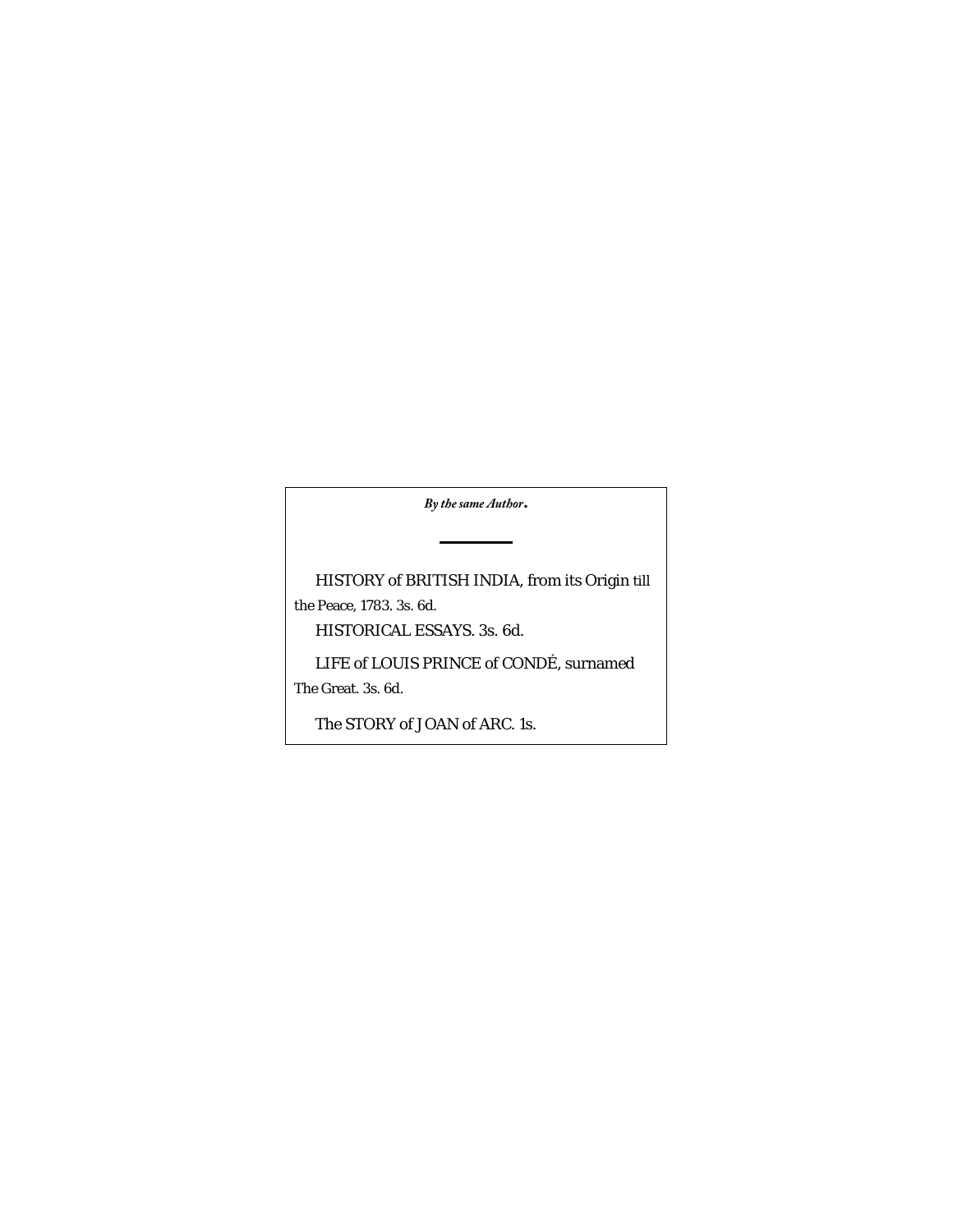*By the same Author.*

---

HISTORY of BRITISH INDIA, from its Origin till the Peace, 1783. 3s. 6d.

HISTORICAL ESSAYS. 3s. 6d.

LIFE of LOUIS PRINCE of CONDÉ, surnamed The Great. 3s. 6d.

The STORY of JOAN of ARC. 1s.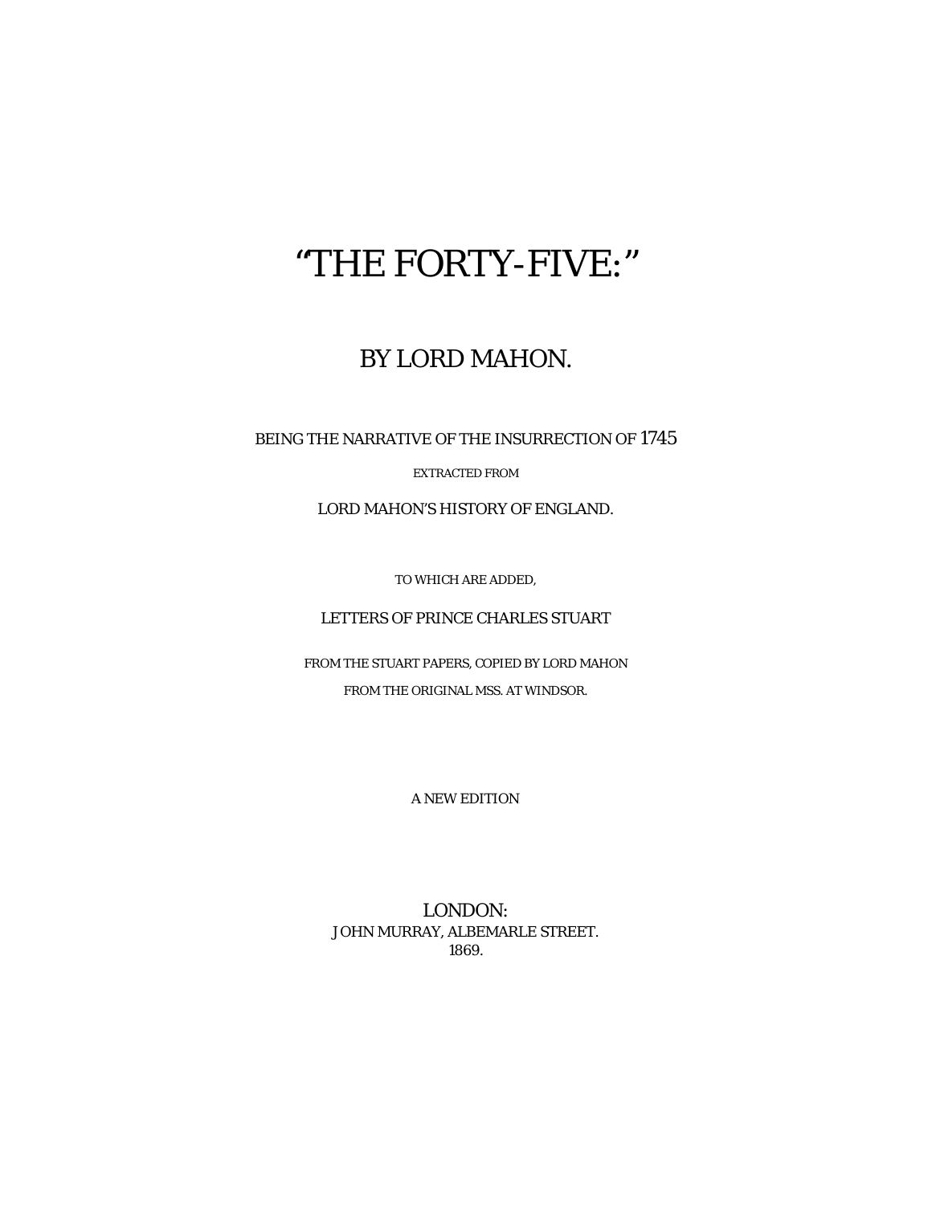# "THE FORTY-FIVE:"

## BY LORD MAHON.

BEING THE NARRATIVE OF THE INSURRECTION OF 1745

EXTRACTED FROM

LORD MAHON'S HISTORY OF ENGLAND.

TO WHICH ARE ADDED,

LETTERS OF PRINCE CHARLES STUART

FROM THE STUART PAPERS, COPIED BY LORD MAHON

FROM THE ORIGINAL MSS. AT WINDSOR.

A NEW EDITION

LONDON:
JOHN MURRAY, ALBEMARLE STREET.
1869.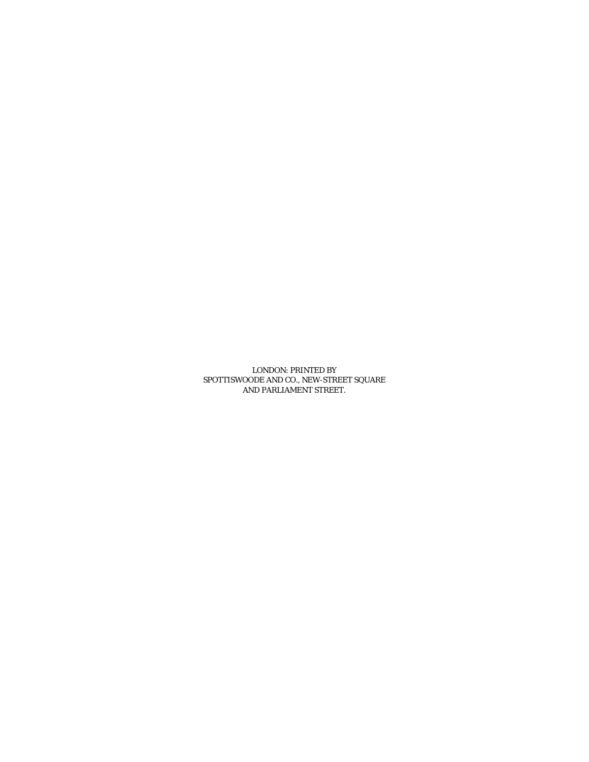LONDON: PRINTED BY
SPOTTISWOODE AND CO., NEW-STREET SQUARE
AND PARLIAMENT STREET.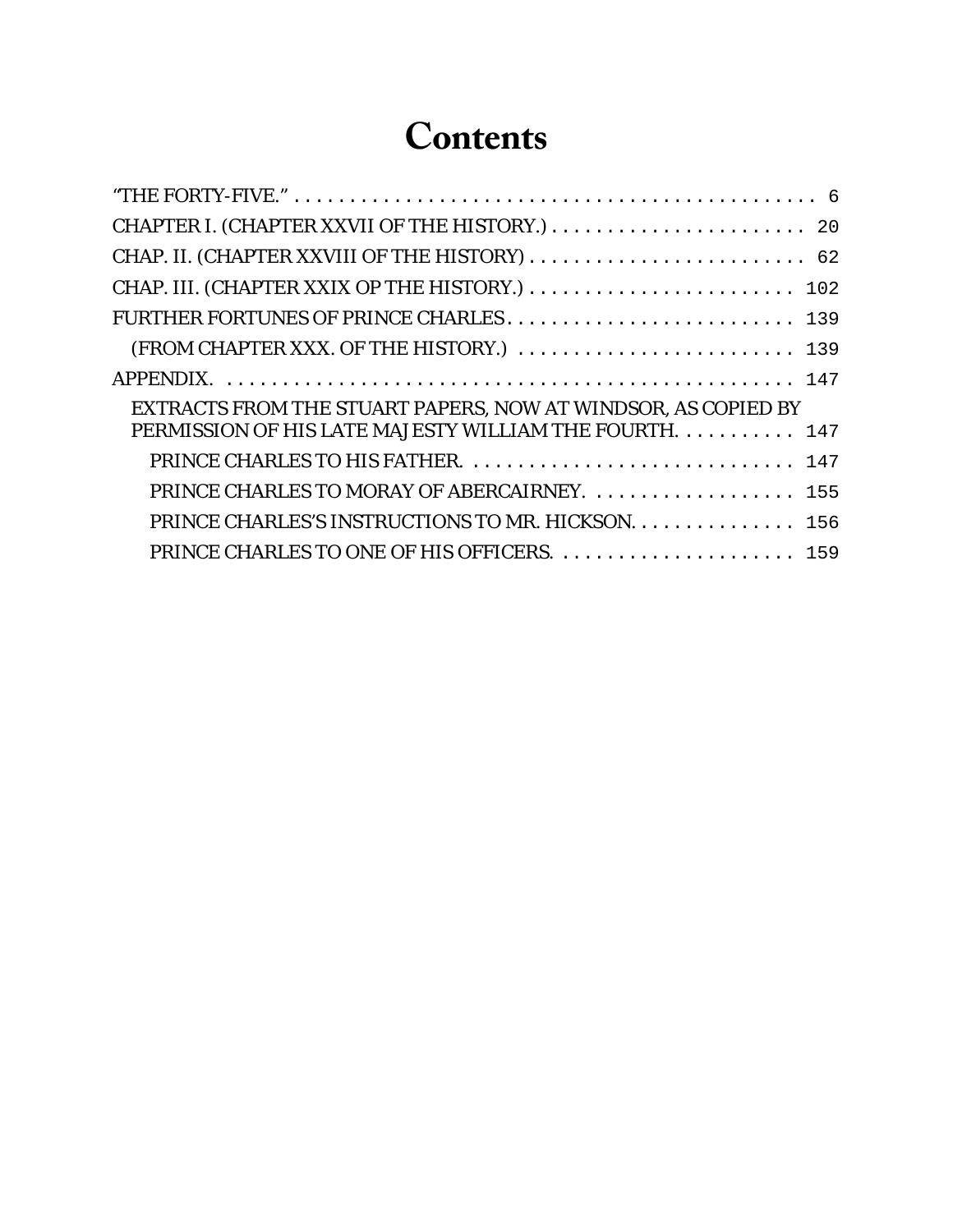# Contents

- "THE FORTY-FIVE." 6
- CHAPTER I. (CHAPTER XXVII OF THE HISTORY.) 20
- CHAP. II. (CHAPTER XXVIII OF THE HISTORY) 62
- CHAP. III. (CHAPTER XXIX OP THE HISTORY.) 102
- FURTHER FORTUNES OF PRINCE CHARLES 139
  - (FROM CHAPTER XXX. OF THE HISTORY.) 139
- APPENDIX. 147
  - EXTRACTS FROM THE STUART PAPERS, NOW AT WINDSOR, AS COPIED BY PERMISSION OF HIS LATE MAJESTY WILLIAM THE FOURTH. 147
    - PRINCE CHARLES TO HIS FATHER. 147
    - PRINCE CHARLES TO MORAY OF ABERCAIRNEY. 155
    - PRINCE CHARLES'S INSTRUCTIONS TO MR. HICKSON. 156
    - PRINCE CHARLES TO ONE OF HIS OFFICERS. 159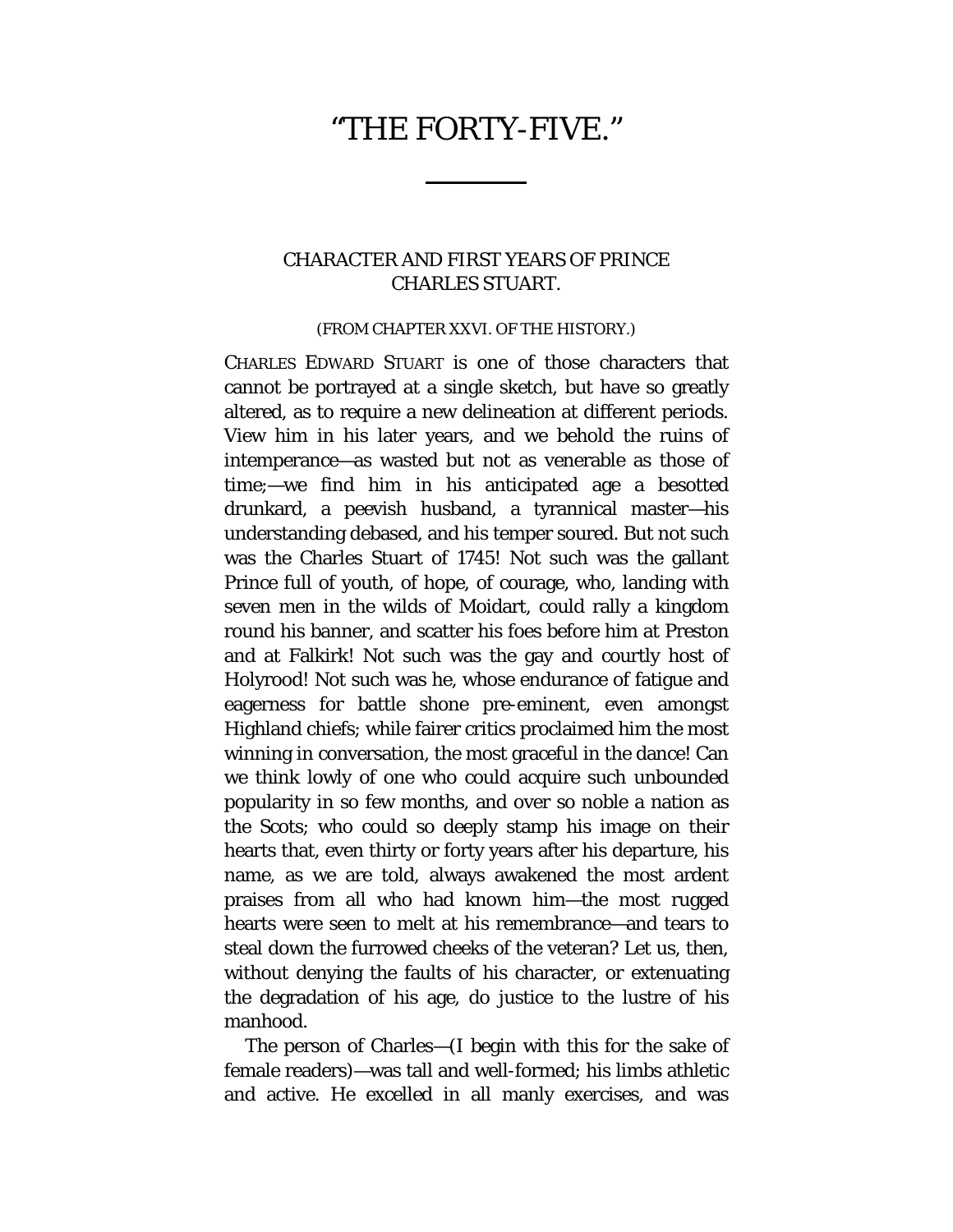# "THE FORTY-FIVE."

## CHARACTER AND FIRST YEARS OF PRINCE CHARLES STUART.

(FROM CHAPTER XXVI. OF THE HISTORY.)

CHARLES EDWARD STUART is one of those characters that cannot be portrayed at a single sketch, but have so greatly altered, as to require a new delineation at different periods. View him in his later years, and we behold the ruins of intemperance—as wasted but not as venerable as those of time;—we find him in his anticipated age a besotted drunkard, a peevish husband, a tyrannical master—his understanding debased, and his temper soured. But not such was the Charles Stuart of 1745! Not such was the gallant Prince full of youth, of hope, of courage, who, landing with seven men in the wilds of Moidart, could rally a kingdom round his banner, and scatter his foes before him at Preston and at Falkirk! Not such was the gay and courtly host of Holyrood! Not such was he, whose endurance of fatigue and eagerness for battle shone pre-eminent, even amongst Highland chiefs; while fairer critics proclaimed him the most winning in conversation, the most graceful in the dance! Can we think lowly of one who could acquire such unbounded popularity in so few months, and over so noble a nation as the Scots; who could so deeply stamp his image on their hearts that, even thirty or forty years after his departure, his name, as we are told, always awakened the most ardent praises from all who had known him—the most rugged hearts were seen to melt at his remembrance—and tears to steal down the furrowed cheeks of the veteran? Let us, then, without denying the faults of his character, or extenuating the degradation of his age, do justice to the lustre of his manhood.

The person of Charles—(I begin with this for the sake of female readers)—was tall and well-formed; his limbs athletic and active. He excelled in all manly exercises, and was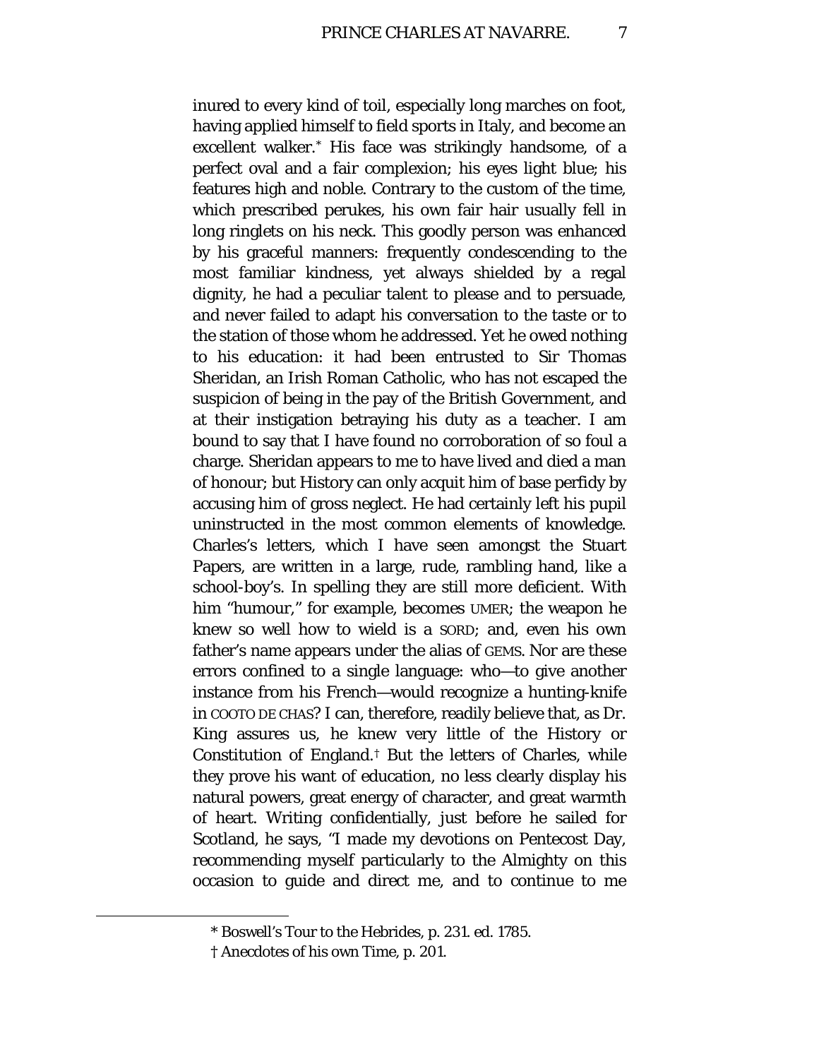inured to every kind of toil, especially long marches on foot, having applied himself to field sports in Italy, and become an excellent walker.* His face was strikingly handsome, of a perfect oval and a fair complexion; his eyes light blue; his features high and noble. Contrary to the custom of the time, which prescribed perukes, his own fair hair usually fell in long ringlets on his neck. This goodly person was enhanced by his graceful manners: frequently condescending to the most familiar kindness, yet always shielded by a regal dignity, he had a peculiar talent to please and to persuade, and never failed to adapt his conversation to the taste or to the station of those whom he addressed. Yet he owed nothing to his education: it had been entrusted to Sir Thomas Sheridan, an Irish Roman Catholic, who has not escaped the suspicion of being in the pay of the British Government, and at their instigation betraying his duty as a teacher. I am bound to say that I have found no corroboration of so foul a charge. Sheridan appears to me to have lived and died a man of honour; but History can only acquit him of base perfidy by accusing him of gross neglect. He had certainly left his pupil uninstructed in the most common elements of knowledge. Charles's letters, which I have seen amongst the Stuart Papers, are written in a large, rude, rambling hand, like a school-boy's. In spelling they are still more deficient. With him "humour," for example, becomes UMER; the weapon he knew so well how to wield is a SORD; and, even his own father's name appears under the alias of GEMS. Nor are these errors confined to a single language: who—to give another instance from his French—would recognize a hunting-knife in COOTO DE CHAS? I can, therefore, readily believe that, as Dr. King assures us, he knew very little of the History or Constitution of England.† But the letters of Charles, while they prove his want of education, no less clearly display his natural powers, great energy of character, and great warmth of heart. Writing confidentially, just before he sailed for Scotland, he says, "I made my devotions on Pentecost Day, recommending myself particularly to the Almighty on this occasion to guide and direct me, and to continue to me

---

\* Boswell's Tour to the Hebrides, p. 231. ed. 1785.

† Anecdotes of his own Time, p. 201.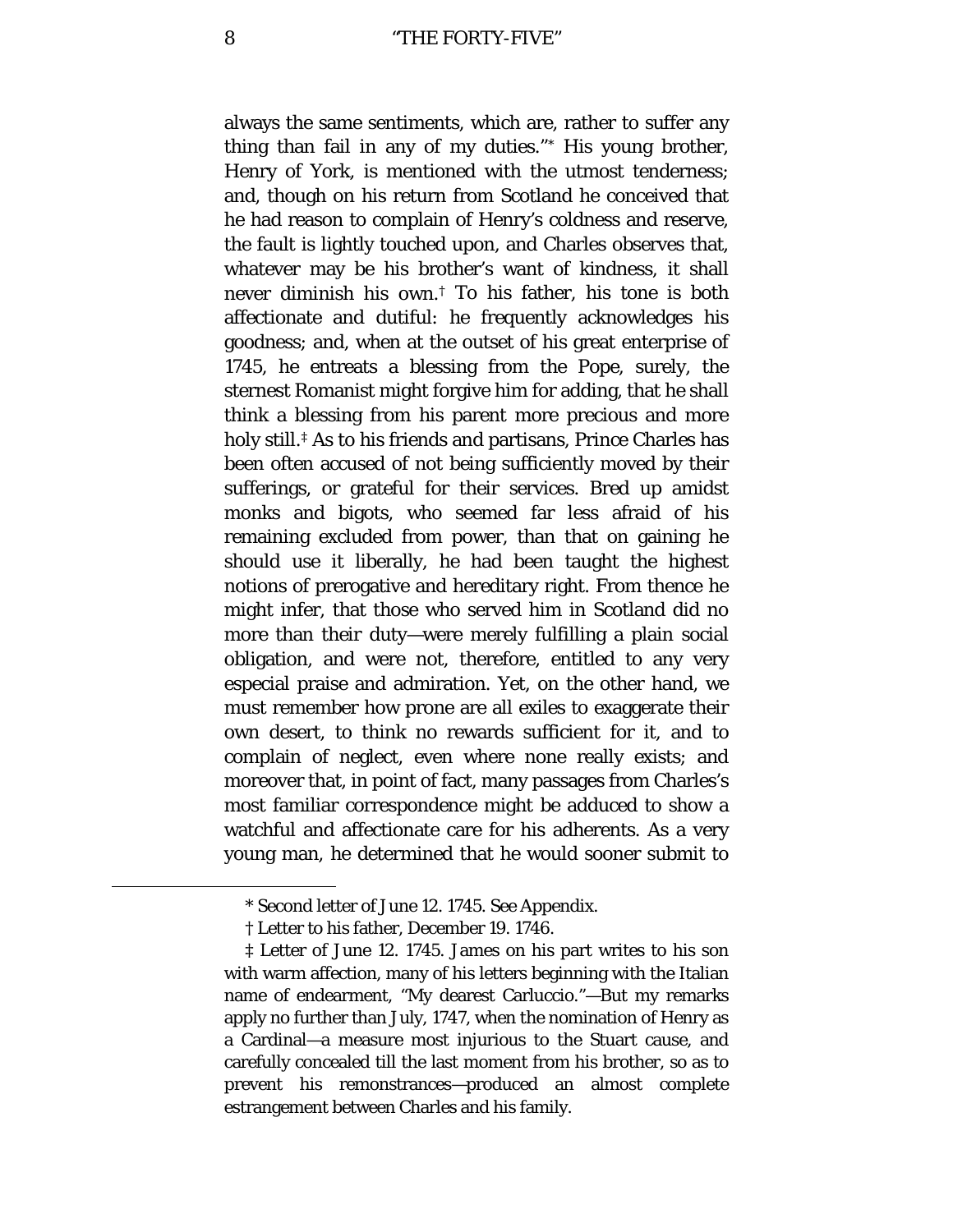always the same sentiments, which are, rather to suffer any thing than fail in any of my duties."* His young brother, Henry of York, is mentioned with the utmost tenderness; and, though on his return from Scotland he conceived that he had reason to complain of Henry's coldness and reserve, the fault is lightly touched upon, and Charles observes that, whatever may be his brother's want of kindness, it shall never diminish his own.† To his father, his tone is both affectionate and dutiful: he frequently acknowledges his goodness; and, when at the outset of his great enterprise of 1745, he entreats a blessing from the Pope, surely, the sternest Romanist might forgive him for adding, that he shall think a blessing from his parent more precious and more holy still.‡ As to his friends and partisans, Prince Charles has been often accused of not being sufficiently moved by their sufferings, or grateful for their services. Bred up amidst monks and bigots, who seemed far less afraid of his remaining excluded from power, than that on gaining he should use it liberally, he had been taught the highest notions of prerogative and hereditary right. From thence he might infer, that those who served him in Scotland did no more than their duty—were merely fulfilling a plain social obligation, and were not, therefore, entitled to any very especial praise and admiration. Yet, on the other hand, we must remember how prone are all exiles to exaggerate their own desert, to think no rewards sufficient for it, and to complain of neglect, even where none really exists; and moreover that, in point of fact, many passages from Charles's most familiar correspondence might be adduced to show a watchful and affectionate care for his adherents. As a very young man, he determined that he would sooner submit to

---

* Second letter of June 12. 1745. See Appendix.

† Letter to his father, December 19. 1746.

‡ Letter of June 12. 1745. James on his part writes to his son with warm affection, many of his letters beginning with the Italian name of endearment, "My dearest Carluccio."—But my remarks apply no further than July, 1747, when the nomination of Henry as a Cardinal—a measure most injurious to the Stuart cause, and carefully concealed till the last moment from his brother, so as to prevent his remonstrances—produced an almost complete estrangement between Charles and his family.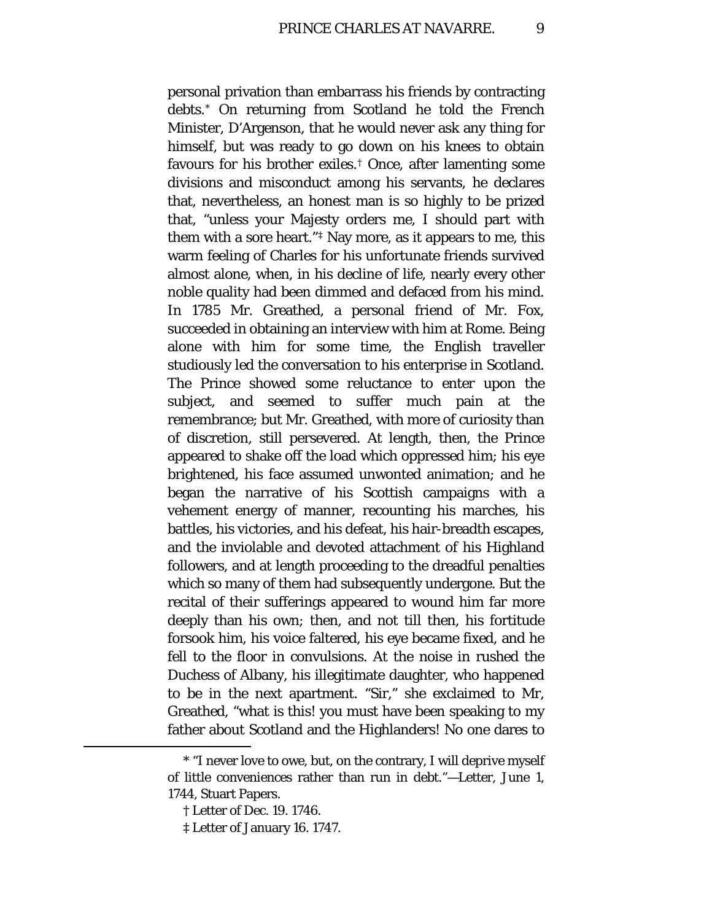personal privation than embarrass his friends by contracting debts.* On returning from Scotland he told the French Minister, D'Argenson, that he would never ask any thing for himself, but was ready to go down on his knees to obtain favours for his brother exiles.† Once, after lamenting some divisions and misconduct among his servants, he declares that, nevertheless, an honest man is so highly to be prized that, "unless your Majesty orders me, I should part with them with a sore heart."‡ Nay more, as it appears to me, this warm feeling of Charles for his unfortunate friends survived almost alone, when, in his decline of life, nearly every other noble quality had been dimmed and defaced from his mind. In 1785 Mr. Greathed, a personal friend of Mr. Fox, succeeded in obtaining an interview with him at Rome. Being alone with him for some time, the English traveller studiously led the conversation to his enterprise in Scotland. The Prince showed some reluctance to enter upon the subject, and seemed to suffer much pain at the remembrance; but Mr. Greathed, with more of curiosity than of discretion, still persevered. At length, then, the Prince appeared to shake off the load which oppressed him; his eye brightened, his face assumed unwonted animation; and he began the narrative of his Scottish campaigns with a vehement energy of manner, recounting his marches, his battles, his victories, and his defeat, his hair-breadth escapes, and the inviolable and devoted attachment of his Highland followers, and at length proceeding to the dreadful penalties which so many of them had subsequently undergone. But the recital of their sufferings appeared to wound him far more deeply than his own; then, and not till then, his fortitude forsook him, his voice faltered, his eye became fixed, and he fell to the floor in convulsions. At the noise in rushed the Duchess of Albany, his illegitimate daughter, who happened to be in the next apartment. "Sir," she exclaimed to Mr, Greathed, "what is this! you must have been speaking to my father about Scotland and the Highlanders! No one dares to

---

* "I never love to owe, but, on the contrary, I will deprive myself of little conveniences rather than run in debt."—Letter, June 1, 1744, Stuart Papers.

† Letter of Dec. 19. 1746.

‡ Letter of January 16. 1747.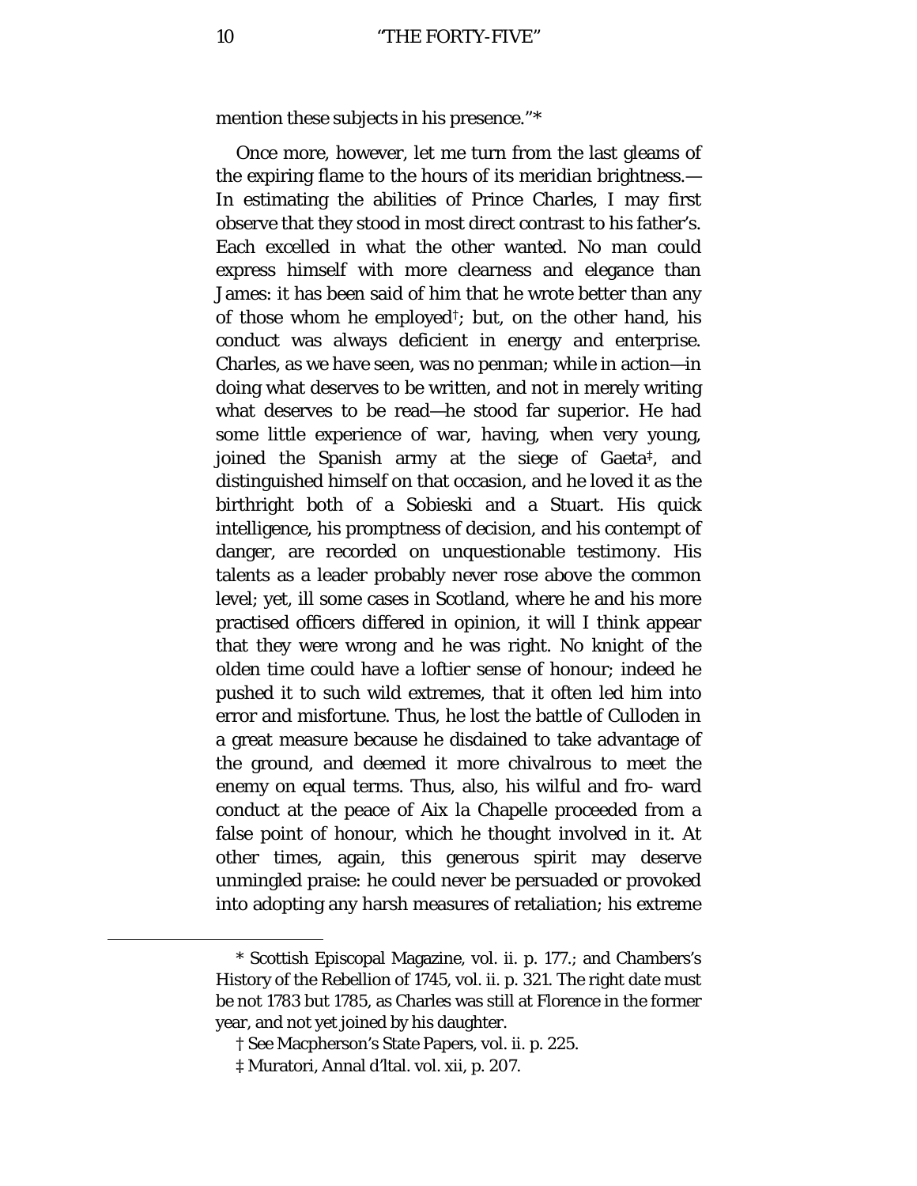mention these subjects in his presence."*

Once more, however, let me turn from the last gleams of the expiring flame to the hours of its meridian brightness.—In estimating the abilities of Prince Charles, I may first observe that they stood in most direct contrast to his father's. Each excelled in what the other wanted. No man could express himself with more clearness and elegance than James: it has been said of him that he wrote better than any of those whom he employed†; but, on the other hand, his conduct was always deficient in energy and enterprise. Charles, as we have seen, was no penman; while in action—in doing what deserves to be written, and not in merely writing what deserves to be read—he stood far superior. He had some little experience of war, having, when very young, joined the Spanish army at the siege of Gaeta‡, and distinguished himself on that occasion, and he loved it as the birthright both of a Sobieski and a Stuart. His quick intelligence, his promptness of decision, and his contempt of danger, are recorded on unquestionable testimony. His talents as a leader probably never rose above the common level; yet, ill some cases in Scotland, where he and his more practised officers differed in opinion, it will I think appear that they were wrong and he was right. No knight of the olden time could have a loftier sense of honour; indeed he pushed it to such wild extremes, that it often led him into error and misfortune. Thus, he lost the battle of Culloden in a great measure because he disdained to take advantage of the ground, and deemed it more chivalrous to meet the enemy on equal terms. Thus, also, his wilful and fro- ward conduct at the peace of Aix la Chapelle proceeded from a false point of honour, which he thought involved in it. At other times, again, this generous spirit may deserve unmingled praise: he could never be persuaded or provoked into adopting any harsh measures of retaliation; his extreme

---

* Scottish Episcopal Magazine, vol. ii. p. 177.; and Chambers's History of the Rebellion of 1745, vol. ii. p. 321. The right date must be not 1783 but 1785, as Charles was still at Florence in the former year, and not yet joined by his daughter.

† See Macpherson's State Papers, vol. ii. p. 225.

‡ Muratori, Annal d'Ital. vol. xii, p. 207.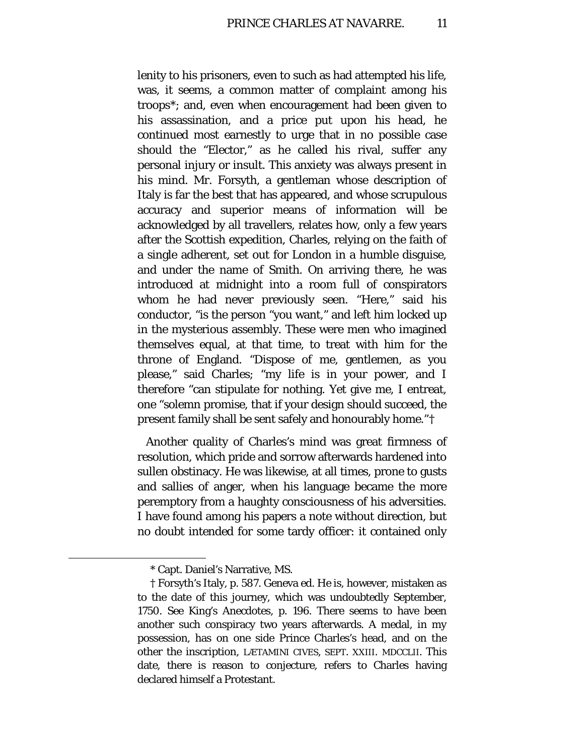lenity to his prisoners, even to such as had attempted his life, was, it seems, a common matter of complaint among his troops*; and, even when encouragement had been given to his assassination, and a price put upon his head, he continued most earnestly to urge that in no possible case should the "Elector," as he called his rival, suffer any personal injury or insult. This anxiety was always present in his mind. Mr. Forsyth, a gentleman whose description of Italy is far the best that has appeared, and whose scrupulous accuracy and superior means of information will be acknowledged by all travellers, relates how, only a few years after the Scottish expedition, Charles, relying on the faith of a single adherent, set out for London in a humble disguise, and under the name of Smith. On arriving there, he was introduced at midnight into a room full of conspirators whom he had never previously seen. "Here," said his conductor, "is the person "you want," and left him locked up in the mysterious assembly. These were men who imagined themselves equal, at that time, to treat with him for the throne of England. "Dispose of me, gentlemen, as you please," said Charles; "my life is in your power, and I therefore "can stipulate for nothing. Yet give me, I entreat, one "solemn promise, that if your design should succeed, the present family shall be sent safely and honourably home."†

Another quality of Charles's mind was great firmness of resolution, which pride and sorrow afterwards hardened into sullen obstinacy. He was likewise, at all times, prone to gusts and sallies of anger, when his language became the more peremptory from a haughty consciousness of his adversities. I have found among his papers a note without direction, but no doubt intended for some tardy officer: it contained only

---

\* Capt. Daniel's Narrative, MS.

† Forsyth's Italy, p. 587. Geneva ed. He is, however, mistaken as to the date of this journey, which was undoubtedly September, 1750. See King's Anecdotes, p. 196. There seems to have been another such conspiracy two years afterwards. A medal, in my possession, has on one side Prince Charles's head, and on the other the inscription, LÆTAMINI CIVES, SEPT. XXIII. MDCCLII. This date, there is reason to conjecture, refers to Charles having declared himself a Protestant.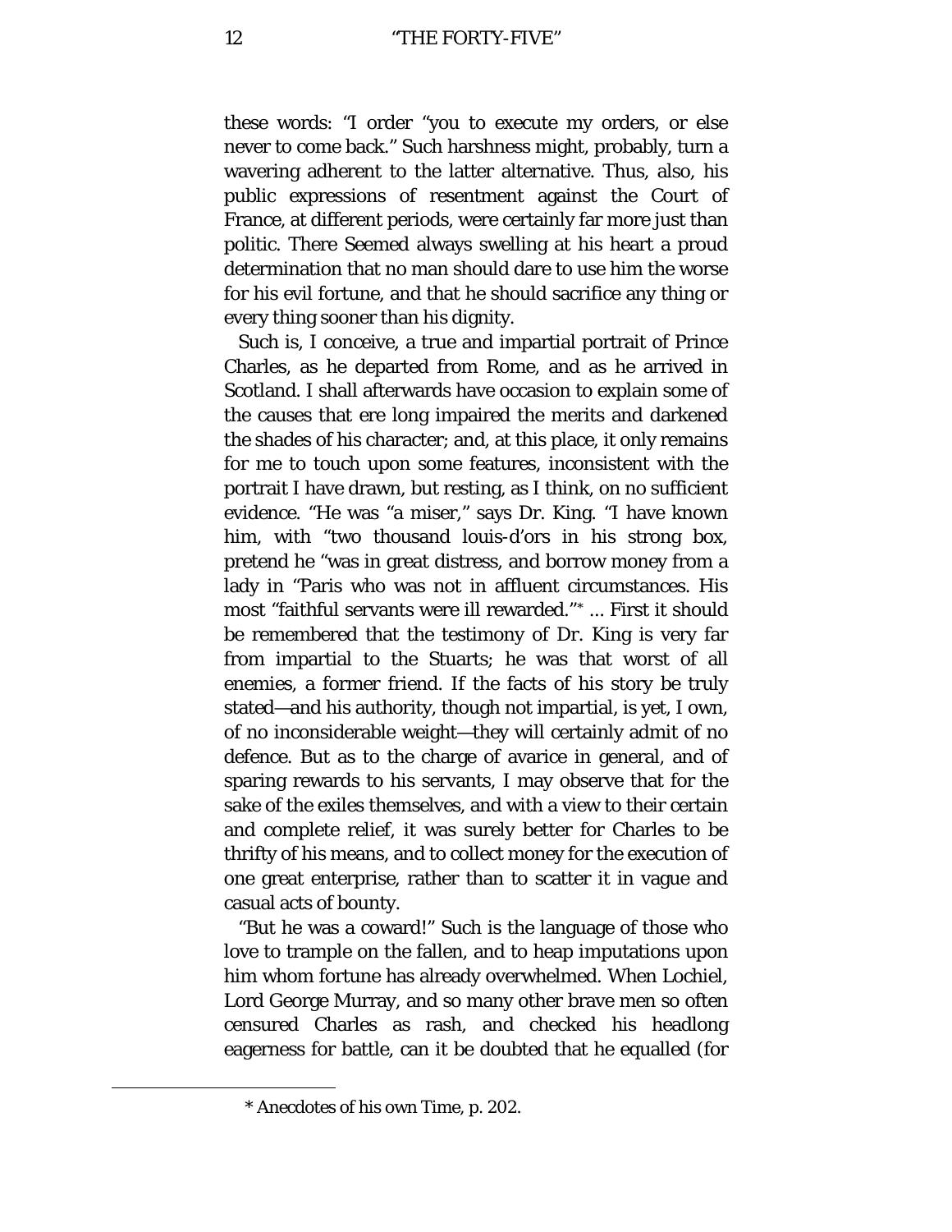these words: "I order "you to execute my orders, or else never to come back." Such harshness might, probably, turn a wavering adherent to the latter alternative. Thus, also, his public expressions of resentment against the Court of France, at different periods, were certainly far more just than politic. There Seemed always swelling at his heart a proud determination that no man should dare to use him the worse for his evil fortune, and that he should sacrifice any thing or every thing sooner than his dignity.

Such is, I conceive, a true and impartial portrait of Prince Charles, as he departed from Rome, and as he arrived in Scotland. I shall afterwards have occasion to explain some of the causes that ere long impaired the merits and darkened the shades of his character; and, at this place, it only remains for me to touch upon some features, inconsistent with the portrait I have drawn, but resting, as I think, on no sufficient evidence. "He was "a miser," says Dr. King. "I have known him, with "two thousand louis-d'ors in his strong box, pretend he "was in great distress, and borrow money from a lady in "Paris who was not in affluent circumstances. His most "faithful servants were ill rewarded."* ... First it should be remembered that the testimony of Dr. King is very far from impartial to the Stuarts; he was that worst of all enemies, a former friend. If the facts of his story be truly stated—and his authority, though not impartial, is yet, I own, of no inconsiderable weight—they will certainly admit of no defence. But as to the charge of avarice in general, and of sparing rewards to his servants, I may observe that for the sake of the exiles themselves, and with a view to their certain and complete relief, it was surely better for Charles to be thrifty of his means, and to collect money for the execution of one great enterprise, rather than to scatter it in vague and casual acts of bounty.

"But he was a coward!" Such is the language of those who love to trample on the fallen, and to heap imputations upon him whom fortune has already overwhelmed. When Lochiel, Lord George Murray, and so many other brave men so often censured Charles as rash, and checked his headlong eagerness for battle, can it be doubted that he equalled (for

---

\* Anecdotes of his own Time, p. 202.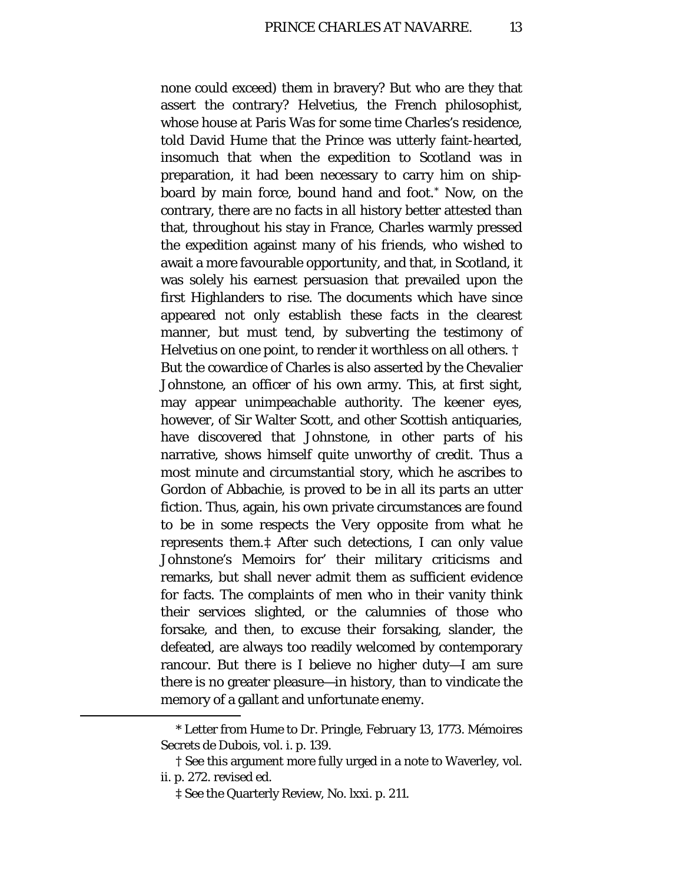none could exceed) them in bravery? But who are they that assert the contrary? Helvetius, the French philosophist, whose house at Paris Was for some time Charles's residence, told David Hume that the Prince was utterly faint-hearted, insomuch that when the expedition to Scotland was in preparation, it had been necessary to carry him on shipboard by main force, bound hand and foot.* Now, on the contrary, there are no facts in all history better attested than that, throughout his stay in France, Charles warmly pressed the expedition against many of his friends, who wished to await a more favourable opportunity, and that, in Scotland, it was solely his earnest persuasion that prevailed upon the first Highlanders to rise. The documents which have since appeared not only establish these facts in the clearest manner, but must tend, by subverting the testimony of Helvetius on one point, to render it worthless on all others. † But the cowardice of Charles is also asserted by the Chevalier Johnstone, an officer of his own army. This, at first sight, may appear unimpeachable authority. The keener eyes, however, of Sir Walter Scott, and other Scottish antiquaries, have discovered that Johnstone, in other parts of his narrative, shows himself quite unworthy of credit. Thus a most minute and circumstantial story, which he ascribes to Gordon of Abbachie, is proved to be in all its parts an utter fiction. Thus, again, his own private circumstances are found to be in some respects the Very opposite from what he represents them.‡ After such detections, I can only value Johnstone's Memoirs for' their military criticisms and remarks, but shall never admit them as sufficient evidence for facts. The complaints of men who in their vanity think their services slighted, or the calumnies of those who forsake, and then, to excuse their forsaking, slander, the defeated, are always too readily welcomed by contemporary rancour. But there is I believe no higher duty—I am sure there is no greater pleasure—in history, than to vindicate the memory of a gallant and unfortunate enemy.

---

* Letter from Hume to Dr. Pringle, February 13, 1773. Mémoires Secrets de Dubois, vol. i. p. 139.

† See this argument more fully urged in a note to Waverley, vol. ii. p. 272. revised ed.

‡ See the Quarterly Review, No. lxxi. p. 211.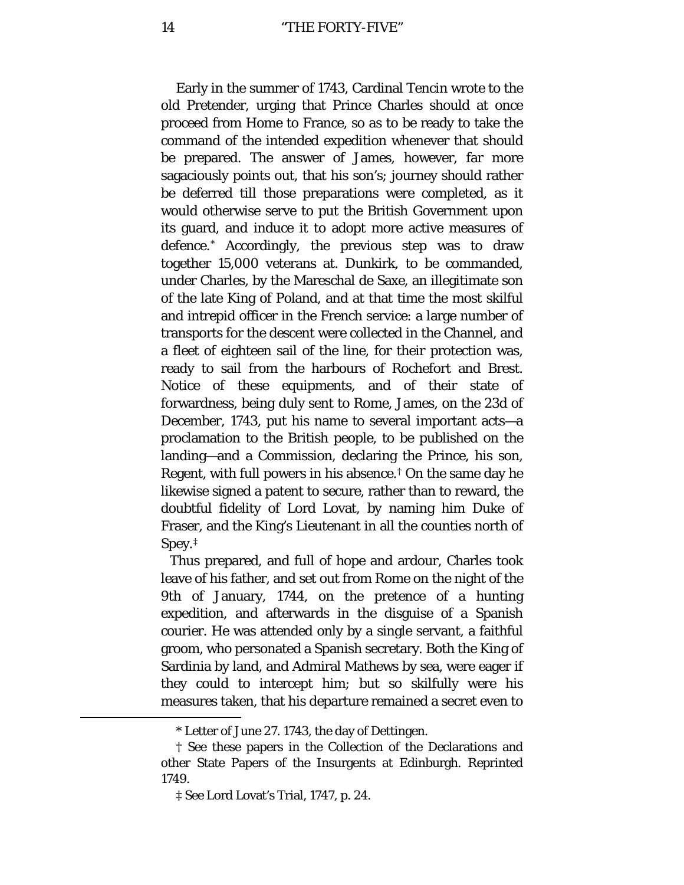Early in the summer of 1743, Cardinal Tencin wrote to the old Pretender, urging that Prince Charles should at once proceed from Home to France, so as to be ready to take the command of the intended expedition whenever that should be prepared. The answer of James, however, far more sagaciously points out, that his son's; journey should rather be deferred till those preparations were completed, as it would otherwise serve to put the British Government upon its guard, and induce it to adopt more active measures of defence.* Accordingly, the previous step was to draw together 15,000 veterans at. Dunkirk, to be commanded, under Charles, by the Mareschal de Saxe, an illegitimate son of the late King of Poland, and at that time the most skilful and intrepid officer in the French service: a large number of transports for the descent were collected in the Channel, and a fleet of eighteen sail of the line, for their protection was, ready to sail from the harbours of Rochefort and Brest. Notice of these equipments, and of their state of forwardness, being duly sent to Rome, James, on the 23d of December, 1743, put his name to several important acts—a proclamation to the British people, to be published on the landing—and a Commission, declaring the Prince, his son, Regent, with full powers in his absence.† On the same day he likewise signed a patent to secure, rather than to reward, the doubtful fidelity of Lord Lovat, by naming him Duke of Fraser, and the King's Lieutenant in all the counties north of Spey.‡

Thus prepared, and full of hope and ardour, Charles took leave of his father, and set out from Rome on the night of the 9th of January, 1744, on the pretence of a hunting expedition, and afterwards in the disguise of a Spanish courier. He was attended only by a single servant, a faithful groom, who personated a Spanish secretary. Both the King of Sardinia by land, and Admiral Mathews by sea, were eager if they could to intercept him; but so skilfully were his measures taken, that his departure remained a secret even to

---

* Letter of June 27. 1743, the day of Dettingen.

† See these papers in the Collection of the Declarations and other State Papers of the Insurgents at Edinburgh. Reprinted 1749.

‡ See Lord Lovat's Trial, 1747, p. 24.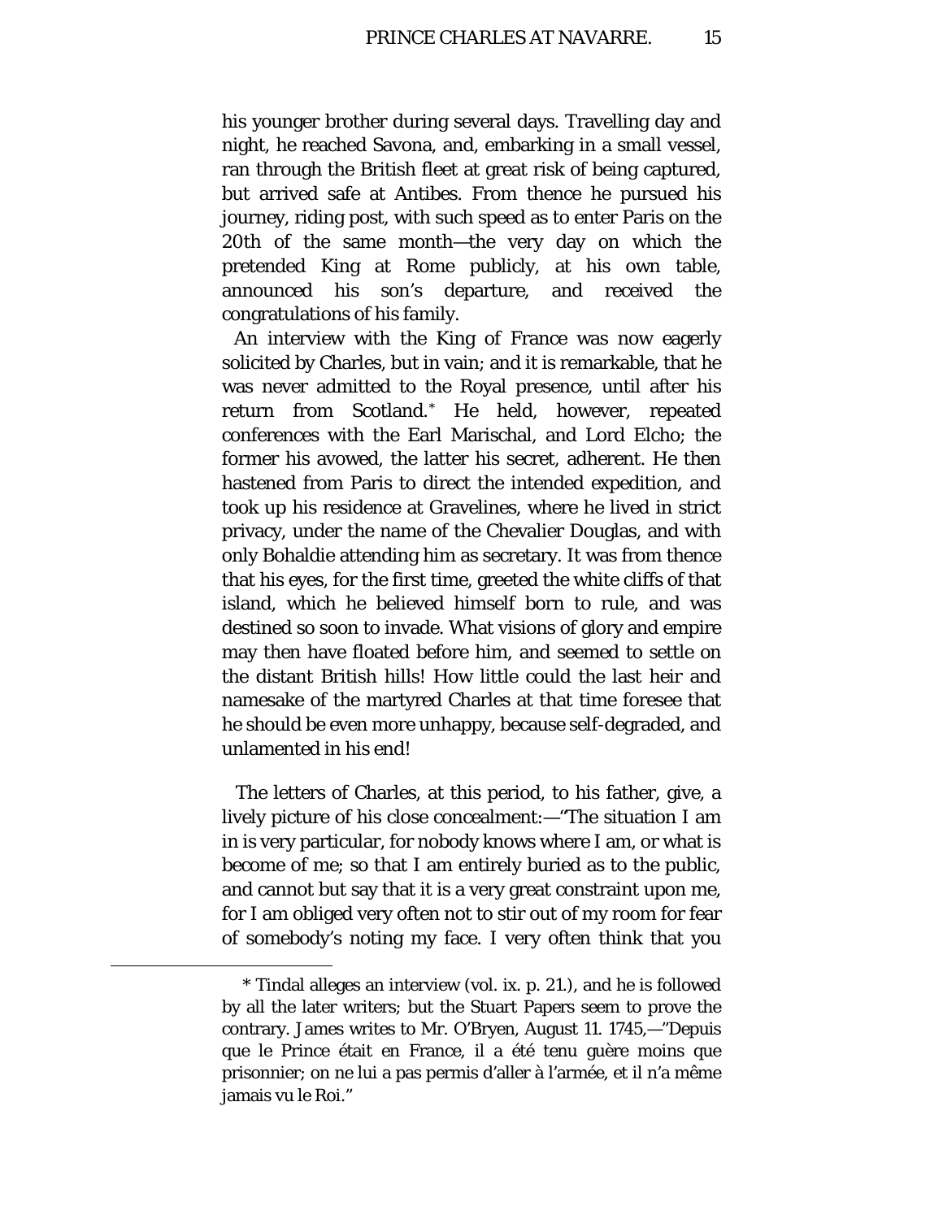his younger brother during several days. Travelling day and night, he reached Savona, and, embarking in a small vessel, ran through the British fleet at great risk of being captured, but arrived safe at Antibes. From thence he pursued his journey, riding post, with such speed as to enter Paris on the 20th of the same month—the very day on which the pretended King at Rome publicly, at his own table, announced his son's departure, and received the congratulations of his family.

An interview with the King of France was now eagerly solicited by Charles, but in vain; and it is remarkable, that he was never admitted to the Royal presence, until after his return from Scotland.* He held, however, repeated conferences with the Earl Marischal, and Lord Elcho; the former his avowed, the latter his secret, adherent. He then hastened from Paris to direct the intended expedition, and took up his residence at Gravelines, where he lived in strict privacy, under the name of the Chevalier Douglas, and with only Bohaldie attending him as secretary. It was from thence that his eyes, for the first time, greeted the white cliffs of that island, which he believed himself born to rule, and was destined so soon to invade. What visions of glory and empire may then have floated before him, and seemed to settle on the distant British hills! How little could the last heir and namesake of the martyred Charles at that time foresee that he should be even more unhappy, because self-degraded, and unlamented in his end!

The letters of Charles, at this period, to his father, give, a lively picture of his close concealment:—"The situation I am in is very particular, for nobody knows where I am, or what is become of me; so that I am entirely buried as to the public, and cannot but say that it is a very great constraint upon me, for I am obliged very often not to stir out of my room for fear of somebody's noting my face. I very often think that you

---

* Tindal alleges an interview (vol. ix. p. 21.), and he is followed by all the later writers; but the Stuart Papers seem to prove the contrary. James writes to Mr. O'Bryen, August 11. 1745,—"Depuis que le Prince était en France, il a été tenu guère moins que prisonnier; on ne lui a pas permis d'aller à l'armée, et il n'a même jamais vu le Roi."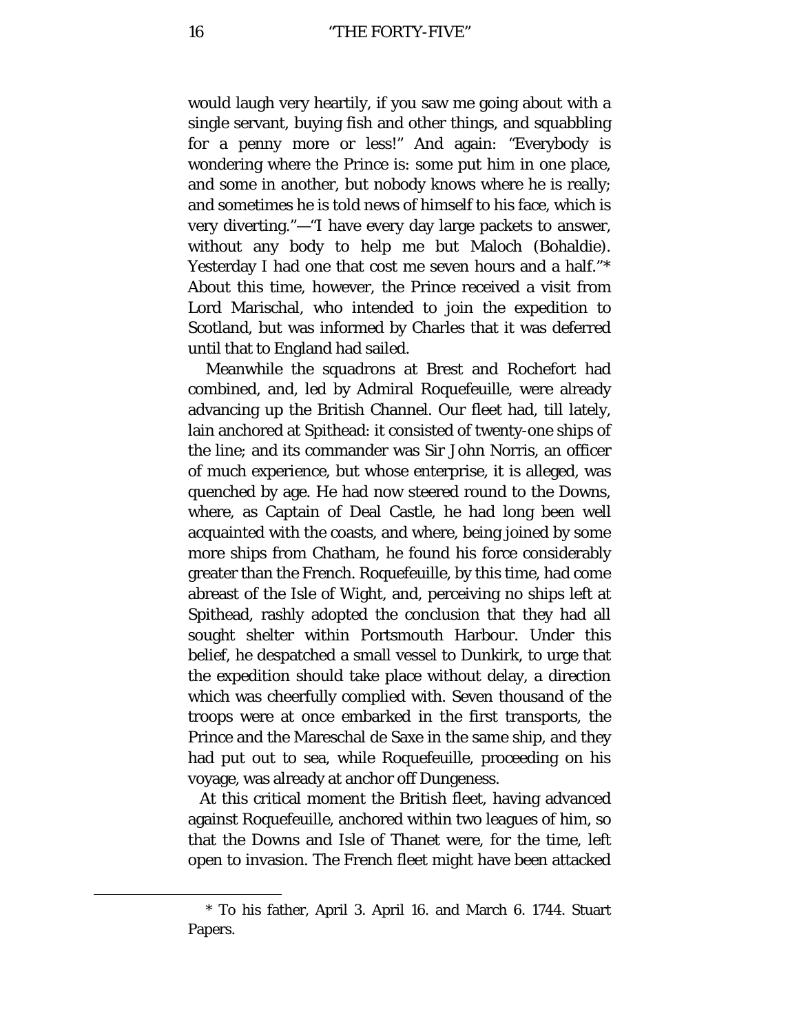would laugh very heartily, if you saw me going about with a single servant, buying fish and other things, and squabbling for a penny more or less!" And again: "Everybody is wondering where the Prince is: some put him in one place, and some in another, but nobody knows where he is really; and sometimes he is told news of himself to his face, which is very diverting."—"I have every day large packets to answer, without any body to help me but Maloch (Bohaldie). Yesterday I had one that cost me seven hours and a half."* About this time, however, the Prince received a visit from Lord Marischal, who intended to join the expedition to Scotland, but was informed by Charles that it was deferred until that to England had sailed.

Meanwhile the squadrons at Brest and Rochefort had combined, and, led by Admiral Roquefeuille, were already advancing up the British Channel. Our fleet had, till lately, lain anchored at Spithead: it consisted of twenty-one ships of the line; and its commander was Sir John Norris, an officer of much experience, but whose enterprise, it is alleged, was quenched by age. He had now steered round to the Downs, where, as Captain of Deal Castle, he had long been well acquainted with the coasts, and where, being joined by some more ships from Chatham, he found his force considerably greater than the French. Roquefeuille, by this time, had come abreast of the Isle of Wight, and, perceiving no ships left at Spithead, rashly adopted the conclusion that they had all sought shelter within Portsmouth Harbour. Under this belief, he despatched a small vessel to Dunkirk, to urge that the expedition should take place without delay, a direction which was cheerfully complied with. Seven thousand of the troops were at once embarked in the first transports, the Prince and the Mareschal de Saxe in the same ship, and they had put out to sea, while Roquefeuille, proceeding on his voyage, was already at anchor off Dungeness.

At this critical moment the British fleet, having advanced against Roquefeuille, anchored within two leagues of him, so that the Downs and Isle of Thanet were, for the time, left open to invasion. The French fleet might have been attacked

---

* To his father, April 3. April 16. and March 6. 1744. Stuart Papers.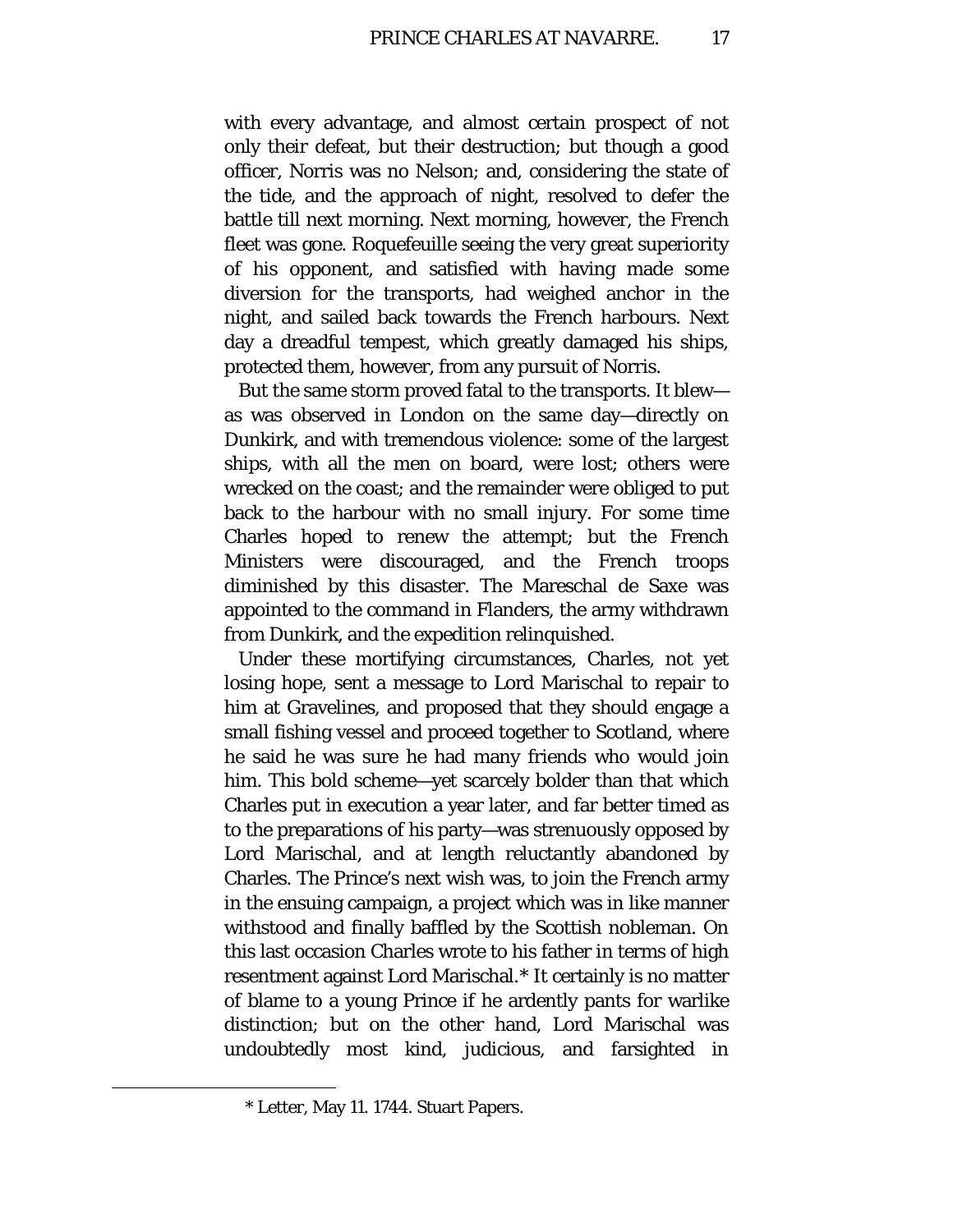with every advantage, and almost certain prospect of not only their defeat, but their destruction; but though a good officer, Norris was no Nelson; and, considering the state of the tide, and the approach of night, resolved to defer the battle till next morning. Next morning, however, the French fleet was gone. Roquefeuille seeing the very great superiority of his opponent, and satisfied with having made some diversion for the transports, had weighed anchor in the night, and sailed back towards the French harbours. Next day a dreadful tempest, which greatly damaged his ships, protected them, however, from any pursuit of Norris.

But the same storm proved fatal to the transports. It blew—as was observed in London on the same day—directly on Dunkirk, and with tremendous violence: some of the largest ships, with all the men on board, were lost; others were wrecked on the coast; and the remainder were obliged to put back to the harbour with no small injury. For some time Charles hoped to renew the attempt; but the French Ministers were discouraged, and the French troops diminished by this disaster. The Mareschal de Saxe was appointed to the command in Flanders, the army withdrawn from Dunkirk, and the expedition relinquished.

Under these mortifying circumstances, Charles, not yet losing hope, sent a message to Lord Marischal to repair to him at Gravelines, and proposed that they should engage a small fishing vessel and proceed together to Scotland, where he said he was sure he had many friends who would join him. This bold scheme—yet scarcely bolder than that which Charles put in execution a year later, and far better timed as to the preparations of his party—was strenuously opposed by Lord Marischal, and at length reluctantly abandoned by Charles. The Prince's next wish was, to join the French army in the ensuing campaign, a project which was in like manner withstood and finally baffled by the Scottish nobleman. On this last occasion Charles wrote to his father in terms of high resentment against Lord Marischal.* It certainly is no matter of blame to a young Prince if he ardently pants for warlike distinction; but on the other hand, Lord Marischal was undoubtedly most kind, judicious, and farsighted in

---

* Letter, May 11. 1744. Stuart Papers.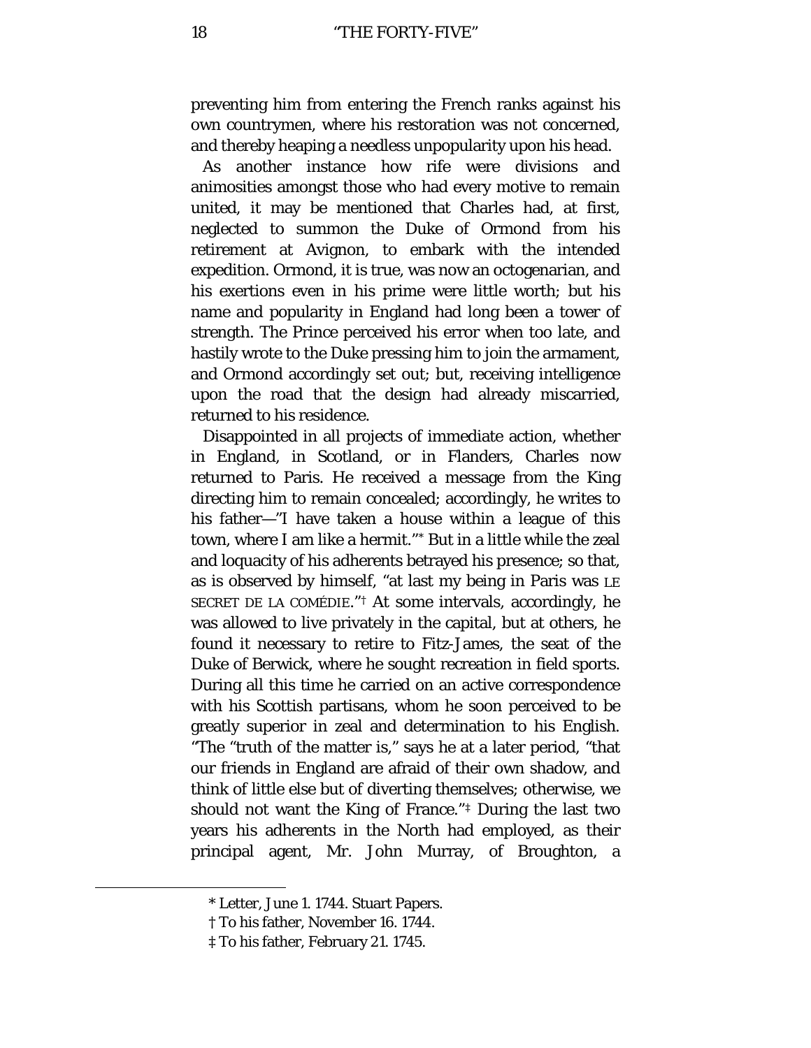preventing him from entering the French ranks against his own countrymen, where his restoration was not concerned, and thereby heaping a needless unpopularity upon his head.

As another instance how rife were divisions and animosities amongst those who had every motive to remain united, it may be mentioned that Charles had, at first, neglected to summon the Duke of Ormond from his retirement at Avignon, to embark with the intended expedition. Ormond, it is true, was now an octogenarian, and his exertions even in his prime were little worth; but his name and popularity in England had long been a tower of strength. The Prince perceived his error when too late, and hastily wrote to the Duke pressing him to join the armament, and Ormond accordingly set out; but, receiving intelligence upon the road that the design had already miscarried, returned to his residence.

Disappointed in all projects of immediate action, whether in England, in Scotland, or in Flanders, Charles now returned to Paris. He received a message from the King directing him to remain concealed; accordingly, he writes to his father—"I have taken a house within a league of this town, where I am like a hermit."* But in a little while the zeal and loquacity of his adherents betrayed his presence; so that, as is observed by himself, "at last my being in Paris was LE SECRET DE LA COMÉDIE."† At some intervals, accordingly, he was allowed to live privately in the capital, but at others, he found it necessary to retire to Fitz-James, the seat of the Duke of Berwick, where he sought recreation in field sports. During all this time he carried on an active correspondence with his Scottish partisans, whom he soon perceived to be greatly superior in zeal and determination to his English. "The "truth of the matter is," says he at a later period, "that our friends in England are afraid of their own shadow, and think of little else but of diverting themselves; otherwise, we should not want the King of France."‡ During the last two years his adherents in the North had employed, as their principal agent, Mr. John Murray, of Broughton, a

* Letter, June 1. 1744. Stuart Papers.

† To his father, November 16. 1744.

‡ To his father, February 21. 1745.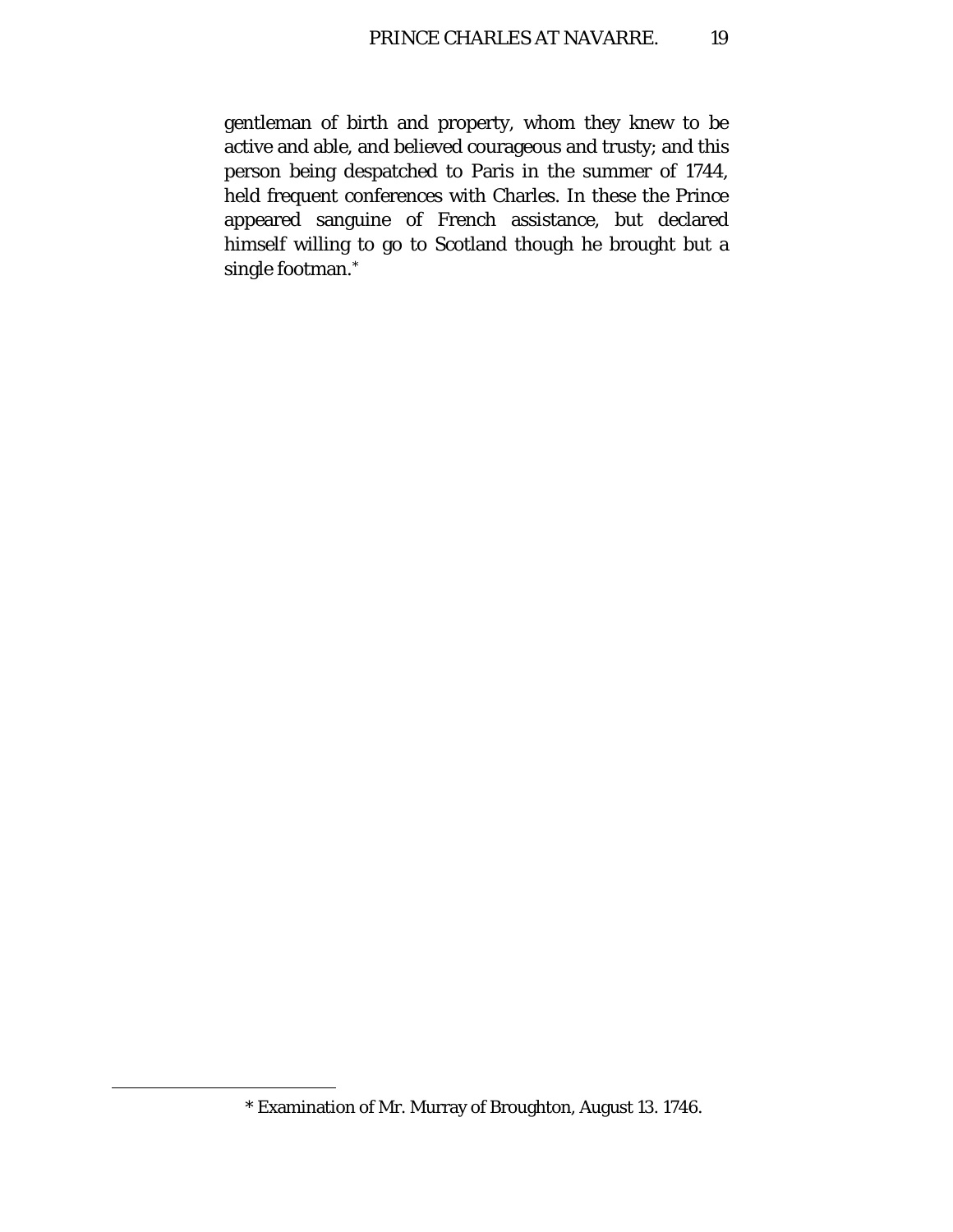gentleman of birth and property, whom they knew to be active and able, and believed courageous and trusty; and this person being despatched to Paris in the summer of 1744, held frequent conferences with Charles. In these the Prince appeared sanguine of French assistance, but declared himself willing to go to Scotland though he brought but a single footman.*

* Examination of Mr. Murray of Broughton, August 13. 1746.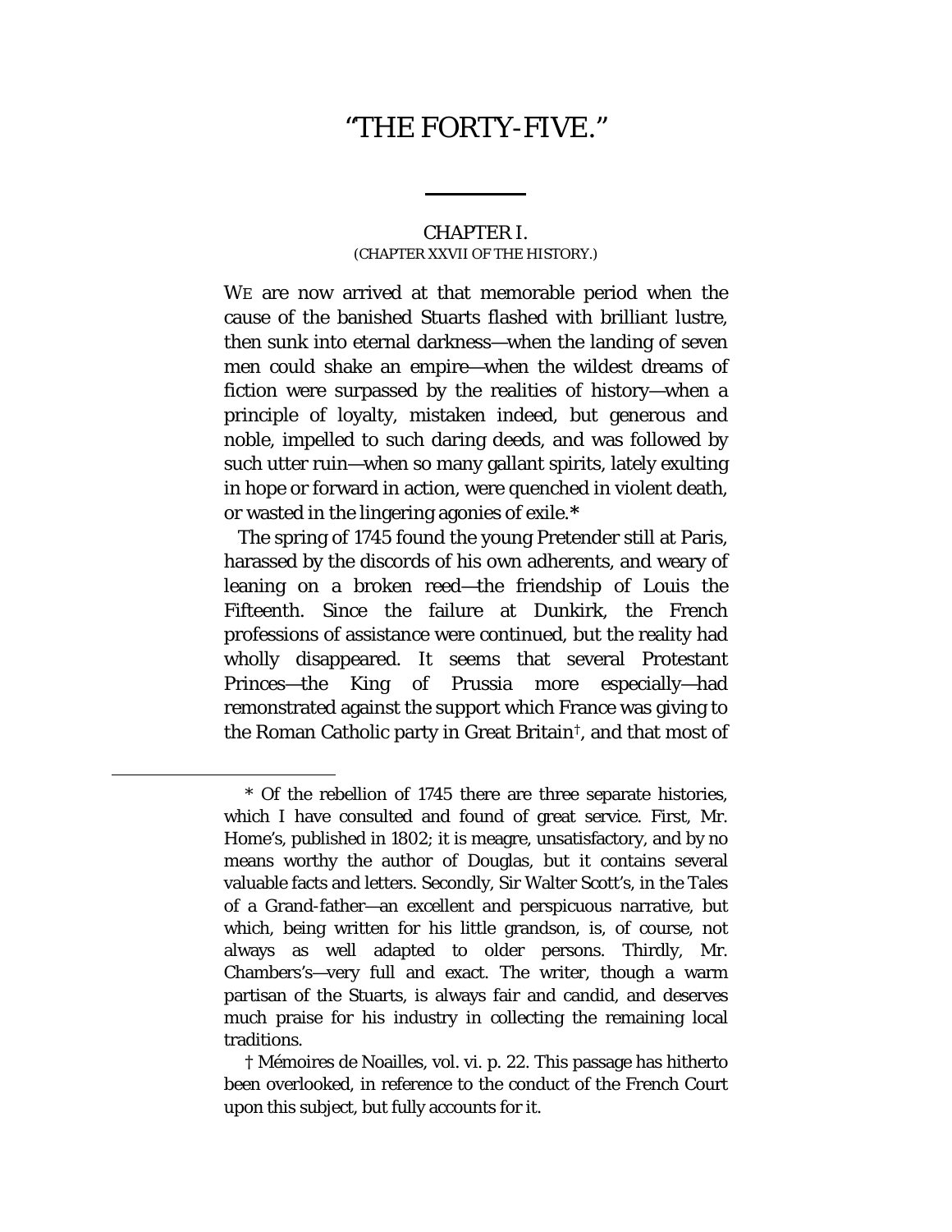# "THE FORTY-FIVE."

## CHAPTER I.

(CHAPTER XXVII OF THE HISTORY.)

WE are now arrived at that memorable period when the cause of the banished Stuarts flashed with brilliant lustre, then sunk into eternal darkness—when the landing of seven men could shake an empire—when the wildest dreams of fiction were surpassed by the realities of history—when a principle of loyalty, mistaken indeed, but generous and noble, impelled to such daring deeds, and was followed by such utter ruin—when so many gallant spirits, lately exulting in hope or forward in action, were quenched in violent death, or wasted in the lingering agonies of exile.*

The spring of 1745 found the young Pretender still at Paris, harassed by the discords of his own adherents, and weary of leaning on a broken reed—the friendship of Louis the Fifteenth. Since the failure at Dunkirk, the French professions of assistance were continued, but the reality had wholly disappeared. It seems that several Protestant Princes—the King of Prussia more especially—had remonstrated against the support which France was giving to the Roman Catholic party in Great Britain†, and that most of

---

* Of the rebellion of 1745 there are three separate histories, which I have consulted and found of great service. First, Mr. Home's, published in 1802; it is meagre, unsatisfactory, and by no means worthy the author of Douglas, but it contains several valuable facts and letters. Secondly, Sir Walter Scott's, in the Tales of a Grand-father—an excellent and perspicuous narrative, but which, being written for his little grandson, is, of course, not always as well adapted to older persons. Thirdly, Mr. Chambers's—very full and exact. The writer, though a warm partisan of the Stuarts, is always fair and candid, and deserves much praise for his industry in collecting the remaining local traditions.

† Mémoires de Noailles, vol. vi. p. 22. This passage has hitherto been overlooked, in reference to the conduct of the French Court upon this subject, but fully accounts for it.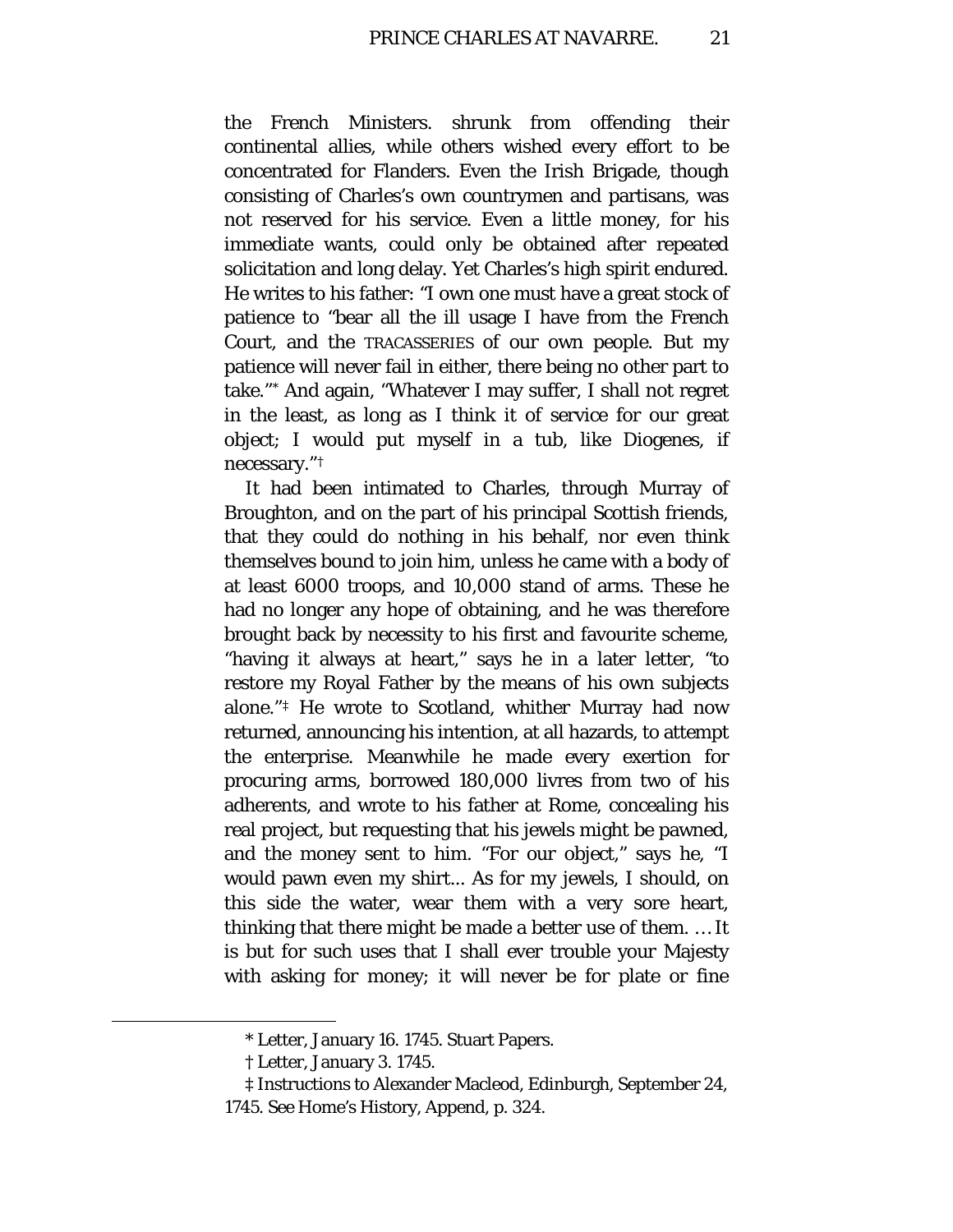the French Ministers. shrunk from offending their continental allies, while others wished every effort to be concentrated for Flanders. Even the Irish Brigade, though consisting of Charles's own countrymen and partisans, was not reserved for his service. Even a little money, for his immediate wants, could only be obtained after repeated solicitation and long delay. Yet Charles's high spirit endured. He writes to his father: "I own one must have a great stock of patience to "bear all the ill usage I have from the French Court, and the TRACASSERIES of our own people. But my patience will never fail in either, there being no other part to take."* And again, "Whatever I may suffer, I shall not regret in the least, as long as I think it of service for our great object; I would put myself in a tub, like Diogenes, if necessary."†

It had been intimated to Charles, through Murray of Broughton, and on the part of his principal Scottish friends, that they could do nothing in his behalf, nor even think themselves bound to join him, unless he came with a body of at least 6000 troops, and 10,000 stand of arms. These he had no longer any hope of obtaining, and he was therefore brought back by necessity to his first and favourite scheme, "having it always at heart," says he in a later letter, "to restore my Royal Father by the means of his own subjects alone."‡ He wrote to Scotland, whither Murray had now returned, announcing his intention, at all hazards, to attempt the enterprise. Meanwhile he made every exertion for procuring arms, borrowed 180,000 livres from two of his adherents, and wrote to his father at Rome, concealing his real project, but requesting that his jewels might be pawned, and the money sent to him. "For our object," says he, "I would pawn even my shirt... As for my jewels, I should, on this side the water, wear them with a very sore heart, thinking that there might be made a better use of them. … It is but for such uses that I shall ever trouble your Majesty with asking for money; it will never be for plate or fine

---

\* Letter, January 16. 1745. Stuart Papers.

† Letter, January 3. 1745.

‡ Instructions to Alexander Macleod, Edinburgh, September 24, 1745. See Home's History, Append, p. 324.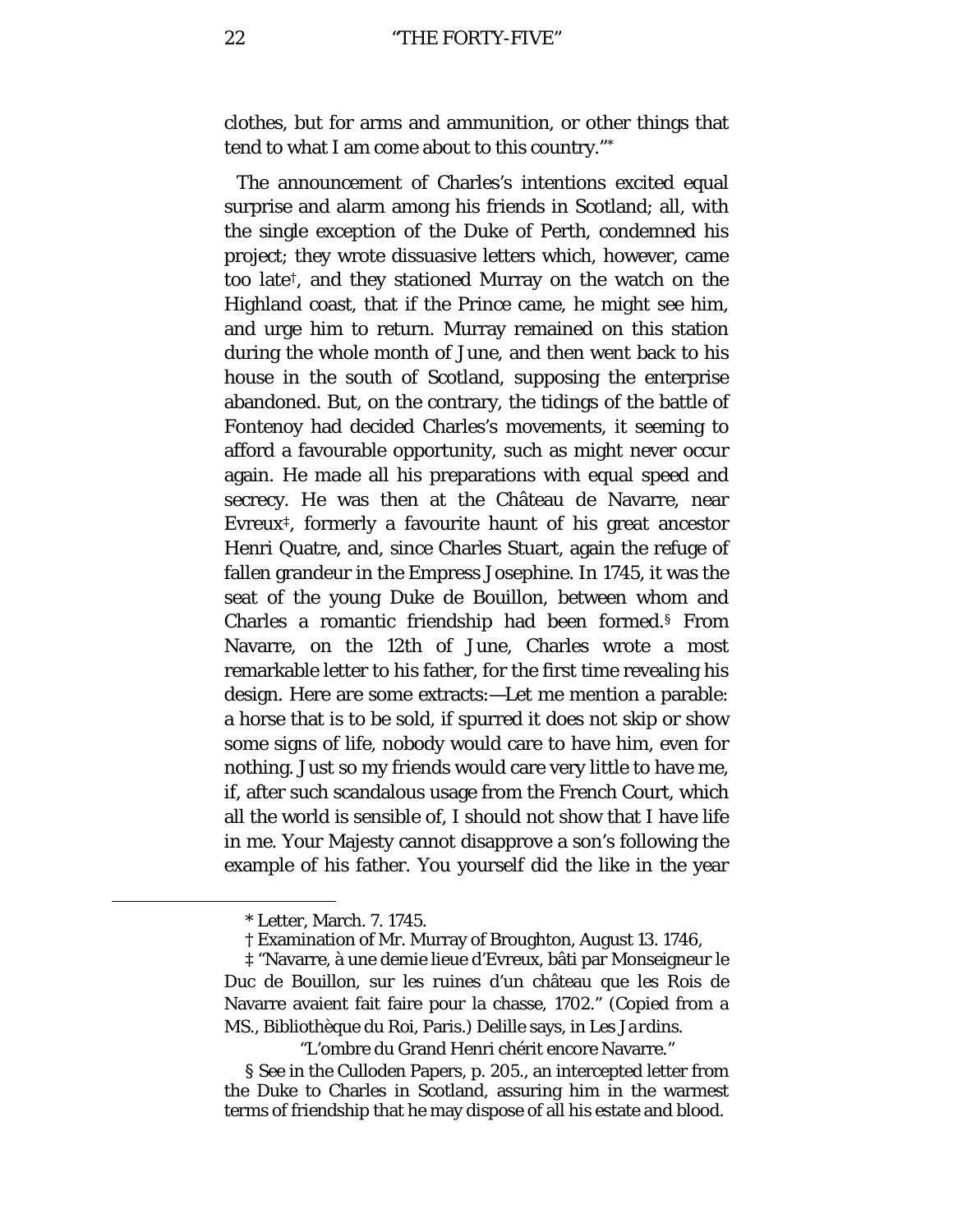clothes, but for arms and ammunition, or other things that tend to what I am come about to this country."*

The announcement of Charles's intentions excited equal surprise and alarm among his friends in Scotland; all, with the single exception of the Duke of Perth, condemned his project; they wrote dissuasive letters which, however, came too late†, and they stationed Murray on the watch on the Highland coast, that if the Prince came, he might see him, and urge him to return. Murray remained on this station during the whole month of June, and then went back to his house in the south of Scotland, supposing the enterprise abandoned. But, on the contrary, the tidings of the battle of Fontenoy had decided Charles's movements, it seeming to afford a favourable opportunity, such as might never occur again. He made all his preparations with equal speed and secrecy. He was then at the Château de Navarre, near Evreux‡, formerly a favourite haunt of his great ancestor Henri Quatre, and, since Charles Stuart, again the refuge of fallen grandeur in the Empress Josephine. In 1745, it was the seat of the young Duke de Bouillon, between whom and Charles a romantic friendship had been formed.§ From Navarre, on the 12th of June, Charles wrote a most remarkable letter to his father, for the first time revealing his design. Here are some extracts:—Let me mention a parable: a horse that is to be sold, if spurred it does not skip or show some signs of life, nobody would care to have him, even for nothing. Just so my friends would care very little to have me, if, after such scandalous usage from the French Court, which all the world is sensible of, I should not show that I have life in me. Your Majesty cannot disapprove a son's following the example of his father. You yourself did the like in the year

---

\* Letter, March. 7. 1745.

† Examination of Mr. Murray of Broughton, August 13. 1746,

‡ "Navarre, à une demie lieue d'Evreux, bâti par Monseigneur le Duc de Bouillon, sur les ruines d'un château que les Rois de Navarre avaient fait faire pour la chasse, 1702." (Copied from a MS., Bibliothèque du Roi, Paris.) Delille says, in *Les Jardins*.

"L'ombre du Grand Henri chérit encore Navarre."

§ See in the Culloden Papers, p. 205., an intercepted letter from the Duke to Charles in Scotland, assuring him in the warmest terms of friendship that he may dispose of all his estate and blood.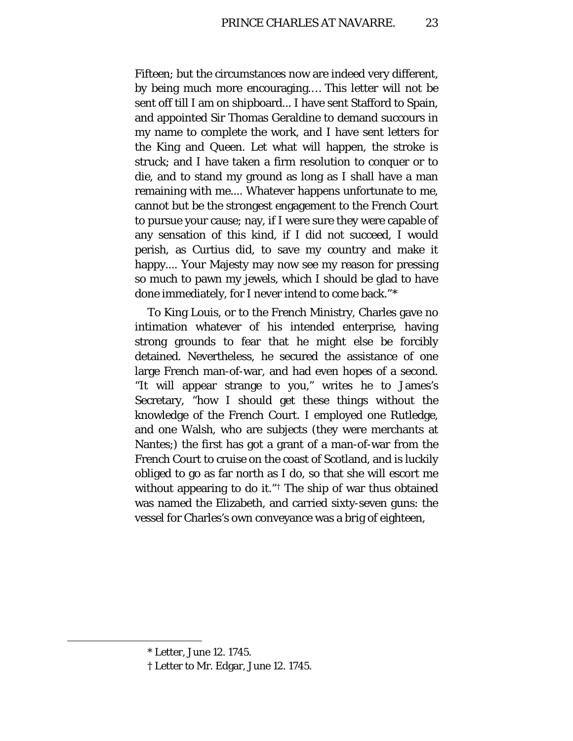Fifteen; but the circumstances now are indeed very different, by being much more encouraging.... This letter will not be sent off till I am on shipboard... I have sent Stafford to Spain, and appointed Sir Thomas Geraldine to demand succours in my name to complete the work, and I have sent letters for the King and Queen. Let what will happen, the stroke is struck; and I have taken a firm resolution to conquer or to die, and to stand my ground as long as I shall have a man remaining with me.... Whatever happens unfortunate to me, cannot but be the strongest engagement to the French Court to pursue your cause; nay, if I were sure they were capable of any sensation of this kind, if I did not succeed, I would perish, as Curtius did, to save my country and make it happy.... Your Majesty may now see my reason for pressing so much to pawn my jewels, which I should be glad to have done immediately, for I never intend to come back."*

To King Louis, or to the French Ministry, Charles gave no intimation whatever of his intended enterprise, having strong grounds to fear that he might else be forcibly detained. Nevertheless, he secured the assistance of one large French man-of-war, and had even hopes of a second. "It will appear strange to you," writes he to James's Secretary, "how I should get these things without the knowledge of the French Court. I employed one Rutledge, and one Walsh, who are subjects (they were merchants at Nantes;) the first has got a grant of a man-of-war from the French Court to cruise on the coast of Scotland, and is luckily obliged to go as far north as I do, so that she will escort me without appearing to do it."† The ship of war thus obtained was named the Elizabeth, and carried sixty-seven guns: the vessel for Charles's own conveyance was a brig of eighteen,

---

* Letter, June 12. 1745.

† Letter to Mr. Edgar, June 12. 1745.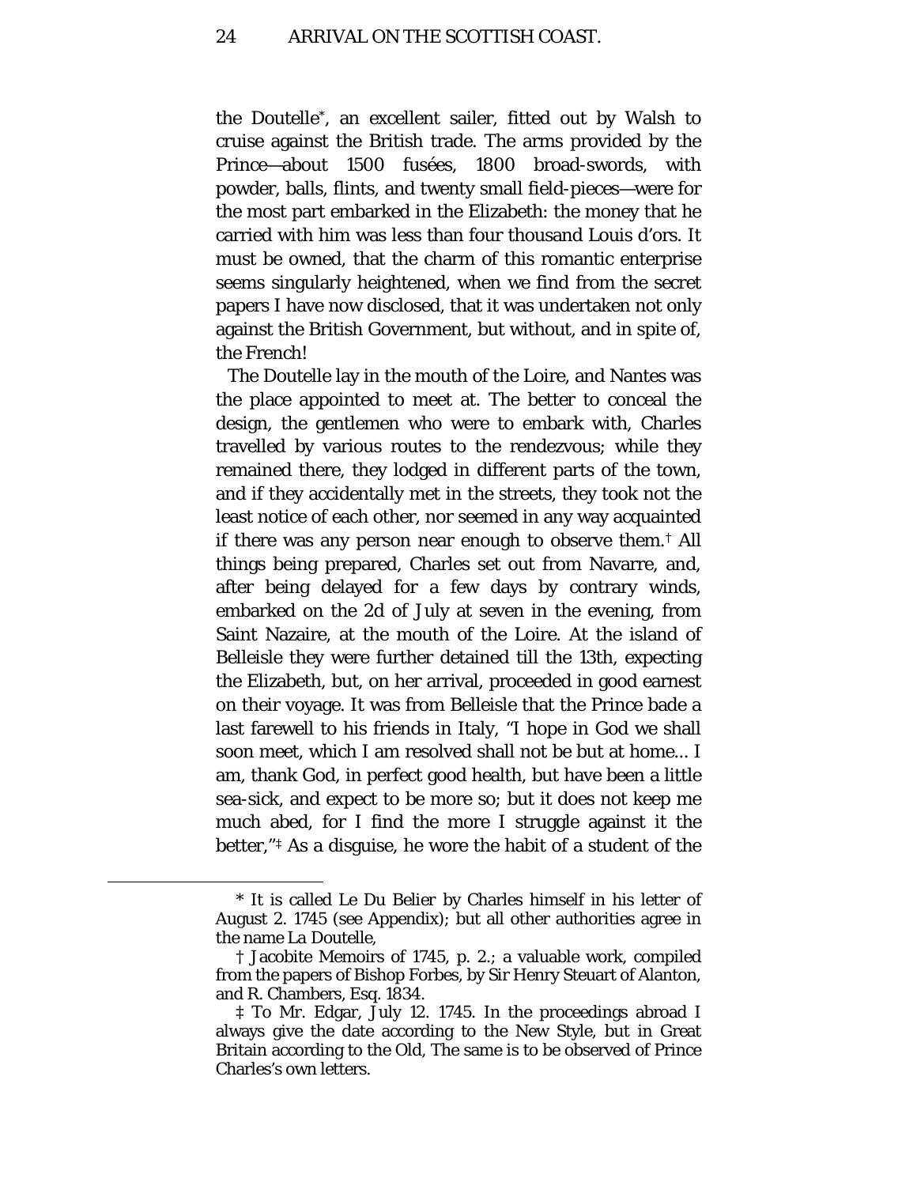the Doutelle*, an excellent sailer, fitted out by Walsh to cruise against the British trade. The arms provided by the Prince—about 1500 fusées, 1800 broad-swords, with powder, balls, flints, and twenty small field-pieces—were for the most part embarked in the Elizabeth: the money that he carried with him was less than four thousand Louis d'ors. It must be owned, that the charm of this romantic enterprise seems singularly heightened, when we find from the secret papers I have now disclosed, that it was undertaken not only against the British Government, but without, and in spite of, the French!

The Doutelle lay in the mouth of the Loire, and Nantes was the place appointed to meet at. The better to conceal the design, the gentlemen who were to embark with, Charles travelled by various routes to the rendezvous; while they remained there, they lodged in different parts of the town, and if they accidentally met in the streets, they took not the least notice of each other, nor seemed in any way acquainted if there was any person near enough to observe them.† All things being prepared, Charles set out from Navarre, and, after being delayed for a few days by contrary winds, embarked on the 2d of July at seven in the evening, from Saint Nazaire, at the mouth of the Loire. At the island of Belleisle they were further detained till the 13th, expecting the Elizabeth, but, on her arrival, proceeded in good earnest on their voyage. It was from Belleisle that the Prince bade a last farewell to his friends in Italy, "I hope in God we shall soon meet, which I am resolved shall not be but at home... I am, thank God, in perfect good health, but have been a little sea-sick, and expect to be more so; but it does not keep me much abed, for I find the more I struggle against it the better,"‡ As a disguise, he wore the habit of a student of the

---

\* It is called Le Du Belier by Charles himself in his letter of August 2. 1745 (see Appendix); but all other authorities agree in the name La Doutelle,

† Jacobite Memoirs of 1745, p. 2.; a valuable work, compiled from the papers of Bishop Forbes, by Sir Henry Steuart of Alanton, and R. Chambers, Esq. 1834.

‡ To Mr. Edgar, July 12. 1745. In the proceedings abroad I always give the date according to the New Style, but in Great Britain according to the Old, The same is to be observed of Prince Charles's own letters.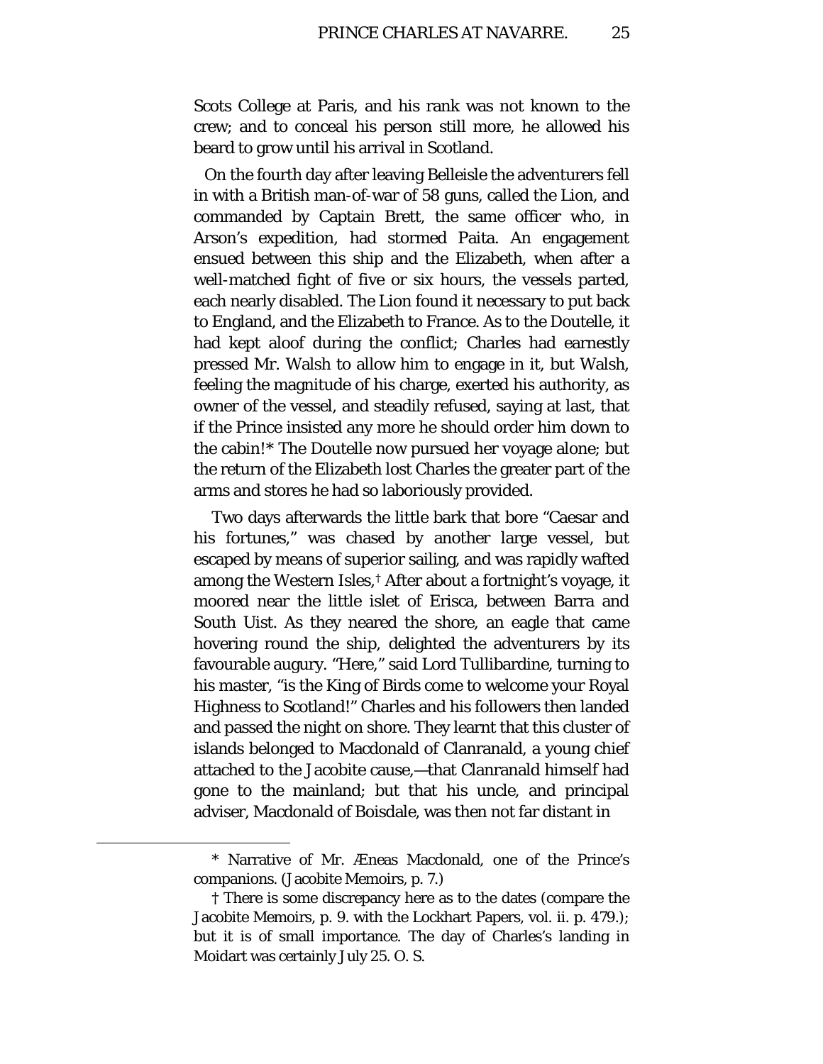Scots College at Paris, and his rank was not known to the crew; and to conceal his person still more, he allowed his beard to grow until his arrival in Scotland.

On the fourth day after leaving Belleisle the adventurers fell in with a British man-of-war of 58 guns, called the Lion, and commanded by Captain Brett, the same officer who, in Arson's expedition, had stormed Paita. An engagement ensued between this ship and the Elizabeth, when after a well-matched fight of five or six hours, the vessels parted, each nearly disabled. The Lion found it necessary to put back to England, and the Elizabeth to France. As to the Doutelle, it had kept aloof during the conflict; Charles had earnestly pressed Mr. Walsh to allow him to engage in it, but Walsh, feeling the magnitude of his charge, exerted his authority, as owner of the vessel, and steadily refused, saying at last, that if the Prince insisted any more he should order him down to the cabin!* The Doutelle now pursued her voyage alone; but the return of the Elizabeth lost Charles the greater part of the arms and stores he had so laboriously provided.

Two days afterwards the little bark that bore "Caesar and his fortunes," was chased by another large vessel, but escaped by means of superior sailing, and was rapidly wafted among the Western Isles,† After about a fortnight's voyage, it moored near the little islet of Erisca, between Barra and South Uist. As they neared the shore, an eagle that came hovering round the ship, delighted the adventurers by its favourable augury. "Here," said Lord Tullibardine, turning to his master, "is the King of Birds come to welcome your Royal Highness to Scotland!" Charles and his followers then landed and passed the night on shore. They learnt that this cluster of islands belonged to Macdonald of Clanranald, a young chief attached to the Jacobite cause,—that Clanranald himself had gone to the mainland; but that his uncle, and principal adviser, Macdonald of Boisdale, was then not far distant in

---

\* Narrative of Mr. Æneas Macdonald, one of the Prince's companions. (Jacobite Memoirs, p. 7.)

† There is some discrepancy here as to the dates (compare the Jacobite Memoirs, p. 9. with the Lockhart Papers, vol. ii. p. 479.); but it is of small importance. The day of Charles's landing in Moidart was certainly July 25. O. S.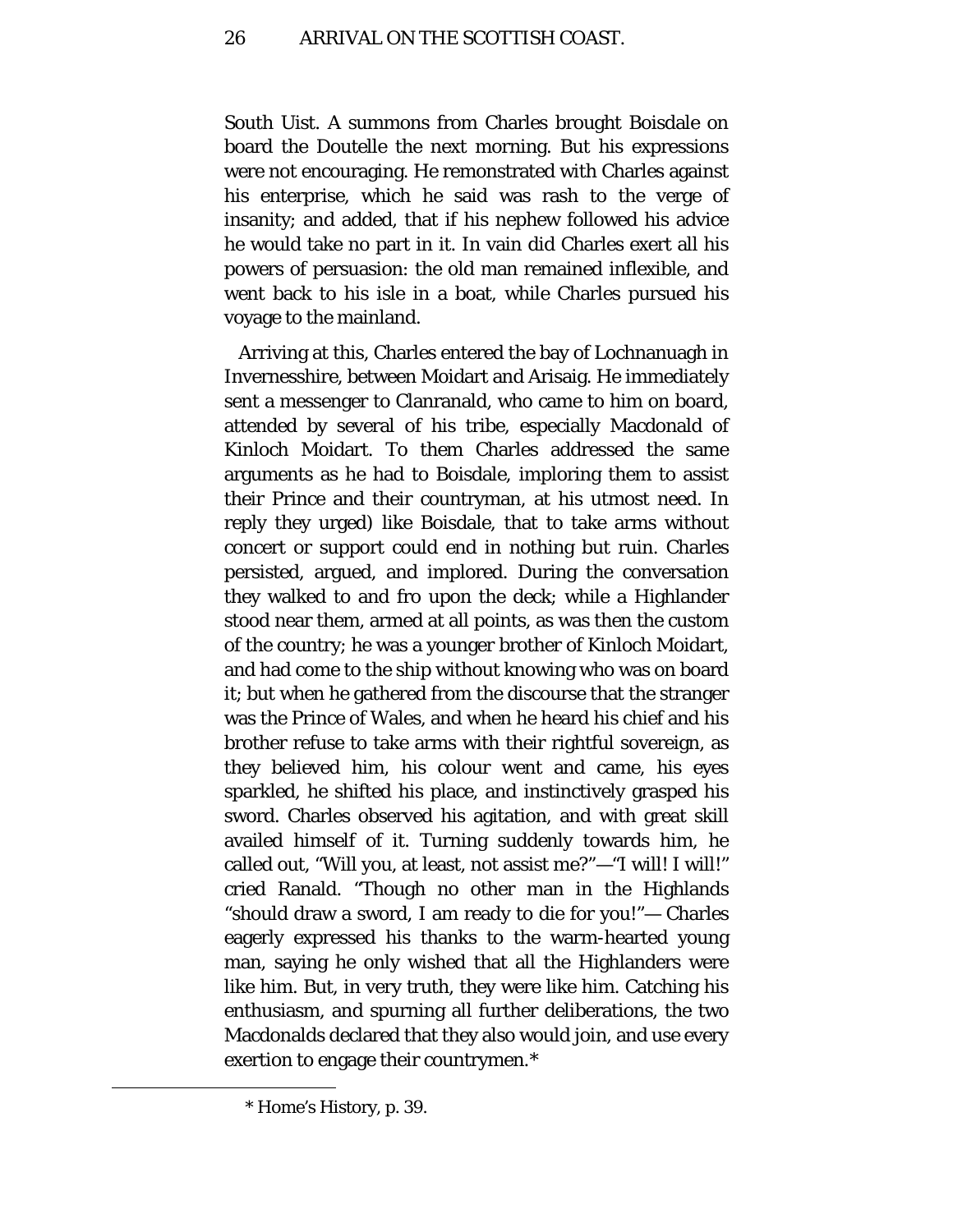South Uist. A summons from Charles brought Boisdale on board the Doutelle the next morning. But his expressions were not encouraging. He remonstrated with Charles against his enterprise, which he said was rash to the verge of insanity; and added, that if his nephew followed his advice he would take no part in it. In vain did Charles exert all his powers of persuasion: the old man remained inflexible, and went back to his isle in a boat, while Charles pursued his voyage to the mainland.

Arriving at this, Charles entered the bay of Lochnanuagh in Invernesshire, between Moidart and Arisaig. He immediately sent a messenger to Clanranald, who came to him on board, attended by several of his tribe, especially Macdonald of Kinloch Moidart. To them Charles addressed the same arguments as he had to Boisdale, imploring them to assist their Prince and their countryman, at his utmost need. In reply they urged) like Boisdale, that to take arms without concert or support could end in nothing but ruin. Charles persisted, argued, and implored. During the conversation they walked to and fro upon the deck; while a Highlander stood near them, armed at all points, as was then the custom of the country; he was a younger brother of Kinloch Moidart, and had come to the ship without knowing who was on board it; but when he gathered from the discourse that the stranger was the Prince of Wales, and when he heard his chief and his brother refuse to take arms with their rightful sovereign, as they believed him, his colour went and came, his eyes sparkled, he shifted his place, and instinctively grasped his sword. Charles observed his agitation, and with great skill availed himself of it. Turning suddenly towards him, he called out, "Will you, at least, not assist me?"—"I will! I will!" cried Ranald. "Though no other man in the Highlands "should draw a sword, I am ready to die for you!"— Charles eagerly expressed his thanks to the warm-hearted young man, saying he only wished that all the Highlanders were like him. But, in very truth, they were like him. Catching his enthusiasm, and spurning all further deliberations, the two Macdonalds declared that they also would join, and use every exertion to engage their countrymen.*

* Home's History, p. 39.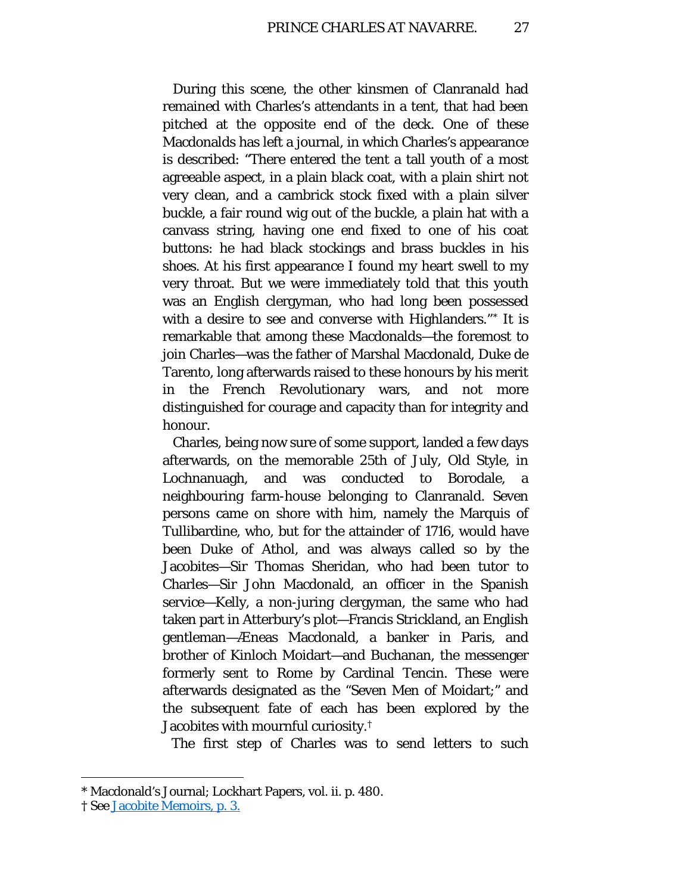During this scene, the other kinsmen of Clanranald had remained with Charles's attendants in a tent, that had been pitched at the opposite end of the deck. One of these Macdonalds has left a journal, in which Charles's appearance is described: "There entered the tent a tall youth of a most agreeable aspect, in a plain black coat, with a plain shirt not very clean, and a cambrick stock fixed with a plain silver buckle, a fair round wig out of the buckle, a plain hat with a canvass string, having one end fixed to one of his coat buttons: he had black stockings and brass buckles in his shoes. At his first appearance I found my heart swell to my very throat. But we were immediately told that this youth was an English clergyman, who had long been possessed with a desire to see and converse with Highlanders."* It is remarkable that among these Macdonalds—the foremost to join Charles—was the father of Marshal Macdonald, Duke de Tarento, long afterwards raised to these honours by his merit in the French Revolutionary wars, and not more distinguished for courage and capacity than for integrity and honour.

Charles, being now sure of some support, landed a few days afterwards, on the memorable 25th of July, Old Style, in Lochnanuagh, and was conducted to Borodale, a neighbouring farm-house belonging to Clanranald. Seven persons came on shore with him, namely the Marquis of Tullibardine, who, but for the attainder of 1716, would have been Duke of Athol, and was always called so by the Jacobites—Sir Thomas Sheridan, who had been tutor to Charles—Sir John Macdonald, an officer in the Spanish service—Kelly, a non-juring clergyman, the same who had taken part in Atterbury's plot—Francis Strickland, an English gentleman—Æneas Macdonald, a banker in Paris, and brother of Kinloch Moidart—and Buchanan, the messenger formerly sent to Rome by Cardinal Tencin. These were afterwards designated as the "Seven Men of Moidart;" and the subsequent fate of each has been explored by the Jacobites with mournful curiosity.†

The first step of Charles was to send letters to such

---

* Macdonald's Journal; Lockhart Papers, vol. ii. p. 480.

† See Jacobite Memoirs, p. 3.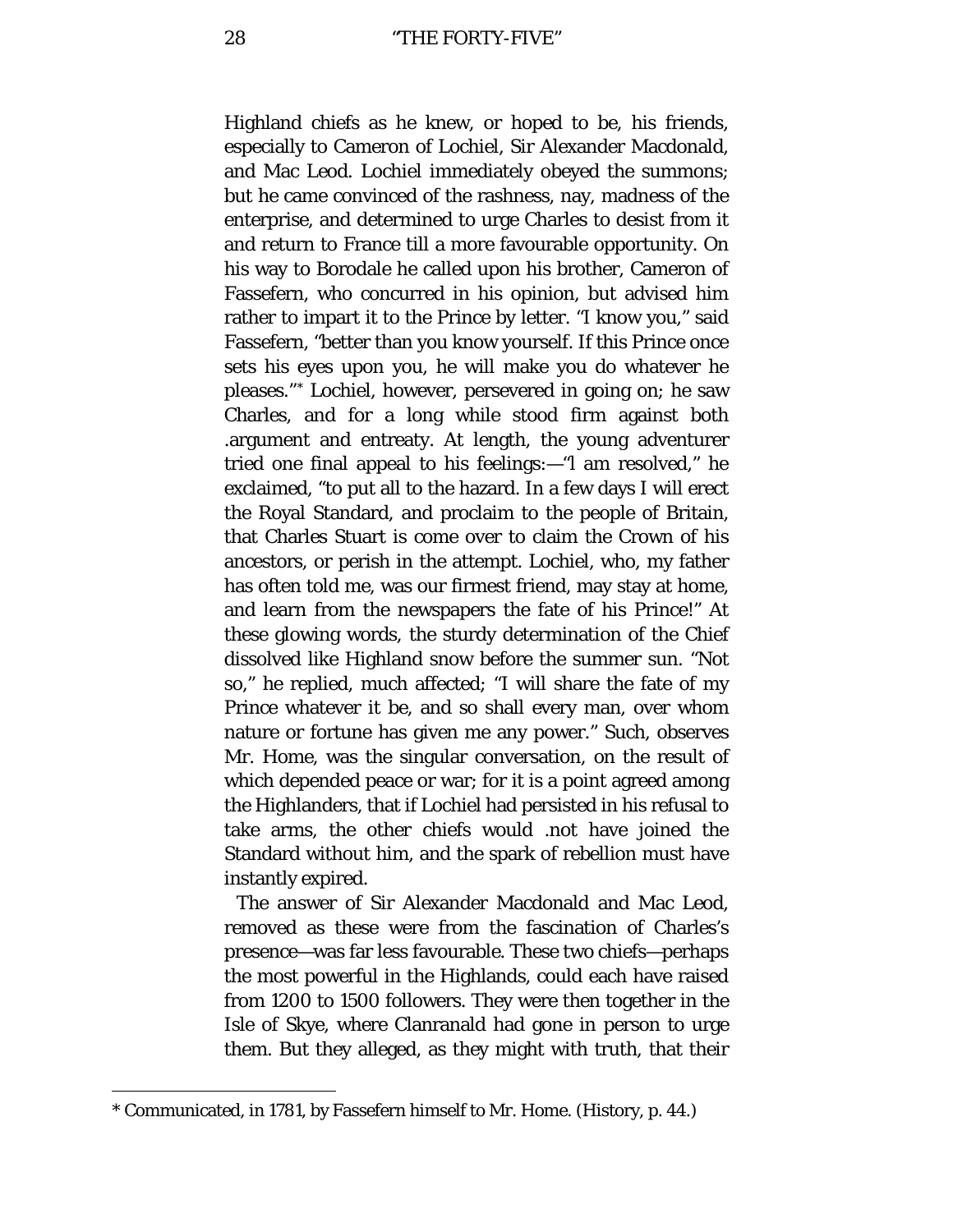Highland chiefs as he knew, or hoped to be, his friends, especially to Cameron of Lochiel, Sir Alexander Macdonald, and Mac Leod. Lochiel immediately obeyed the summons; but he came convinced of the rashness, nay, madness of the enterprise, and determined to urge Charles to desist from it and return to France till a more favourable opportunity. On his way to Borodale he called upon his brother, Cameron of Fassefern, who concurred in his opinion, but advised him rather to impart it to the Prince by letter. "I know you," said Fassefern, "better than you know yourself. If this Prince once sets his eyes upon you, he will make you do whatever he pleases."* Lochiel, however, persevered in going on; he saw Charles, and for a long while stood firm against both .argument and entreaty. At length, the young adventurer tried one final appeal to his feelings:—"I am resolved," he exclaimed, "to put all to the hazard. In a few days I will erect the Royal Standard, and proclaim to the people of Britain, that Charles Stuart is come over to claim the Crown of his ancestors, or perish in the attempt. Lochiel, who, my father has often told me, was our firmest friend, may stay at home, and learn from the newspapers the fate of his Prince!" At these glowing words, the sturdy determination of the Chief dissolved like Highland snow before the summer sun. "Not so," he replied, much affected; "I will share the fate of my Prince whatever it be, and so shall every man, over whom nature or fortune has given me any power." Such, observes Mr. Home, was the singular conversation, on the result of which depended peace or war; for it is a point agreed among the Highlanders, that if Lochiel had persisted in his refusal to take arms, the other chiefs would .not have joined the Standard without him, and the spark of rebellion must have instantly expired.

The answer of Sir Alexander Macdonald and Mac Leod, removed as these were from the fascination of Charles's presence—was far less favourable. These two chiefs—perhaps the most powerful in the Highlands, could each have raised from 1200 to 1500 followers. They were then together in the Isle of Skye, where Clanranald had gone in person to urge them. But they alleged, as they might with truth, that their

* Communicated, in 1781, by Fassefern himself to Mr. Home. (History, p. 44.)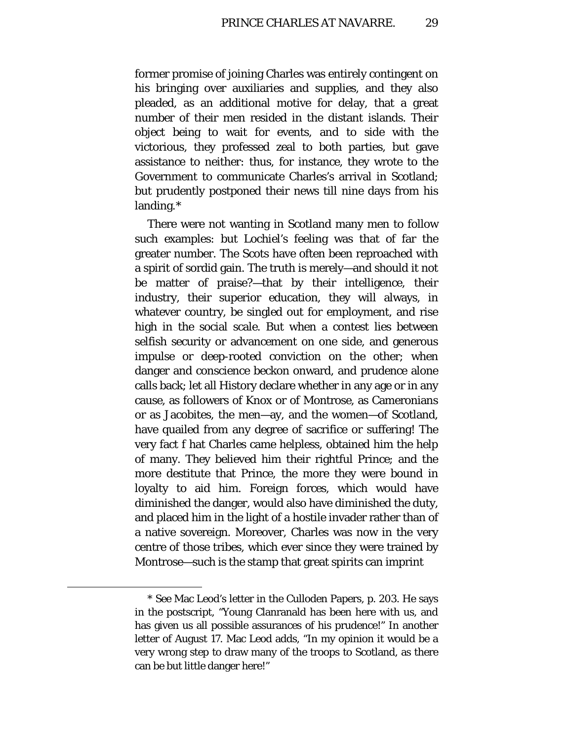former promise of joining Charles was entirely contingent on his bringing over auxiliaries and supplies, and they also pleaded, as an additional motive for delay, that a great number of their men resided in the distant islands. Their object being to wait for events, and to side with the victorious, they professed zeal to both parties, but gave assistance to neither: thus, for instance, they wrote to the Government to communicate Charles's arrival in Scotland; but prudently postponed their news till nine days from his landing.*

There were not wanting in Scotland many men to follow such examples: but Lochiel's feeling was that of far the greater number. The Scots have often been reproached with a spirit of sordid gain. The truth is merely—and should it not be matter of praise?—that by their intelligence, their industry, their superior education, they will always, in whatever country, be singled out for employment, and rise high in the social scale. But when a contest lies between selfish security or advancement on one side, and generous impulse or deep-rooted conviction on the other; when danger and conscience beckon onward, and prudence alone calls back; let all History declare whether in any age or in any cause, as followers of Knox or of Montrose, as Cameronians or as Jacobites, the men—ay, and the women—of Scotland, have quailed from any degree of sacrifice or suffering! The very fact f hat Charles came helpless, obtained him the help of many. They believed him their rightful Prince; and the more destitute that Prince, the more they were bound in loyalty to aid him. Foreign forces, which would have diminished the danger, would also have diminished the duty, and placed him in the light of a hostile invader rather than of a native sovereign. Moreover, Charles was now in the very centre of those tribes, which ever since they were trained by Montrose—such is the stamp that great spirits can imprint

---

* See Mac Leod's letter in the Culloden Papers, p. 203. He says in the postscript, "Young Clanranald has been here with us, and has given us all possible assurances of his prudence!" In another letter of August 17. Mac Leod adds, "In my opinion it would be a very wrong step to draw many of the troops to Scotland, as there can be but little danger here!"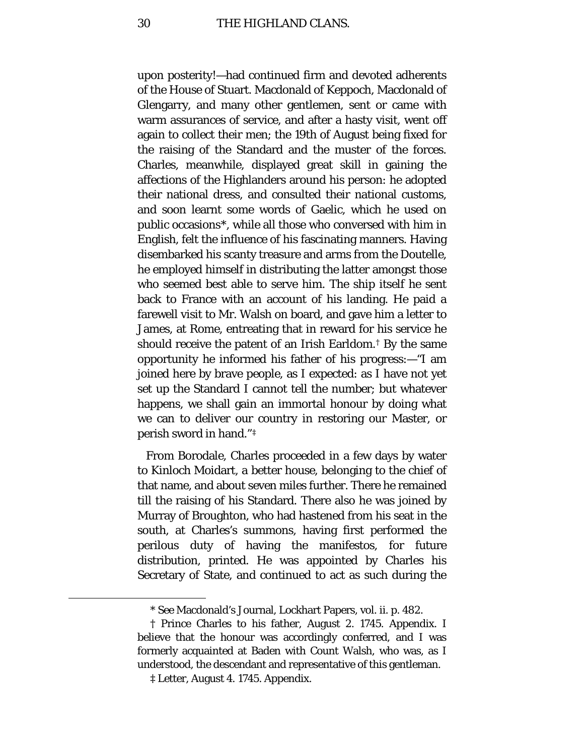upon posterity!—had continued firm and devoted adherents of the House of Stuart. Macdonald of Keppoch, Macdonald of Glengarry, and many other gentlemen, sent or came with warm assurances of service, and after a hasty visit, went off again to collect their men; the 19th of August being fixed for the raising of the Standard and the muster of the forces. Charles, meanwhile, displayed great skill in gaining the affections of the Highlanders around his person: he adopted their national dress, and consulted their national customs, and soon learnt some words of Gaelic, which he used on public occasions*, while all those who conversed with him in English, felt the influence of his fascinating manners. Having disembarked his scanty treasure and arms from the Doutelle, he employed himself in distributing the latter amongst those who seemed best able to serve him. The ship itself he sent back to France with an account of his landing. He paid a farewell visit to Mr. Walsh on board, and gave him a letter to James, at Rome, entreating that in reward for his service he should receive the patent of an Irish Earldom.† By the same opportunity he informed his father of his progress:—"I am joined here by brave people, as I expected: as I have not yet set up the Standard I cannot tell the number; but whatever happens, we shall gain an immortal honour by doing what we can to deliver our country in restoring our Master, or perish sword in hand."‡

From Borodale, Charles proceeded in a few days by water to Kinloch Moidart, a better house, belonging to the chief of that name, and about seven miles further. There he remained till the raising of his Standard. There also he was joined by Murray of Broughton, who had hastened from his seat in the south, at Charles's summons, having first performed the perilous duty of having the manifestos, for future distribution, printed. He was appointed by Charles his Secretary of State, and continued to act as such during the

---

\* See Macdonald's Journal, Lockhart Papers, vol. ii. p. 482.

† Prince Charles to his father, August 2. 1745. Appendix. I believe that the honour was accordingly conferred, and I was formerly acquainted at Baden with Count Walsh, who was, as I understood, the descendant and representative of this gentleman.

‡ Letter, August 4. 1745. Appendix.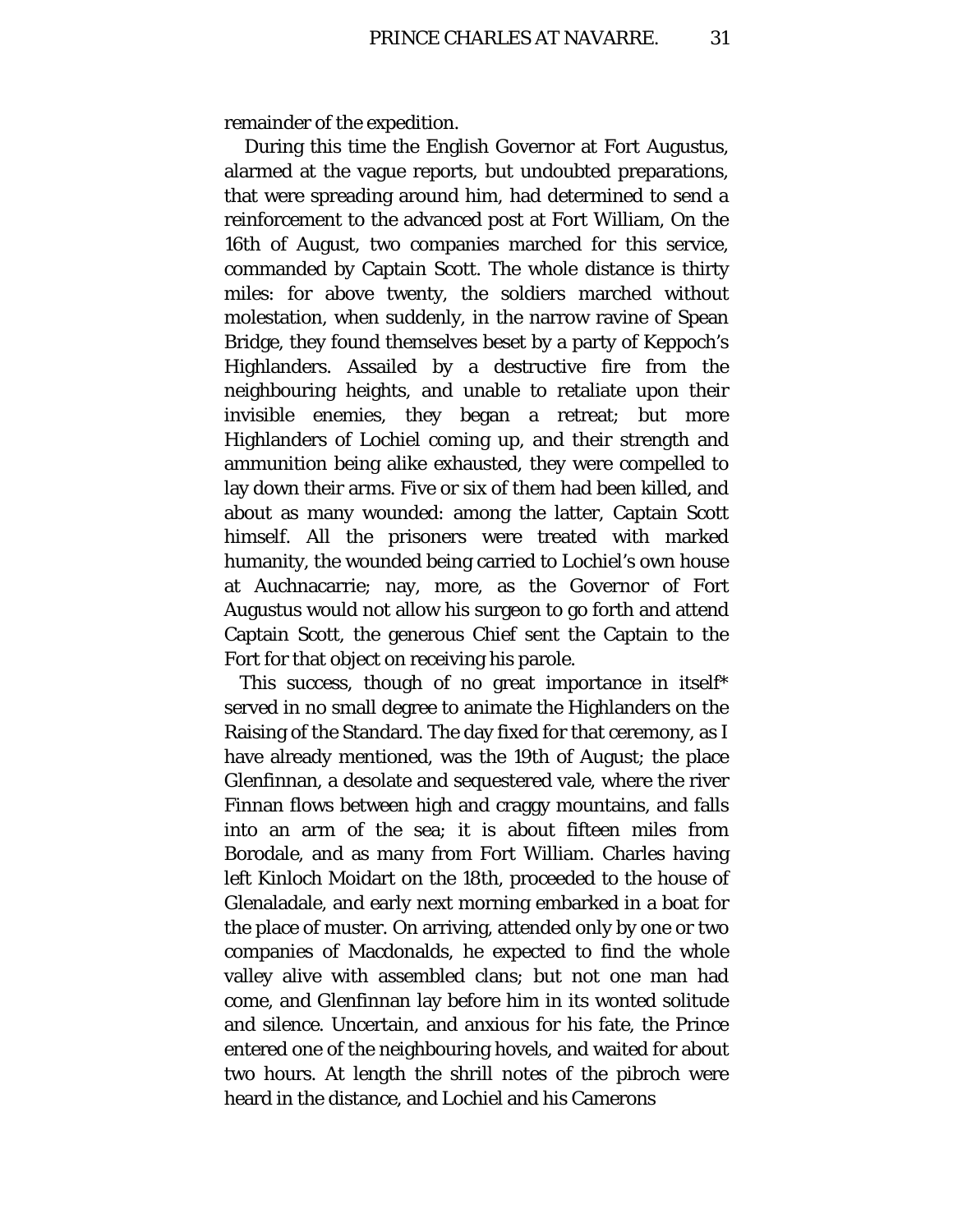remainder of the expedition.

During this time the English Governor at Fort Augustus, alarmed at the vague reports, but undoubted preparations, that were spreading around him, had determined to send a reinforcement to the advanced post at Fort William, On the 16th of August, two companies marched for this service, commanded by Captain Scott. The whole distance is thirty miles: for above twenty, the soldiers marched without molestation, when suddenly, in the narrow ravine of Spean Bridge, they found themselves beset by a party of Keppoch's Highlanders. Assailed by a destructive fire from the neighbouring heights, and unable to retaliate upon their invisible enemies, they began a retreat; but more Highlanders of Lochiel coming up, and their strength and ammunition being alike exhausted, they were compelled to lay down their arms. Five or six of them had been killed, and about as many wounded: among the latter, Captain Scott himself. All the prisoners were treated with marked humanity, the wounded being carried to Lochiel's own house at Auchnacarrie; nay, more, as the Governor of Fort Augustus would not allow his surgeon to go forth and attend Captain Scott, the generous Chief sent the Captain to the Fort for that object on receiving his parole.

This success, though of no great importance in itself* served in no small degree to animate the Highlanders on the Raising of the Standard. The day fixed for that ceremony, as I have already mentioned, was the 19th of August; the place Glenfinnan, a desolate and sequestered vale, where the river Finnan flows between high and craggy mountains, and falls into an arm of the sea; it is about fifteen miles from Borodale, and as many from Fort William. Charles having left Kinloch Moidart on the 18th, proceeded to the house of Glenaladale, and early next morning embarked in a boat for the place of muster. On arriving, attended only by one or two companies of Macdonalds, he expected to find the whole valley alive with assembled clans; but not one man had come, and Glenfinnan lay before him in its wonted solitude and silence. Uncertain, and anxious for his fate, the Prince entered one of the neighbouring hovels, and waited for about two hours. At length the shrill notes of the pibroch were heard in the distance, and Lochiel and his Camerons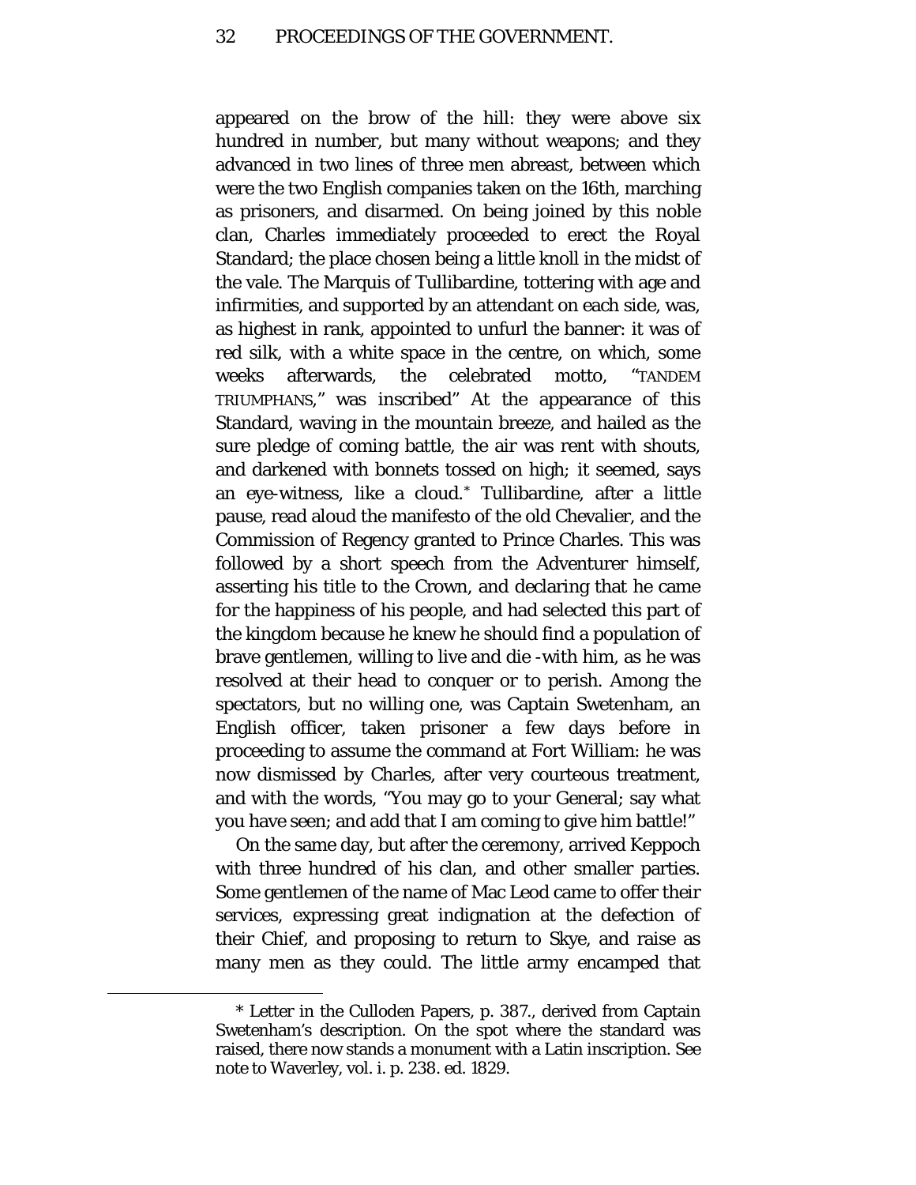appeared on the brow of the hill: they were above six hundred in number, but many without weapons; and they advanced in two lines of three men abreast, between which were the two English companies taken on the 16th, marching as prisoners, and disarmed. On being joined by this noble clan, Charles immediately proceeded to erect the Royal Standard; the place chosen being a little knoll in the midst of the vale. The Marquis of Tullibardine, tottering with age and infirmities, and supported by an attendant on each side, was, as highest in rank, appointed to unfurl the banner: it was of red silk, with a white space in the centre, on which, some weeks afterwards, the celebrated motto, "TANDEM TRIUMPHANS," was inscribed" At the appearance of this Standard, waving in the mountain breeze, and hailed as the sure pledge of coming battle, the air was rent with shouts, and darkened with bonnets tossed on high; it seemed, says an eye-witness, like a cloud.* Tullibardine, after a little pause, read aloud the manifesto of the old Chevalier, and the Commission of Regency granted to Prince Charles. This was followed by a short speech from the Adventurer himself, asserting his title to the Crown, and declaring that he came for the happiness of his people, and had selected this part of the kingdom because he knew he should find a population of brave gentlemen, willing to live and die -with him, as he was resolved at their head to conquer or to perish. Among the spectators, but no willing one, was Captain Swetenham, an English officer, taken prisoner a few days before in proceeding to assume the command at Fort William: he was now dismissed by Charles, after very courteous treatment, and with the words, "You may go to your General; say what you have seen; and add that I am coming to give him battle!"

On the same day, but after the ceremony, arrived Keppoch with three hundred of his clan, and other smaller parties. Some gentlemen of the name of Mac Leod came to offer their services, expressing great indignation at the defection of their Chief, and proposing to return to Skye, and raise as many men as they could. The little army encamped that

* Letter in the Culloden Papers, p. 387., derived from Captain Swetenham's description. On the spot where the standard was raised, there now stands a monument with a Latin inscription. See note to Waverley, vol. i. p. 238. ed. 1829.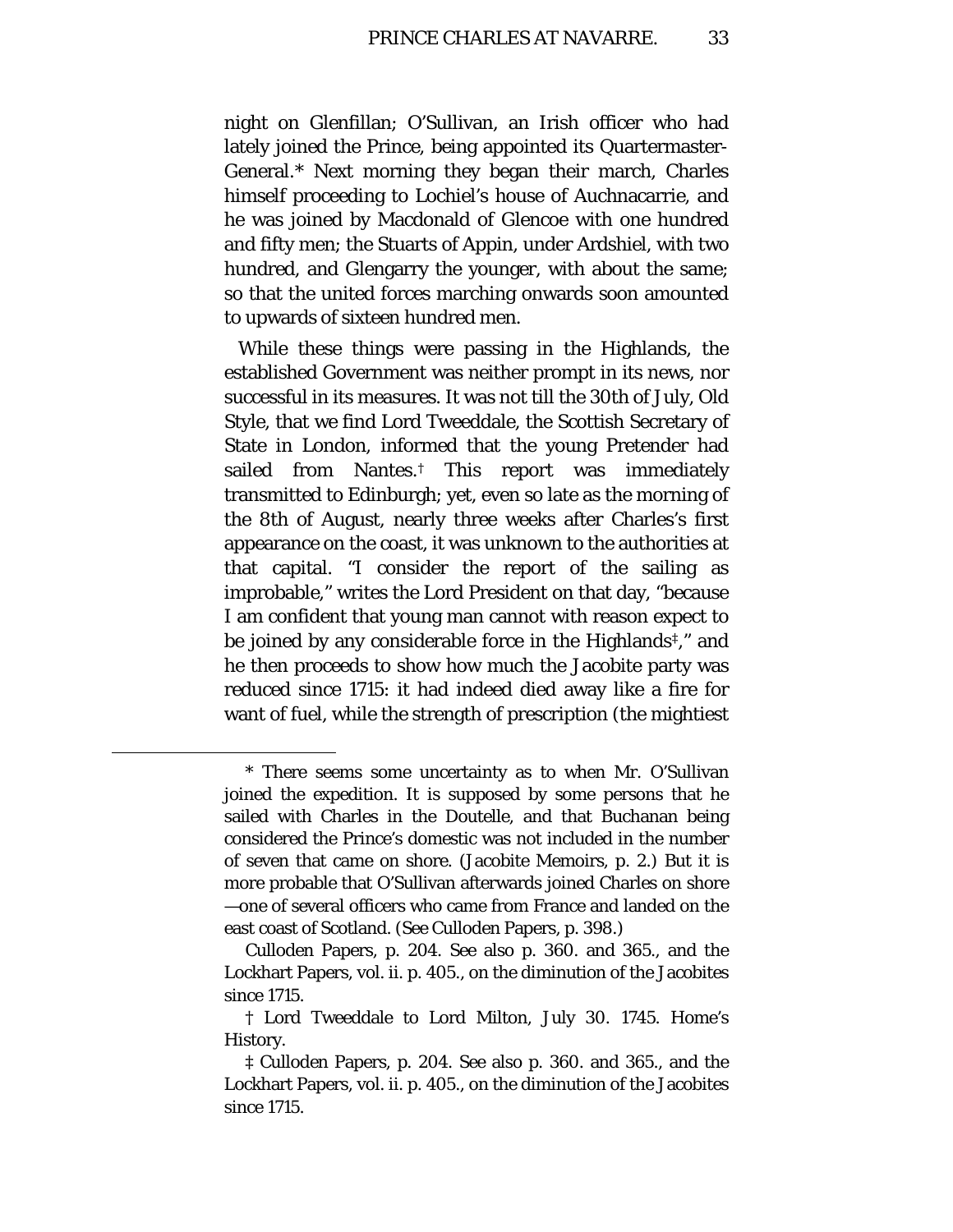night on Glenfillan; O'Sullivan, an Irish officer who had lately joined the Prince, being appointed its Quartermaster-General.* Next morning they began their march, Charles himself proceeding to Lochiel's house of Auchnacarrie, and he was joined by Macdonald of Glencoe with one hundred and fifty men; the Stuarts of Appin, under Ardshiel, with two hundred, and Glengarry the younger, with about the same; so that the united forces marching onwards soon amounted to upwards of sixteen hundred men.

While these things were passing in the Highlands, the established Government was neither prompt in its news, nor successful in its measures. It was not till the 30th of July, Old Style, that we find Lord Tweeddale, the Scottish Secretary of State in London, informed that the young Pretender had sailed from Nantes.† This report was immediately transmitted to Edinburgh; yet, even so late as the morning of the 8th of August, nearly three weeks after Charles's first appearance on the coast, it was unknown to the authorities at that capital. "I consider the report of the sailing as improbable," writes the Lord President on that day, "because I am confident that young man cannot with reason expect to be joined by any considerable force in the Highlands‡," and he then proceeds to show how much the Jacobite party was reduced since 1715: it had indeed died away like a fire for want of fuel, while the strength of prescription (the mightiest

---

* There seems some uncertainty as to when Mr. O'Sullivan joined the expedition. It is supposed by some persons that he sailed with Charles in the Doutelle, and that Buchanan being considered the Prince's domestic was not included in the number of seven that came on shore. (Jacobite Memoirs, p. 2.) But it is more probable that O'Sullivan afterwards joined Charles on shore—one of several officers who came from France and landed on the east coast of Scotland. (See Culloden Papers, p. 398.)

Culloden Papers, p. 204. See also p. 360. and 365., and the Lockhart Papers, vol. ii. p. 405., on the diminution of the Jacobites since 1715.

† Lord Tweeddale to Lord Milton, July 30. 1745. Home's History.

‡ Culloden Papers, p. 204. See also p. 360. and 365., and the Lockhart Papers, vol. ii. p. 405., on the diminution of the Jacobites since 1715.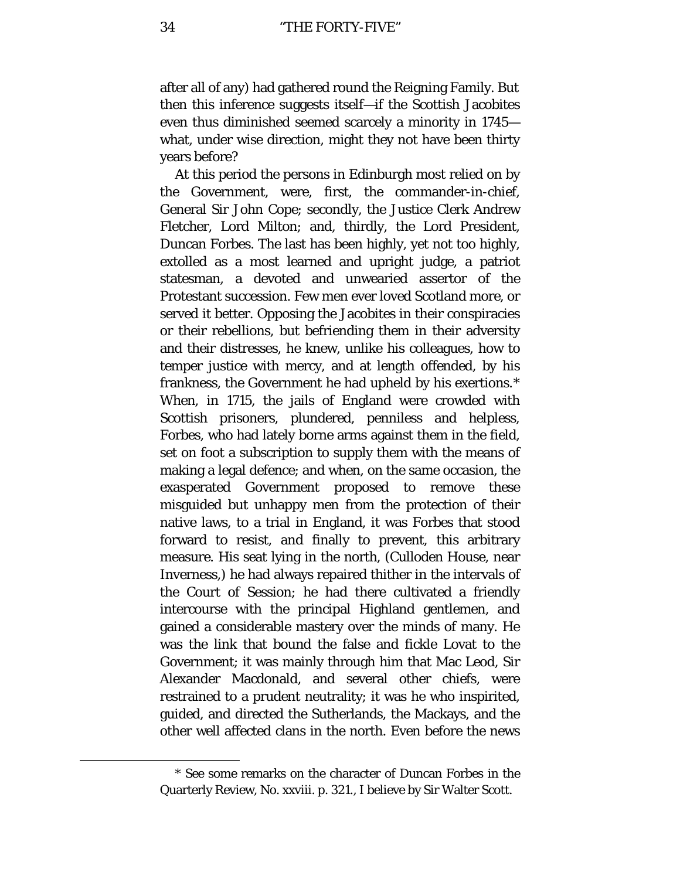after all of any) had gathered round the Reigning Family. But then this inference suggests itself—if the Scottish Jacobites even thus diminished seemed scarcely a minority in 1745—what, under wise direction, might they not have been thirty years before?

At this period the persons in Edinburgh most relied on by the Government, were, first, the commander-in-chief, General Sir John Cope; secondly, the Justice Clerk Andrew Fletcher, Lord Milton; and, thirdly, the Lord President, Duncan Forbes. The last has been highly, yet not too highly, extolled as a most learned and upright judge, a patriot statesman, a devoted and unwearied assertor of the Protestant succession. Few men ever loved Scotland more, or served it better. Opposing the Jacobites in their conspiracies or their rebellions, but befriending them in their adversity and their distresses, he knew, unlike his colleagues, how to temper justice with mercy, and at length offended, by his frankness, the Government he had upheld by his exertions.* When, in 1715, the jails of England were crowded with Scottish prisoners, plundered, penniless and helpless, Forbes, who had lately borne arms against them in the field, set on foot a subscription to supply them with the means of making a legal defence; and when, on the same occasion, the exasperated Government proposed to remove these misguided but unhappy men from the protection of their native laws, to a trial in England, it was Forbes that stood forward to resist, and finally to prevent, this arbitrary measure. His seat lying in the north, (Culloden House, near Inverness,) he had always repaired thither in the intervals of the Court of Session; he had there cultivated a friendly intercourse with the principal Highland gentlemen, and gained a considerable mastery over the minds of many. He was the link that bound the false and fickle Lovat to the Government; it was mainly through him that Mac Leod, Sir Alexander Macdonald, and several other chiefs, were restrained to a prudent neutrality; it was he who inspirited, guided, and directed the Sutherlands, the Mackays, and the other well affected clans in the north. Even before the news

---

* See some remarks on the character of Duncan Forbes in the Quarterly Review, No. xxviii. p. 321., I believe by Sir Walter Scott.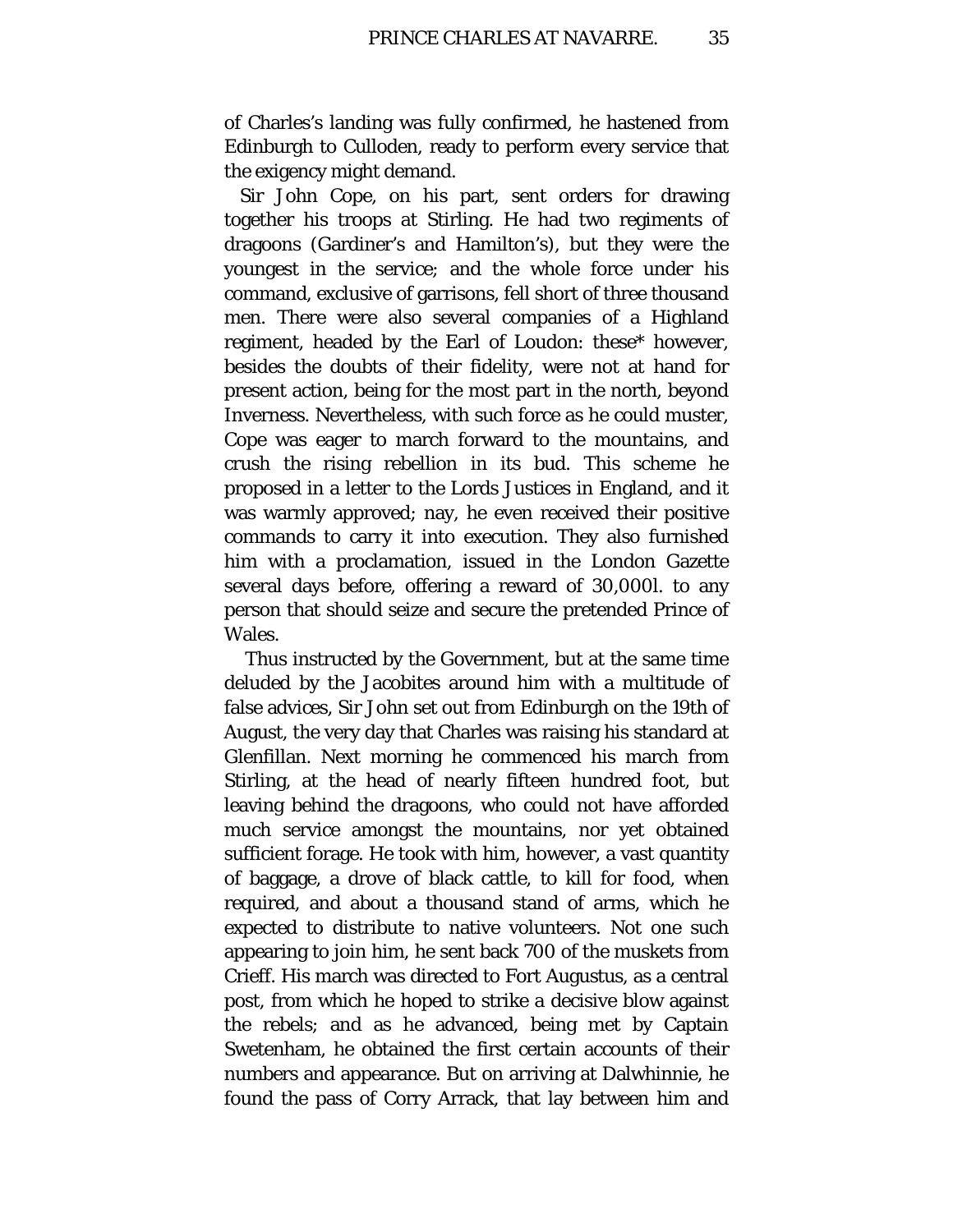of Charles's landing was fully confirmed, he hastened from Edinburgh to Culloden, ready to perform every service that the exigency might demand.

Sir John Cope, on his part, sent orders for drawing together his troops at Stirling. He had two regiments of dragoons (Gardiner's and Hamilton's), but they were the youngest in the service; and the whole force under his command, exclusive of garrisons, fell short of three thousand men. There were also several companies of a Highland regiment, headed by the Earl of Loudon: these* however, besides the doubts of their fidelity, were not at hand for present action, being for the most part in the north, beyond Inverness. Nevertheless, with such force as he could muster, Cope was eager to march forward to the mountains, and crush the rising rebellion in its bud. This scheme he proposed in a letter to the Lords Justices in England, and it was warmly approved; nay, he even received their positive commands to carry it into execution. They also furnished him with a proclamation, issued in the London Gazette several days before, offering a reward of 30,000l. to any person that should seize and secure the pretended Prince of Wales.

Thus instructed by the Government, but at the same time deluded by the Jacobites around him with a multitude of false advices, Sir John set out from Edinburgh on the 19th of August, the very day that Charles was raising his standard at Glenfillan. Next morning he commenced his march from Stirling, at the head of nearly fifteen hundred foot, but leaving behind the dragoons, who could not have afforded much service amongst the mountains, nor yet obtained sufficient forage. He took with him, however, a vast quantity of baggage, a drove of black cattle, to kill for food, when required, and about a thousand stand of arms, which he expected to distribute to native volunteers. Not one such appearing to join him, he sent back 700 of the muskets from Crieff. His march was directed to Fort Augustus, as a central post, from which he hoped to strike a decisive blow against the rebels; and as he advanced, being met by Captain Swetenham, he obtained the first certain accounts of their numbers and appearance. But on arriving at Dalwhinnie, he found the pass of Corry Arrack, that lay between him and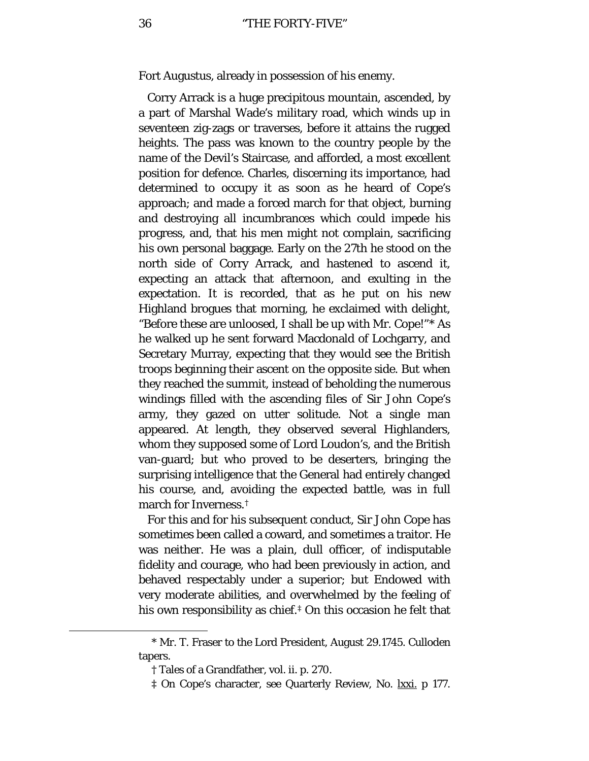Fort Augustus, already in possession of his enemy.

Corry Arrack is a huge precipitous mountain, ascended, by a part of Marshal Wade's military road, which winds up in seventeen zig-zags or traverses, before it attains the rugged heights. The pass was known to the country people by the name of the Devil's Staircase, and afforded, a most excellent position for defence. Charles, discerning its importance, had determined to occupy it as soon as he heard of Cope's approach; and made a forced march for that object, burning and destroying all incumbrances which could impede his progress, and, that his men might not complain, sacrificing his own personal baggage. Early on the 27th he stood on the north side of Corry Arrack, and hastened to ascend it, expecting an attack that afternoon, and exulting in the expectation. It is recorded, that as he put on his new Highland brogues that morning, he exclaimed with delight, "Before these are unloosed, I shall be up with Mr. Cope!"* As he walked up he sent forward Macdonald of Lochgarry, and Secretary Murray, expecting that they would see the British troops beginning their ascent on the opposite side. But when they reached the summit, instead of beholding the numerous windings filled with the ascending files of Sir John Cope's army, they gazed on utter solitude. Not a single man appeared. At length, they observed several Highlanders, whom they supposed some of Lord Loudon's, and the British van-guard; but who proved to be deserters, bringing the surprising intelligence that the General had entirely changed his course, and, avoiding the expected battle, was in full march for Inverness.†

For this and for his subsequent conduct, Sir John Cope has sometimes been called a coward, and sometimes a traitor. He was neither. He was a plain, dull officer, of indisputable fidelity and courage, who had been previously in action, and behaved respectably under a superior; but Endowed with very moderate abilities, and overwhelmed by the feeling of his own responsibility as chief.‡ On this occasion he felt that

---

\* Mr. T. Fraser to the Lord President, August 29.1745. Culloden tapers.

† Tales of a Grandfather, vol. ii. p. 270.

‡ On Cope's character, see Quarterly Review, No. lxxi. p 177.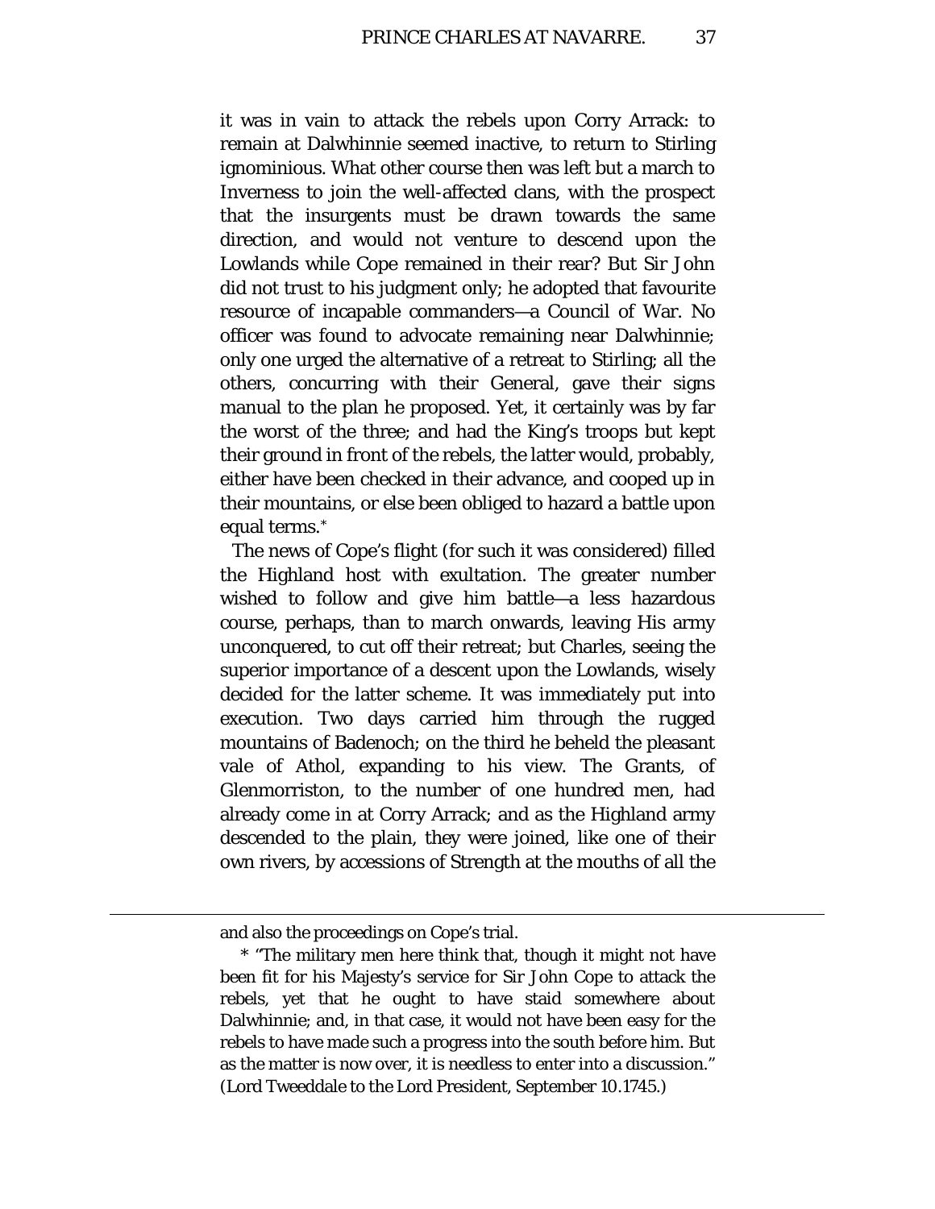it was in vain to attack the rebels upon Corry Arrack: to remain at Dalwhinnie seemed inactive, to return to Stirling ignominious. What other course then was left but a march to Inverness to join the well-affected clans, with the prospect that the insurgents must be drawn towards the same direction, and would not venture to descend upon the Lowlands while Cope remained in their rear? But Sir John did not trust to his judgment only; he adopted that favourite resource of incapable commanders—a Council of War. No officer was found to advocate remaining near Dalwhinnie; only one urged the alternative of a retreat to Stirling; all the others, concurring with their General, gave their signs manual to the plan he proposed. Yet, it certainly was by far the worst of the three; and had the King's troops but kept their ground in front of the rebels, the latter would, probably, either have been checked in their advance, and cooped up in their mountains, or else been obliged to hazard a battle upon equal terms.*

The news of Cope's flight (for such it was considered) filled the Highland host with exultation. The greater number wished to follow and give him battle—a less hazardous course, perhaps, than to march onwards, leaving His army unconquered, to cut off their retreat; but Charles, seeing the superior importance of a descent upon the Lowlands, wisely decided for the latter scheme. It was immediately put into execution. Two days carried him through the rugged mountains of Badenoch; on the third he beheld the pleasant vale of Athol, expanding to his view. The Grants, of Glenmorriston, to the number of one hundred men, had already come in at Corry Arrack; and as the Highland army descended to the plain, they were joined, like one of their own rivers, by accessions of Strength at the mouths of all the

---

and also the proceedings on Cope's trial.

* "The military men here think that, though it might not have been fit for his Majesty's service for Sir John Cope to attack the rebels, yet that he ought to have staid somewhere about Dalwhinnie; and, in that case, it would not have been easy for the rebels to have made such a progress into the south before him. But as the matter is now over, it is needless to enter into a discussion." (Lord Tweeddale to the Lord President, September 10.1745.)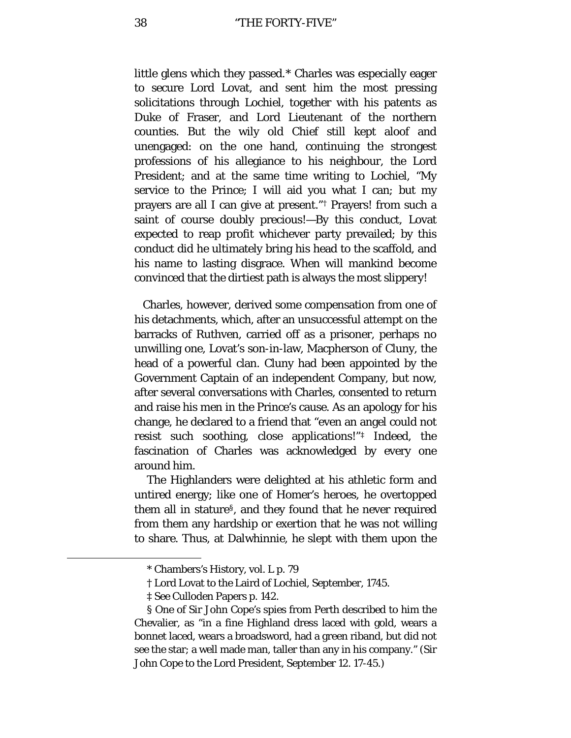little glens which they passed.* Charles was especially eager to secure Lord Lovat, and sent him the most pressing solicitations through Lochiel, together with his patents as Duke of Fraser, and Lord Lieutenant of the northern counties. But the wily old Chief still kept aloof and unengaged: on the one hand, continuing the strongest professions of his allegiance to his neighbour, the Lord President; and at the same time writing to Lochiel, "My service to the Prince; I will aid you what I can; but my prayers are all I can give at present."† Prayers! from such a saint of course doubly precious!—By this conduct, Lovat expected to reap profit whichever party prevailed; by this conduct did he ultimately bring his head to the scaffold, and his name to lasting disgrace. When will mankind become convinced that the dirtiest path is always the most slippery!

Charles, however, derived some compensation from one of his detachments, which, after an unsuccessful attempt on the barracks of Ruthven, carried off as a prisoner, perhaps no unwilling one, Lovat's son-in-law, Macpherson of Cluny, the head of a powerful clan. Cluny had been appointed by the Government Captain of an independent Company, but now, after several conversations with Charles, consented to return and raise his men in the Prince's cause. As an apology for his change, he declared to a friend that "even an angel could not resist such soothing, close applications!"‡ Indeed, the fascination of Charles was acknowledged by every one around him.

The Highlanders were delighted at his athletic form and untired energy; like one of Homer's heroes, he overtopped them all in stature§, and they found that he never required from them any hardship or exertion that he was not willing to share. Thus, at Dalwhinnie, he slept with them upon the

---

* Chambers's History, vol. I. p. 79

† Lord Lovat to the Laird of Lochiel, September, 1745.

‡ See Culloden Papers p. 142.

§ One of Sir John Cope's spies from Perth described to him the Chevalier, as "in a fine Highland dress laced with gold, wears a bonnet laced, wears a broadsword, had a green riband, but did not see the star; a well made man, taller than any in his company." (Sir John Cope to the Lord President, September 12. 17-45.)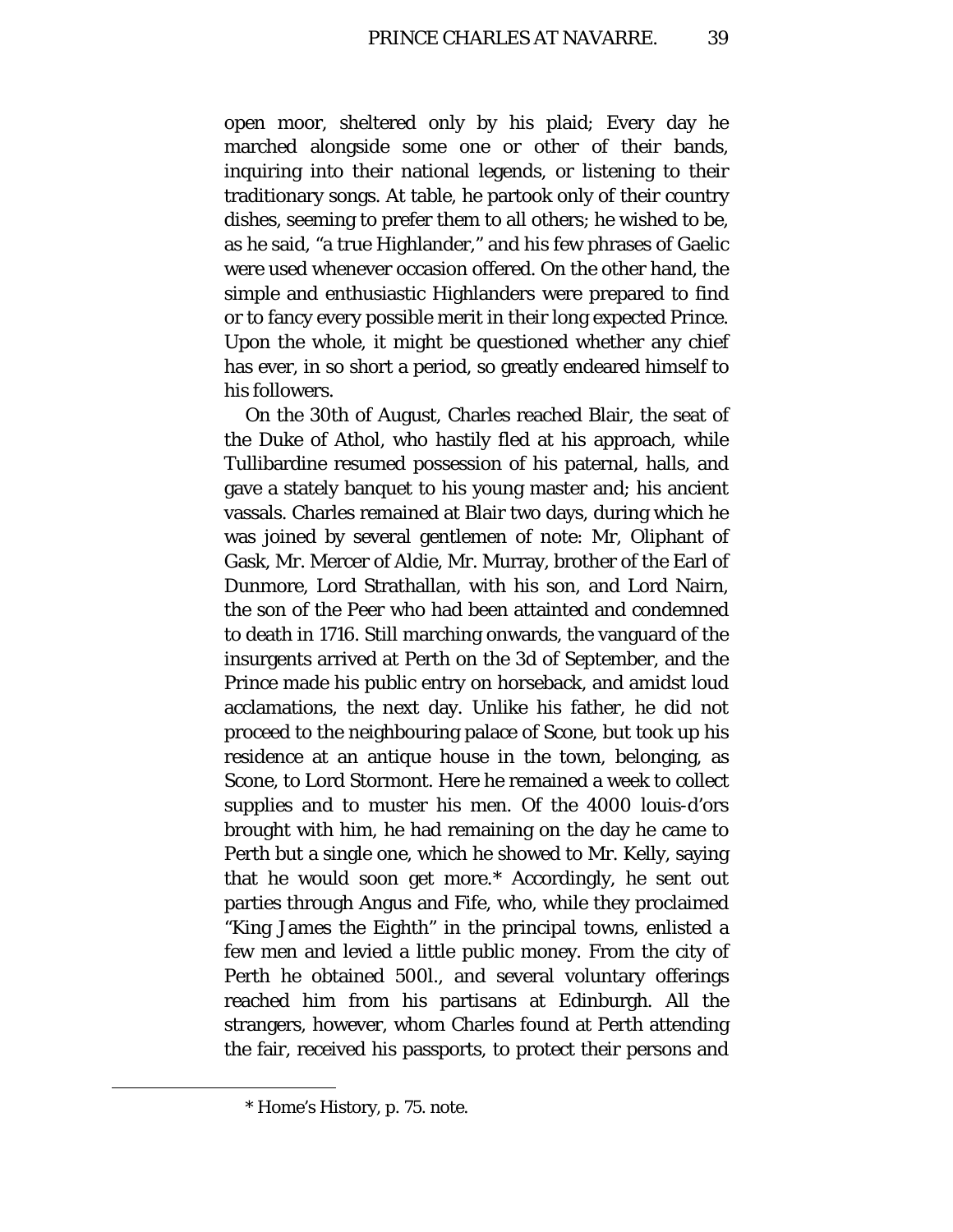open moor, sheltered only by his plaid; Every day he marched alongside some one or other of their bands, inquiring into their national legends, or listening to their traditionary songs. At table, he partook only of their country dishes, seeming to prefer them to all others; he wished to be, as he said, "a true Highlander," and his few phrases of Gaelic were used whenever occasion offered. On the other hand, the simple and enthusiastic Highlanders were prepared to find or to fancy every possible merit in their long expected Prince. Upon the whole, it might be questioned whether any chief has ever, in so short a period, so greatly endeared himself to his followers.

On the 30th of August, Charles reached Blair, the seat of the Duke of Athol, who hastily fled at his approach, while Tullibardine resumed possession of his paternal, halls, and gave a stately banquet to his young master and; his ancient vassals. Charles remained at Blair two days, during which he was joined by several gentlemen of note: Mr, Oliphant of Gask, Mr. Mercer of Aldie, Mr. Murray, brother of the Earl of Dunmore, Lord Strathallan, with his son, and Lord Nairn, the son of the Peer who had been attainted and condemned to death in 1716. Still marching onwards, the vanguard of the insurgents arrived at Perth on the 3d of September, and the Prince made his public entry on horseback, and amidst loud acclamations, the next day. Unlike his father, he did not proceed to the neighbouring palace of Scone, but took up his residence at an antique house in the town, belonging, as Scone, to Lord Stormont. Here he remained a week to collect supplies and to muster his men. Of the 4000 louis-d'ors brought with him, he had remaining on the day he came to Perth but a single one, which he showed to Mr. Kelly, saying that he would soon get more.* Accordingly, he sent out parties through Angus and Fife, who, while they proclaimed "King James the Eighth" in the principal towns, enlisted a few men and levied a little public money. From the city of Perth he obtained 500l., and several voluntary offerings reached him from his partisans at Edinburgh. All the strangers, however, whom Charles found at Perth attending the fair, received his passports, to protect their persons and

* Home's History, p. 75. note.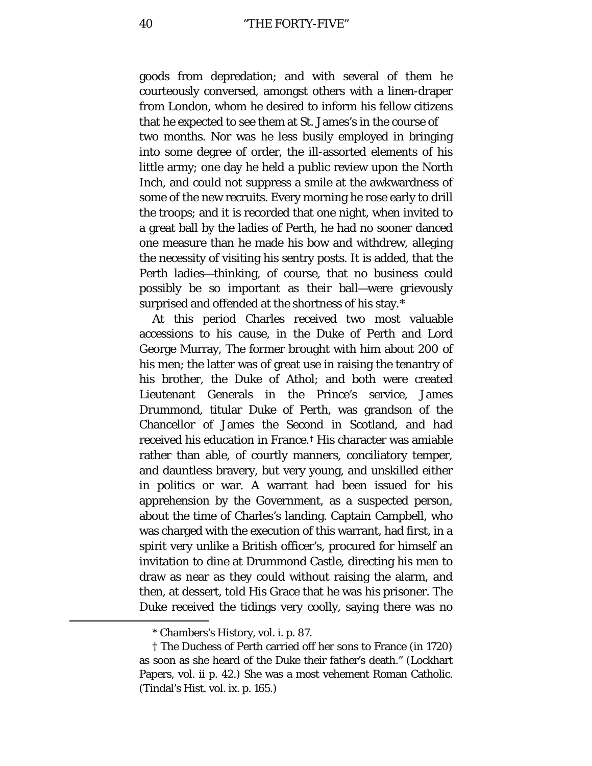goods from depredation; and with several of them he courteously conversed, amongst others with a linen-draper from London, whom he desired to inform his fellow citizens that he expected to see them at St. James's in the course of two months. Nor was he less busily employed in bringing into some degree of order, the ill-assorted elements of his little army; one day he held a public review upon the North Inch, and could not suppress a smile at the awkwardness of some of the new recruits. Every morning he rose early to drill the troops; and it is recorded that one night, when invited to a great ball by the ladies of Perth, he had no sooner danced one measure than he made his bow and withdrew, alleging the necessity of visiting his sentry posts. It is added, that the Perth ladies—thinking, of course, that no business could possibly be so important as their ball—were grievously surprised and offended at the shortness of his stay.*

At this period Charles received two most valuable accessions to his cause, in the Duke of Perth and Lord George Murray, The former brought with him about 200 of his men; the latter was of great use in raising the tenantry of his brother, the Duke of Athol; and both were created Lieutenant Generals in the Prince's service, James Drummond, titular Duke of Perth, was grandson of the Chancellor of James the Second in Scotland, and had received his education in France.† His character was amiable rather than able, of courtly manners, conciliatory temper, and dauntless bravery, but very young, and unskilled either in politics or war. A warrant had been issued for his apprehension by the Government, as a suspected person, about the time of Charles's landing. Captain Campbell, who was charged with the execution of this warrant, had first, in a spirit very unlike a British officer's, procured for himself an invitation to dine at Drummond Castle, directing his men to draw as near as they could without raising the alarm, and then, at dessert, told His Grace that he was his prisoner. The Duke received the tidings very coolly, saying there was no

---

\* Chambers's History, vol. i. p. 87.

† The Duchess of Perth carried off her sons to France (in 1720) as soon as she heard of the Duke their father's death." (Lockhart Papers, vol. ii p. 42.) She was a most vehement Roman Catholic. (Tindal's Hist. vol. ix. p. 165.)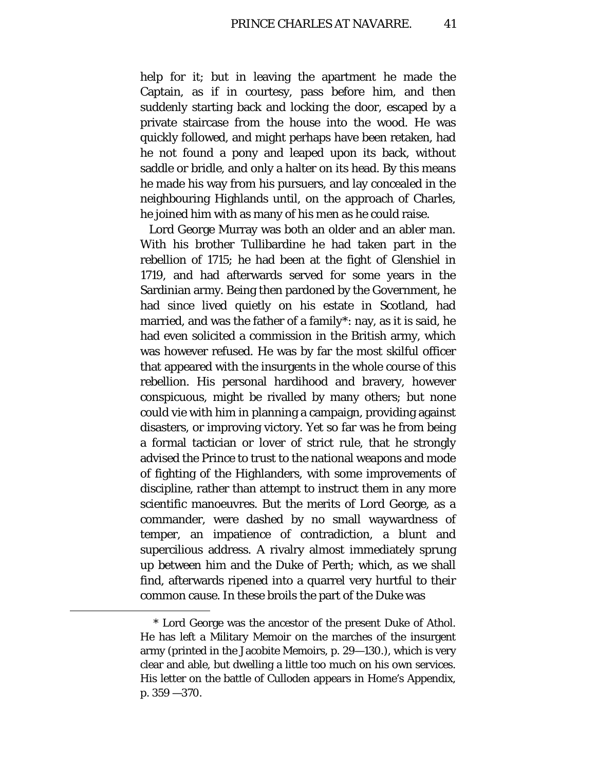help for it; but in leaving the apartment he made the Captain, as if in courtesy, pass before him, and then suddenly starting back and locking the door, escaped by a private staircase from the house into the wood. He was quickly followed, and might perhaps have been retaken, had he not found a pony and leaped upon its back, without saddle or bridle, and only a halter on its head. By this means he made his way from his pursuers, and lay concealed in the neighbouring Highlands until, on the approach of Charles, he joined him with as many of his men as he could raise.

Lord George Murray was both an older and an abler man. With his brother Tullibardine he had taken part in the rebellion of 1715; he had been at the fight of Glenshiel in 1719, and had afterwards served for some years in the Sardinian army. Being then pardoned by the Government, he had since lived quietly on his estate in Scotland, had married, and was the father of a family*: nay, as it is said, he had even solicited a commission in the British army, which was however refused. He was by far the most skilful officer that appeared with the insurgents in the whole course of this rebellion. His personal hardihood and bravery, however conspicuous, might be rivalled by many others; but none could vie with him in planning a campaign, providing against disasters, or improving victory. Yet so far was he from being a formal tactician or lover of strict rule, that he strongly advised the Prince to trust to the national weapons and mode of fighting of the Highlanders, with some improvements of discipline, rather than attempt to instruct them in any more scientific manoeuvres. But the merits of Lord George, as a commander, were dashed by no small waywardness of temper, an impatience of contradiction, a blunt and supercilious address. A rivalry almost immediately sprung up between him and the Duke of Perth; which, as we shall find, afterwards ripened into a quarrel very hurtful to their common cause. In these broils the part of the Duke was

---

* Lord George was the ancestor of the present Duke of Athol. He has left a Military Memoir on the marches of the insurgent army (printed in the Jacobite Memoirs, p. 29—130.), which is very clear and able, but dwelling a little too much on his own services. His letter on the battle of Culloden appears in Home's Appendix, p. 359 —370.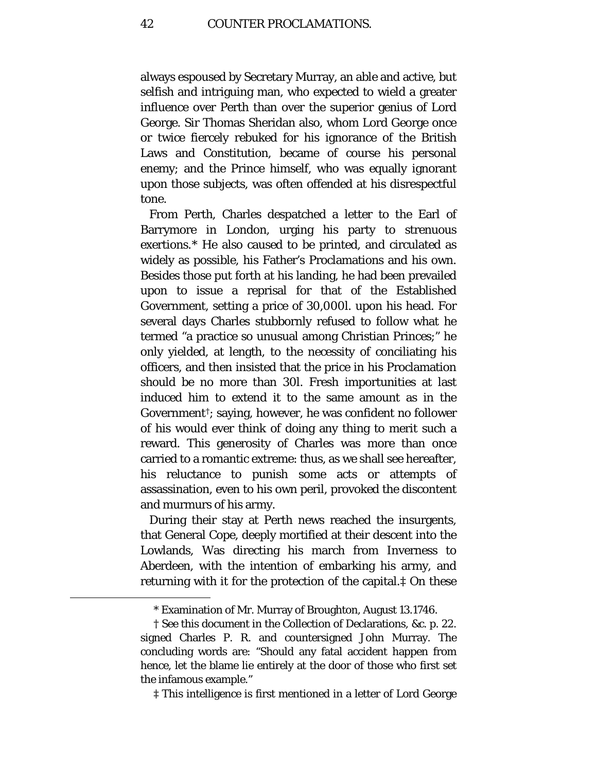always espoused by Secretary Murray, an able and active, but selfish and intriguing man, who expected to wield a greater influence over Perth than over the superior genius of Lord George. Sir Thomas Sheridan also, whom Lord George once or twice fiercely rebuked for his ignorance of the British Laws and Constitution, became of course his personal enemy; and the Prince himself, who was equally ignorant upon those subjects, was often offended at his disrespectful tone.

From Perth, Charles despatched a letter to the Earl of Barrymore in London, urging his party to strenuous exertions.* He also caused to be printed, and circulated as widely as possible, his Father's Proclamations and his own. Besides those put forth at his landing, he had been prevailed upon to issue a reprisal for that of the Established Government, setting a price of 30,000l. upon his head. For several days Charles stubbornly refused to follow what he termed "a practice so unusual among Christian Princes;" he only yielded, at length, to the necessity of conciliating his officers, and then insisted that the price in his Proclamation should be no more than 30l. Fresh importunities at last induced him to extend it to the same amount as in the Government†; saying, however, he was confident no follower of his would ever think of doing any thing to merit such a reward. This generosity of Charles was more than once carried to a romantic extreme: thus, as we shall see hereafter, his reluctance to punish some acts or attempts of assassination, even to his own peril, provoked the discontent and murmurs of his army.

During their stay at Perth news reached the insurgents, that General Cope, deeply mortified at their descent into the Lowlands, Was directing his march from Inverness to Aberdeen, with the intention of embarking his army, and returning with it for the protection of the capital.‡ On these

---

* Examination of Mr. Murray of Broughton, August 13.1746.

† See this document in the Collection of Declarations, &c. p. 22. signed Charles P. R. and countersigned John Murray. The concluding words are: "Should any fatal accident happen from hence, let the blame lie entirely at the door of those who first set the infamous example."

‡ This intelligence is first mentioned in a letter of Lord George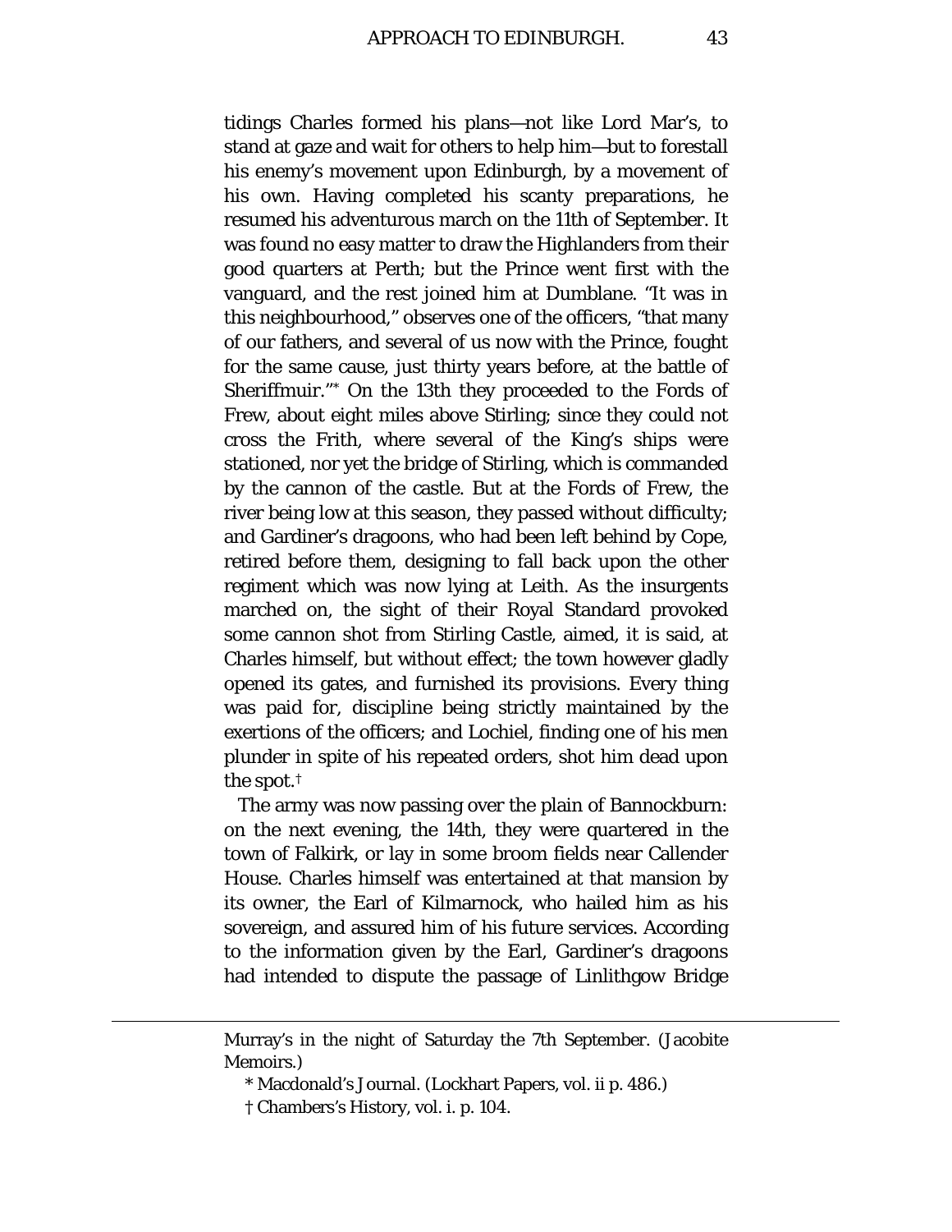tidings Charles formed his plans—not like Lord Mar's, to stand at gaze and wait for others to help him—but to forestall his enemy's movement upon Edinburgh, by a movement of his own. Having completed his scanty preparations, he resumed his adventurous march on the 11th of September. It was found no easy matter to draw the Highlanders from their good quarters at Perth; but the Prince went first with the vanguard, and the rest joined him at Dumblane. "It was in this neighbourhood," observes one of the officers, "that many of our fathers, and several of us now with the Prince, fought for the same cause, just thirty years before, at the battle of Sheriffmuir."* On the 13th they proceeded to the Fords of Frew, about eight miles above Stirling; since they could not cross the Frith, where several of the King's ships were stationed, nor yet the bridge of Stirling, which is commanded by the cannon of the castle. But at the Fords of Frew, the river being low at this season, they passed without difficulty; and Gardiner's dragoons, who had been left behind by Cope, retired before them, designing to fall back upon the other regiment which was now lying at Leith. As the insurgents marched on, the sight of their Royal Standard provoked some cannon shot from Stirling Castle, aimed, it is said, at Charles himself, but without effect; the town however gladly opened its gates, and furnished its provisions. Every thing was paid for, discipline being strictly maintained by the exertions of the officers; and Lochiel, finding one of his men plunder in spite of his repeated orders, shot him dead upon the spot.†

The army was now passing over the plain of Bannockburn: on the next evening, the 14th, they were quartered in the town of Falkirk, or lay in some broom fields near Callender House. Charles himself was entertained at that mansion by its owner, the Earl of Kilmarnock, who hailed him as his sovereign, and assured him of his future services. According to the information given by the Earl, Gardiner's dragoons had intended to dispute the passage of Linlithgow Bridge

---

Murray's in the night of Saturday the 7th September. (Jacobite Memoirs.)

\* Macdonald's Journal. (Lockhart Papers, vol. ii p. 486.)

† Chambers's History, vol. i. p. 104.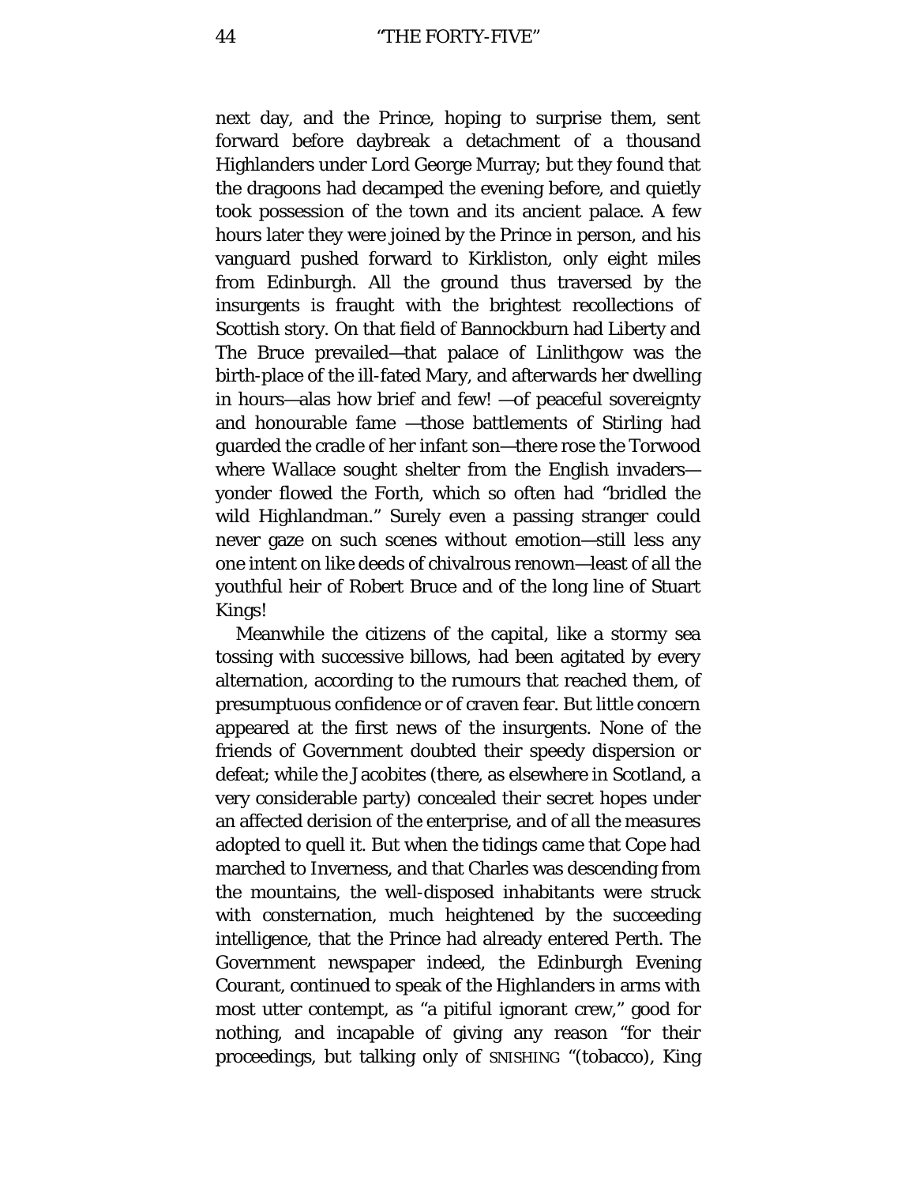next day, and the Prince, hoping to surprise them, sent forward before daybreak a detachment of a thousand Highlanders under Lord George Murray; but they found that the dragoons had decamped the evening before, and quietly took possession of the town and its ancient palace. A few hours later they were joined by the Prince in person, and his vanguard pushed forward to Kirkliston, only eight miles from Edinburgh. All the ground thus traversed by the insurgents is fraught with the brightest recollections of Scottish story. On that field of Bannockburn had Liberty and The Bruce prevailed—that palace of Linlithgow was the birth-place of the ill-fated Mary, and afterwards her dwelling in hours—alas how brief and few! —of peaceful sovereignty and honourable fame —those battlements of Stirling had guarded the cradle of her infant son—there rose the Torwood where Wallace sought shelter from the English invaders—yonder flowed the Forth, which so often had "bridled the wild Highlandman." Surely even a passing stranger could never gaze on such scenes without emotion—still less any one intent on like deeds of chivalrous renown—least of all the youthful heir of Robert Bruce and of the long line of Stuart Kings!

Meanwhile the citizens of the capital, like a stormy sea tossing with successive billows, had been agitated by every alternation, according to the rumours that reached them, of presumptuous confidence or of craven fear. But little concern appeared at the first news of the insurgents. None of the friends of Government doubted their speedy dispersion or defeat; while the Jacobites (there, as elsewhere in Scotland, a very considerable party) concealed their secret hopes under an affected derision of the enterprise, and of all the measures adopted to quell it. But when the tidings came that Cope had marched to Inverness, and that Charles was descending from the mountains, the well-disposed inhabitants were struck with consternation, much heightened by the succeeding intelligence, that the Prince had already entered Perth. The Government newspaper indeed, the Edinburgh Evening Courant, continued to speak of the Highlanders in arms with most utter contempt, as "a pitiful ignorant crew," good for nothing, and incapable of giving any reason "for their proceedings, but talking only of SNISHING "(tobacco), King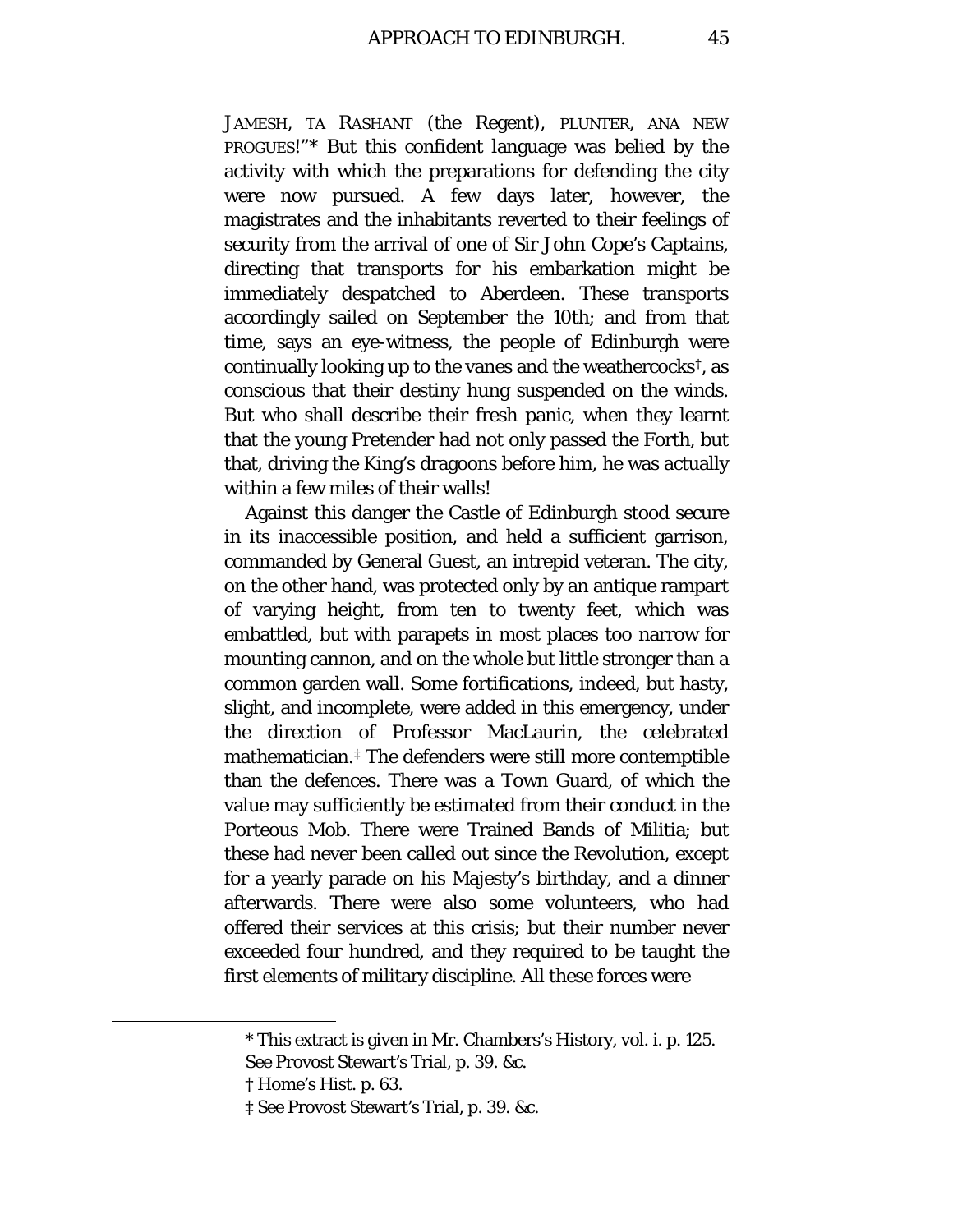JAMESH, TA RASHANT (the Regent), PLUNTER, ANA NEW PROGUES!"* But this confident language was belied by the activity with which the preparations for defending the city were now pursued. A few days later, however, the magistrates and the inhabitants reverted to their feelings of security from the arrival of one of Sir John Cope's Captains, directing that transports for his embarkation might be immediately despatched to Aberdeen. These transports accordingly sailed on September the 10th; and from that time, says an eye-witness, the people of Edinburgh were continually looking up to the vanes and the weathercocks†, as conscious that their destiny hung suspended on the winds. But who shall describe their fresh panic, when they learnt that the young Pretender had not only passed the Forth, but that, driving the King's dragoons before him, he was actually within a few miles of their walls!

Against this danger the Castle of Edinburgh stood secure in its inaccessible position, and held a sufficient garrison, commanded by General Guest, an intrepid veteran. The city, on the other hand, was protected only by an antique rampart of varying height, from ten to twenty feet, which was embattled, but with parapets in most places too narrow for mounting cannon, and on the whole but little stronger than a common garden wall. Some fortifications, indeed, but hasty, slight, and incomplete, were added in this emergency, under the direction of Professor MacLaurin, the celebrated mathematician.‡ The defenders were still more contemptible than the defences. There was a Town Guard, of which the value may sufficiently be estimated from their conduct in the Porteous Mob. There were Trained Bands of Militia; but these had never been called out since the Revolution, except for a yearly parade on his Majesty's birthday, and a dinner afterwards. There were also some volunteers, who had offered their services at this crisis; but their number never exceeded four hundred, and they required to be taught the first elements of military discipline. All these forces were

---

* This extract is given in Mr. Chambers's History, vol. i. p. 125. See Provost Stewart's Trial, p. 39. &c.

† Home's Hist. p. 63.

‡ See Provost Stewart's Trial, p. 39. &c.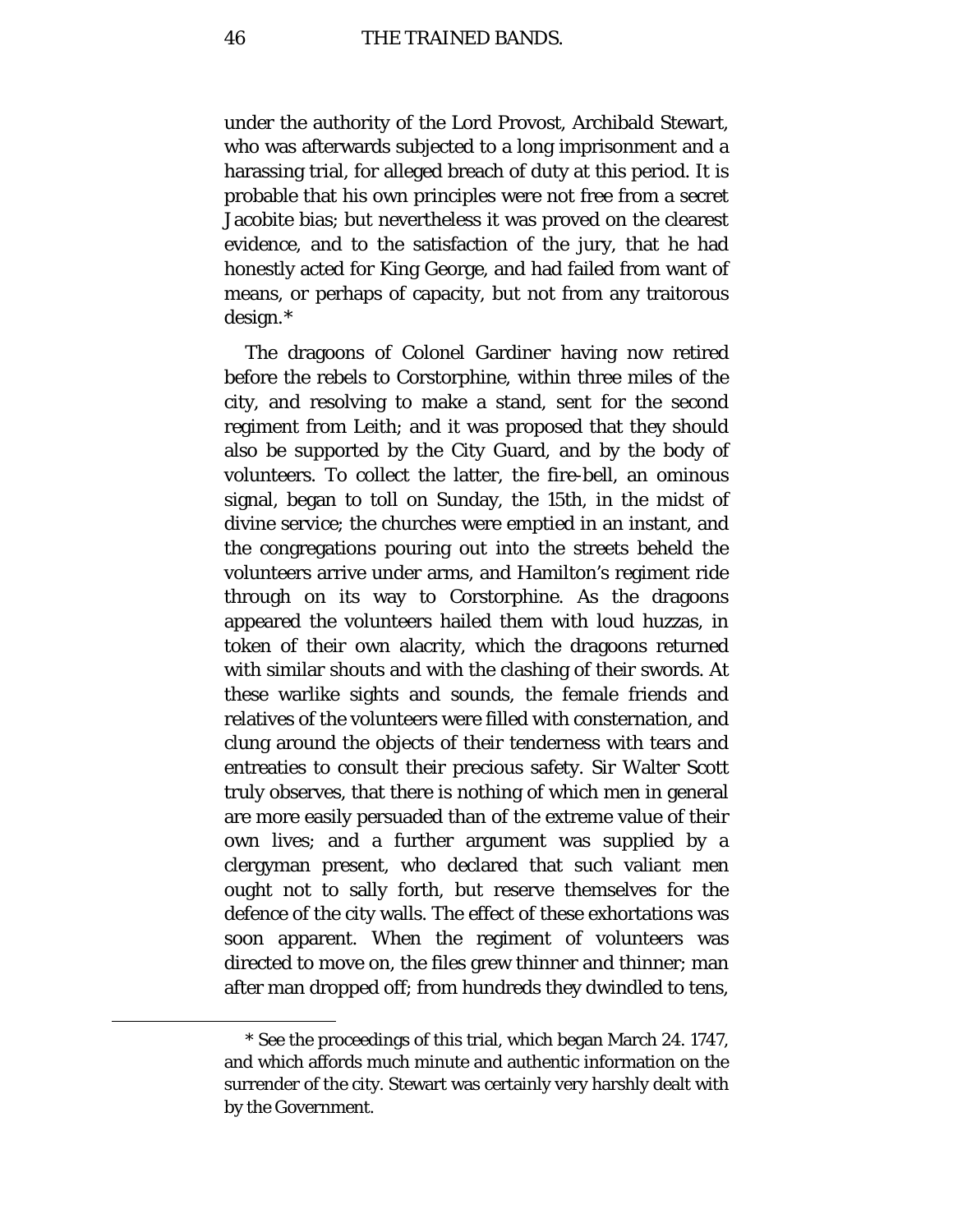under the authority of the Lord Provost, Archibald Stewart, who was afterwards subjected to a long imprisonment and a harassing trial, for alleged breach of duty at this period. It is probable that his own principles were not free from a secret Jacobite bias; but nevertheless it was proved on the clearest evidence, and to the satisfaction of the jury, that he had honestly acted for King George, and had failed from want of means, or perhaps of capacity, but not from any traitorous design.*

The dragoons of Colonel Gardiner having now retired before the rebels to Corstorphine, within three miles of the city, and resolving to make a stand, sent for the second regiment from Leith; and it was proposed that they should also be supported by the City Guard, and by the body of volunteers. To collect the latter, the fire-bell, an ominous signal, began to toll on Sunday, the 15th, in the midst of divine service; the churches were emptied in an instant, and the congregations pouring out into the streets beheld the volunteers arrive under arms, and Hamilton's regiment ride through on its way to Corstorphine. As the dragoons appeared the volunteers hailed them with loud huzzas, in token of their own alacrity, which the dragoons returned with similar shouts and with the clashing of their swords. At these warlike sights and sounds, the female friends and relatives of the volunteers were filled with consternation, and clung around the objects of their tenderness with tears and entreaties to consult their precious safety. Sir Walter Scott truly observes, that there is nothing of which men in general are more easily persuaded than of the extreme value of their own lives; and a further argument was supplied by a clergyman present, who declared that such valiant men ought not to sally forth, but reserve themselves for the defence of the city walls. The effect of these exhortations was soon apparent. When the regiment of volunteers was directed to move on, the files grew thinner and thinner; man after man dropped off; from hundreds they dwindled to tens,

---

* See the proceedings of this trial, which began March 24. 1747, and which affords much minute and authentic information on the surrender of the city. Stewart was certainly very harshly dealt with by the Government.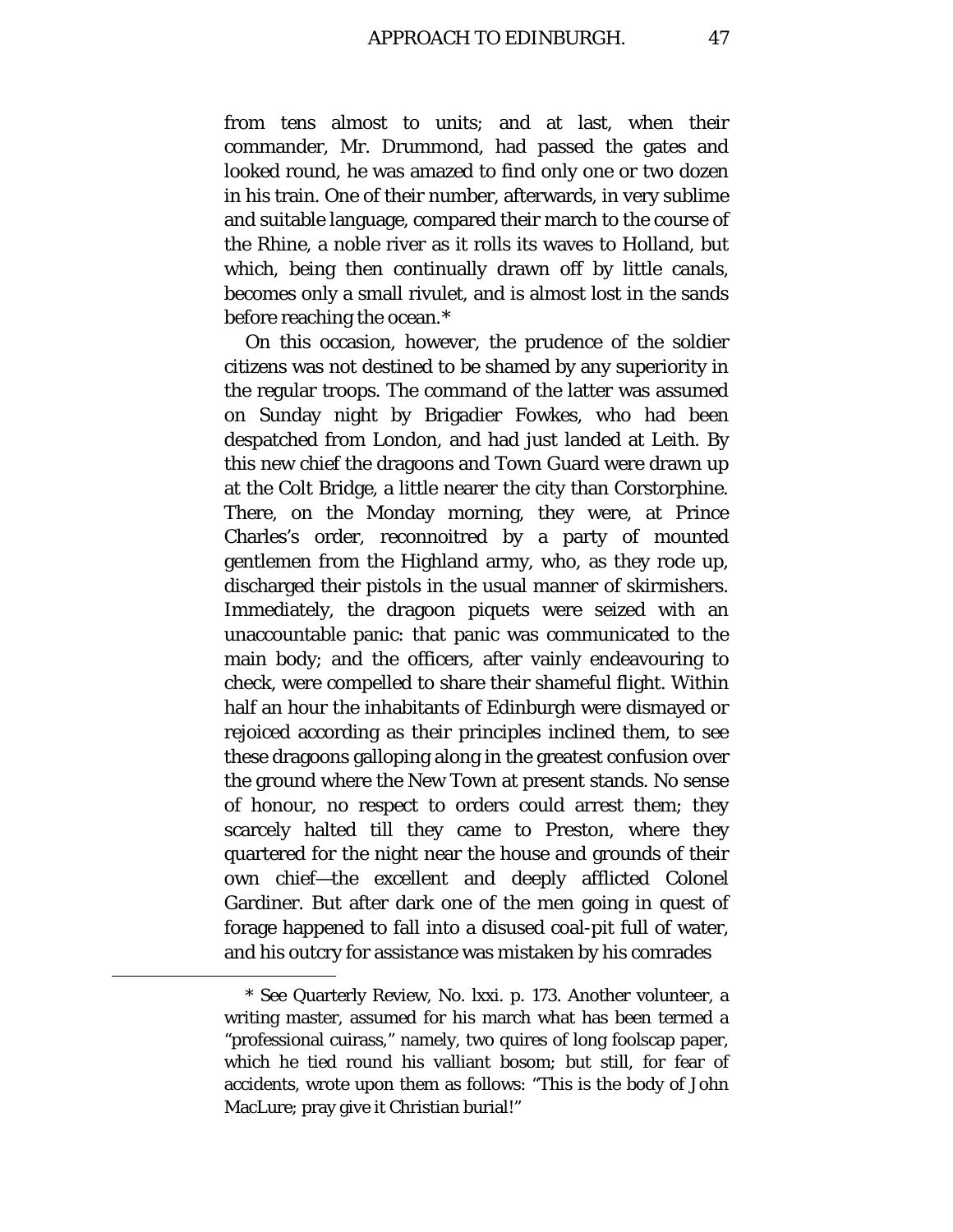from tens almost to units; and at last, when their commander, Mr. Drummond, had passed the gates and looked round, he was amazed to find only one or two dozen in his train. One of their number, afterwards, in very sublime and suitable language, compared their march to the course of the Rhine, a noble river as it rolls its waves to Holland, but which, being then continually drawn off by little canals, becomes only a small rivulet, and is almost lost in the sands before reaching the ocean.*

On this occasion, however, the prudence of the soldier citizens was not destined to be shamed by any superiority in the regular troops. The command of the latter was assumed on Sunday night by Brigadier Fowkes, who had been despatched from London, and had just landed at Leith. By this new chief the dragoons and Town Guard were drawn up at the Colt Bridge, a little nearer the city than Corstorphine. There, on the Monday morning, they were, at Prince Charles's order, reconnoitred by a party of mounted gentlemen from the Highland army, who, as they rode up, discharged their pistols in the usual manner of skirmishers. Immediately, the dragoon piquets were seized with an unaccountable panic: that panic was communicated to the main body; and the officers, after vainly endeavouring to check, were compelled to share their shameful flight. Within half an hour the inhabitants of Edinburgh were dismayed or rejoiced according as their principles inclined them, to see these dragoons galloping along in the greatest confusion over the ground where the New Town at present stands. No sense of honour, no respect to orders could arrest them; they scarcely halted till they came to Preston, where they quartered for the night near the house and grounds of their own chief—the excellent and deeply afflicted Colonel Gardiner. But after dark one of the men going in quest of forage happened to fall into a disused coal-pit full of water, and his outcry for assistance was mistaken by his comrades

---

* See Quarterly Review, No. lxxi. p. 173. Another volunteer, a writing master, assumed for his march what has been termed a "professional cuirass," namely, two quires of long foolscap paper, which he tied round his valliant bosom; but still, for fear of accidents, wrote upon them as follows: "This is the body of John MacLure; pray give it Christian burial!"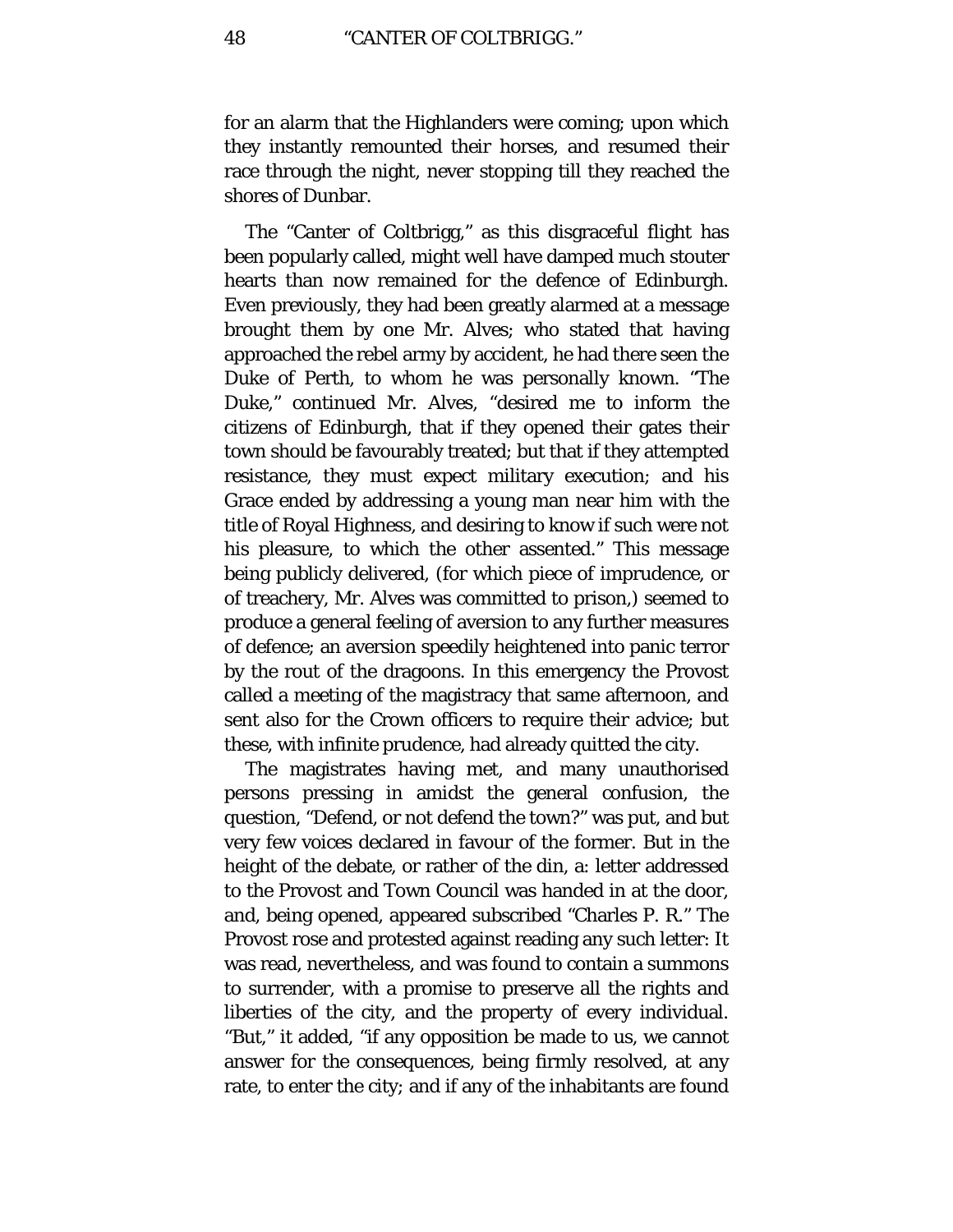for an alarm that the Highlanders were coming; upon which they instantly remounted their horses, and resumed their race through the night, never stopping till they reached the shores of Dunbar.

The "Canter of Coltbrigg," as this disgraceful flight has been popularly called, might well have damped much stouter hearts than now remained for the defence of Edinburgh. Even previously, they had been greatly alarmed at a message brought them by one Mr. Alves; who stated that having approached the rebel army by accident, he had there seen the Duke of Perth, to whom he was personally known. "The Duke," continued Mr. Alves, "desired me to inform the citizens of Edinburgh, that if they opened their gates their town should be favourably treated; but that if they attempted resistance, they must expect military execution; and his Grace ended by addressing a young man near him with the title of Royal Highness, and desiring to know if such were not his pleasure, to which the other assented." This message being publicly delivered, (for which piece of imprudence, or of treachery, Mr. Alves was committed to prison,) seemed to produce a general feeling of aversion to any further measures of defence; an aversion speedily heightened into panic terror by the rout of the dragoons. In this emergency the Provost called a meeting of the magistracy that same afternoon, and sent also for the Crown officers to require their advice; but these, with infinite prudence, had already quitted the city.

The magistrates having met, and many unauthorised persons pressing in amidst the general confusion, the question, "Defend, or not defend the town?" was put, and but very few voices declared in favour of the former. But in the height of the debate, or rather of the din, a: letter addressed to the Provost and Town Council was handed in at the door, and, being opened, appeared subscribed "Charles P. R." The Provost rose and protested against reading any such letter: It was read, nevertheless, and was found to contain a summons to surrender, with a promise to preserve all the rights and liberties of the city, and the property of every individual. "But," it added, "if any opposition be made to us, we cannot answer for the consequences, being firmly resolved, at any rate, to enter the city; and if any of the inhabitants are found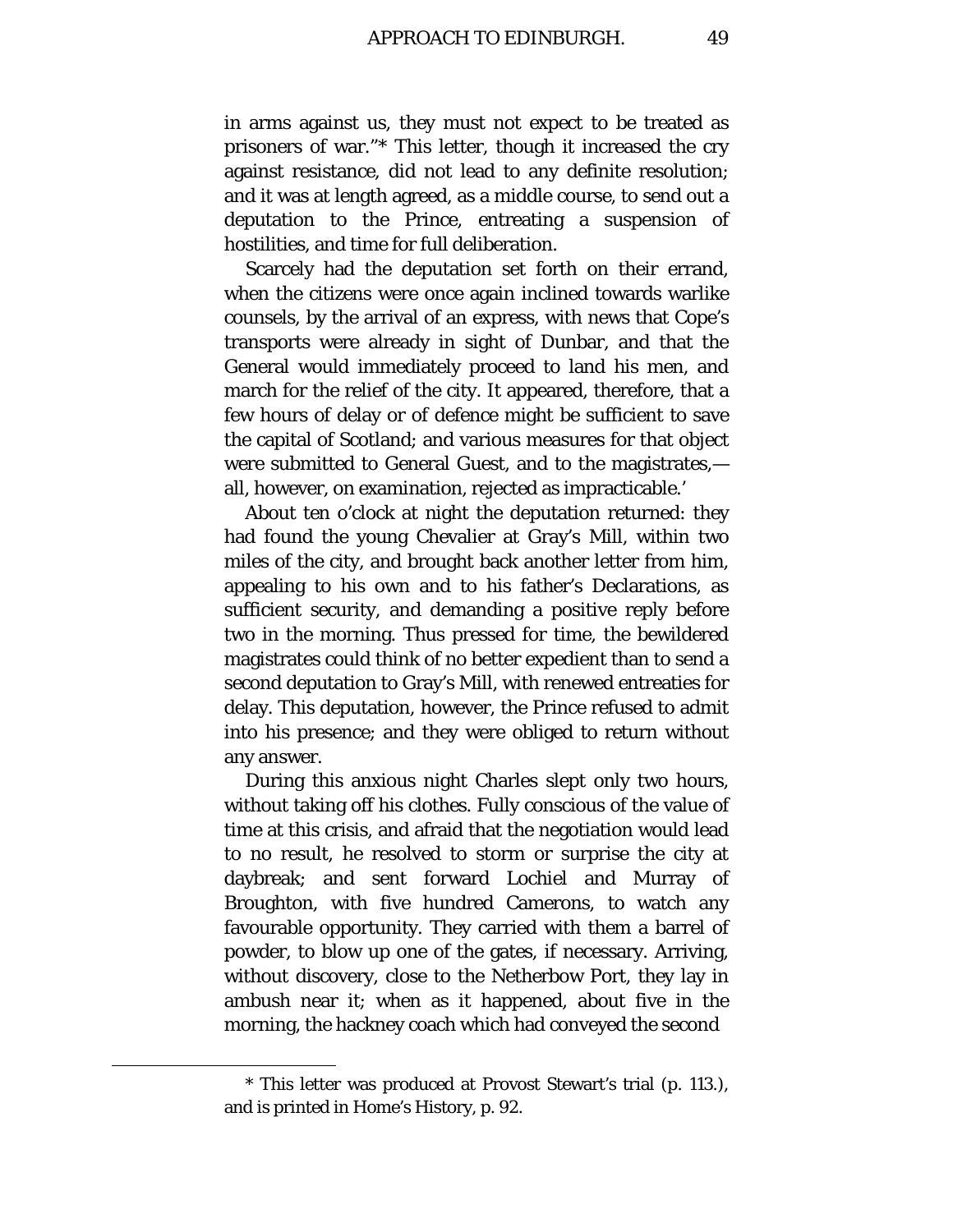in arms against us, they must not expect to be treated as prisoners of war."* This letter, though it increased the cry against resistance, did not lead to any definite resolution; and it was at length agreed, as a middle course, to send out a deputation to the Prince, entreating a suspension of hostilities, and time for full deliberation.

Scarcely had the deputation set forth on their errand, when the citizens were once again inclined towards warlike counsels, by the arrival of an express, with news that Cope's transports were already in sight of Dunbar, and that the General would immediately proceed to land his men, and march for the relief of the city. It appeared, therefore, that a few hours of delay or of defence might be sufficient to save the capital of Scotland; and various measures for that object were submitted to General Guest, and to the magistrates,—all, however, on examination, rejected as impracticable.'

About ten o'clock at night the deputation returned: they had found the young Chevalier at Gray's Mill, within two miles of the city, and brought back another letter from him, appealing to his own and to his father's Declarations, as sufficient security, and demanding a positive reply before two in the morning. Thus pressed for time, the bewildered magistrates could think of no better expedient than to send a second deputation to Gray's Mill, with renewed entreaties for delay. This deputation, however, the Prince refused to admit into his presence; and they were obliged to return without any answer.

During this anxious night Charles slept only two hours, without taking off his clothes. Fully conscious of the value of time at this crisis, and afraid that the negotiation would lead to no result, he resolved to storm or surprise the city at daybreak; and sent forward Lochiel and Murray of Broughton, with five hundred Camerons, to watch any favourable opportunity. They carried with them a barrel of powder, to blow up one of the gates, if necessary. Arriving, without discovery, close to the Netherbow Port, they lay in ambush near it; when as it happened, about five in the morning, the hackney coach which had conveyed the second

* This letter was produced at Provost Stewart's trial (p. 113.), and is printed in Home's History, p. 92.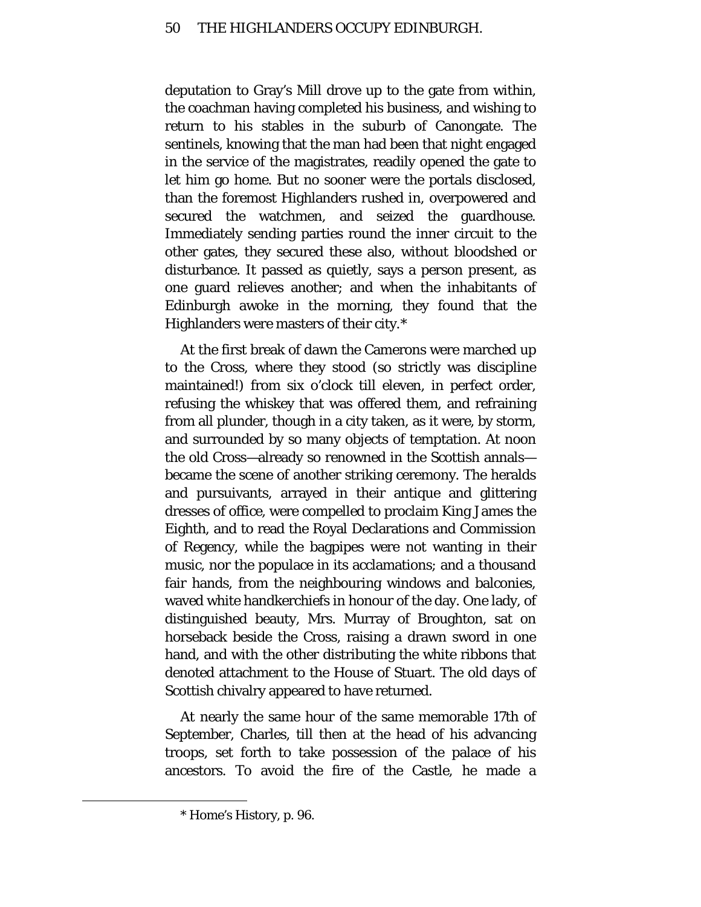deputation to Gray's Mill drove up to the gate from within, the coachman having completed his business, and wishing to return to his stables in the suburb of Canongate. The sentinels, knowing that the man had been that night engaged in the service of the magistrates, readily opened the gate to let him go home. But no sooner were the portals disclosed, than the foremost Highlanders rushed in, overpowered and secured the watchmen, and seized the guardhouse. Immediately sending parties round the inner circuit to the other gates, they secured these also, without bloodshed or disturbance. It passed as quietly, says a person present, as one guard relieves another; and when the inhabitants of Edinburgh awoke in the morning, they found that the Highlanders were masters of their city.*

At the first break of dawn the Camerons were marched up to the Cross, where they stood (so strictly was discipline maintained!) from six o'clock till eleven, in perfect order, refusing the whiskey that was offered them, and refraining from all plunder, though in a city taken, as it were, by storm, and surrounded by so many objects of temptation. At noon the old Cross—already so renowned in the Scottish annals—became the scene of another striking ceremony. The heralds and pursuivants, arrayed in their antique and glittering dresses of office, were compelled to proclaim King James the Eighth, and to read the Royal Declarations and Commission of Regency, while the bagpipes were not wanting in their music, nor the populace in its acclamations; and a thousand fair hands, from the neighbouring windows and balconies, waved white handkerchiefs in honour of the day. One lady, of distinguished beauty, Mrs. Murray of Broughton, sat on horseback beside the Cross, raising a drawn sword in one hand, and with the other distributing the white ribbons that denoted attachment to the House of Stuart. The old days of Scottish chivalry appeared to have returned.

At nearly the same hour of the same memorable 17th of September, Charles, till then at the head of his advancing troops, set forth to take possession of the palace of his ancestors. To avoid the fire of the Castle, he made a

---

* Home's History, p. 96.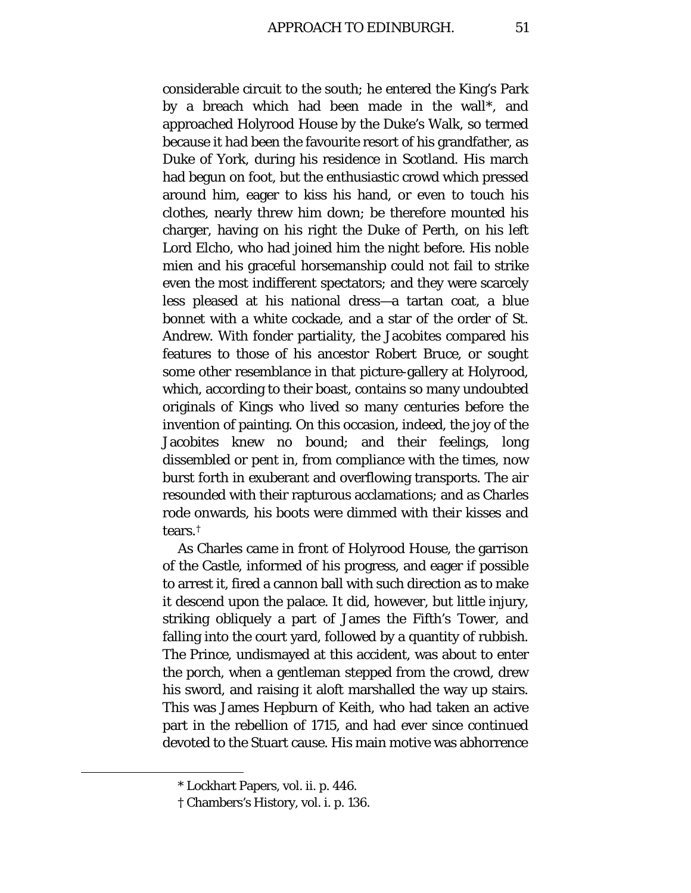considerable circuit to the south; he entered the King's Park by a breach which had been made in the wall*, and approached Holyrood House by the Duke's Walk, so termed because it had been the favourite resort of his grandfather, as Duke of York, during his residence in Scotland. His march had begun on foot, but the enthusiastic crowd which pressed around him, eager to kiss his hand, or even to touch his clothes, nearly threw him down; be therefore mounted his charger, having on his right the Duke of Perth, on his left Lord Elcho, who had joined him the night before. His noble mien and his graceful horsemanship could not fail to strike even the most indifferent spectators; and they were scarcely less pleased at his national dress—a tartan coat, a blue bonnet with a white cockade, and a star of the order of St. Andrew. With fonder partiality, the Jacobites compared his features to those of his ancestor Robert Bruce, or sought some other resemblance in that picture-gallery at Holyrood, which, according to their boast, contains so many undoubted originals of Kings who lived so many centuries before the invention of painting. On this occasion, indeed, the joy of the Jacobites knew no bound; and their feelings, long dissembled or pent in, from compliance with the times, now burst forth in exuberant and overflowing transports. The air resounded with their rapturous acclamations; and as Charles rode onwards, his boots were dimmed with their kisses and tears.†

As Charles came in front of Holyrood House, the garrison of the Castle, informed of his progress, and eager if possible to arrest it, fired a cannon ball with such direction as to make it descend upon the palace. It did, however, but little injury, striking obliquely a part of James the Fifth's Tower, and falling into the court yard, followed by a quantity of rubbish. The Prince, undismayed at this accident, was about to enter the porch, when a gentleman stepped from the crowd, drew his sword, and raising it aloft marshalled the way up stairs. This was James Hepburn of Keith, who had taken an active part in the rebellion of 1715, and had ever since continued devoted to the Stuart cause. His main motive was abhorrence

---

* Lockhart Papers, vol. ii. p. 446.

† Chambers's History, vol. i. p. 136.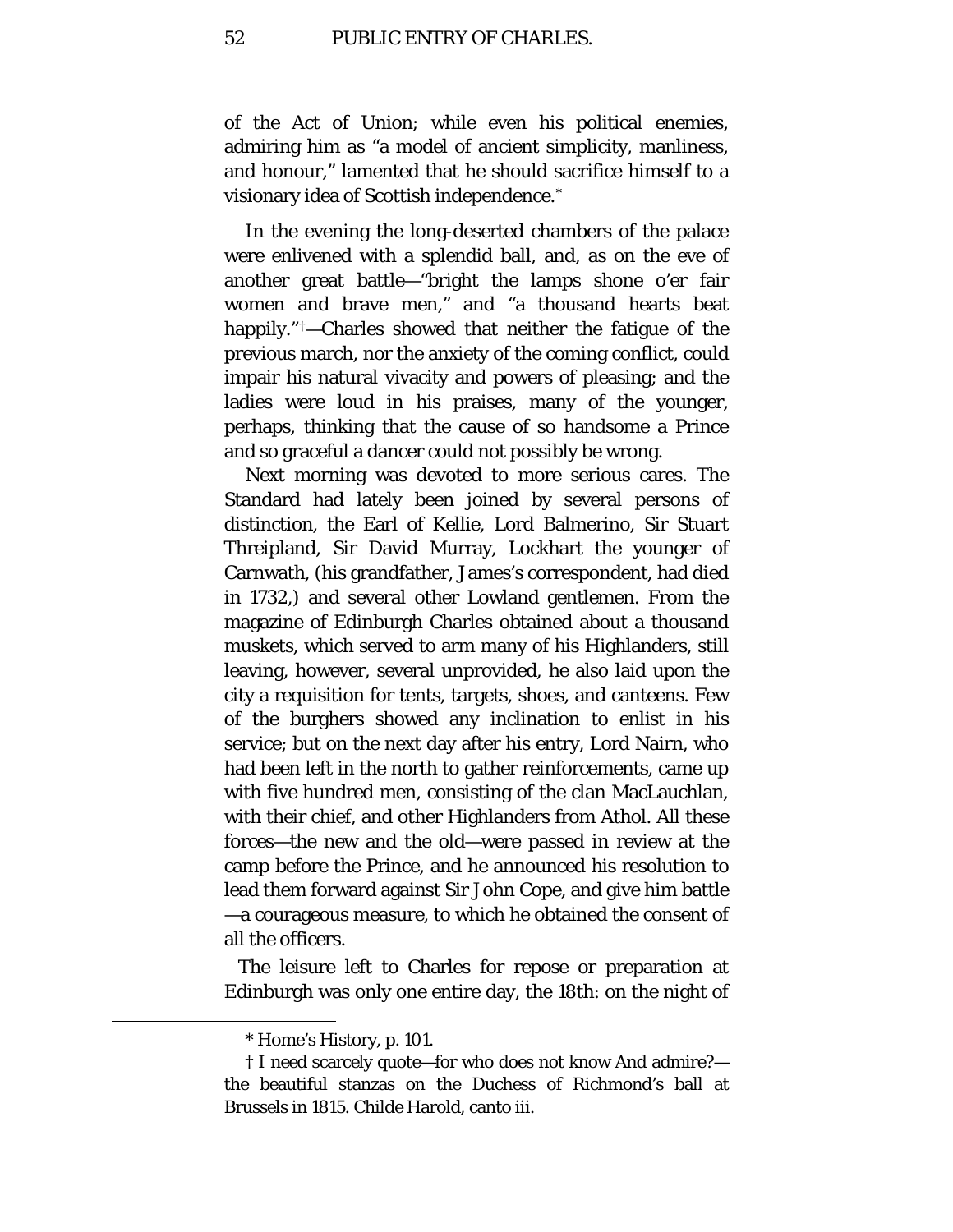of the Act of Union; while even his political enemies, admiring him as "a model of ancient simplicity, manliness, and honour," lamented that he should sacrifice himself to a visionary idea of Scottish independence.*

In the evening the long-deserted chambers of the palace were enlivened with a splendid ball, and, as on the eve of another great battle—"bright the lamps shone o'er fair women and brave men," and "a thousand hearts beat happily."†—Charles showed that neither the fatigue of the previous march, nor the anxiety of the coming conflict, could impair his natural vivacity and powers of pleasing; and the ladies were loud in his praises, many of the younger, perhaps, thinking that the cause of so handsome a Prince and so graceful a dancer could not possibly be wrong.

Next morning was devoted to more serious cares. The Standard had lately been joined by several persons of distinction, the Earl of Kellie, Lord Balmerino, Sir Stuart Threipland, Sir David Murray, Lockhart the younger of Carnwath, (his grandfather, James's correspondent, had died in 1732,) and several other Lowland gentlemen. From the magazine of Edinburgh Charles obtained about a thousand muskets, which served to arm many of his Highlanders, still leaving, however, several unprovided, he also laid upon the city a requisition for tents, targets, shoes, and canteens. Few of the burghers showed any inclination to enlist in his service; but on the next day after his entry, Lord Nairn, who had been left in the north to gather reinforcements, came up with five hundred men, consisting of the clan MacLauchlan, with their chief, and other Highlanders from Athol. All these forces—the new and the old—were passed in review at the camp before the Prince, and he announced his resolution to lead them forward against Sir John Cope, and give him battle—a courageous measure, to which he obtained the consent of all the officers.

The leisure left to Charles for repose or preparation at Edinburgh was only one entire day, the 18th: on the night of

* Home's History, p. 101.

† I need scarcely quote—for who does not know And admire?—the beautiful stanzas on the Duchess of Richmond's ball at Brussels in 1815. Childe Harold, canto iii.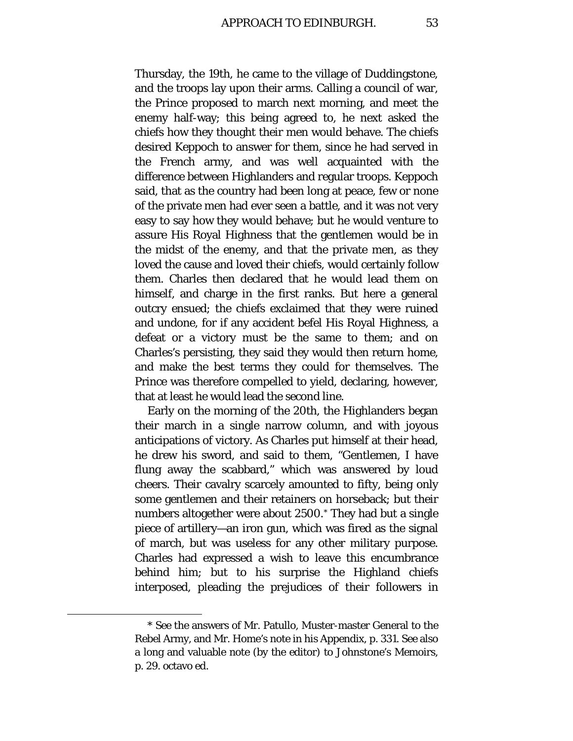Thursday, the 19th, he came to the village of Duddingstone, and the troops lay upon their arms. Calling a council of war, the Prince proposed to march next morning, and meet the enemy half-way; this being agreed to, he next asked the chiefs how they thought their men would behave. The chiefs desired Keppoch to answer for them, since he had served in the French army, and was well acquainted with the difference between Highlanders and regular troops. Keppoch said, that as the country had been long at peace, few or none of the private men had ever seen a battle, and it was not very easy to say how they would behave; but he would venture to assure His Royal Highness that the gentlemen would be in the midst of the enemy, and that the private men, as they loved the cause and loved their chiefs, would certainly follow them. Charles then declared that he would lead them on himself, and charge in the first ranks. But here a general outcry ensued; the chiefs exclaimed that they were ruined and undone, for if any accident befel His Royal Highness, a defeat or a victory must be the same to them; and on Charles's persisting, they said they would then return home, and make the best terms they could for themselves. The Prince was therefore compelled to yield, declaring, however, that at least he would lead the second line.

Early on the morning of the 20th, the Highlanders began their march in a single narrow column, and with joyous anticipations of victory. As Charles put himself at their head, he drew his sword, and said to them, "Gentlemen, I have flung away the scabbard," which was answered by loud cheers. Their cavalry scarcely amounted to fifty, being only some gentlemen and their retainers on horseback; but their numbers altogether were about 2500.* They had but a single piece of artillery—an iron gun, which was fired as the signal of march, but was useless for any other military purpose. Charles had expressed a wish to leave this encumbrance behind him; but to his surprise the Highland chiefs interposed, pleading the prejudices of their followers in

* See the answers of Mr. Patullo, Muster-master General to the Rebel Army, and Mr. Home's note in his Appendix, p. 331. See also a long and valuable note (by the editor) to Johnstone's Memoirs, p. 29. octavo ed.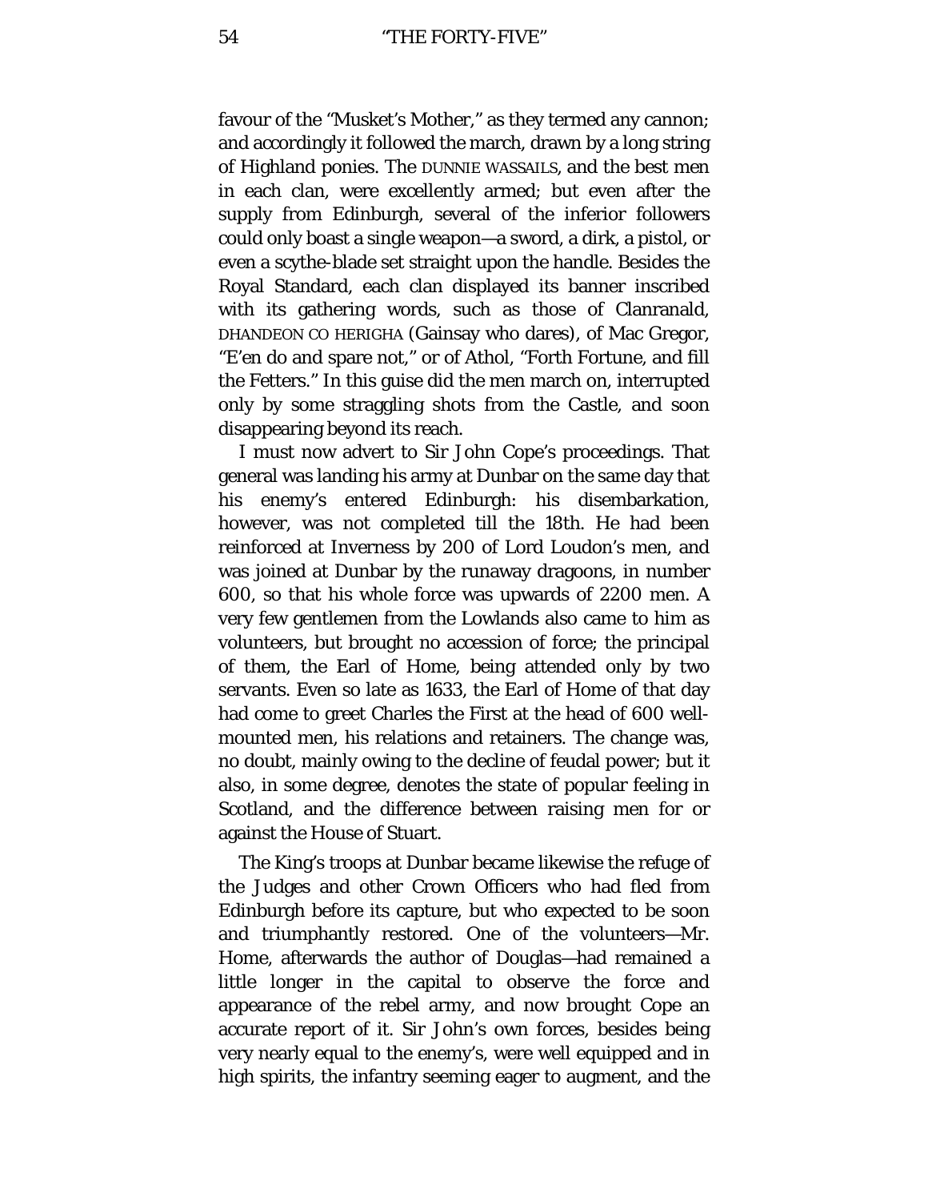favour of the “Musket’s Mother,” as they termed any cannon; and accordingly it followed the march, drawn by a long string of Highland ponies. The DUNNIE WASSAILS, and the best men in each clan, were excellently armed; but even after the supply from Edinburgh, several of the inferior followers could only boast a single weapon—a sword, a dirk, a pistol, or even a scythe-blade set straight upon the handle. Besides the Royal Standard, each clan displayed its banner inscribed with its gathering words, such as those of Clanranald, DHANDEON CO HERIGHA (Gainsay who dares), of Mac Gregor, “E’en do and spare not,” or of Athol, “Forth Fortune, and fill the Fetters.” In this guise did the men march on, interrupted only by some straggling shots from the Castle, and soon disappearing beyond its reach.

I must now advert to Sir John Cope’s proceedings. That general was landing his army at Dunbar on the same day that his enemy’s entered Edinburgh: his disembarkation, however, was not completed till the 18th. He had been reinforced at Inverness by 200 of Lord Loudon’s men, and was joined at Dunbar by the runaway dragoons, in number 600, so that his whole force was upwards of 2200 men. A very few gentlemen from the Lowlands also came to him as volunteers, but brought no accession of force; the principal of them, the Earl of Home, being attended only by two servants. Even so late as 1633, the Earl of Home of that day had come to greet Charles the First at the head of 600 well-mounted men, his relations and retainers. The change was, no doubt, mainly owing to the decline of feudal power; but it also, in some degree, denotes the state of popular feeling in Scotland, and the difference between raising men for or against the House of Stuart.

The King’s troops at Dunbar became likewise the refuge of the Judges and other Crown Officers who had fled from Edinburgh before its capture, but who expected to be soon and triumphantly restored. One of the volunteers—Mr. Home, afterwards the author of Douglas—had remained a little longer in the capital to observe the force and appearance of the rebel army, and now brought Cope an accurate report of it. Sir John’s own forces, besides being very nearly equal to the enemy’s, were well equipped and in high spirits, the infantry seeming eager to augment, and the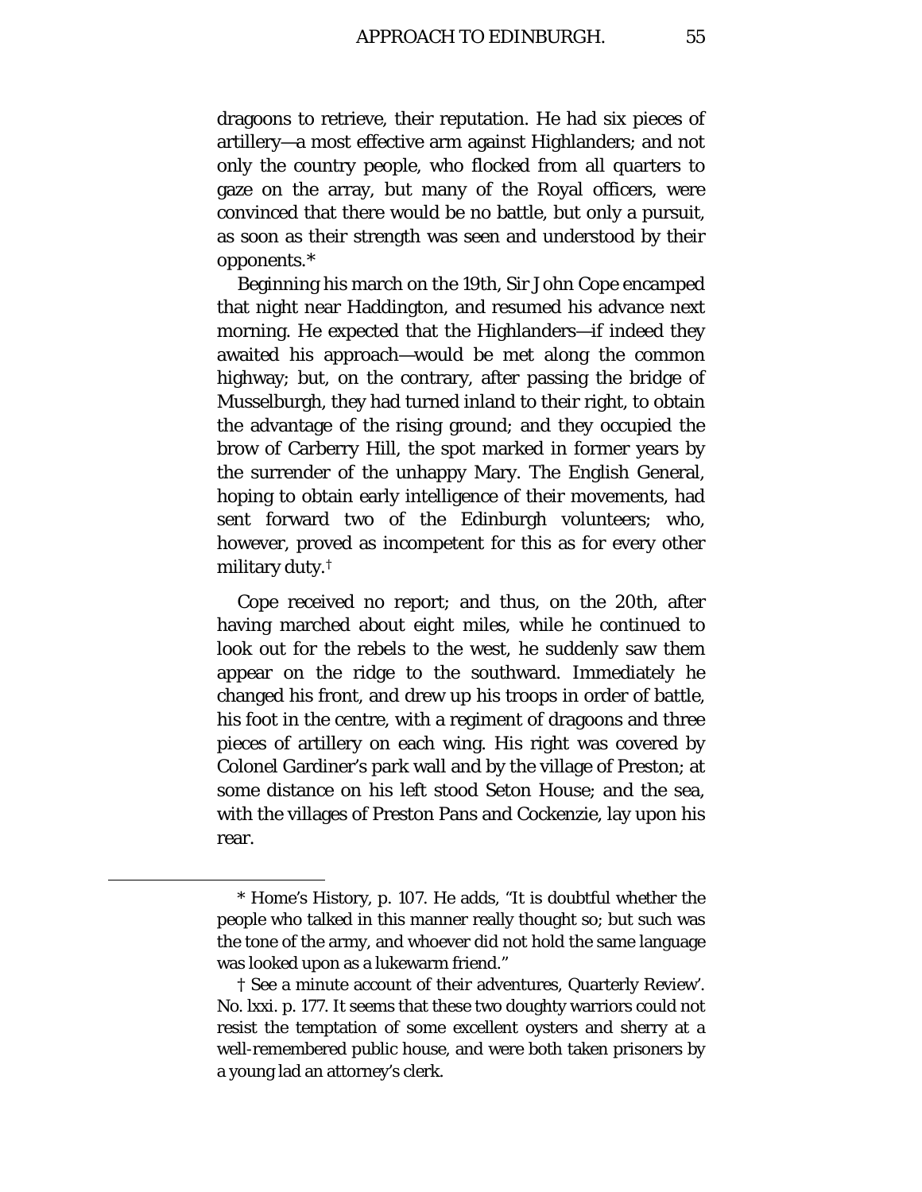dragoons to retrieve, their reputation. He had six pieces of artillery—a most effective arm against Highlanders; and not only the country people, who flocked from all quarters to gaze on the array, but many of the Royal officers, were convinced that there would be no battle, but only a pursuit, as soon as their strength was seen and understood by their opponents.*

Beginning his march on the 19th, Sir John Cope encamped that night near Haddington, and resumed his advance next morning. He expected that the Highlanders—if indeed they awaited his approach—would be met along the common highway; but, on the contrary, after passing the bridge of Musselburgh, they had turned inland to their right, to obtain the advantage of the rising ground; and they occupied the brow of Carberry Hill, the spot marked in former years by the surrender of the unhappy Mary. The English General, hoping to obtain early intelligence of their movements, had sent forward two of the Edinburgh volunteers; who, however, proved as incompetent for this as for every other military duty.†

Cope received no report; and thus, on the 20th, after having marched about eight miles, while he continued to look out for the rebels to the west, he suddenly saw them appear on the ridge to the southward. Immediately he changed his front, and drew up his troops in order of battle, his foot in the centre, with a regiment of dragoons and three pieces of artillery on each wing. His right was covered by Colonel Gardiner's park wall and by the village of Preston; at some distance on his left stood Seton House; and the sea, with the villages of Preston Pans and Cockenzie, lay upon his rear.

---

* Home's History, p. 107. He adds, "It is doubtful whether the people who talked in this manner really thought so; but such was the tone of the army, and whoever did not hold the same language was looked upon as a lukewarm friend."

† See a minute account of their adventures, Quarterly Review'. No. lxxi. p. 177. It seems that these two doughty warriors could not resist the temptation of some excellent oysters and sherry at a well-remembered public house, and were both taken prisoners by a young lad an attorney's clerk.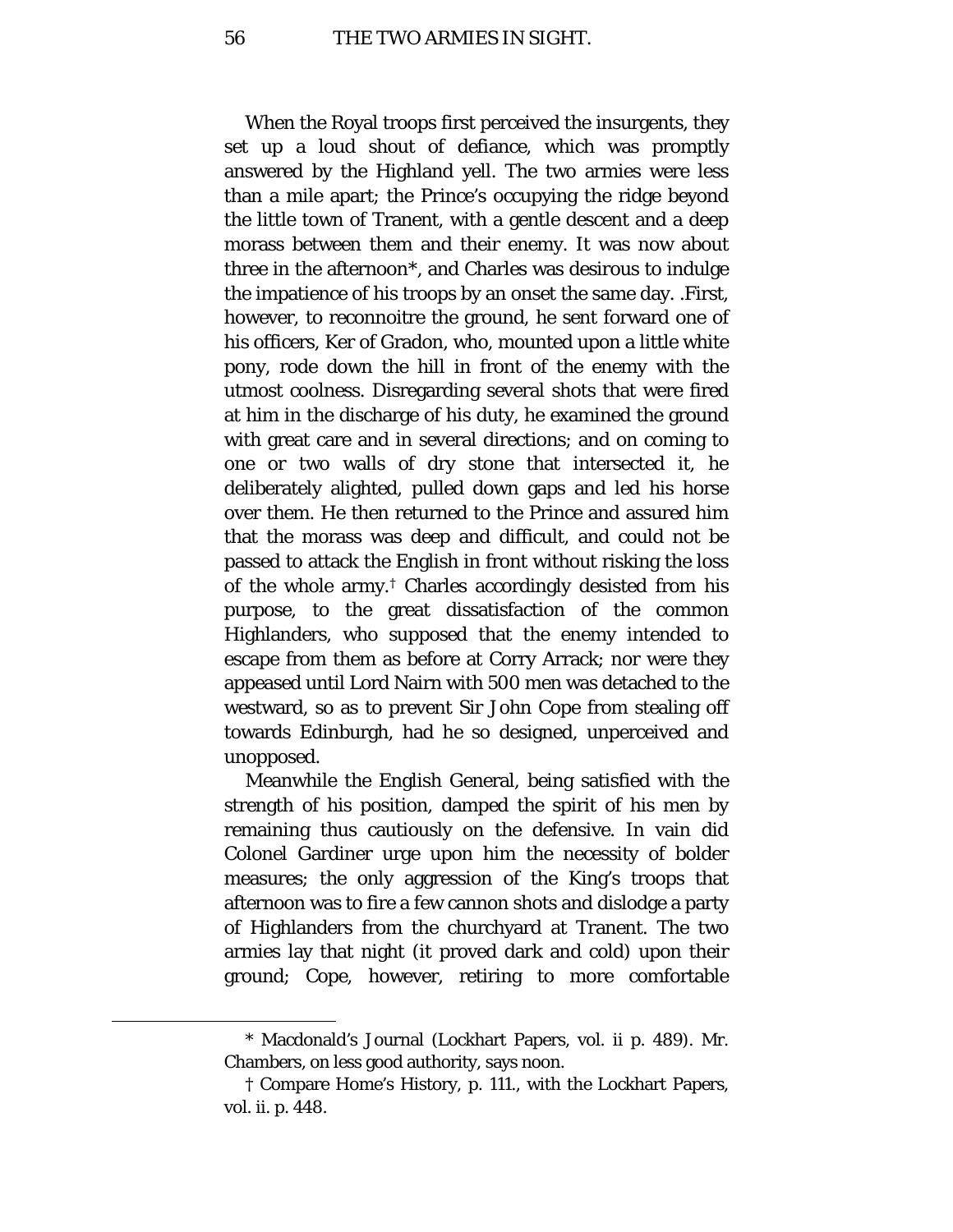When the Royal troops first perceived the insurgents, they set up a loud shout of defiance, which was promptly answered by the Highland yell. The two armies were less than a mile apart; the Prince's occupying the ridge beyond the little town of Tranent, with a gentle descent and a deep morass between them and their enemy. It was now about three in the afternoon*, and Charles was desirous to indulge the impatience of his troops by an onset the same day. .First, however, to reconnoitre the ground, he sent forward one of his officers, Ker of Gradon, who, mounted upon a little white pony, rode down the hill in front of the enemy with the utmost coolness. Disregarding several shots that were fired at him in the discharge of his duty, he examined the ground with great care and in several directions; and on coming to one or two walls of dry stone that intersected it, he deliberately alighted, pulled down gaps and led his horse over them. He then returned to the Prince and assured him that the morass was deep and difficult, and could not be passed to attack the English in front without risking the loss of the whole army.† Charles accordingly desisted from his purpose, to the great dissatisfaction of the common Highlanders, who supposed that the enemy intended to escape from them as before at Corry Arrack; nor were they appeased until Lord Nairn with 500 men was detached to the westward, so as to prevent Sir John Cope from stealing off towards Edinburgh, had he so designed, unperceived and unopposed.

Meanwhile the English General, being satisfied with the strength of his position, damped the spirit of his men by remaining thus cautiously on the defensive. In vain did Colonel Gardiner urge upon him the necessity of bolder measures; the only aggression of the King's troops that afternoon was to fire a few cannon shots and dislodge a party of Highlanders from the churchyard at Tranent. The two armies lay that night (it proved dark and cold) upon their ground; Cope, however, retiring to more comfortable

---

* Macdonald's Journal (Lockhart Papers, vol. ii p. 489). Mr. Chambers, on less good authority, says noon.

† Compare Home's History, p. 111., with the Lockhart Papers, vol. ii. p. 448.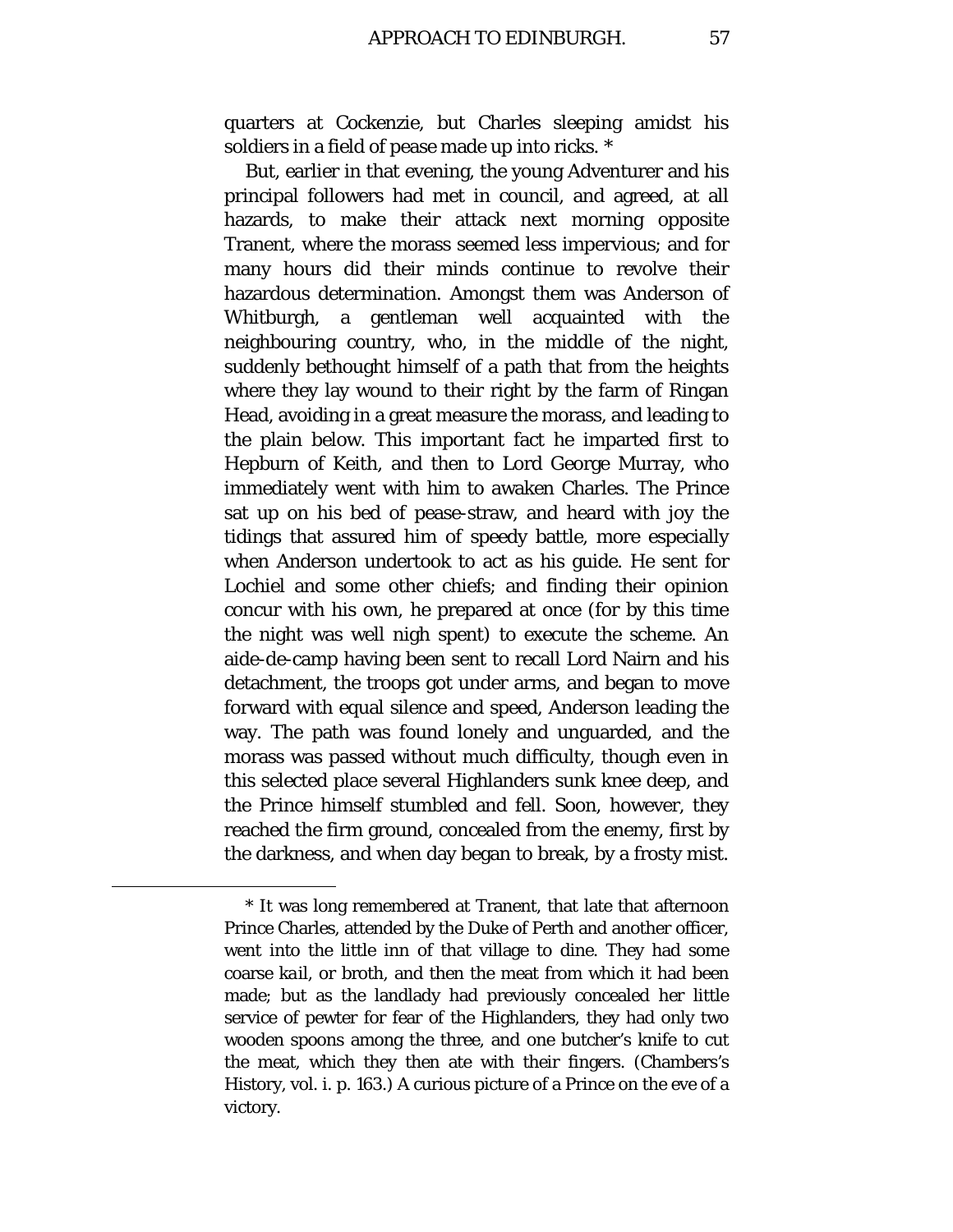quarters at Cockenzie, but Charles sleeping amidst his soldiers in a field of pease made up into ricks. *

But, earlier in that evening, the young Adventurer and his principal followers had met in council, and agreed, at all hazards, to make their attack next morning opposite Tranent, where the morass seemed less impervious; and for many hours did their minds continue to revolve their hazardous determination. Amongst them was Anderson of Whitburgh, a gentleman well acquainted with the neighbouring country, who, in the middle of the night, suddenly bethought himself of a path that from the heights where they lay wound to their right by the farm of Ringan Head, avoiding in a great measure the morass, and leading to the plain below. This important fact he imparted first to Hepburn of Keith, and then to Lord George Murray, who immediately went with him to awaken Charles. The Prince sat up on his bed of pease-straw, and heard with joy the tidings that assured him of speedy battle, more especially when Anderson undertook to act as his guide. He sent for Lochiel and some other chiefs; and finding their opinion concur with his own, he prepared at once (for by this time the night was well nigh spent) to execute the scheme. An aide-de-camp having been sent to recall Lord Nairn and his detachment, the troops got under arms, and began to move forward with equal silence and speed, Anderson leading the way. The path was found lonely and unguarded, and the morass was passed without much difficulty, though even in this selected place several Highlanders sunk knee deep, and the Prince himself stumbled and fell. Soon, however, they reached the firm ground, concealed from the enemy, first by the darkness, and when day began to break, by a frosty mist.

---

* It was long remembered at Tranent, that late that afternoon Prince Charles, attended by the Duke of Perth and another officer, went into the little inn of that village to dine. They had some coarse *kail*, or broth, and then the meat from which it had been made; but as the landlady had previously concealed her little service of pewter for fear of the Highlanders, they had only two wooden spoons among the three, and one butcher's knife to cut the meat, which they then ate with their fingers. (Chambers's History, vol. i. p. 163.) A curious picture of a Prince on the eve of a victory.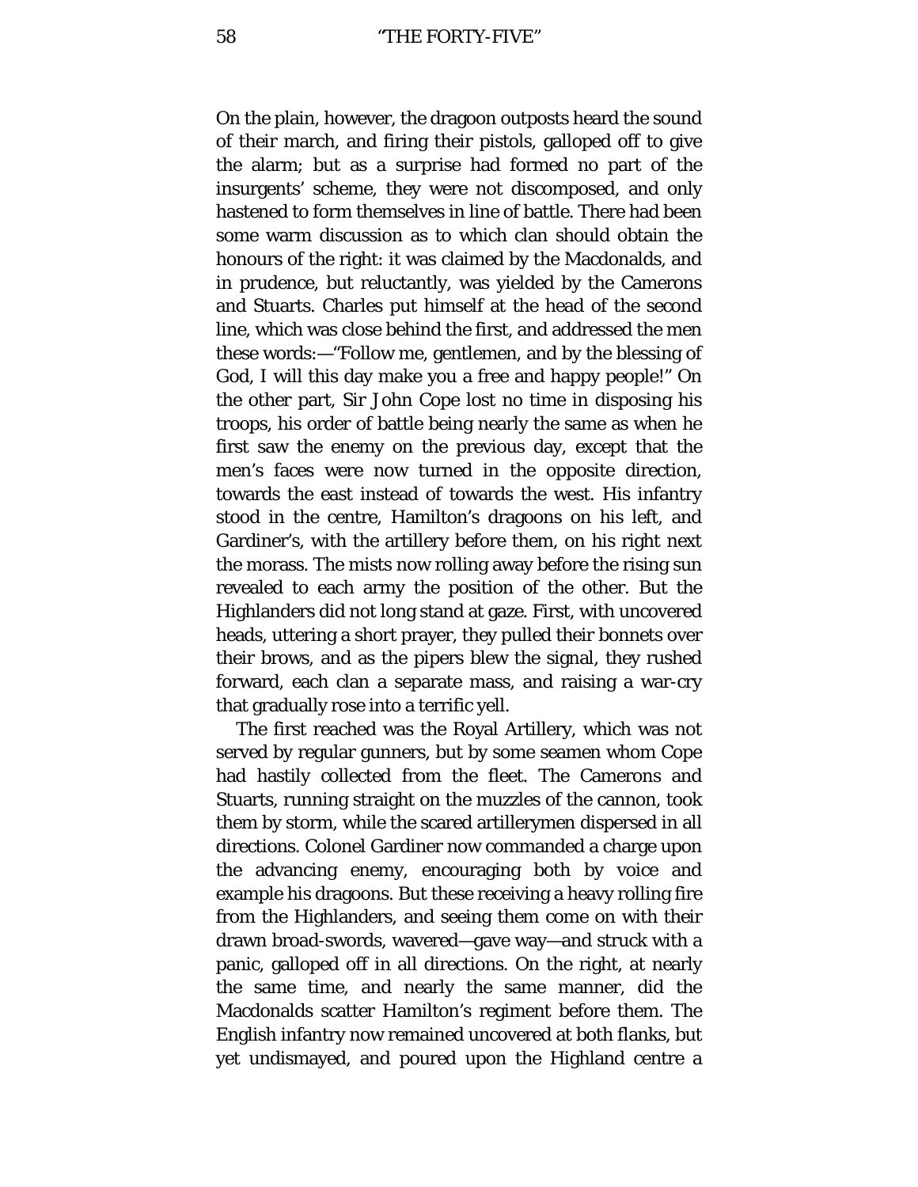On the plain, however, the dragoon outposts heard the sound of their march, and firing their pistols, galloped off to give the alarm; but as a surprise had formed no part of the insurgents' scheme, they were not discomposed, and only hastened to form themselves in line of battle. There had been some warm discussion as to which clan should obtain the honours of the right: it was claimed by the Macdonalds, and in prudence, but reluctantly, was yielded by the Camerons and Stuarts. Charles put himself at the head of the second line, which was close behind the first, and addressed the men these words:—"Follow me, gentlemen, and by the blessing of God, I will this day make you a free and happy people!" On the other part, Sir John Cope lost no time in disposing his troops, his order of battle being nearly the same as when he first saw the enemy on the previous day, except that the men's faces were now turned in the opposite direction, towards the east instead of towards the west. His infantry stood in the centre, Hamilton's dragoons on his left, and Gardiner's, with the artillery before them, on his right next the morass. The mists now rolling away before the rising sun revealed to each army the position of the other. But the Highlanders did not long stand at gaze. First, with uncovered heads, uttering a short prayer, they pulled their bonnets over their brows, and as the pipers blew the signal, they rushed forward, each clan a separate mass, and raising a war-cry that gradually rose into a terrific yell.

The first reached was the Royal Artillery, which was not served by regular gunners, but by some seamen whom Cope had hastily collected from the fleet. The Camerons and Stuarts, running straight on the muzzles of the cannon, took them by storm, while the scared artillerymen dispersed in all directions. Colonel Gardiner now commanded a charge upon the advancing enemy, encouraging both by voice and example his dragoons. But these receiving a heavy rolling fire from the Highlanders, and seeing them come on with their drawn broad-swords, wavered—gave way—and struck with a panic, galloped off in all directions. On the right, at nearly the same time, and nearly the same manner, did the Macdonalds scatter Hamilton's regiment before them. The English infantry now remained uncovered at both flanks, but yet undismayed, and poured upon the Highland centre a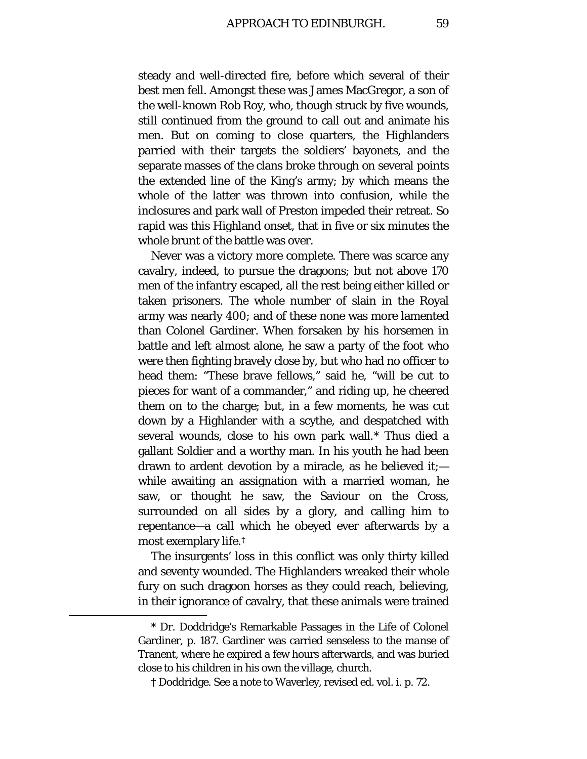steady and well-directed fire, before which several of their best men fell. Amongst these was James MacGregor, a son of the well-known Rob Roy, who, though struck by five wounds, still continued from the ground to call out and animate his men. But on coming to close quarters, the Highlanders parried with their targets the soldiers' bayonets, and the separate masses of the clans broke through on several points the extended line of the King's army; by which means the whole of the latter was thrown into confusion, while the inclosures and park wall of Preston impeded their retreat. So rapid was this Highland onset, that in five or six minutes the whole brunt of the battle was over.

Never was a victory more complete. There was scarce any cavalry, indeed, to pursue the dragoons; but not above 170 men of the infantry escaped, all the rest being either killed or taken prisoners. The whole number of slain in the Royal army was nearly 400; and of these none was more lamented than Colonel Gardiner. When forsaken by his horsemen in battle and left almost alone, he saw a party of the foot who were then fighting bravely close by, but who had no officer to head them: "These brave fellows," said he, "will be cut to pieces for want of a commander," and riding up, he cheered them on to the charge; but, in a few moments, he was cut down by a Highlander with a scythe, and despatched with several wounds, close to his own park wall.* Thus died a gallant Soldier and a worthy man. In his youth he had been drawn to ardent devotion by a miracle, as he believed it;—while awaiting an assignation with a married woman, he saw, or thought he saw, the Saviour on the Cross, surrounded on all sides by a glory, and calling him to repentance—a call which he obeyed ever afterwards by a most exemplary life.†

The insurgents' loss in this conflict was only thirty killed and seventy wounded. The Highlanders wreaked their whole fury on such dragoon horses as they could reach, believing, in their ignorance of cavalry, that these animals were trained

---

* Dr. Doddridge's Remarkable Passages in the Life of Colonel Gardiner, p. 187. Gardiner was carried senseless to the manse of Tranent, where he expired a few hours afterwards, and was buried close to his children in his own the village, church.

† Doddridge. See a note to Waverley, revised ed. vol. i. p. 72.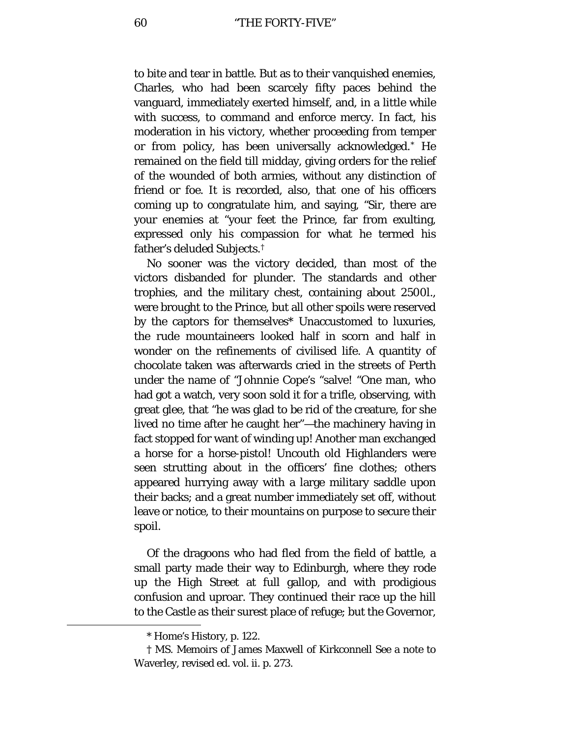to bite and tear in battle. But as to their vanquished enemies, Charles, who had been scarcely fifty paces behind the vanguard, immediately exerted himself, and, in a little while with success, to command and enforce mercy. In fact, his moderation in his victory, whether proceeding from temper or from policy, has been universally acknowledged.* He remained on the field till midday, giving orders for the relief of the wounded of both armies, without any distinction of friend or foe. It is recorded, also, that one of his officers coming up to congratulate him, and saying, "Sir, there are your enemies at "your feet the Prince, far from exulting, expressed only his compassion for what he termed his father's deluded Subjects.†

No sooner was the victory decided, than most of the victors disbanded for plunder. The standards and other trophies, and the military chest, containing about 2500l., were brought to the Prince, but all other spoils were reserved by the captors for themselves* Unaccustomed to luxuries, the rude mountaineers looked half in scorn and half in wonder on the refinements of civilised life. A quantity of chocolate taken was afterwards cried in the streets of Perth under the name of "Johnnie Cope's "salve! "One man, who had got a watch, very soon sold it for a trifle, observing, with great glee, that "he was glad to be rid of the creature, for she lived no time after he caught her"—the machinery having in fact stopped for want of winding up! Another man exchanged a horse for a horse-pistol! Uncouth old Highlanders were seen strutting about in the officers' fine clothes; others appeared hurrying away with a large military saddle upon their backs; and a great number immediately set off, without leave or notice, to their mountains on purpose to secure their spoil.

Of the dragoons who had fled from the field of battle, a small party made their way to Edinburgh, where they rode up the High Street at full gallop, and with prodigious confusion and uproar. They continued their race up the hill to the Castle as their surest place of refuge; but the Governor,

---

* Home's History, p. 122.

† MS. Memoirs of James Maxwell of Kirkconnell See a note to Waverley, revised ed. vol. ii. p. 273.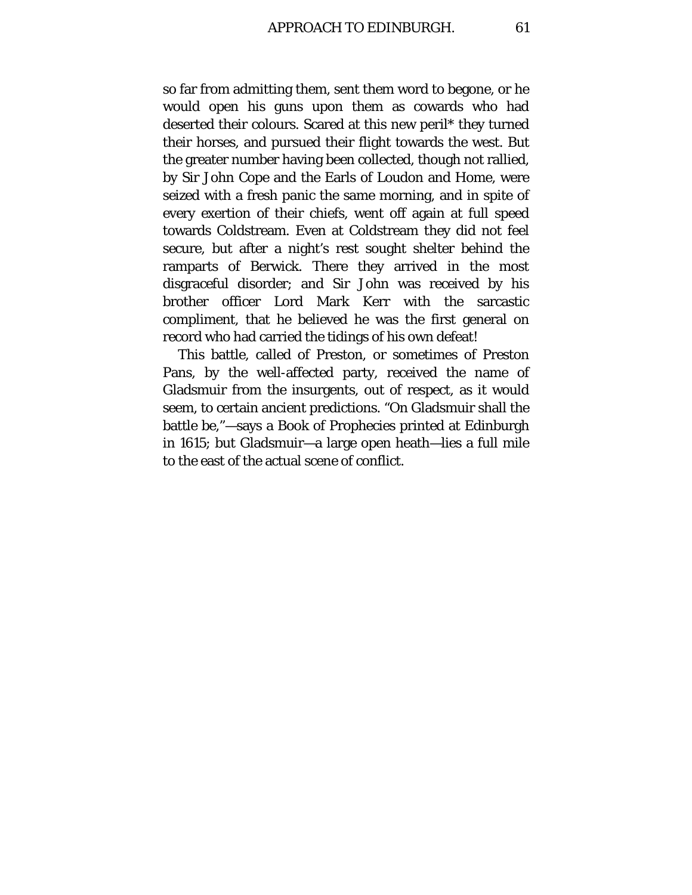so far from admitting them, sent them word to begone, or he would open his guns upon them as cowards who had deserted their colours. Scared at this new peril* they turned their horses, and pursued their flight towards the west. But the greater number having been collected, though not rallied, by Sir John Cope and the Earls of Loudon and Home, were seized with a fresh panic the same morning, and in spite of every exertion of their chiefs, went off again at full speed towards Coldstream. Even at Coldstream they did not feel secure, but after a night's rest sought shelter behind the ramparts of Berwick. There they arrived in the most disgraceful disorder; and Sir John was received by his brother officer Lord Mark Kerr with the sarcastic compliment, that he believed he was the first general on record who had carried the tidings of his own defeat!

This battle, called of Preston, or sometimes of Preston Pans, by the well-affected party, received the name of Gladsmuir from the insurgents, out of respect, as it would seem, to certain ancient predictions. "On Gladsmuir shall the battle be,"—says a Book of Prophecies printed at Edinburgh in 1615; but Gladsmuir—a large open heath—lies a full mile to the east of the actual scene of conflict.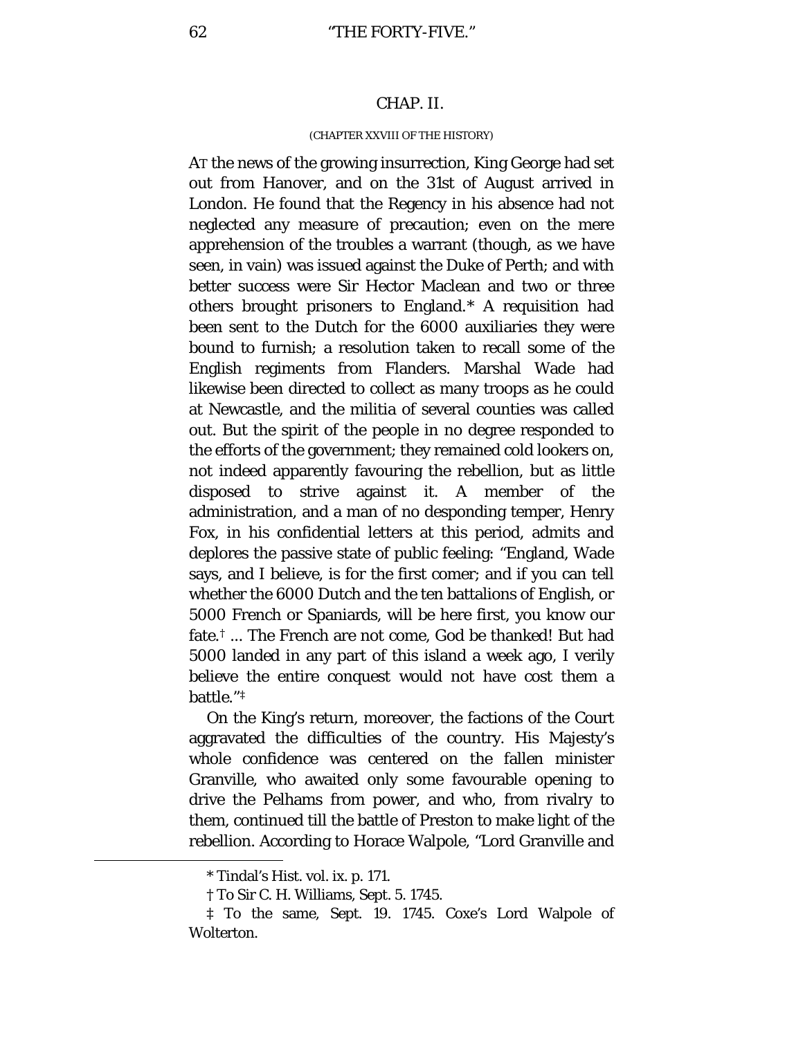## CHAP. II.

(CHAPTER XXVIII OF THE HISTORY)

AT the news of the growing insurrection, King George had set out from Hanover, and on the 31st of August arrived in London. He found that the Regency in his absence had not neglected any measure of precaution; even on the mere apprehension of the troubles a warrant (though, as we have seen, in vain) was issued against the Duke of Perth; and with better success were Sir Hector Maclean and two or three others brought prisoners to England.* A requisition had been sent to the Dutch for the 6000 auxiliaries they were bound to furnish; a resolution taken to recall some of the English regiments from Flanders. Marshal Wade had likewise been directed to collect as many troops as he could at Newcastle, and the militia of several counties was called out. But the spirit of the people in no degree responded to the efforts of the government; they remained cold lookers on, not indeed apparently favouring the rebellion, but as little disposed to strive against it. A member of the administration, and a man of no desponding temper, Henry Fox, in his confidential letters at this period, admits and deplores the passive state of public feeling: "England, Wade says, and I believe, is for the first comer; and if you can tell whether the 6000 Dutch and the ten battalions of English, or 5000 French or Spaniards, will be here first, you know our fate.† ... The French are not come, God be thanked! But had 5000 landed in any part of this island a week ago, I verily believe the entire conquest would not have cost them a battle."‡

On the King's return, moreover, the factions of the Court aggravated the difficulties of the country. His Majesty's whole confidence was centered on the fallen minister Granville, who awaited only some favourable opening to drive the Pelhams from power, and who, from rivalry to them, continued till the battle of Preston to make light of the rebellion. According to Horace Walpole, "Lord Granville and

---

* Tindal's Hist. vol. ix. p. 171.

† To Sir C. H. Williams, Sept. 5. 1745.

‡ To the same, Sept. 19. 1745. Coxe's Lord Walpole of Wolterton.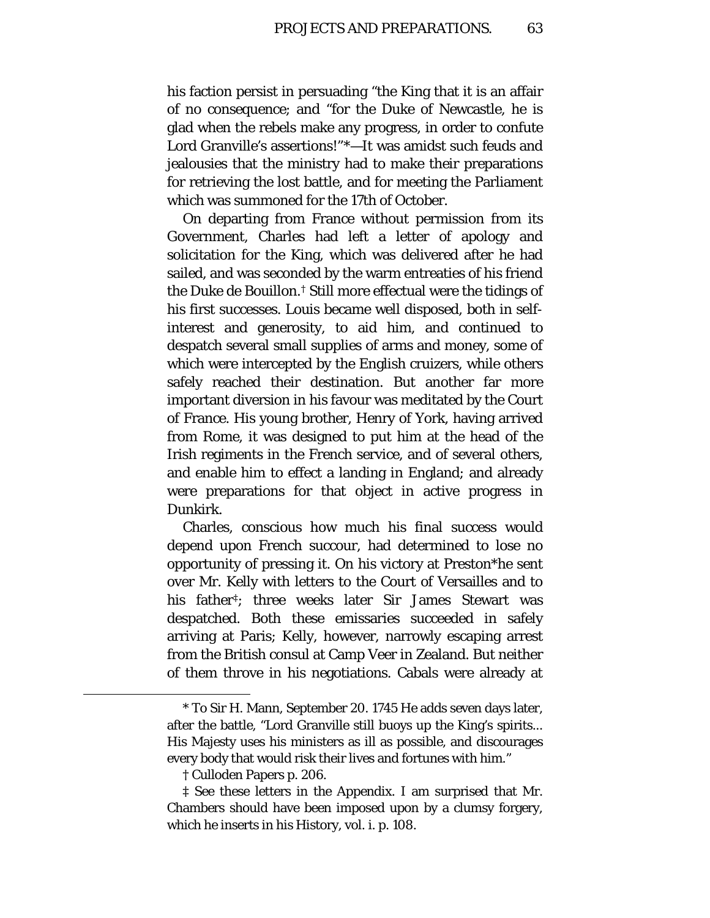his faction persist in persuading "the King that it is an affair of no consequence; and "for the Duke of Newcastle, he is glad when the rebels make any progress, in order to confute Lord Granville's assertions!"*—It was amidst such feuds and jealousies that the ministry had to make their preparations for retrieving the lost battle, and for meeting the Parliament which was summoned for the 17th of October.

On departing from France without permission from its Government, Charles had left a letter of apology and solicitation for the King, which was delivered after he had sailed, and was seconded by the warm entreaties of his friend the Duke de Bouillon.† Still more effectual were the tidings of his first successes. Louis became well disposed, both in self-interest and generosity, to aid him, and continued to despatch several small supplies of arms and money, some of which were intercepted by the English cruizers, while others safely reached their destination. But another far more important diversion in his favour was meditated by the Court of France. His young brother, Henry of York, having arrived from Rome, it was designed to put him at the head of the Irish regiments in the French service, and of several others, and enable him to effect a landing in England; and already were preparations for that object in active progress in Dunkirk.

Charles, conscious how much his final success would depend upon French succour, had determined to lose no opportunity of pressing it. On his victory at Preston*he sent over Mr. Kelly with letters to the Court of Versailles and to his father‡; three weeks later Sir James Stewart was despatched. Both these emissaries succeeded in safely arriving at Paris; Kelly, however, narrowly escaping arrest from the British consul at Camp Veer in Zealand. But neither of them throve in his negotiations. Cabals were already at

---

\* To Sir H. Mann, September 20. 1745 He adds seven days later, after the battle, "Lord Granville still buoys up the King's spirits... His Majesty uses his ministers as ill as possible, and discourages every body that would risk their lives and fortunes with him."

† Culloden Papers p. 206.

‡ See these letters in the Appendix. I am surprised that Mr. Chambers should have been imposed upon by a clumsy forgery, which he inserts in his History, vol. i. p. 108.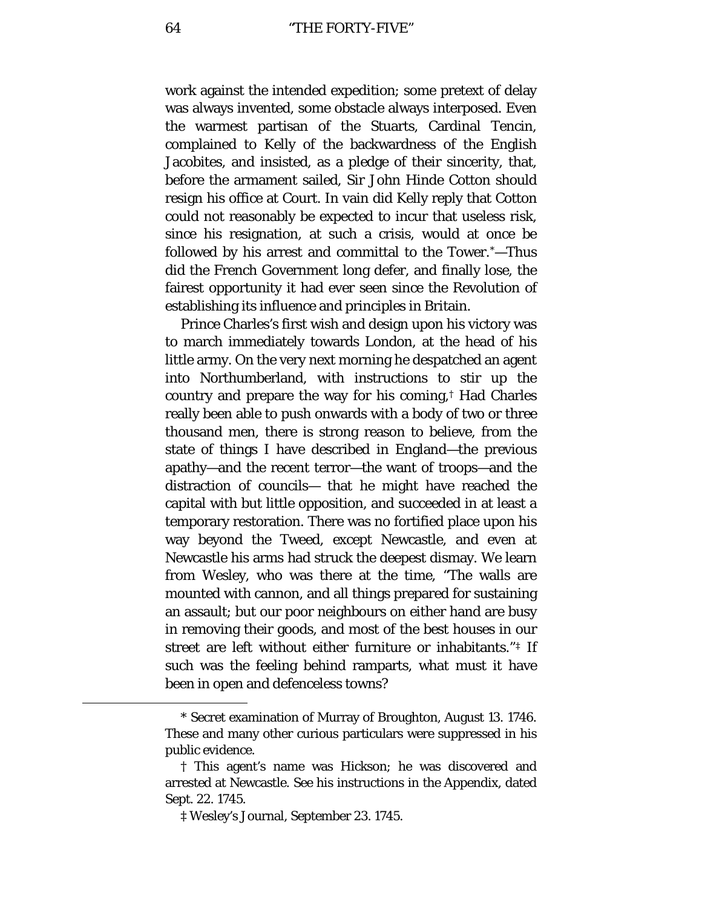work against the intended expedition; some pretext of delay was always invented, some obstacle always interposed. Even the warmest partisan of the Stuarts, Cardinal Tencin, complained to Kelly of the backwardness of the English Jacobites, and insisted, as a pledge of their sincerity, that, before the armament sailed, Sir John Hinde Cotton should resign his office at Court. In vain did Kelly reply that Cotton could not reasonably be expected to incur that useless risk, since his resignation, at such a crisis, would at once be followed by his arrest and committal to the Tower.*—Thus did the French Government long defer, and finally lose, the fairest opportunity it had ever seen since the Revolution of establishing its influence and principles in Britain.

Prince Charles's first wish and design upon his victory was to march immediately towards London, at the head of his little army. On the very next morning he despatched an agent into Northumberland, with instructions to stir up the country and prepare the way for his coming,† Had Charles really been able to push onwards with a body of two or three thousand men, there is strong reason to believe, from the state of things I have described in England—the previous apathy—and the recent terror—the want of troops—and the distraction of councils— that he might have reached the capital with but little opposition, and succeeded in at least a temporary restoration. There was no fortified place upon his way beyond the Tweed, except Newcastle, and even at Newcastle his arms had struck the deepest dismay. We learn from Wesley, who was there at the time, "The walls are mounted with cannon, and all things prepared for sustaining an assault; but our poor neighbours on either hand are busy in removing their goods, and most of the best houses in our street are left without either furniture or inhabitants."‡ If such was the feeling behind ramparts, what must it have been in open and defenceless towns?

---

* Secret examination of Murray of Broughton, August 13. 1746. These and many other curious particulars were suppressed in his public evidence.

† This agent's name was Hickson; he was discovered and arrested at Newcastle. See his instructions in the Appendix, dated Sept. 22. 1745.

‡ Wesley's Journal, September 23. 1745.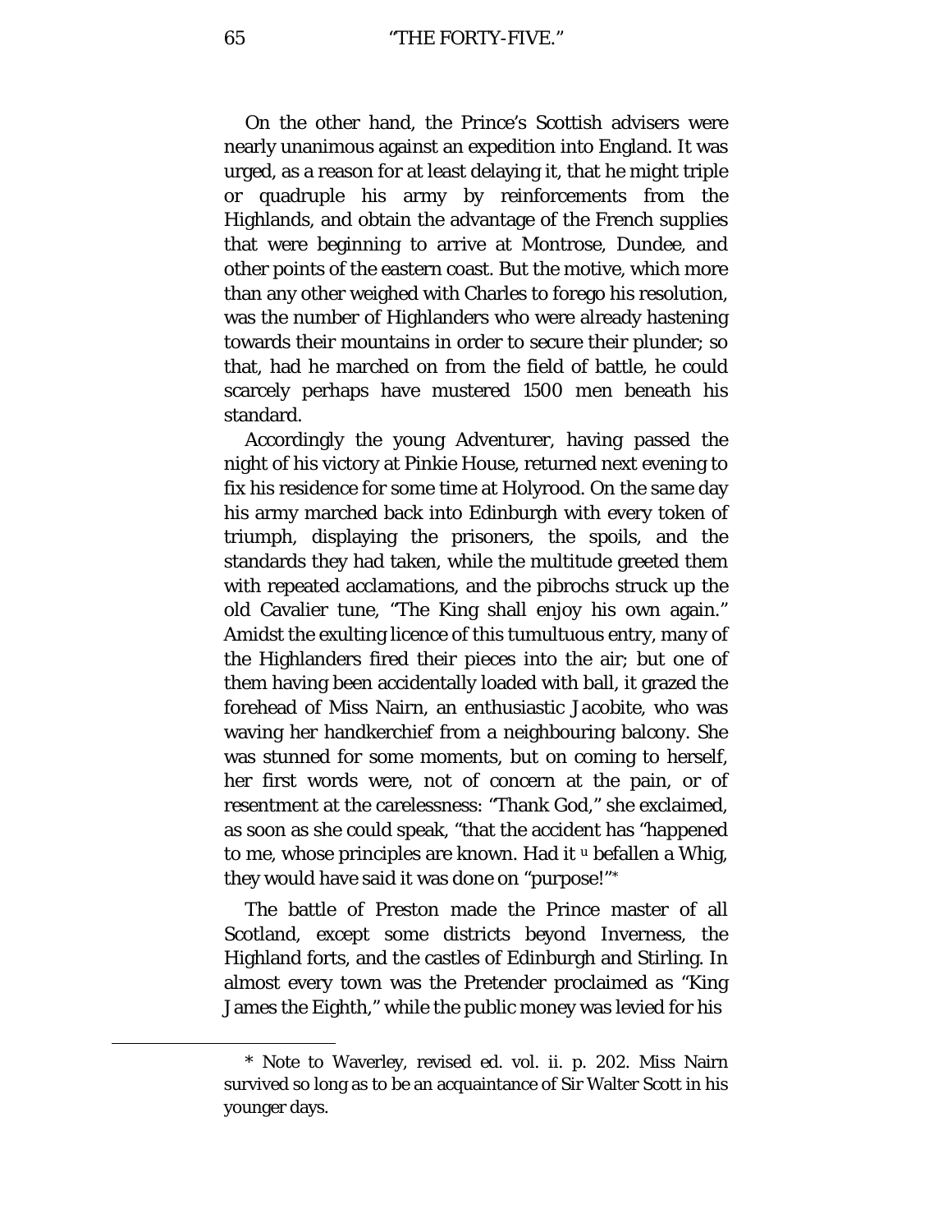On the other hand, the Prince's Scottish advisers were nearly unanimous against an expedition into England. It was urged, as a reason for at least delaying it, that he might triple or quadruple his army by reinforcements from the Highlands, and obtain the advantage of the French supplies that were beginning to arrive at Montrose, Dundee, and other points of the eastern coast. But the motive, which more than any other weighed with Charles to forego his resolution, was the number of Highlanders who were already hastening towards their mountains in order to secure their plunder; so that, had he marched on from the field of battle, he could scarcely perhaps have mustered 1500 men beneath his standard.

Accordingly the young Adventurer, having passed the night of his victory at Pinkie House, returned next evening to fix his residence for some time at Holyrood. On the same day his army marched back into Edinburgh with every token of triumph, displaying the prisoners, the spoils, and the standards they had taken, while the multitude greeted them with repeated acclamations, and the pibrochs struck up the old Cavalier tune, "The King shall enjoy his own again." Amidst the exulting licence of this tumultuous entry, many of the Highlanders fired their pieces into the air; but one of them having been accidentally loaded with ball, it grazed the forehead of Miss Nairn, an enthusiastic Jacobite, who was waving her handkerchief from a neighbouring balcony. She was stunned for some moments, but on coming to herself, her first words were, not of concern at the pain, or of resentment at the carelessness: "Thank God," she exclaimed, as soon as she could speak, "that the accident has "happened to me, whose principles are known. Had it " befallen a Whig, they would have said it was done on "purpose!"*

The battle of Preston made the Prince master of all Scotland, except some districts beyond Inverness, the Highland forts, and the castles of Edinburgh and Stirling. In almost every town was the Pretender proclaimed as "King James the Eighth," while the public money was levied for his

* Note to Waverley, revised ed. vol. ii. p. 202. Miss Nairn survived so long as to be an acquaintance of Sir Walter Scott in his younger days.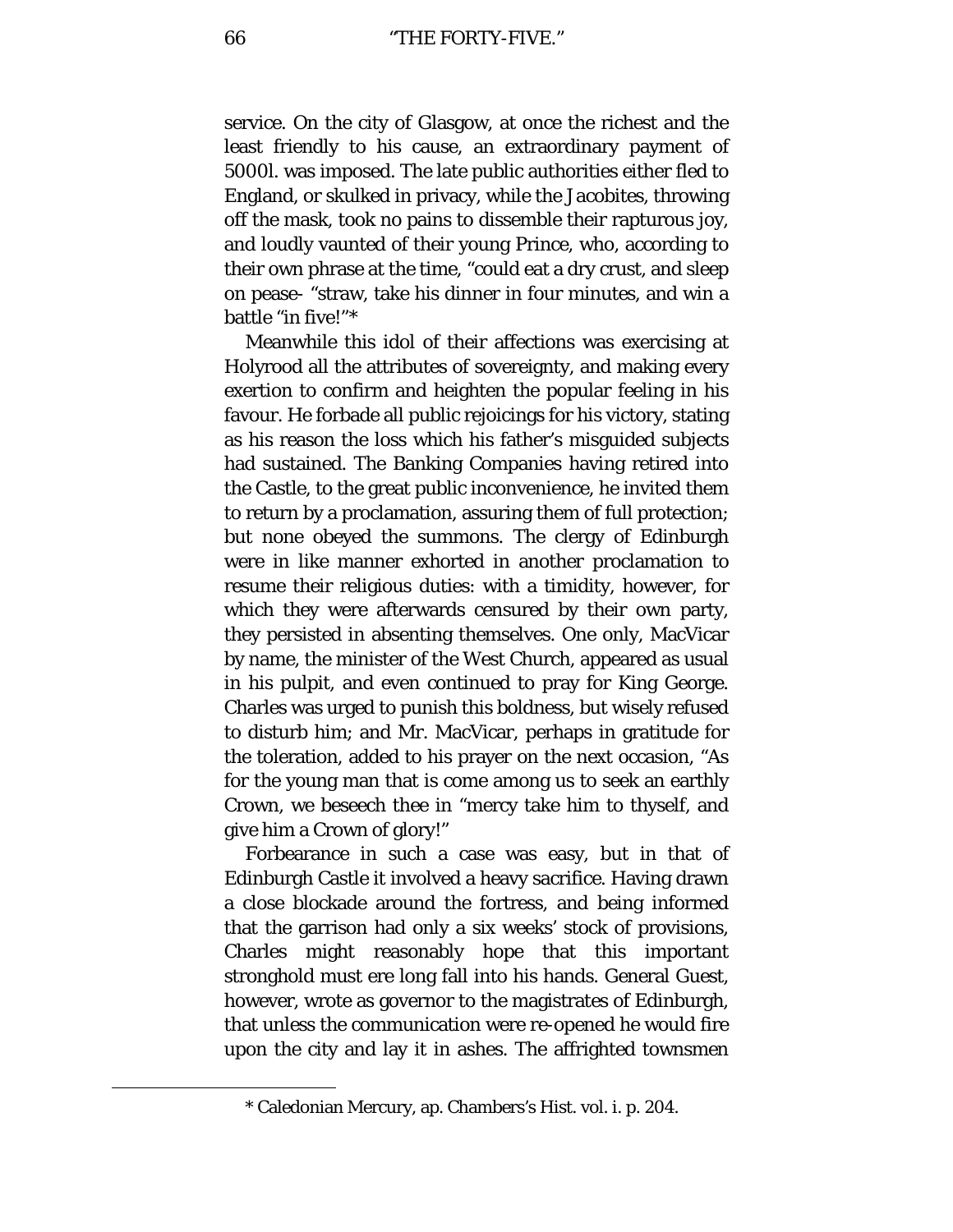service. On the city of Glasgow, at once the richest and the least friendly to his cause, an extraordinary payment of 5000l. was imposed. The late public authorities either fled to England, or skulked in privacy, while the Jacobites, throwing off the mask, took no pains to dissemble their rapturous joy, and loudly vaunted of their young Prince, who, according to their own phrase at the time, "could eat a dry crust, and sleep on pease- "straw, take his dinner in four minutes, and win a battle "in five!"*

Meanwhile this idol of their affections was exercising at Holyrood all the attributes of sovereignty, and making every exertion to confirm and heighten the popular feeling in his favour. He forbade all public rejoicings for his victory, stating as his reason the loss which his father's misguided subjects had sustained. The Banking Companies having retired into the Castle, to the great public inconvenience, he invited them to return by a proclamation, assuring them of full protection; but none obeyed the summons. The clergy of Edinburgh were in like manner exhorted in another proclamation to resume their religious duties: with a timidity, however, for which they were afterwards censured by their own party, they persisted in absenting themselves. One only, MacVicar by name, the minister of the West Church, appeared as usual in his pulpit, and even continued to pray for King George. Charles was urged to punish this boldness, but wisely refused to disturb him; and Mr. MacVicar, perhaps in gratitude for the toleration, added to his prayer on the next occasion, "As for the young man that is come among us to seek an earthly Crown, we beseech thee in "mercy take him to thyself, and give him a Crown of glory!"

Forbearance in such a case was easy, but in that of Edinburgh Castle it involved a heavy sacrifice. Having drawn a close blockade around the fortress, and being informed that the garrison had only a six weeks' stock of provisions, Charles might reasonably hope that this important stronghold must ere long fall into his hands. General Guest, however, wrote as governor to the magistrates of Edinburgh, that unless the communication were re-opened he would fire upon the city and lay it in ashes. The affrighted townsmen

* Caledonian Mercury, ap. Chambers's Hist. vol. i. p. 204.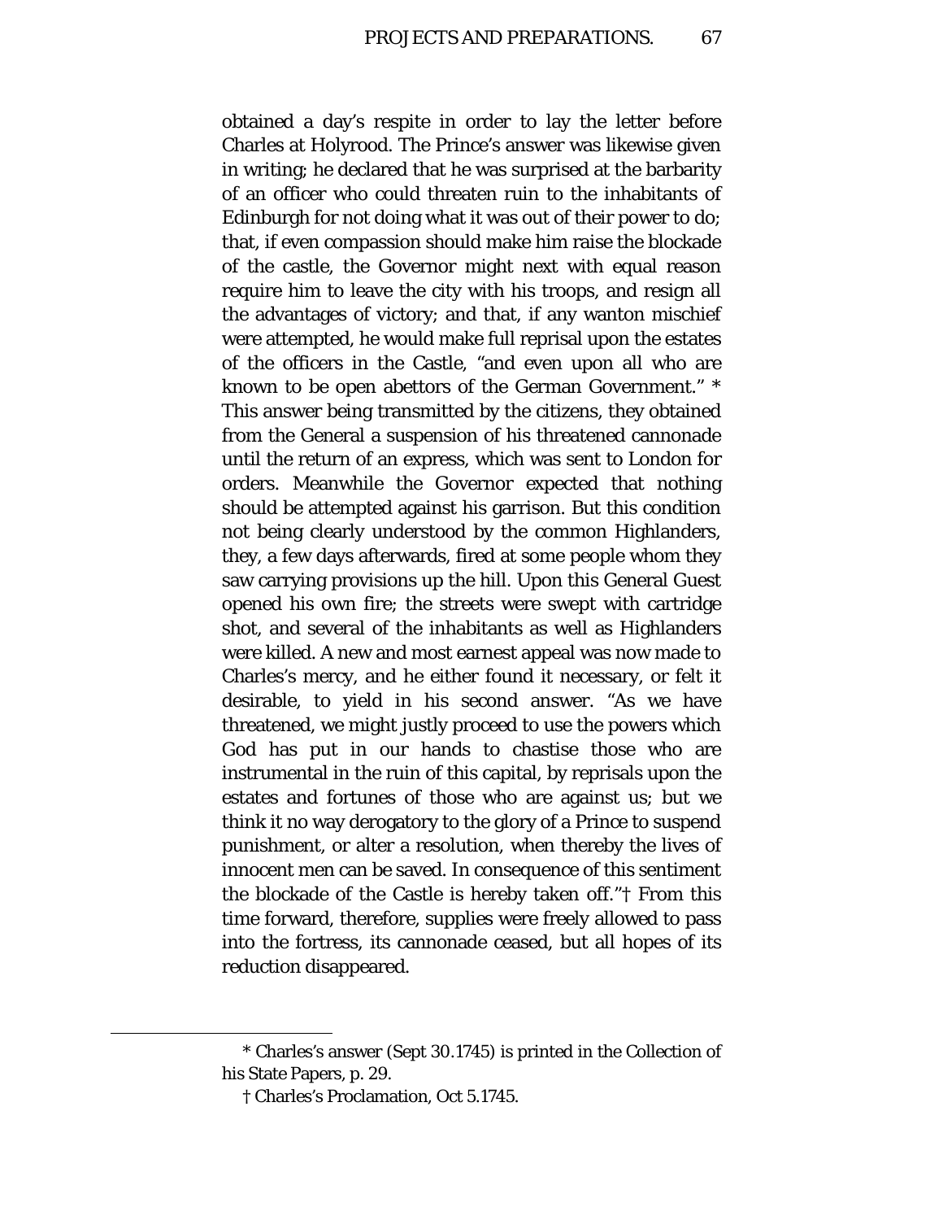obtained a day's respite in order to lay the letter before Charles at Holyrood. The Prince's answer was likewise given in writing; he declared that he was surprised at the barbarity of an officer who could threaten ruin to the inhabitants of Edinburgh for not doing what it was out of their power to do; that, if even compassion should make him raise the blockade of the castle, the Governor might next with equal reason require him to leave the city with his troops, and resign all the advantages of victory; and that, if any wanton mischief were attempted, he would make full reprisal upon the estates of the officers in the Castle, "and even upon all who are known to be open abettors of the German Government." * This answer being transmitted by the citizens, they obtained from the General a suspension of his threatened cannonade until the return of an express, which was sent to London for orders. Meanwhile the Governor expected that nothing should be attempted against his garrison. But this condition not being clearly understood by the common Highlanders, they, a few days afterwards, fired at some people whom they saw carrying provisions up the hill. Upon this General Guest opened his own fire; the streets were swept with cartridge shot, and several of the inhabitants as well as Highlanders were killed. A new and most earnest appeal was now made to Charles's mercy, and he either found it necessary, or felt it desirable, to yield in his second answer. "As we have threatened, we might justly proceed to use the powers which God has put in our hands to chastise those who are instrumental in the ruin of this capital, by reprisals upon the estates and fortunes of those who are against us; but we think it no way derogatory to the glory of a Prince to suspend punishment, or alter a resolution, when thereby the lives of innocent men can be saved. In consequence of this sentiment the blockade of the Castle is hereby taken off."† From this time forward, therefore, supplies were freely allowed to pass into the fortress, its cannonade ceased, but all hopes of its reduction disappeared.

---

\* Charles's answer (Sept 30.1745) is printed in the Collection of his State Papers, p. 29.

† Charles's Proclamation, Oct 5.1745.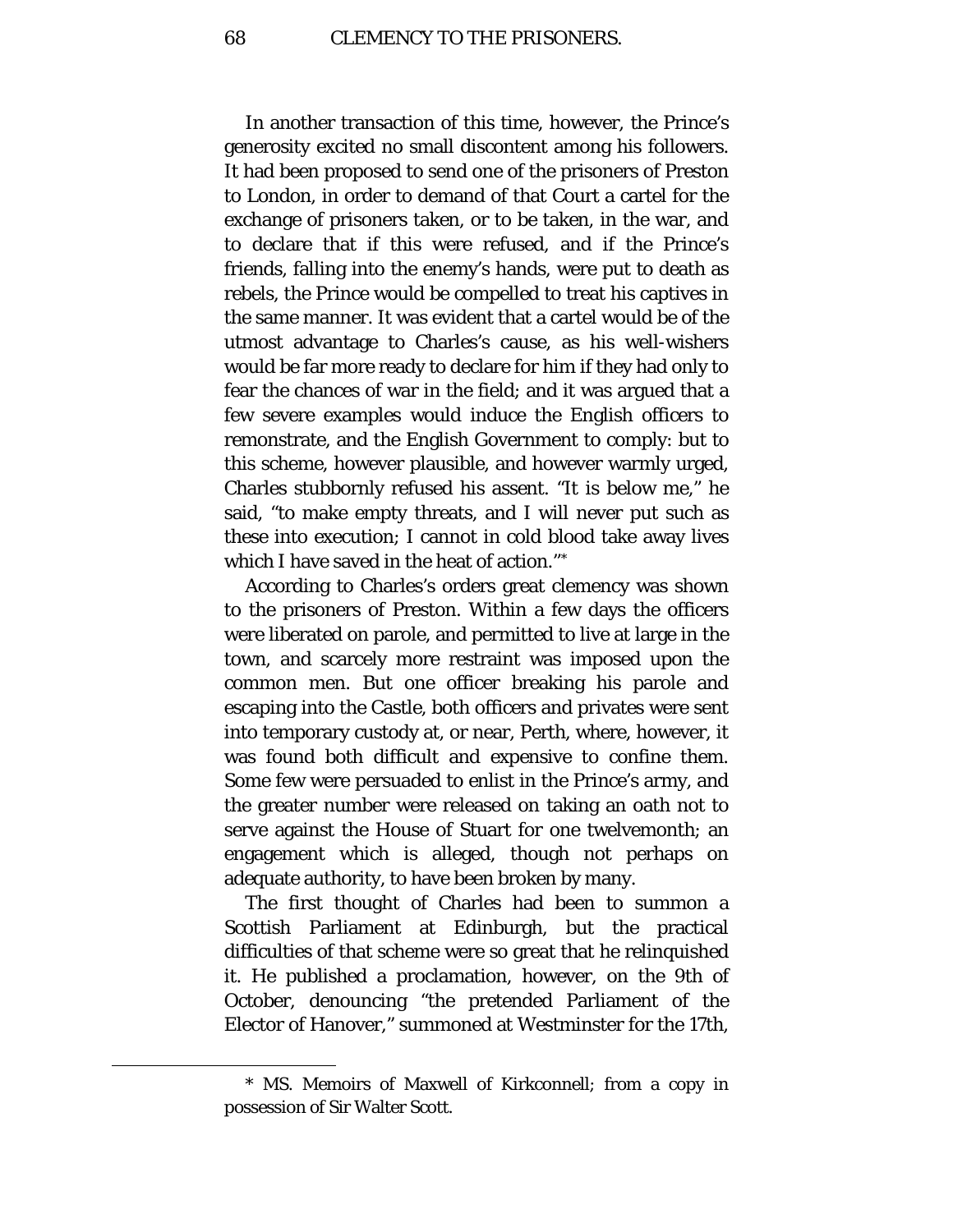In another transaction of this time, however, the Prince's generosity excited no small discontent among his followers. It had been proposed to send one of the prisoners of Preston to London, in order to demand of that Court a cartel for the exchange of prisoners taken, or to be taken, in the war, and to declare that if this were refused, and if the Prince's friends, falling into the enemy's hands, were put to death as rebels, the Prince would be compelled to treat his captives in the same manner. It was evident that a cartel would be of the utmost advantage to Charles's cause, as his well-wishers would be far more ready to declare for him if they had only to fear the chances of war in the field; and it was argued that a few severe examples would induce the English officers to remonstrate, and the English Government to comply: but to this scheme, however plausible, and however warmly urged, Charles stubbornly refused his assent. "It is below me," he said, "to make empty threats, and I will never put such as these into execution; I cannot in cold blood take away lives which I have saved in the heat of action."*

According to Charles's orders great clemency was shown to the prisoners of Preston. Within a few days the officers were liberated on parole, and permitted to live at large in the town, and scarcely more restraint was imposed upon the common men. But one officer breaking his parole and escaping into the Castle, both officers and privates were sent into temporary custody at, or near, Perth, where, however, it was found both difficult and expensive to confine them. Some few were persuaded to enlist in the Prince's army, and the greater number were released on taking an oath not to serve against the House of Stuart for one twelvemonth; an engagement which is alleged, though not perhaps on adequate authority, to have been broken by many.

The first thought of Charles had been to summon a Scottish Parliament at Edinburgh, but the practical difficulties of that scheme were so great that he relinquished it. He published a proclamation, however, on the 9th of October, denouncing "the pretended Parliament of the Elector of Hanover," summoned at Westminster for the 17th,

---

* MS. Memoirs of Maxwell of Kirkconnell; from a copy in possession of Sir Walter Scott.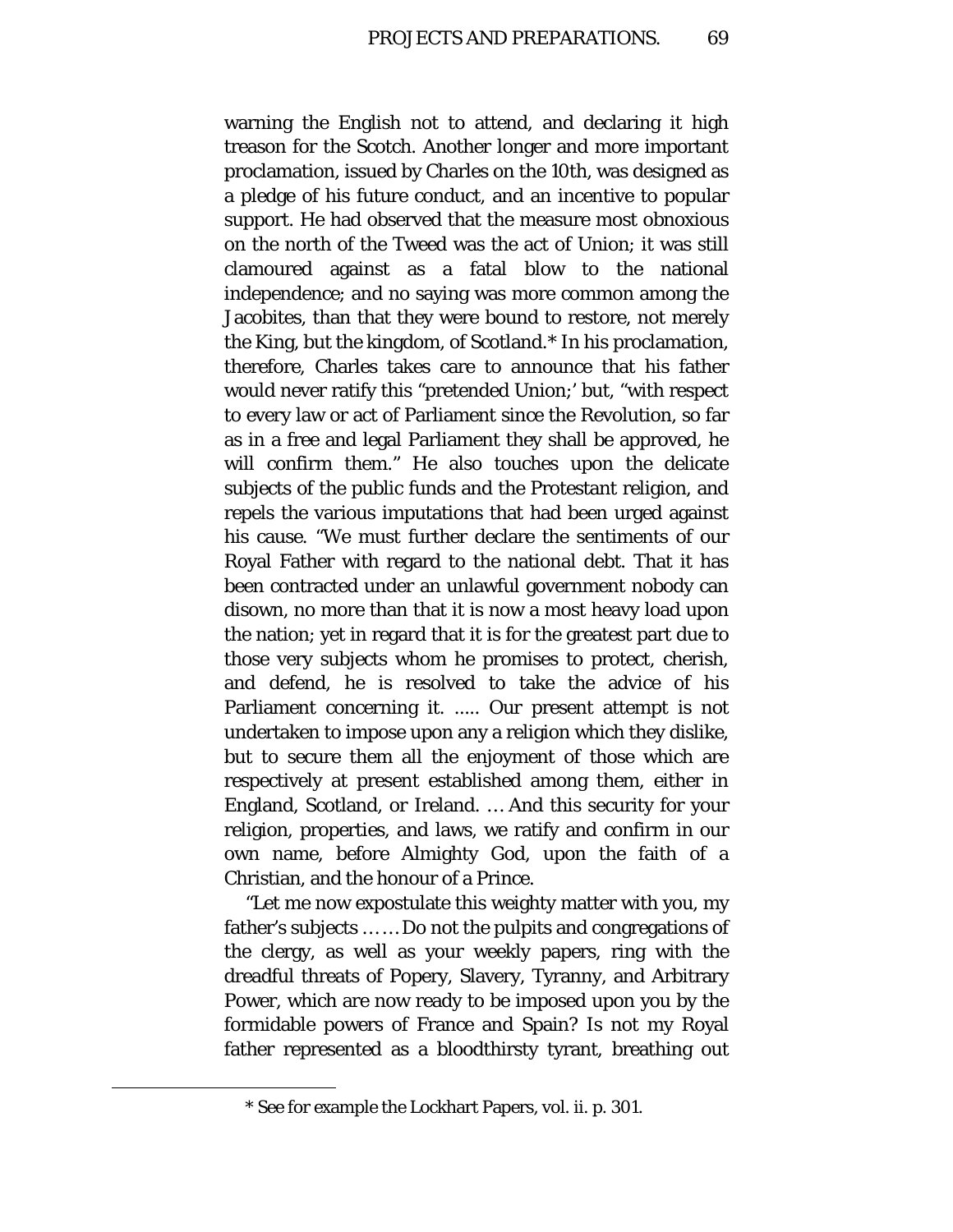warning the English not to attend, and declaring it high treason for the Scotch. Another longer and more important proclamation, issued by Charles on the 10th, was designed as a pledge of his future conduct, and an incentive to popular support. He had observed that the measure most obnoxious on the north of the Tweed was the act of Union; it was still clamoured against as a fatal blow to the national independence; and no saying was more common among the Jacobites, than that they were bound to restore, not merely the King, but the kingdom, of Scotland.* In his proclamation, therefore, Charles takes care to announce that his father would never ratify this "pretended Union;' but, "with respect to every law or act of Parliament since the Revolution, so far as in a free and legal Parliament they shall be approved, he will confirm them." He also touches upon the delicate subjects of the public funds and the Protestant religion, and repels the various imputations that had been urged against his cause. "We must further declare the sentiments of our Royal Father with regard to the national debt. That it has been contracted under an unlawful government nobody can disown, no more than that it is now a most heavy load upon the nation; yet in regard that it is for the greatest part due to those very subjects whom he promises to protect, cherish, and defend, he is resolved to take the advice of his Parliament concerning it. ..... Our present attempt is not undertaken to impose upon any a religion which they dislike, but to secure them all the enjoyment of those which are respectively at present established among them, either in England, Scotland, or Ireland. … And this security for your religion, properties, and laws, we ratify and confirm in our own name, before Almighty God, upon the faith of a Christian, and the honour of a Prince.

"Let me now expostulate this weighty matter with you, my father's subjects …… Do not the pulpits and congregations of the clergy, as well as your weekly papers, ring with the dreadful threats of Popery, Slavery, Tyranny, and Arbitrary Power, which are now ready to be imposed upon you by the formidable powers of France and Spain? Is not my Royal father represented as a bloodthirsty tyrant, breathing out

* See for example the Lockhart Papers, vol. ii. p. 301.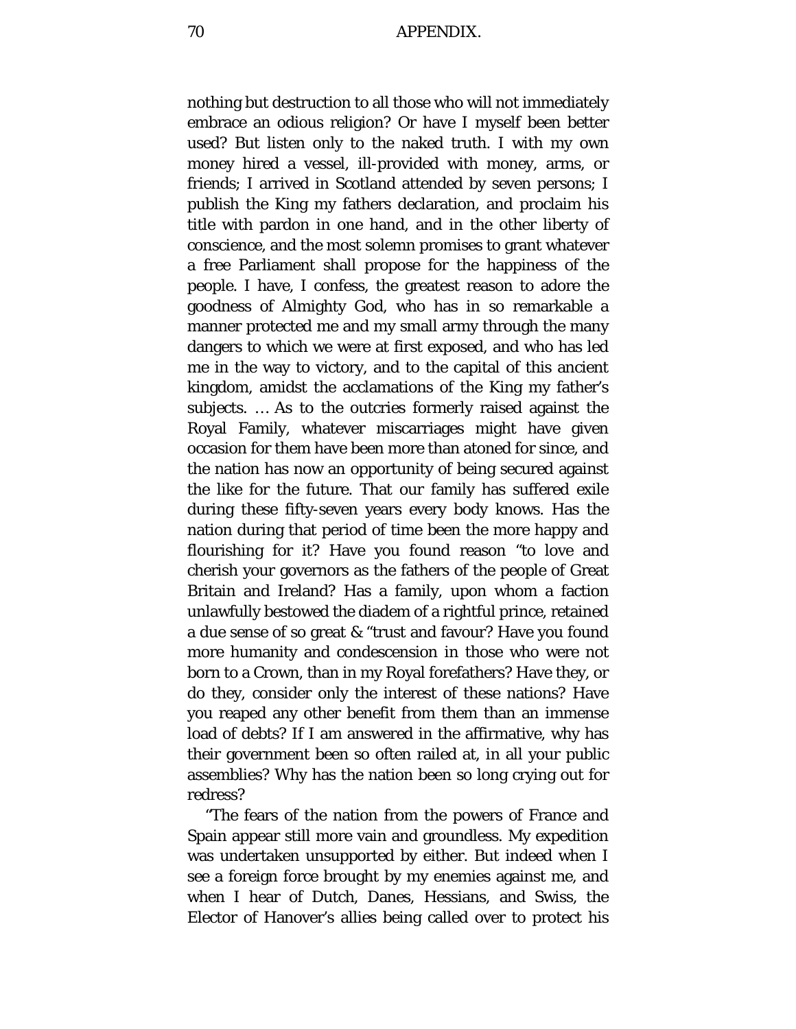nothing but destruction to all those who will not immediately embrace an odious religion? Or have I myself been better used? But listen only to the naked truth. I with my own money hired a vessel, ill-provided with money, arms, or friends; I arrived in Scotland attended by seven persons; I publish the King my fathers declaration, and proclaim his title with pardon in one hand, and in the other liberty of conscience, and the most solemn promises to grant whatever a free Parliament shall propose for the happiness of the people. I have, I confess, the greatest reason to adore the goodness of Almighty God, who has in so remarkable a manner protected me and my small army through the many dangers to which we were at first exposed, and who has led me in the way to victory, and to the capital of this ancient kingdom, amidst the acclamations of the King my father's subjects. … As to the outcries formerly raised against the Royal Family, whatever miscarriages might have given occasion for them have been more than atoned for since, and the nation has now an opportunity of being secured against the like for the future. That our family has suffered exile during these fifty-seven years every body knows. Has the nation during that period of time been the more happy and flourishing for it? Have you found reason "to love and cherish your governors as the fathers of the people of Great Britain and Ireland? Has a family, upon whom a faction unlawfully bestowed the diadem of a rightful prince, retained a due sense of so great & "trust and favour? Have you found more humanity and condescension in those who were not born to a Crown, than in my Royal forefathers? Have they, or do they, consider only the interest of these nations? Have you reaped any other benefit from them than an immense load of debts? If I am answered in the affirmative, why has their government been so often railed at, in all your public assemblies? Why has the nation been so long crying out for redress?

"The fears of the nation from the powers of France and Spain appear still more vain and groundless. My expedition was undertaken unsupported by either. But indeed when I see a foreign force brought by my enemies against me, and when I hear of Dutch, Danes, Hessians, and Swiss, the Elector of Hanover's allies being called over to protect his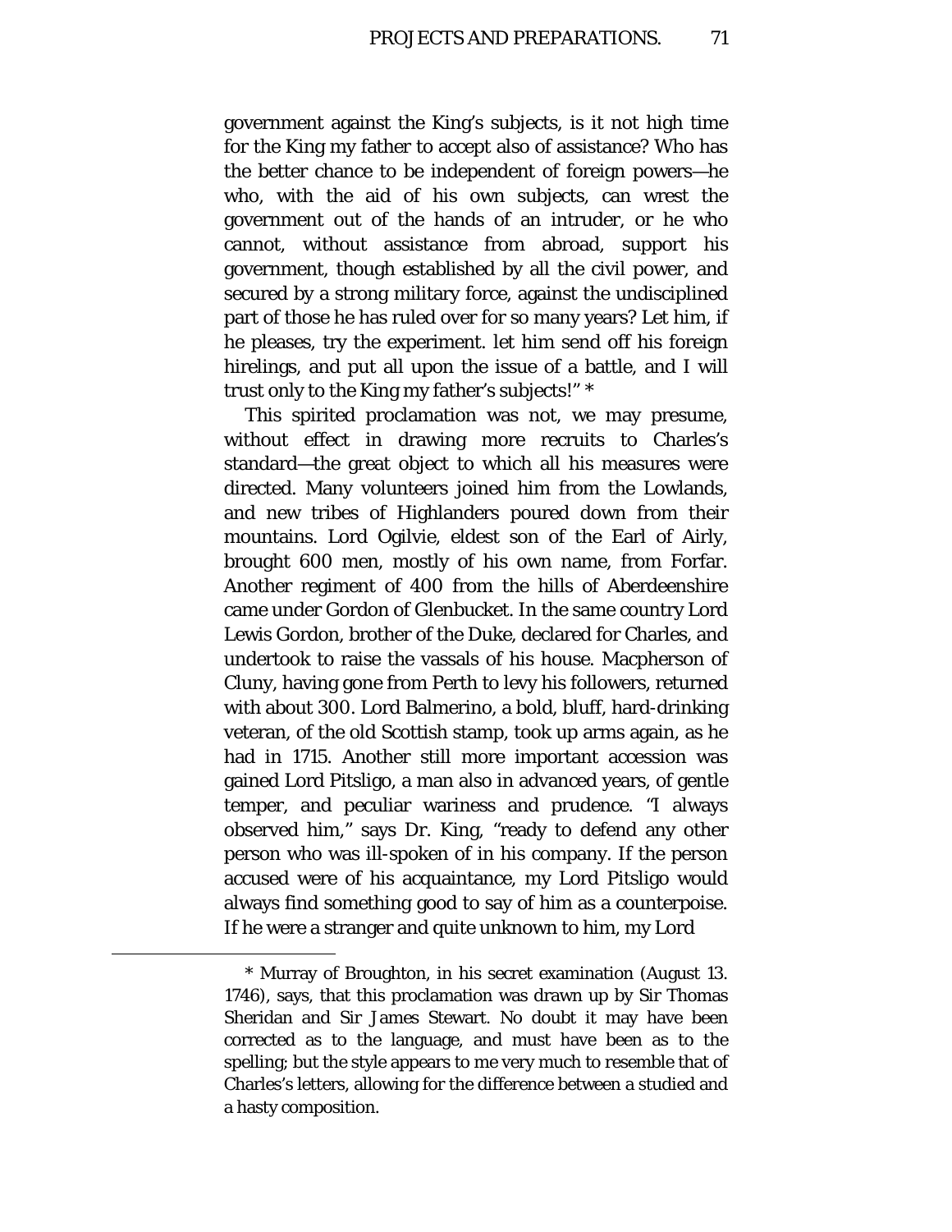government against the King's subjects, is it not high time for the King my father to accept also of assistance? Who has the better chance to be independent of foreign powers—he who, with the aid of his own subjects, can wrest the government out of the hands of an intruder, or he who cannot, without assistance from abroad, support his government, though established by all the civil power, and secured by a strong military force, against the undisciplined part of those he has ruled over for so many years? Let him, if he pleases, try the experiment. let him send off his foreign hirelings, and put all upon the issue of a battle, and I will trust only to the King my father's subjects!" *

This spirited proclamation was not, we may presume, without effect in drawing more recruits to Charles's standard—the great object to which all his measures were directed. Many volunteers joined him from the Lowlands, and new tribes of Highlanders poured down from their mountains. Lord Ogilvie, eldest son of the Earl of Airly, brought 600 men, mostly of his own name, from Forfar. Another regiment of 400 from the hills of Aberdeenshire came under Gordon of Glenbucket. In the same country Lord Lewis Gordon, brother of the Duke, declared for Charles, and undertook to raise the vassals of his house. Macpherson of Cluny, having gone from Perth to levy his followers, returned with about 300. Lord Balmerino, a bold, bluff, hard-drinking veteran, of the old Scottish stamp, took up arms again, as he had in 1715. Another still more important accession was gained Lord Pitsligo, a man also in advanced years, of gentle temper, and peculiar wariness and prudence. "I always observed him," says Dr. King, "ready to defend any other person who was ill-spoken of in his company. If the person accused were of his acquaintance, my Lord Pitsligo would always find something good to say of him as a counterpoise. If he were a stranger and quite unknown to him, my Lord

---

* Murray of Broughton, in his secret examination (August 13. 1746), says, that this proclamation was drawn up by Sir Thomas Sheridan and Sir James Stewart. No doubt it may have been corrected as to the language, and must have been as to the spelling; but the style appears to me very much to resemble that of Charles's letters, allowing for the difference between a studied and a hasty composition.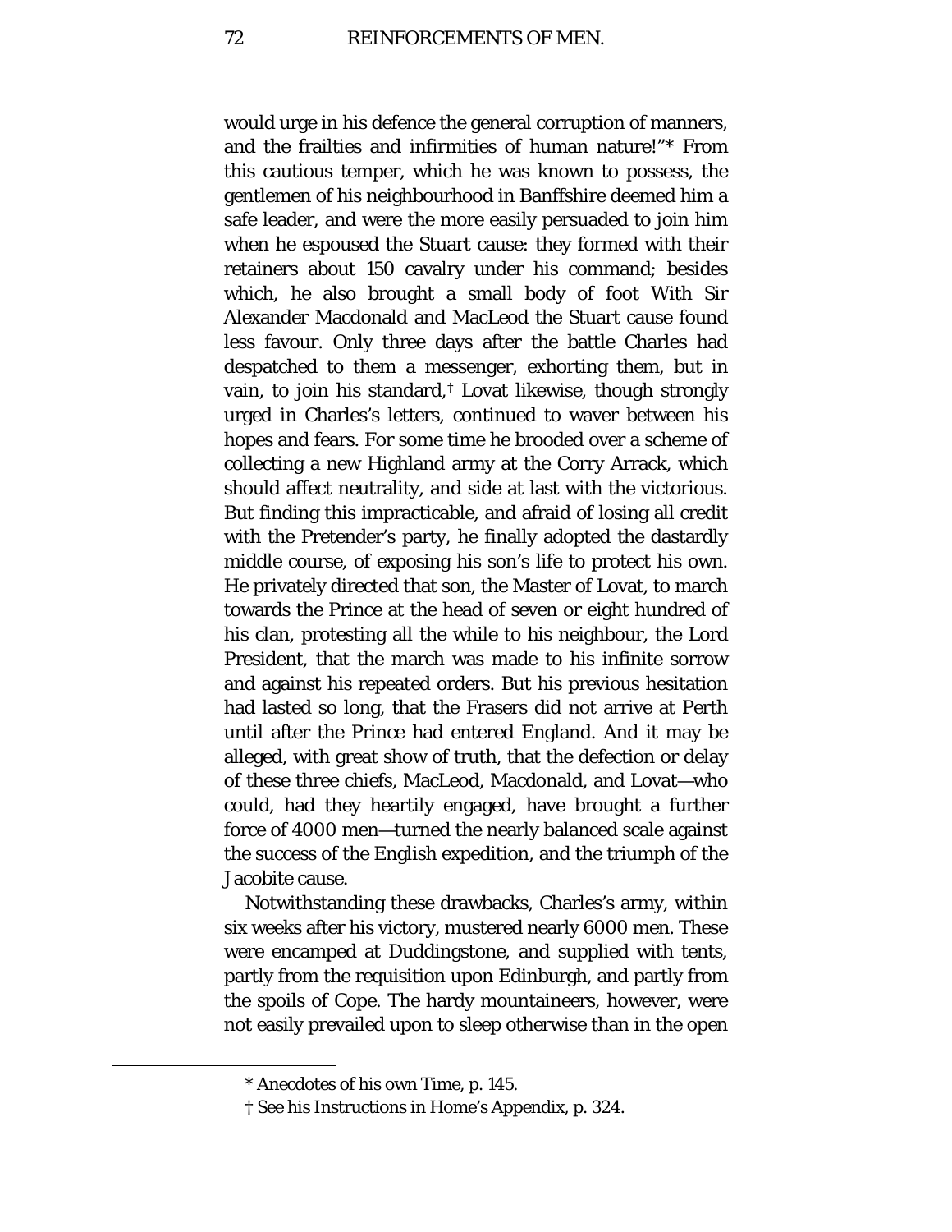would urge in his defence the general corruption of manners, and the frailties and infirmities of human nature!"* From this cautious temper, which he was known to possess, the gentlemen of his neighbourhood in Banffshire deemed him a safe leader, and were the more easily persuaded to join him when he espoused the Stuart cause: they formed with their retainers about 150 cavalry under his command; besides which, he also brought a small body of foot With Sir Alexander Macdonald and MacLeod the Stuart cause found less favour. Only three days after the battle Charles had despatched to them a messenger, exhorting them, but in vain, to join his standard,† Lovat likewise, though strongly urged in Charles's letters, continued to waver between his hopes and fears. For some time he brooded over a scheme of collecting a new Highland army at the Corry Arrack, which should affect neutrality, and side at last with the victorious. But finding this impracticable, and afraid of losing all credit with the Pretender's party, he finally adopted the dastardly middle course, of exposing his son's life to protect his own. He privately directed that son, the Master of Lovat, to march towards the Prince at the head of seven or eight hundred of his clan, protesting all the while to his neighbour, the Lord President, that the march was made to his infinite sorrow and against his repeated orders. But his previous hesitation had lasted so long, that the Frasers did not arrive at Perth until after the Prince had entered England. And it may be alleged, with great show of truth, that the defection or delay of these three chiefs, MacLeod, Macdonald, and Lovat—who could, had they heartily engaged, have brought a further force of 4000 men—turned the nearly balanced scale against the success of the English expedition, and the triumph of the Jacobite cause.

Notwithstanding these drawbacks, Charles's army, within six weeks after his victory, mustered nearly 6000 men. These were encamped at Duddingstone, and supplied with tents, partly from the requisition upon Edinburgh, and partly from the spoils of Cope. The hardy mountaineers, however, were not easily prevailed upon to sleep otherwise than in the open

---

\* Anecdotes of his own Time, p. 145.

† See his Instructions in Home's Appendix, p. 324.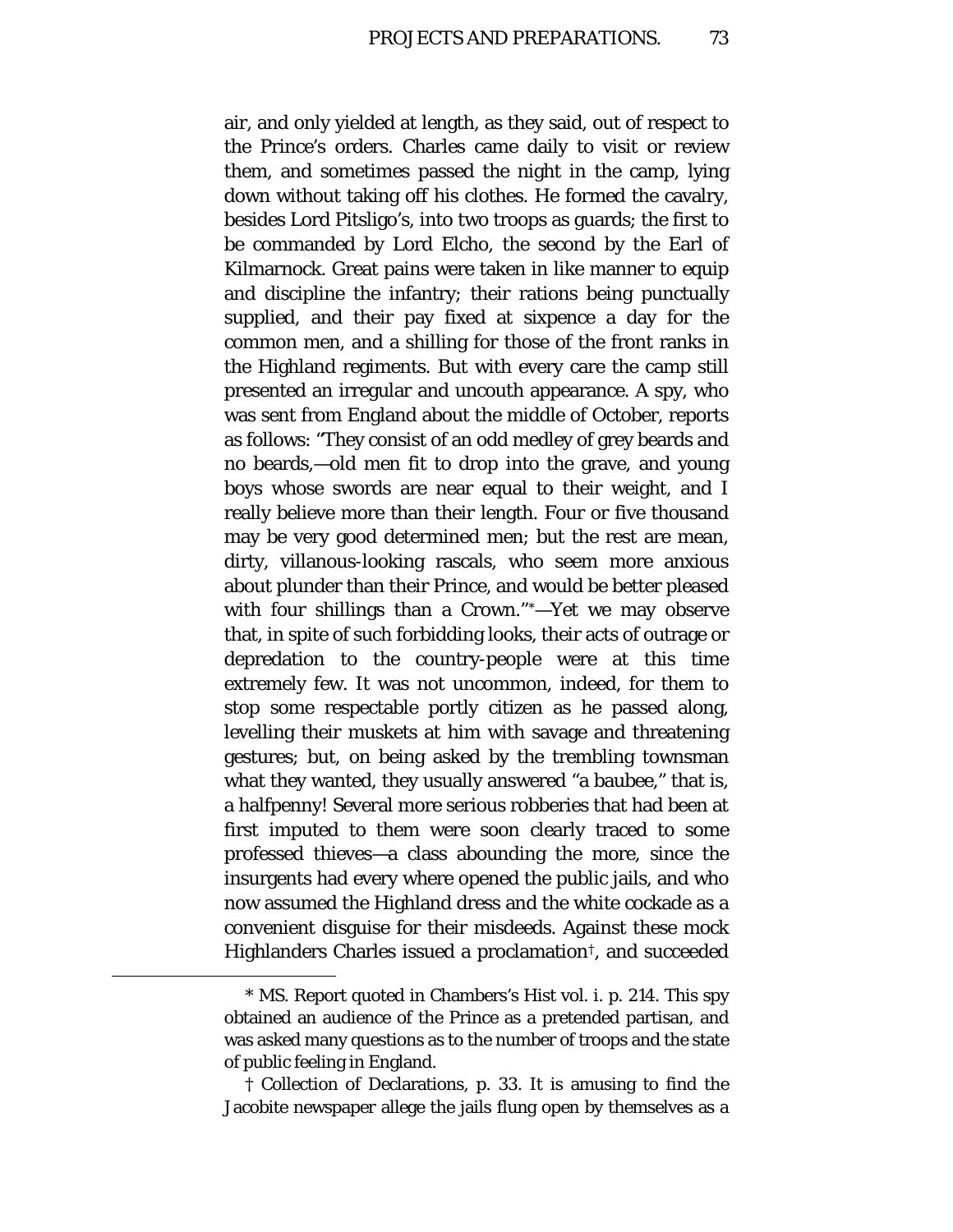air, and only yielded at length, as they said, out of respect to the Prince's orders. Charles came daily to visit or review them, and sometimes passed the night in the camp, lying down without taking off his clothes. He formed the cavalry, besides Lord Pitsligo's, into two troops as guards; the first to be commanded by Lord Elcho, the second by the Earl of Kilmarnock. Great pains were taken in like manner to equip and discipline the infantry; their rations being punctually supplied, and their pay fixed at sixpence a day for the common men, and a shilling for those of the front ranks in the Highland regiments. But with every care the camp still presented an irregular and uncouth appearance. A spy, who was sent from England about the middle of October, reports as follows: "They consist of an odd medley of grey beards and no beards,—old men fit to drop into the grave, and young boys whose swords are near equal to their weight, and I really believe more than their length. Four or five thousand may be very good determined men; but the rest are mean, dirty, villanous-looking rascals, who seem more anxious about plunder than their Prince, and would be better pleased with four shillings than a Crown."*—Yet we may observe that, in spite of such forbidding looks, their acts of outrage or depredation to the country-people were at this time extremely few. It was not uncommon, indeed, for them to stop some respectable portly citizen as he passed along, levelling their muskets at him with savage and threatening gestures; but, on being asked by the trembling townsman what they wanted, they usually answered "a baubee," that is, a halfpenny! Several more serious robberies that had been at first imputed to them were soon clearly traced to some professed thieves—a class abounding the more, since the insurgents had every where opened the public jails, and who now assumed the Highland dress and the white cockade as a convenient disguise for their misdeeds. Against these mock Highlanders Charles issued a proclamation†, and succeeded

* MS. Report quoted in Chambers's Hist vol. i. p. 214. This spy obtained an audience of the Prince as a pretended partisan, and was asked many questions as to the number of troops and the state of public feeling in England.

† Collection of Declarations, p. 33. It is amusing to find the Jacobite newspaper allege the jails flung open by themselves as a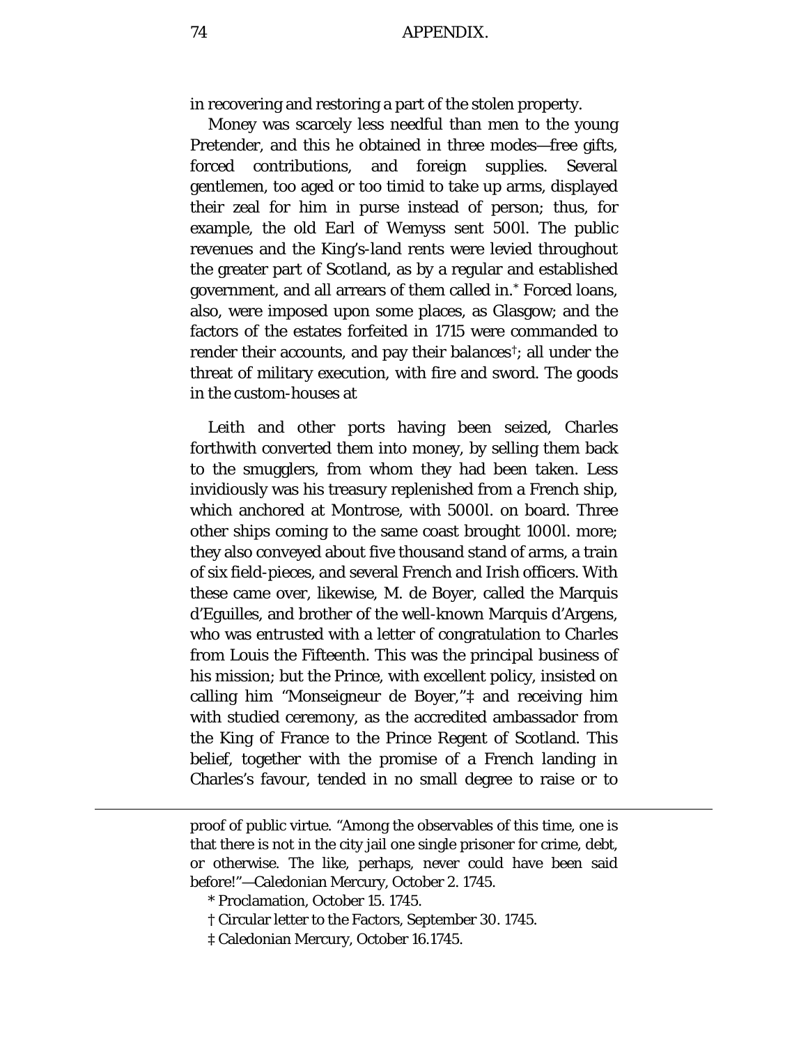in recovering and restoring a part of the stolen property.

Money was scarcely less needful than men to the young Pretender, and this he obtained in three modes—free gifts, forced contributions, and foreign supplies. Several gentlemen, too aged or too timid to take up arms, displayed their zeal for him in purse instead of person; thus, for example, the old Earl of Wemyss sent 500l. The public revenues and the King's-land rents were levied throughout the greater part of Scotland, as by a regular and established government, and all arrears of them called in.* Forced loans, also, were imposed upon some places, as Glasgow; and the factors of the estates forfeited in 1715 were commanded to render their accounts, and pay their balances†; all under the threat of military execution, with fire and sword. The goods in the custom-houses at

Leith and other ports having been seized, Charles forthwith converted them into money, by selling them back to the smugglers, from whom they had been taken. Less invidiously was his treasury replenished from a French ship, which anchored at Montrose, with 5000l. on board. Three other ships coming to the same coast brought 1000l. more; they also conveyed about five thousand stand of arms, a train of six field-pieces, and several French and Irish officers. With these came over, likewise, M. de Boyer, called the Marquis d'Eguilles, and brother of the well-known Marquis d'Argens, who was entrusted with a letter of congratulation to Charles from Louis the Fifteenth. This was the principal business of his mission; but the Prince, with excellent policy, insisted on calling him "Monseigneur de Boyer,"‡ and receiving him with studied ceremony, as the accredited ambassador from the King of France to the Prince Regent of Scotland. This belief, together with the promise of a French landing in Charles's favour, tended in no small degree to raise or to

---

proof of public virtue. "Among the observables of this time, one is that there is not in the city jail one single prisoner for crime, debt, or otherwise. The like, perhaps, never could have been said before!"—Caledonian Mercury, October 2. 1745.

\* Proclamation, October 15. 1745.

† Circular letter to the Factors, September 30. 1745.

‡ Caledonian Mercury, October 16.1745.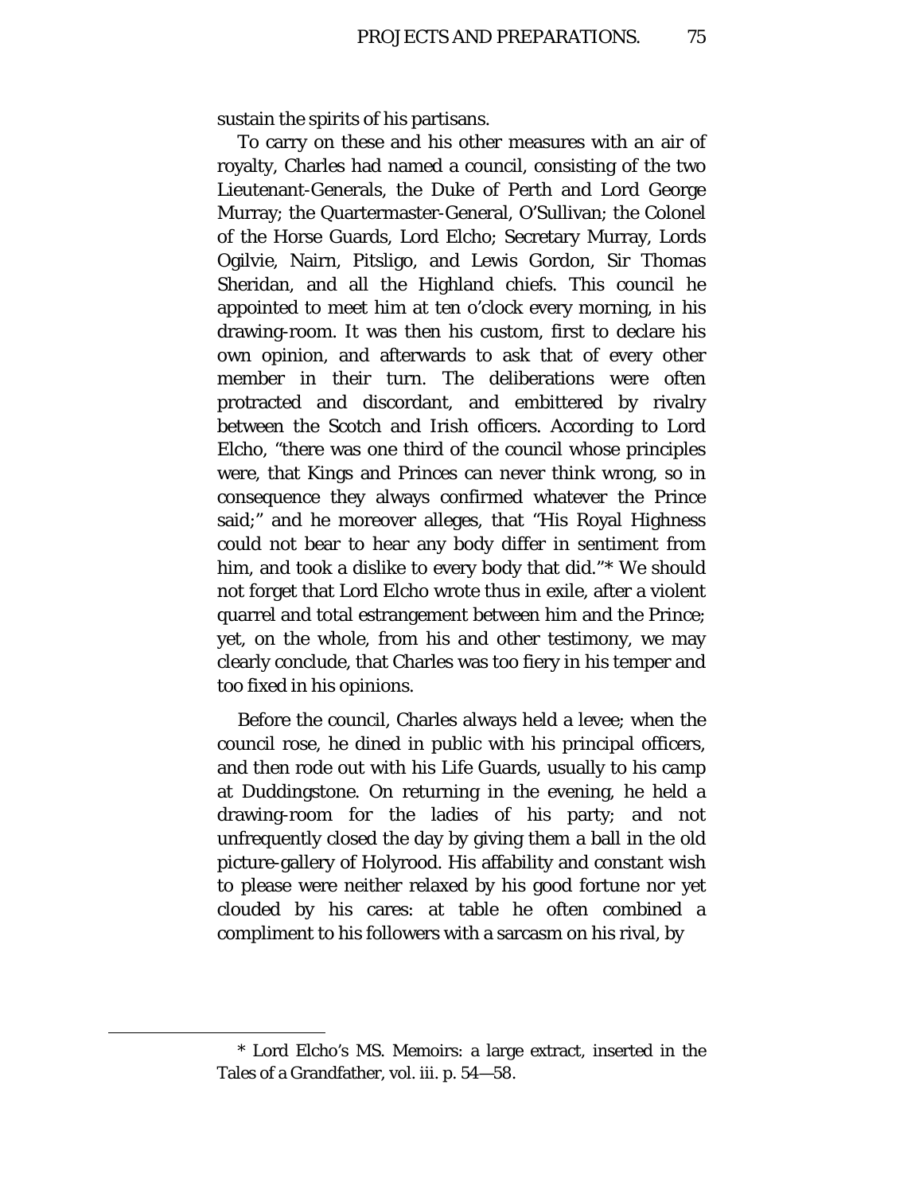sustain the spirits of his partisans.

To carry on these and his other measures with an air of royalty, Charles had named a council, consisting of the two Lieutenant-Generals, the Duke of Perth and Lord George Murray; the Quartermaster-General, O'Sullivan; the Colonel of the Horse Guards, Lord Elcho; Secretary Murray, Lords Ogilvie, Nairn, Pitsligo, and Lewis Gordon, Sir Thomas Sheridan, and all the Highland chiefs. This council he appointed to meet him at ten o'clock every morning, in his drawing-room. It was then his custom, first to declare his own opinion, and afterwards to ask that of every other member in their turn. The deliberations were often protracted and discordant, and embittered by rivalry between the Scotch and Irish officers. According to Lord Elcho, "there was one third of the council whose principles were, that Kings and Princes can never think wrong, so in consequence they always confirmed whatever the Prince said;" and he moreover alleges, that "His Royal Highness could not bear to hear any body differ in sentiment from him, and took a dislike to every body that did."* We should not forget that Lord Elcho wrote thus in exile, after a violent quarrel and total estrangement between him and the Prince; yet, on the whole, from his and other testimony, we may clearly conclude, that Charles was too fiery in his temper and too fixed in his opinions.

Before the council, Charles always held a levee; when the council rose, he dined in public with his principal officers, and then rode out with his Life Guards, usually to his camp at Duddingstone. On returning in the evening, he held a drawing-room for the ladies of his party; and not unfrequently closed the day by giving them a ball in the old picture-gallery of Holyrood. His affability and constant wish to please were neither relaxed by his good fortune nor yet clouded by his cares: at table he often combined a compliment to his followers with a sarcasm on his rival, by

---

* Lord Elcho's MS. Memoirs: a large extract, inserted in the Tales of a Grandfather, vol. iii. p. 54—58.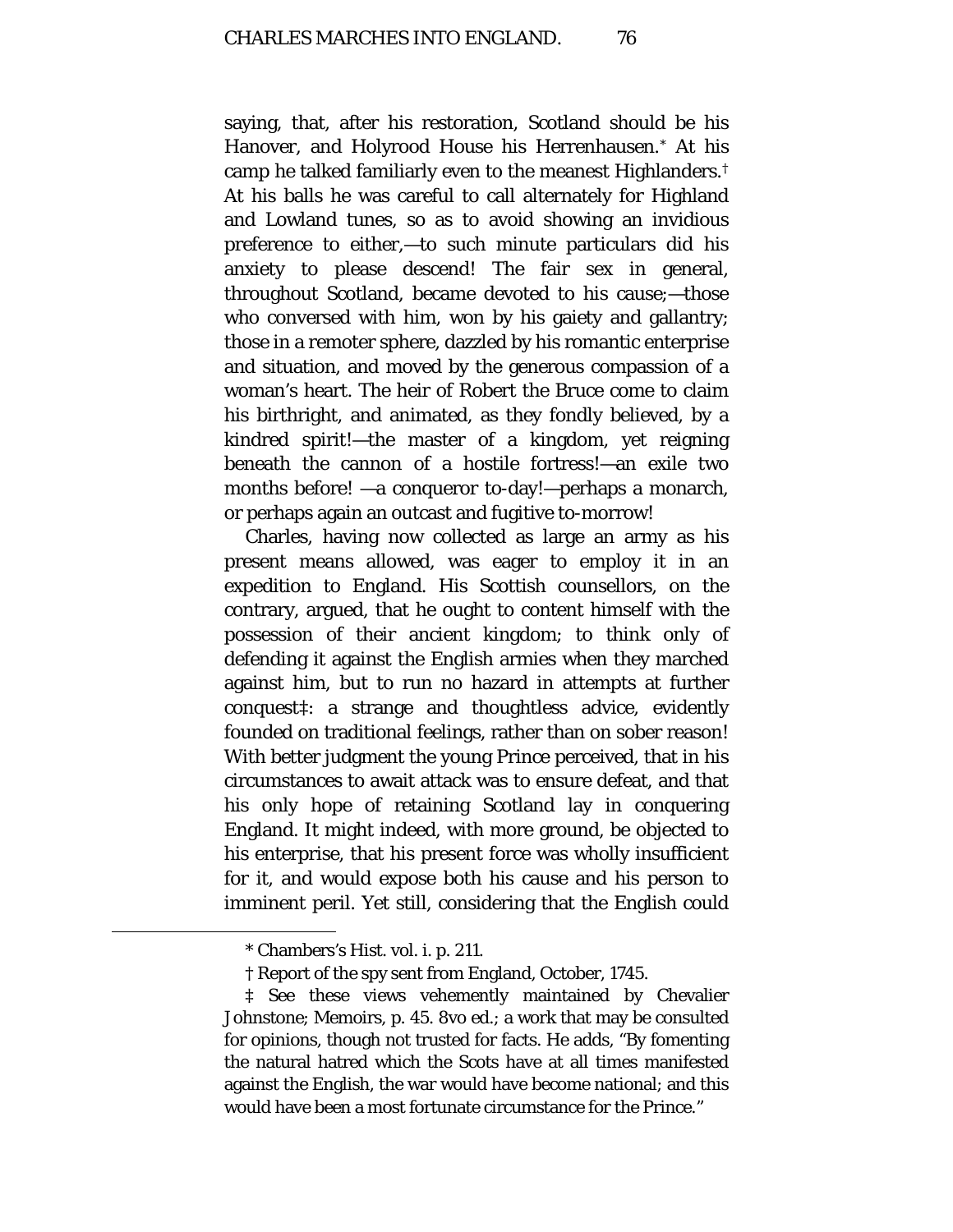saying, that, after his restoration, Scotland should be his Hanover, and Holyrood House his Herrenhausen.* At his camp he talked familiarly even to the meanest Highlanders.† At his balls he was careful to call alternately for Highland and Lowland tunes, so as to avoid showing an invidious preference to either,—to such minute particulars did his anxiety to please descend! The fair sex in general, throughout Scotland, became devoted to his cause;—those who conversed with him, won by his gaiety and gallantry; those in a remoter sphere, dazzled by his romantic enterprise and situation, and moved by the generous compassion of a woman's heart. The heir of Robert the Bruce come to claim his birthright, and animated, as they fondly believed, by a kindred spirit!—the master of a kingdom, yet reigning beneath the cannon of a hostile fortress!—an exile two months before! —a conqueror to-day!—perhaps a monarch, or perhaps again an outcast and fugitive to-morrow!

Charles, having now collected as large an army as his present means allowed, was eager to employ it in an expedition to England. His Scottish counsellors, on the contrary, argued, that he ought to content himself with the possession of their ancient kingdom; to think only of defending it against the English armies when they marched against him, but to run no hazard in attempts at further conquest‡: a strange and thoughtless advice, evidently founded on traditional feelings, rather than on sober reason! With better judgment the young Prince perceived, that in his circumstances to await attack was to ensure defeat, and that his only hope of retaining Scotland lay in conquering England. It might indeed, with more ground, be objected to his enterprise, that his present force was wholly insufficient for it, and would expose both his cause and his person to imminent peril. Yet still, considering that the English could

---

* Chambers's Hist. vol. i. p. 211.

† Report of the spy sent from England, October, 1745.

‡ See these views vehemently maintained by Chevalier Johnstone; Memoirs, p. 45. 8vo ed.; a work that may be consulted for opinions, though not trusted for facts. He adds, "By fomenting the natural hatred which the Scots have at all times manifested against the English, the war would have become national; and this would have been a most fortunate circumstance for the Prince."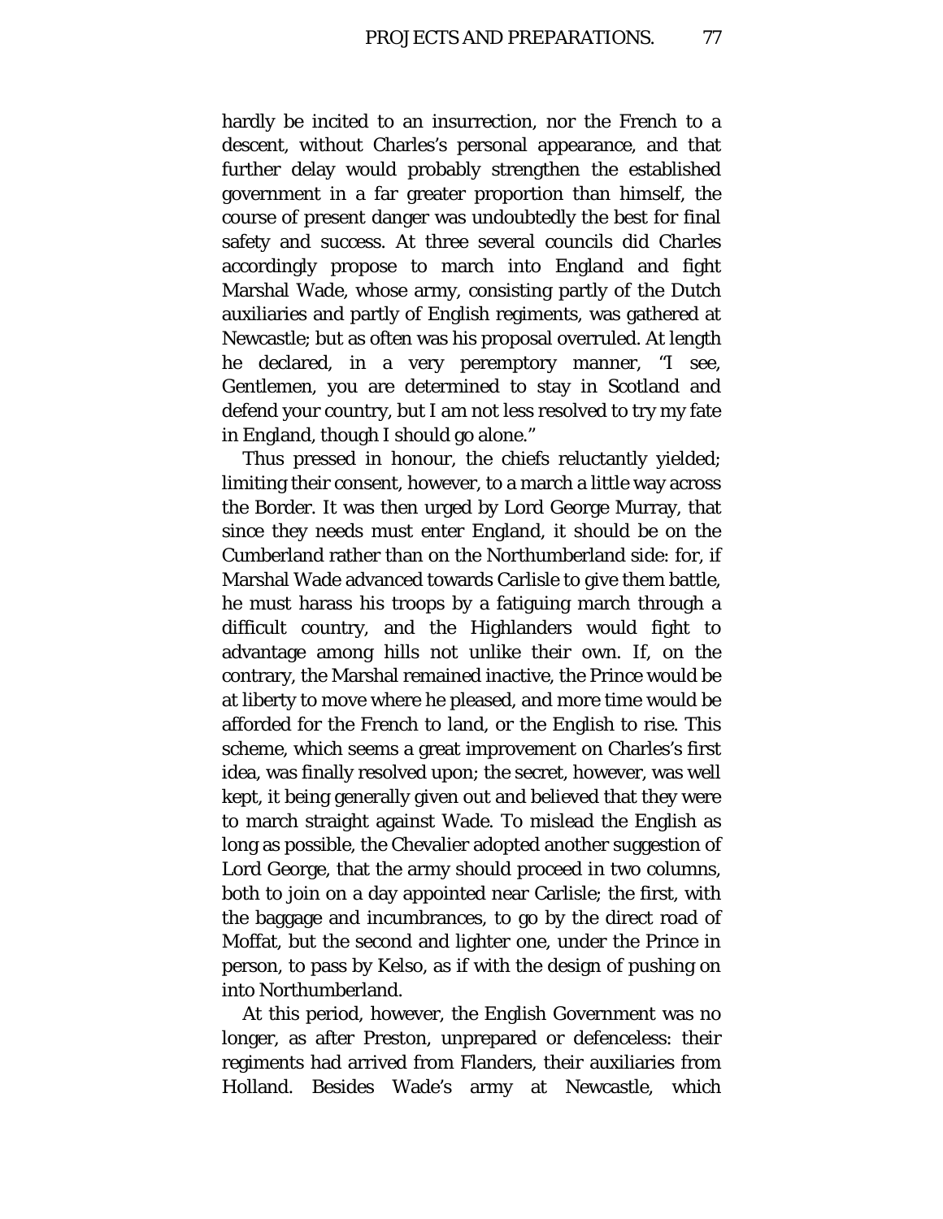hardly be incited to an insurrection, nor the French to a descent, without Charles's personal appearance, and that further delay would probably strengthen the established government in a far greater proportion than himself, the course of present danger was undoubtedly the best for final safety and success. At three several councils did Charles accordingly propose to march into England and fight Marshal Wade, whose army, consisting partly of the Dutch auxiliaries and partly of English regiments, was gathered at Newcastle; but as often was his proposal overruled. At length he declared, in a very peremptory manner, "I see, Gentlemen, you are determined to stay in Scotland and defend your country, but I am not less resolved to try my fate in England, though I should go alone."

Thus pressed in honour, the chiefs reluctantly yielded; limiting their consent, however, to a march a little way across the Border. It was then urged by Lord George Murray, that since they needs must enter England, it should be on the Cumberland rather than on the Northumberland side: for, if Marshal Wade advanced towards Carlisle to give them battle, he must harass his troops by a fatiguing march through a difficult country, and the Highlanders would fight to advantage among hills not unlike their own. If, on the contrary, the Marshal remained inactive, the Prince would be at liberty to move where he pleased, and more time would be afforded for the French to land, or the English to rise. This scheme, which seems a great improvement on Charles's first idea, was finally resolved upon; the secret, however, was well kept, it being generally given out and believed that they were to march straight against Wade. To mislead the English as long as possible, the Chevalier adopted another suggestion of Lord George, that the army should proceed in two columns, both to join on a day appointed near Carlisle; the first, with the baggage and incumbrances, to go by the direct road of Moffat, but the second and lighter one, under the Prince in person, to pass by Kelso, as if with the design of pushing on into Northumberland.

At this period, however, the English Government was no longer, as after Preston, unprepared or defenceless: their regiments had arrived from Flanders, their auxiliaries from Holland. Besides Wade's army at Newcastle, which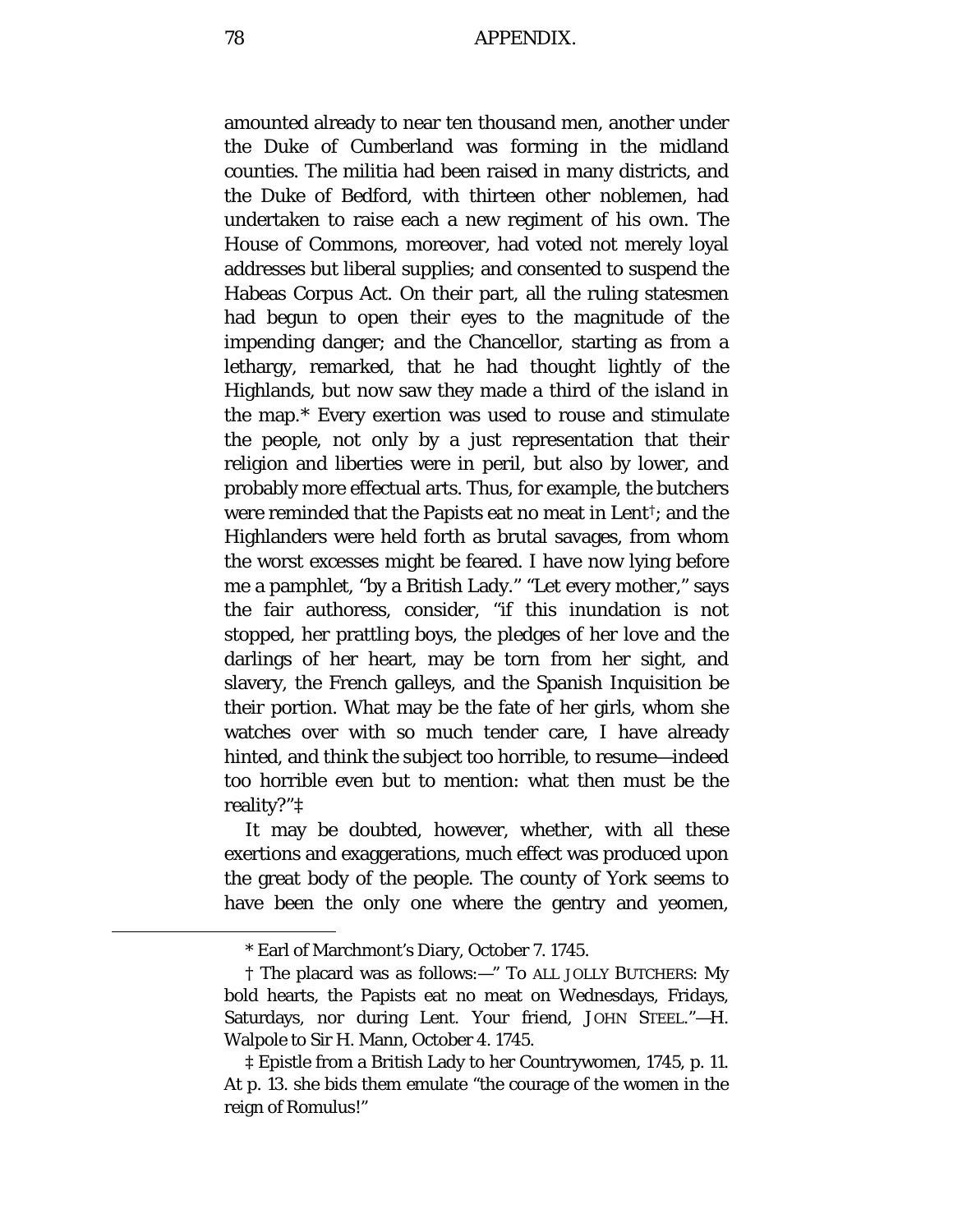amounted already to near ten thousand men, another under the Duke of Cumberland was forming in the midland counties. The militia had been raised in many districts, and the Duke of Bedford, with thirteen other noblemen, had undertaken to raise each a new regiment of his own. The House of Commons, moreover, had voted not merely loyal addresses but liberal supplies; and consented to suspend the Habeas Corpus Act. On their part, all the ruling statesmen had begun to open their eyes to the magnitude of the impending danger; and the Chancellor, starting as from a lethargy, remarked, that he had thought lightly of the Highlands, but now saw they made a third of the island in the map.* Every exertion was used to rouse and stimulate the people, not only by a just representation that their religion and liberties were in peril, but also by lower, and probably more effectual arts. Thus, for example, the butchers were reminded that the Papists eat no meat in Lent†; and the Highlanders were held forth as brutal savages, from whom the worst excesses might be feared. I have now lying before me a pamphlet, "by a British Lady." "Let every mother," says the fair authoress, consider, "if this inundation is not stopped, her prattling boys, the pledges of her love and the darlings of her heart, may be torn from her sight, and slavery, the French galleys, and the Spanish Inquisition be their portion. What may be the fate of her girls, whom she watches over with so much tender care, I have already hinted, and think the subject too horrible, to resume—indeed too horrible even but to mention: what then must be the reality?"‡

It may be doubted, however, whether, with all these exertions and exaggerations, much effect was produced upon the great body of the people. The county of York seems to have been the only one where the gentry and yeomen,

---

\* Earl of Marchmont's Diary, October 7. 1745.

† The placard was as follows:—" TO ALL JOLLY BUTCHERS: My bold hearts, the Papists eat no meat on Wednesdays, Fridays, Saturdays, nor during Lent. Your friend, JOHN STEEL."—H. Walpole to Sir H. Mann, October 4. 1745.

‡ Epistle from a British Lady to her Countrywomen, 1745, p. 11. At p. 13. she bids them emulate "the courage of the women in the reign of Romulus!"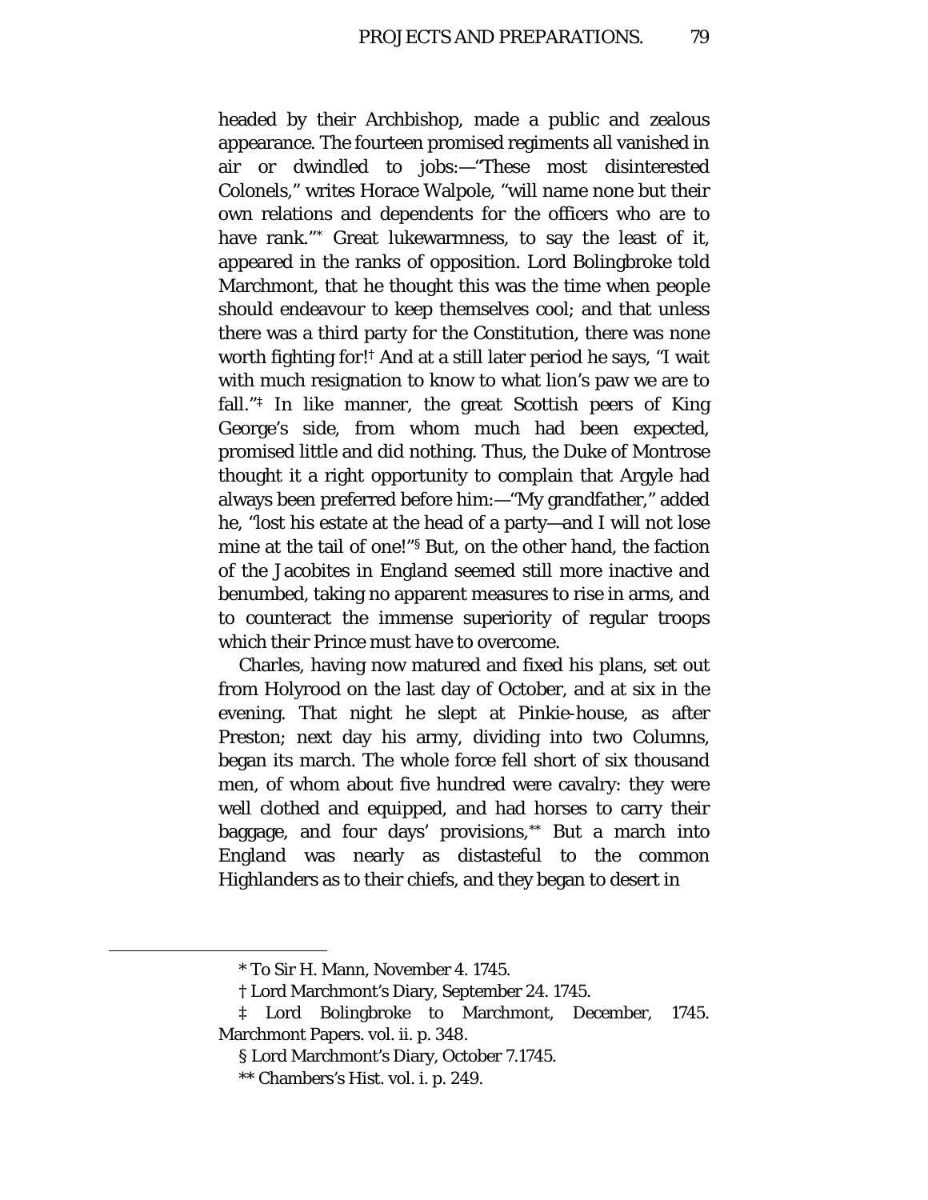headed by their Archbishop, made a public and zealous appearance. The fourteen promised regiments all vanished in air or dwindled to jobs:—"These most disinterested Colonels," writes Horace Walpole, "will name none but their own relations and dependents for the officers who are to have rank."[*] Great lukewarmness, to say the least of it, appeared in the ranks of opposition. Lord Bolingbroke told Marchmont, that he thought this was the time when people should endeavour to keep themselves cool; and that unless there was a third party for the Constitution, there was none worth fighting for![†] And at a still later period he says, "I wait with much resignation to know to what lion's paw we are to fall."[‡] In like manner, the great Scottish peers of King George's side, from whom much had been expected, promised little and did nothing. Thus, the Duke of Montrose thought it a right opportunity to complain that Argyle had always been preferred before him:—"My grandfather," added he, "lost his estate at the head of a party—and I will not lose mine at the tail of one!"[§] But, on the other hand, the faction of the Jacobites in England seemed still more inactive and benumbed, taking no apparent measures to rise in arms, and to counteract the immense superiority of regular troops which their Prince must have to overcome.

Charles, having now matured and fixed his plans, set out from Holyrood on the last day of October, and at six in the evening. That night he slept at Pinkie-house, as after Preston; next day his army, dividing into two Columns, began its march. The whole force fell short of six thousand men, of whom about five hundred were cavalry: they were well clothed and equipped, and had horses to carry their baggage, and four days' provisions,[**] But a march into England was nearly as distasteful to the common Highlanders as to their chiefs, and they began to desert in

---

* To Sir H. Mann, November 4. 1745.

† Lord Marchmont's Diary, September 24. 1745.

‡ Lord Bolingbroke to Marchmont, December, 1745. Marchmont Papers. vol. ii. p. 348.

§ Lord Marchmont's Diary, October 7.1745.

** Chambers's Hist. vol. i. p. 249.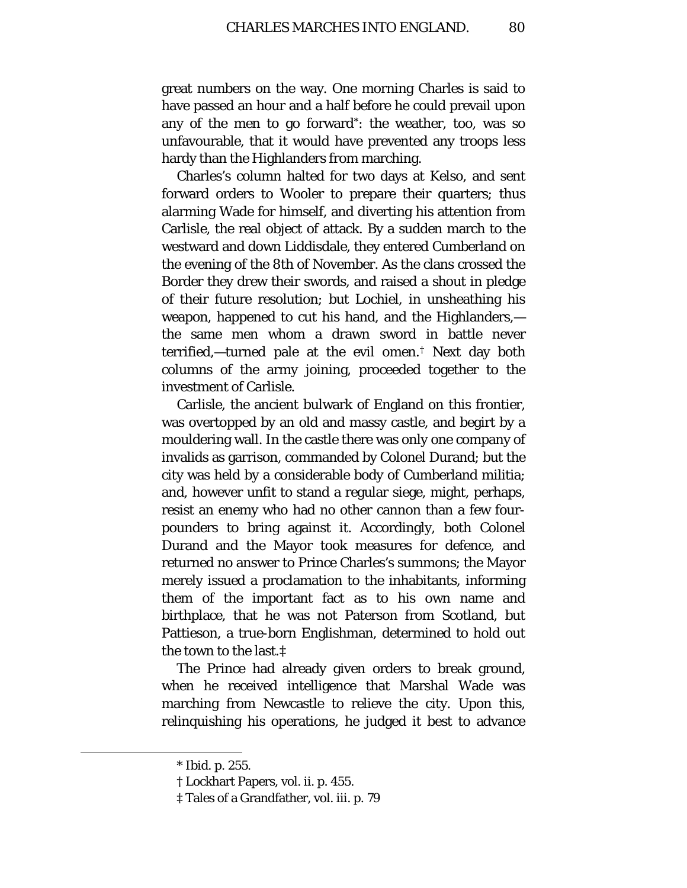great numbers on the way. One morning Charles is said to have passed an hour and a half before he could prevail upon any of the men to go forward*: the weather, too, was so unfavourable, that it would have prevented any troops less hardy than the Highlanders from marching.

Charles's column halted for two days at Kelso, and sent forward orders to Wooler to prepare their quarters; thus alarming Wade for himself, and diverting his attention from Carlisle, the real object of attack. By a sudden march to the westward and down Liddisdale, they entered Cumberland on the evening of the 8th of November. As the clans crossed the Border they drew their swords, and raised a shout in pledge of their future resolution; but Lochiel, in unsheathing his weapon, happened to cut his hand, and the Highlanders,—the same men whom a drawn sword in battle never terrified,—turned pale at the evil omen.† Next day both columns of the army joining, proceeded together to the investment of Carlisle.

Carlisle, the ancient bulwark of England on this frontier, was overtopped by an old and massy castle, and begirt by a mouldering wall. In the castle there was only one company of invalids as garrison, commanded by Colonel Durand; but the city was held by a considerable body of Cumberland militia; and, however unfit to stand a regular siege, might, perhaps, resist an enemy who had no other cannon than a few four-pounders to bring against it. Accordingly, both Colonel Durand and the Mayor took measures for defence, and returned no answer to Prince Charles's summons; the Mayor merely issued a proclamation to the inhabitants, informing them of the important fact as to his own name and birthplace, that he was not Paterson from Scotland, but Pattieson, a true-born Englishman, determined to hold out the town to the last.‡

The Prince had already given orders to break ground, when he received intelligence that Marshal Wade was marching from Newcastle to relieve the city. Upon this, relinquishing his operations, he judged it best to advance

---

* Ibid. p. 255.

† Lockhart Papers, vol. ii. p. 455.

‡ Tales of a Grandfather, vol. iii. p. 79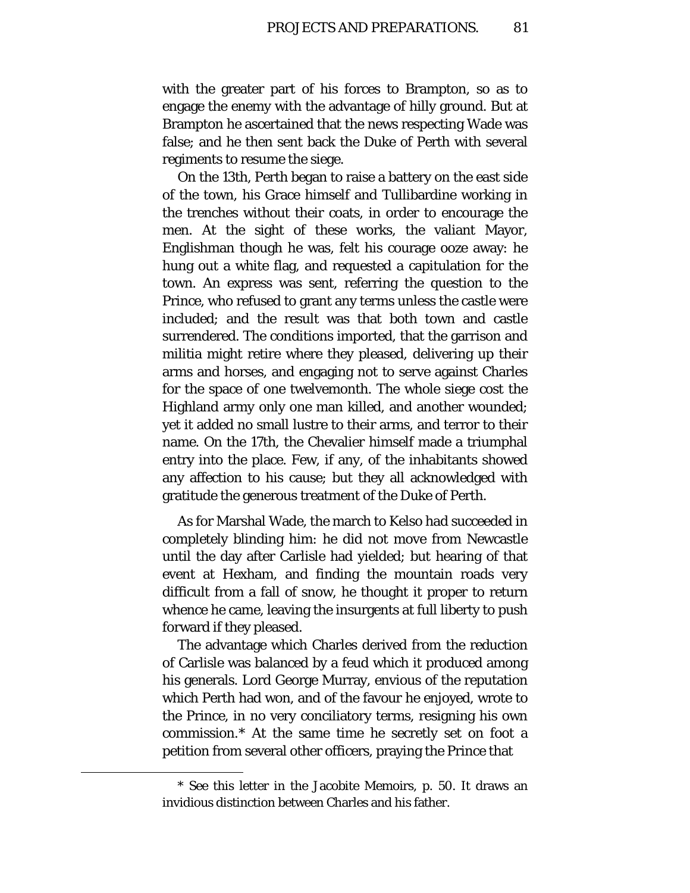with the greater part of his forces to Brampton, so as to engage the enemy with the advantage of hilly ground. But at Brampton he ascertained that the news respecting Wade was false; and he then sent back the Duke of Perth with several regiments to resume the siege.

On the 13th, Perth began to raise a battery on the east side of the town, his Grace himself and Tullibardine working in the trenches without their coats, in order to encourage the men. At the sight of these works, the valiant Mayor, Englishman though he was, felt his courage ooze away: he hung out a white flag, and requested a capitulation for the town. An express was sent, referring the question to the Prince, who refused to grant any terms unless the castle were included; and the result was that both town and castle surrendered. The conditions imported, that the garrison and militia might retire where they pleased, delivering up their arms and horses, and engaging not to serve against Charles for the space of one twelvemonth. The whole siege cost the Highland army only one man killed, and another wounded; yet it added no small lustre to their arms, and terror to their name. On the 17th, the Chevalier himself made a triumphal entry into the place. Few, if any, of the inhabitants showed any affection to his cause; but they all acknowledged with gratitude the generous treatment of the Duke of Perth.

As for Marshal Wade, the march to Kelso had succeeded in completely blinding him: he did not move from Newcastle until the day after Carlisle had yielded; but hearing of that event at Hexham, and finding the mountain roads very difficult from a fall of snow, he thought it proper to return whence he came, leaving the insurgents at full liberty to push forward if they pleased.

The advantage which Charles derived from the reduction of Carlisle was balanced by a feud which it produced among his generals. Lord George Murray, envious of the reputation which Perth had won, and of the favour he enjoyed, wrote to the Prince, in no very conciliatory terms, resigning his own commission.* At the same time he secretly set on foot a petition from several other officers, praying the Prince that

* See this letter in the Jacobite Memoirs, p. 50. It draws an invidious distinction between Charles and his father.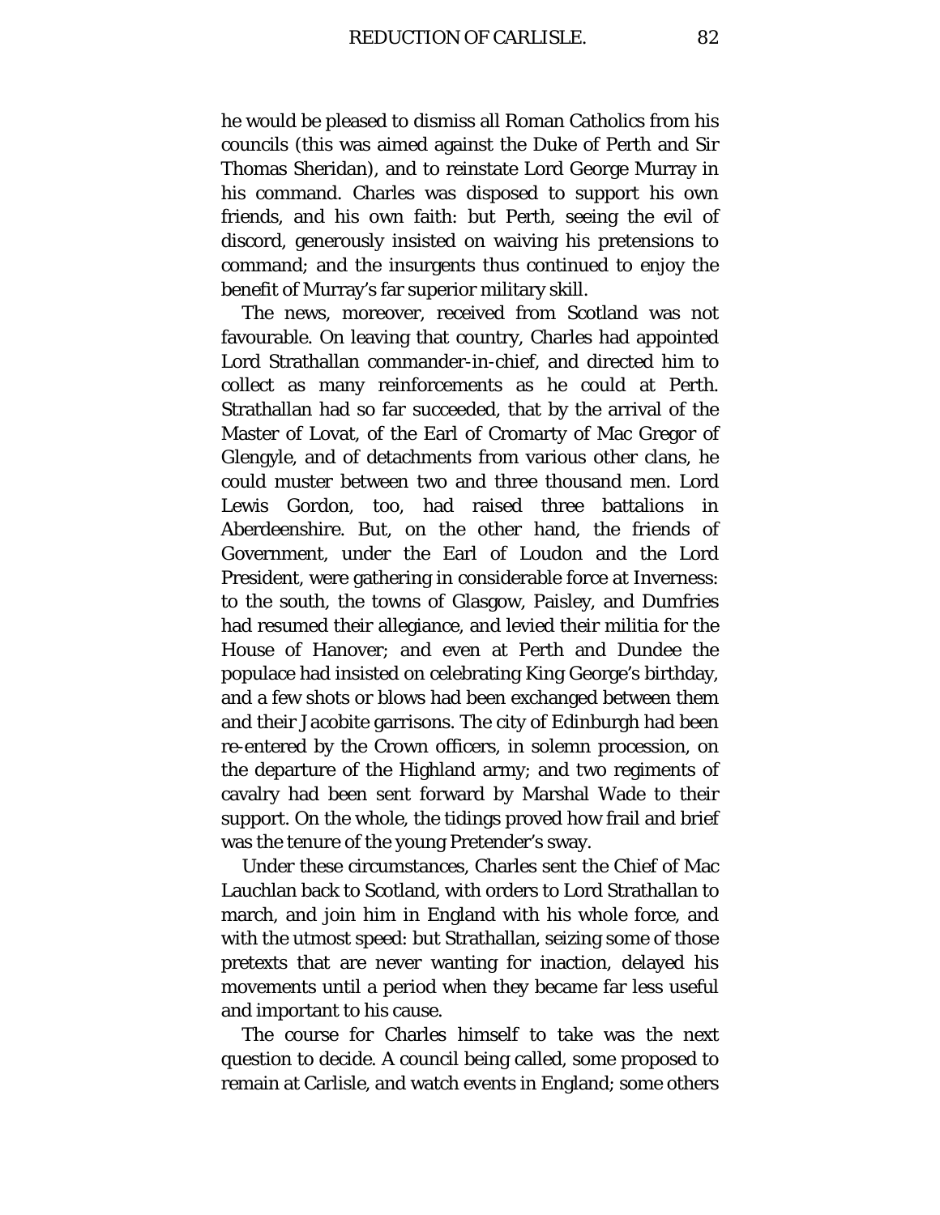he would be pleased to dismiss all Roman Catholics from his councils (this was aimed against the Duke of Perth and Sir Thomas Sheridan), and to reinstate Lord George Murray in his command. Charles was disposed to support his own friends, and his own faith: but Perth, seeing the evil of discord, generously insisted on waiving his pretensions to command; and the insurgents thus continued to enjoy the benefit of Murray's far superior military skill.

The news, moreover, received from Scotland was not favourable. On leaving that country, Charles had appointed Lord Strathallan commander-in-chief, and directed him to collect as many reinforcements as he could at Perth. Strathallan had so far succeeded, that by the arrival of the Master of Lovat, of the Earl of Cromarty of Mac Gregor of Glengyle, and of detachments from various other clans, he could muster between two and three thousand men. Lord Lewis Gordon, too, had raised three battalions in Aberdeenshire. But, on the other hand, the friends of Government, under the Earl of Loudon and the Lord President, were gathering in considerable force at Inverness: to the south, the towns of Glasgow, Paisley, and Dumfries had resumed their allegiance, and levied their militia for the House of Hanover; and even at Perth and Dundee the populace had insisted on celebrating King George's birthday, and a few shots or blows had been exchanged between them and their Jacobite garrisons. The city of Edinburgh had been re-entered by the Crown officers, in solemn procession, on the departure of the Highland army; and two regiments of cavalry had been sent forward by Marshal Wade to their support. On the whole, the tidings proved how frail and brief was the tenure of the young Pretender's sway.

Under these circumstances, Charles sent the Chief of Mac Lauchlan back to Scotland, with orders to Lord Strathallan to march, and join him in England with his whole force, and with the utmost speed: but Strathallan, seizing some of those pretexts that are never wanting for inaction, delayed his movements until a period when they became far less useful and important to his cause.

The course for Charles himself to take was the next question to decide. A council being called, some proposed to remain at Carlisle, and watch events in England; some others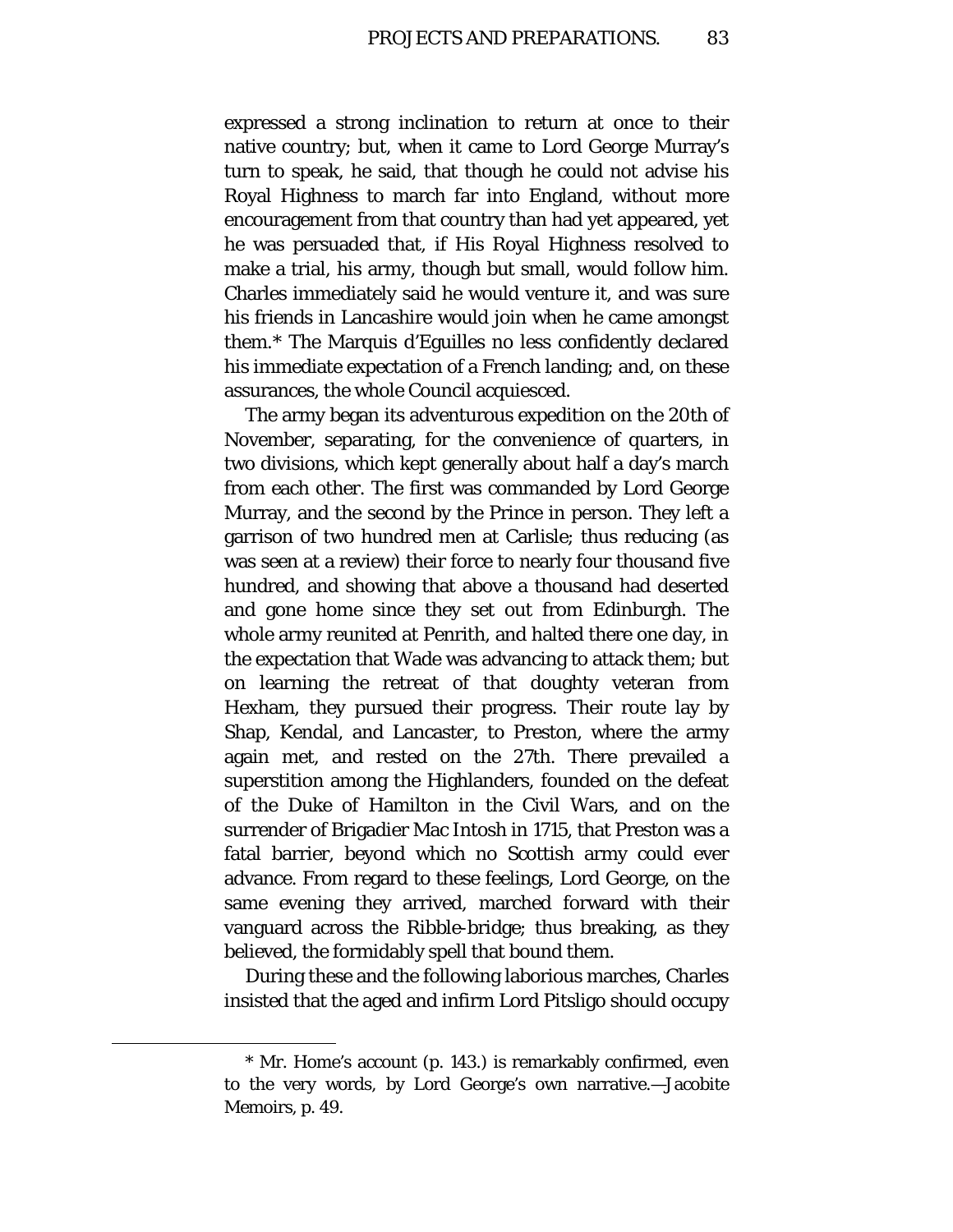expressed a strong inclination to return at once to their native country; but, when it came to Lord George Murray's turn to speak, he said, that though he could not advise his Royal Highness to march far into England, without more encouragement from that country than had yet appeared, yet he was persuaded that, if His Royal Highness resolved to make a trial, his army, though but small, would follow him. Charles immediately said he would venture it, and was sure his friends in Lancashire would join when he came amongst them.* The Marquis d'Eguilles no less confidently declared his immediate expectation of a French landing; and, on these assurances, the whole Council acquiesced.

The army began its adventurous expedition on the 20th of November, separating, for the convenience of quarters, in two divisions, which kept generally about half a day's march from each other. The first was commanded by Lord George Murray, and the second by the Prince in person. They left a garrison of two hundred men at Carlisle; thus reducing (as was seen at a review) their force to nearly four thousand five hundred, and showing that above a thousand had deserted and gone home since they set out from Edinburgh. The whole army reunited at Penrith, and halted there one day, in the expectation that Wade was advancing to attack them; but on learning the retreat of that doughty veteran from Hexham, they pursued their progress. Their route lay by Shap, Kendal, and Lancaster, to Preston, where the army again met, and rested on the 27th. There prevailed a superstition among the Highlanders, founded on the defeat of the Duke of Hamilton in the Civil Wars, and on the surrender of Brigadier Mac Intosh in 1715, that Preston was a fatal barrier, beyond which no Scottish army could ever advance. From regard to these feelings, Lord George, on the same evening they arrived, marched forward with their vanguard across the Ribble-bridge; thus breaking, as they believed, the formidably spell that bound them.

During these and the following laborious marches, Charles insisted that the aged and infirm Lord Pitsligo should occupy

* Mr. Home's account (p. 143.) is remarkably confirmed, even to the very words, by Lord George's own narrative.—Jacobite Memoirs, p. 49.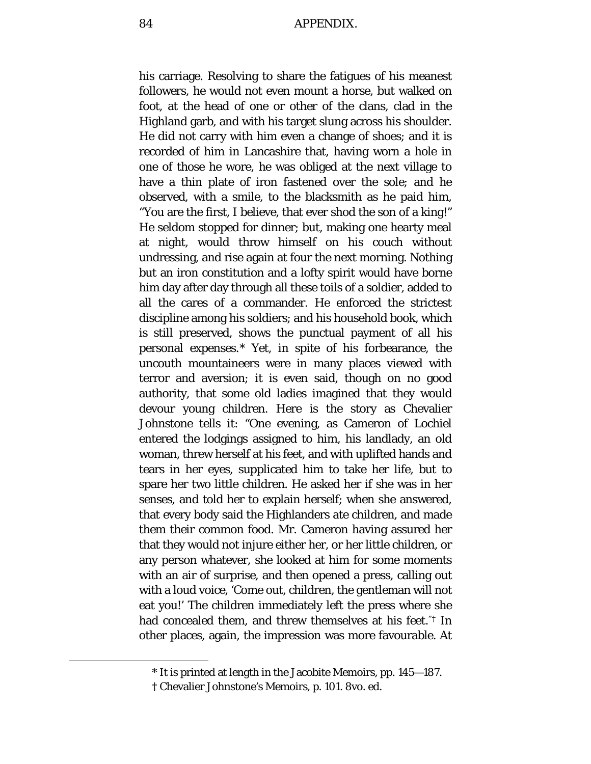his carriage. Resolving to share the fatigues of his meanest followers, he would not even mount a horse, but walked on foot, at the head of one or other of the clans, clad in the Highland garb, and with his target slung across his shoulder. He did not carry with him even a change of shoes; and it is recorded of him in Lancashire that, having worn a hole in one of those he wore, he was obliged at the next village to have a thin plate of iron fastened over the sole; and he observed, with a smile, to the blacksmith as he paid him, "You are the first, I believe, that ever shod the son of a king!" He seldom stopped for dinner; but, making one hearty meal at night, would throw himself on his couch without undressing, and rise again at four the next morning. Nothing but an iron constitution and a lofty spirit would have borne him day after day through all these toils of a soldier, added to all the cares of a commander. He enforced the strictest discipline among his soldiers; and his household book, which is still preserved, shows the punctual payment of all his personal expenses.* Yet, in spite of his forbearance, the uncouth mountaineers were in many places viewed with terror and aversion; it is even said, though on no good authority, that some old ladies imagined that they would devour young children. Here is the story as Chevalier Johnstone tells it: "One evening, as Cameron of Lochiel entered the lodgings assigned to him, his landlady, an old woman, threw herself at his feet, and with uplifted hands and tears in her eyes, supplicated him to take her life, but to spare her two little children. He asked her if she was in her senses, and told her to explain herself; when she answered, that every body said the Highlanders ate children, and made them their common food. Mr. Cameron having assured her that they would not injure either her, or her little children, or any person whatever, she looked at him for some moments with an air of surprise, and then opened a press, calling out with a loud voice, 'Come out, children, the gentleman will not eat you!' The children immediately left the press where she had concealed them, and threw themselves at his feet."† In other places, again, the impression was more favourable. At

* It is printed at length in the Jacobite Memoirs, pp. 145—187.

† Chevalier Johnstone's Memoirs, p. 101. 8vo. ed.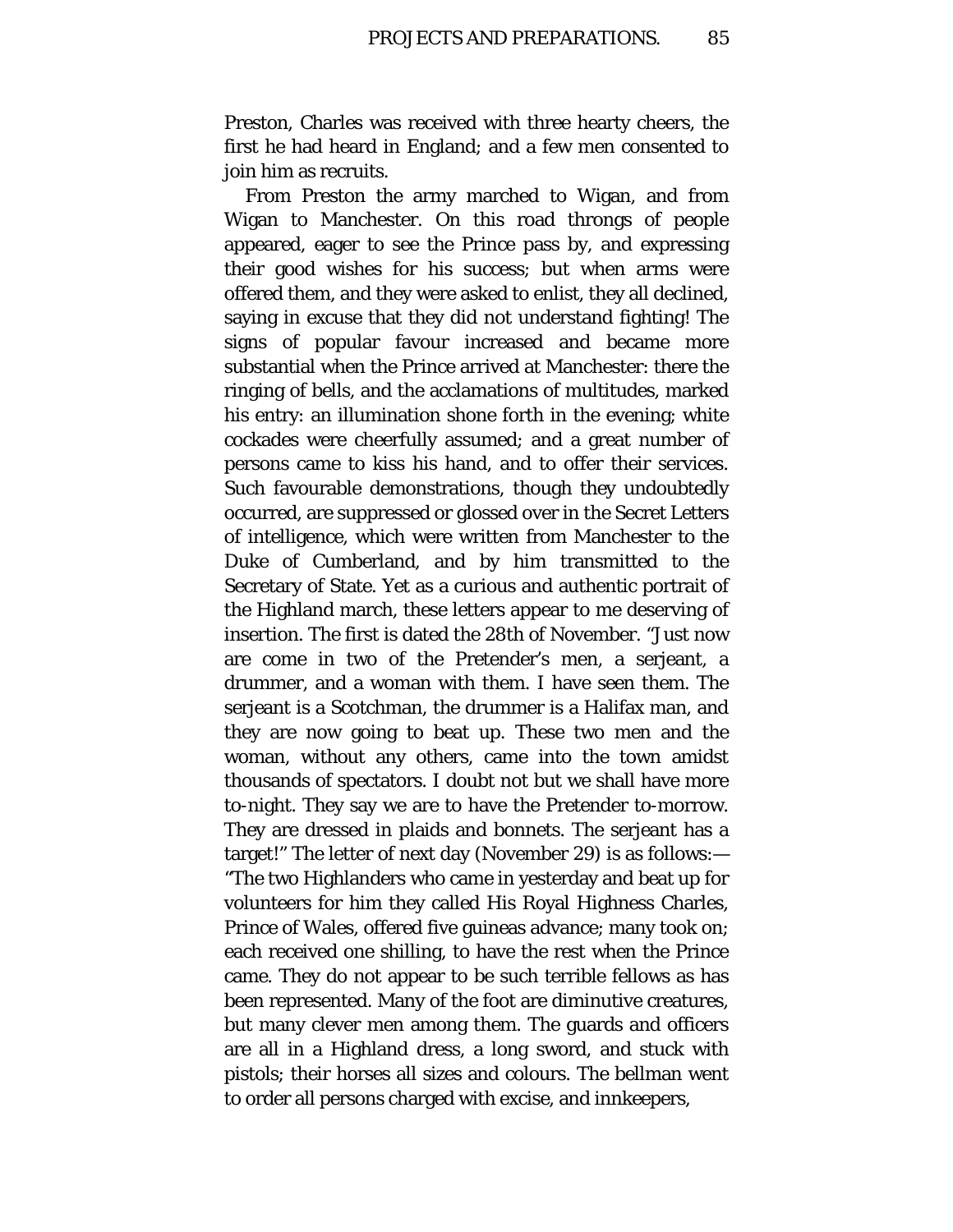Preston, Charles was received with three hearty cheers, the first he had heard in England; and a few men consented to join him as recruits.

From Preston the army marched to Wigan, and from Wigan to Manchester. On this road throngs of people appeared, eager to see the Prince pass by, and expressing their good wishes for his success; but when arms were offered them, and they were asked to enlist, they all declined, saying in excuse that they did not understand fighting! The signs of popular favour increased and became more substantial when the Prince arrived at Manchester: there the ringing of bells, and the acclamations of multitudes, marked his entry: an illumination shone forth in the evening; white cockades were cheerfully assumed; and a great number of persons came to kiss his hand, and to offer their services. Such favourable demonstrations, though they undoubtedly occurred, are suppressed or glossed over in the Secret Letters of intelligence, which were written from Manchester to the Duke of Cumberland, and by him transmitted to the Secretary of State. Yet as a curious and authentic portrait of the Highland march, these letters appear to me deserving of insertion. The first is dated the 28th of November. "Just now are come in two of the Pretender's men, a serjeant, a drummer, and a woman with them. I have seen them. The serjeant is a Scotchman, the drummer is a Halifax man, and they are now going to beat up. These two men and the woman, without any others, came into the town amidst thousands of spectators. I doubt not but we shall have more to-night. They say we are to have the Pretender to-morrow. They are dressed in plaids and bonnets. The serjeant has a target!" The letter of next day (November 29) is as follows:—"The two Highlanders who came in yesterday and beat up for volunteers for him they called His Royal Highness Charles, Prince of Wales, offered five guineas advance; many took on; each received one shilling, to have the rest when the Prince came. They do not appear to be such terrible fellows as has been represented. Many of the foot are diminutive creatures, but many clever men among them. The guards and officers are all in a Highland dress, a long sword, and stuck with pistols; their horses all sizes and colours. The bellman went to order all persons charged with excise, and innkeepers,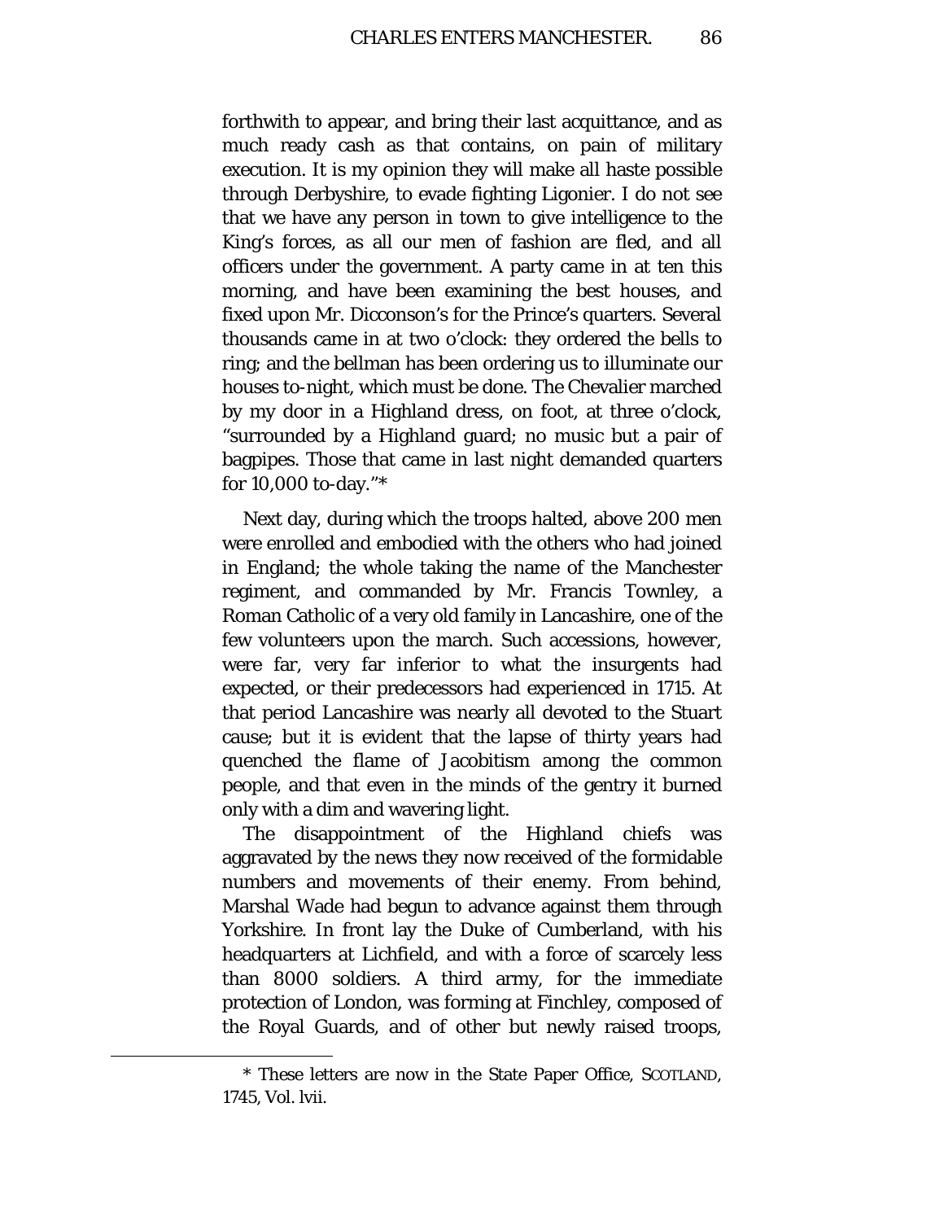forthwith to appear, and bring their last acquittance, and as much ready cash as that contains, on pain of military execution. It is my opinion they will make all haste possible through Derbyshire, to evade fighting Ligonier. I do not see that we have any person in town to give intelligence to the King's forces, as all our men of fashion are fled, and all officers under the government. A party came in at ten this morning, and have been examining the best houses, and fixed upon Mr. Dicconson's for the Prince's quarters. Several thousands came in at two o'clock: they ordered the bells to ring; and the bellman has been ordering us to illuminate our houses to-night, which must be done. The Chevalier marched by my door in a Highland dress, on foot, at three o'clock, "surrounded by a Highland guard; no music but a pair of bagpipes. Those that came in last night demanded quarters for 10,000 to-day."*

Next day, during which the troops halted, above 200 men were enrolled and embodied with the others who had joined in England; the whole taking the name of the Manchester regiment, and commanded by Mr. Francis Townley, a Roman Catholic of a very old family in Lancashire, one of the few volunteers upon the march. Such accessions, however, were far, very far inferior to what the insurgents had expected, or their predecessors had experienced in 1715. At that period Lancashire was nearly all devoted to the Stuart cause; but it is evident that the lapse of thirty years had quenched the flame of Jacobitism among the common people, and that even in the minds of the gentry it burned only with a dim and wavering light.

The disappointment of the Highland chiefs was aggravated by the news they now received of the formidable numbers and movements of their enemy. From behind, Marshal Wade had begun to advance against them through Yorkshire. In front lay the Duke of Cumberland, with his headquarters at Lichfield, and with a force of scarcely less than 8000 soldiers. A third army, for the immediate protection of London, was forming at Finchley, composed of the Royal Guards, and of other but newly raised troops,

---

* These letters are now in the State Paper Office, SCOTLAND, 1745, Vol. lvii.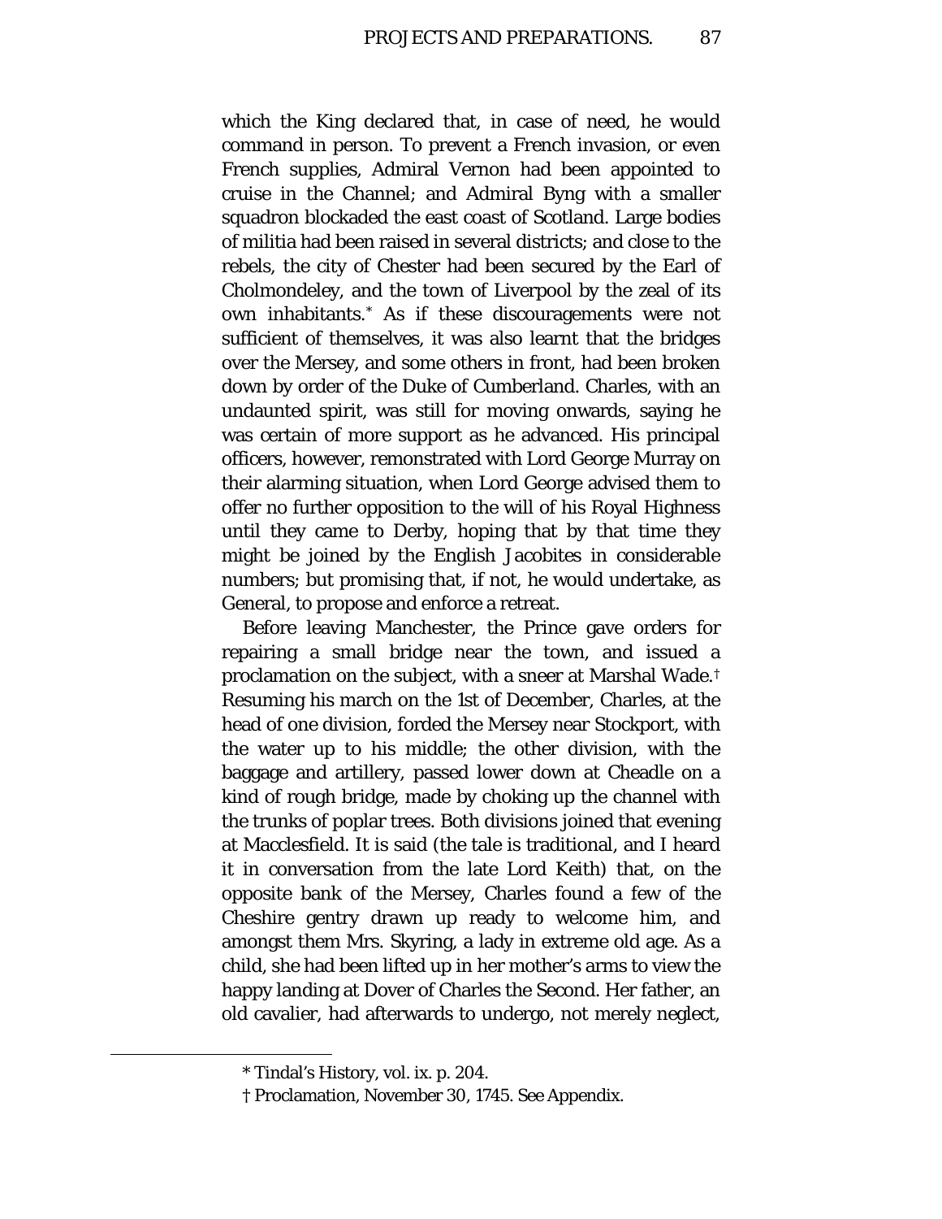which the King declared that, in case of need, he would command in person. To prevent a French invasion, or even French supplies, Admiral Vernon had been appointed to cruise in the Channel; and Admiral Byng with a smaller squadron blockaded the east coast of Scotland. Large bodies of militia had been raised in several districts; and close to the rebels, the city of Chester had been secured by the Earl of Cholmondeley, and the town of Liverpool by the zeal of its own inhabitants.* As if these discouragements were not sufficient of themselves, it was also learnt that the bridges over the Mersey, and some others in front, had been broken down by order of the Duke of Cumberland. Charles, with an undaunted spirit, was still for moving onwards, saying he was certain of more support as he advanced. His principal officers, however, remonstrated with Lord George Murray on their alarming situation, when Lord George advised them to offer no further opposition to the will of his Royal Highness until they came to Derby, hoping that by that time they might be joined by the English Jacobites in considerable numbers; but promising that, if not, he would undertake, as General, to propose and enforce a retreat.

Before leaving Manchester, the Prince gave orders for repairing a small bridge near the town, and issued a proclamation on the subject, with a sneer at Marshal Wade.† Resuming his march on the 1st of December, Charles, at the head of one division, forded the Mersey near Stockport, with the water up to his middle; the other division, with the baggage and artillery, passed lower down at Cheadle on a kind of rough bridge, made by choking up the channel with the trunks of poplar trees. Both divisions joined that evening at Macclesfield. It is said (the tale is traditional, and I heard it in conversation from the late Lord Keith) that, on the opposite bank of the Mersey, Charles found a few of the Cheshire gentry drawn up ready to welcome him, and amongst them Mrs. Skyring, a lady in extreme old age. As a child, she had been lifted up in her mother's arms to view the happy landing at Dover of Charles the Second. Her father, an old cavalier, had afterwards to undergo, not merely neglect,

---

* Tindal's History, vol. ix. p. 204.

† Proclamation, November 30, 1745. See Appendix.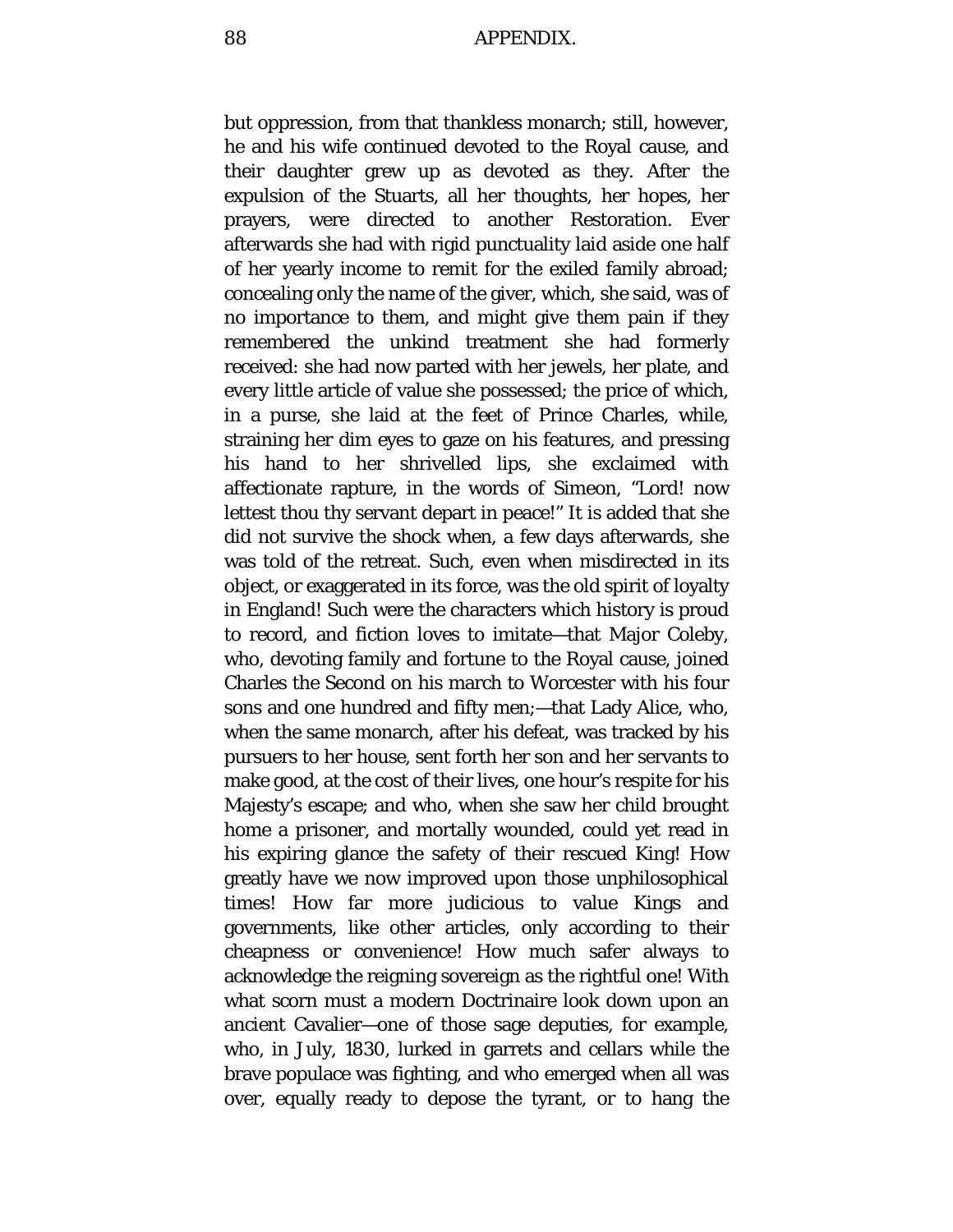but oppression, from that thankless monarch; still, however, he and his wife continued devoted to the Royal cause, and their daughter grew up as devoted as they. After the expulsion of the Stuarts, all her thoughts, her hopes, her prayers, were directed to another Restoration. Ever afterwards she had with rigid punctuality laid aside one half of her yearly income to remit for the exiled family abroad; concealing only the name of the giver, which, she said, was of no importance to them, and might give them pain if they remembered the unkind treatment she had formerly received: she had now parted with her jewels, her plate, and every little article of value she possessed; the price of which, in a purse, she laid at the feet of Prince Charles, while, straining her dim eyes to gaze on his features, and pressing his hand to her shrivelled lips, she exclaimed with affectionate rapture, in the words of Simeon, "Lord! now lettest thou thy servant depart in peace!" It is added that she did not survive the shock when, a few days afterwards, she was told of the retreat. Such, even when misdirected in its object, or exaggerated in its force, was the old spirit of loyalty in England! Such were the characters which history is proud to record, and fiction loves to imitate—that Major Coleby, who, devoting family and fortune to the Royal cause, joined Charles the Second on his march to Worcester with his four sons and one hundred and fifty men;—that Lady Alice, who, when the same monarch, after his defeat, was tracked by his pursuers to her house, sent forth her son and her servants to make good, at the cost of their lives, one hour's respite for his Majesty's escape; and who, when she saw her child brought home a prisoner, and mortally wounded, could yet read in his expiring glance the safety of their rescued King! How greatly have we now improved upon those unphilosophical times! How far more judicious to value Kings and governments, like other articles, only according to their cheapness or convenience! How much safer always to acknowledge the reigning sovereign as the rightful one! With what scorn must a modern Doctrinaire look down upon an ancient Cavalier—one of those sage deputies, for example, who, in July, 1830, lurked in garrets and cellars while the brave populace was fighting, and who emerged when all was over, equally ready to depose the tyrant, or to hang the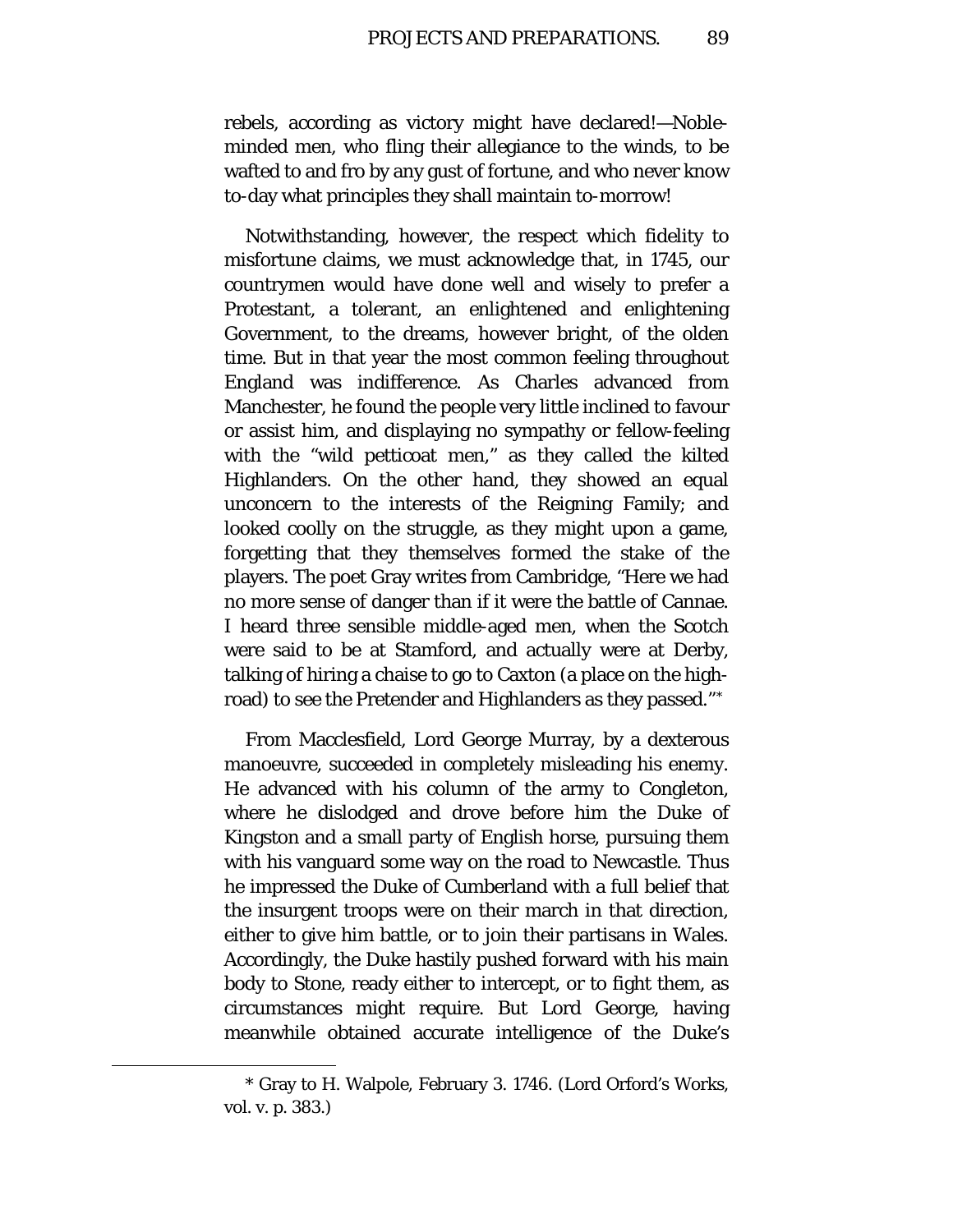rebels, according as victory might have declared!—Noble-minded men, who fling their allegiance to the winds, to be wafted to and fro by any gust of fortune, and who never know to-day what principles they shall maintain to-morrow!

Notwithstanding, however, the respect which fidelity to misfortune claims, we must acknowledge that, in 1745, our countrymen would have done well and wisely to prefer a Protestant, a tolerant, an enlightened and enlightening Government, to the dreams, however bright, of the olden time. But in that year the most common feeling throughout England was indifference. As Charles advanced from Manchester, he found the people very little inclined to favour or assist him, and displaying no sympathy or fellow-feeling with the "wild petticoat men," as they called the kilted Highlanders. On the other hand, they showed an equal unconcern to the interests of the Reigning Family; and looked coolly on the struggle, as they might upon a game, forgetting that they themselves formed the stake of the players. The poet Gray writes from Cambridge, "Here we had no more sense of danger than if it were the battle of Cannae. I heard three sensible middle-aged men, when the Scotch were said to be at Stamford, and actually were at Derby, talking of hiring a chaise to go to Caxton (a place on the high-road) to see the Pretender and Highlanders as they passed."*

From Macclesfield, Lord George Murray, by a dexterous manoeuvre, succeeded in completely misleading his enemy. He advanced with his column of the army to Congleton, where he dislodged and drove before him the Duke of Kingston and a small party of English horse, pursuing them with his vanguard some way on the road to Newcastle. Thus he impressed the Duke of Cumberland with a full belief that the insurgent troops were on their march in that direction, either to give him battle, or to join their partisans in Wales. Accordingly, the Duke hastily pushed forward with his main body to Stone, ready either to intercept, or to fight them, as circumstances might require. But Lord George, having meanwhile obtained accurate intelligence of the Duke's

---

* Gray to H. Walpole, February 3. 1746. (Lord Orford's Works, vol. v. p. 383.)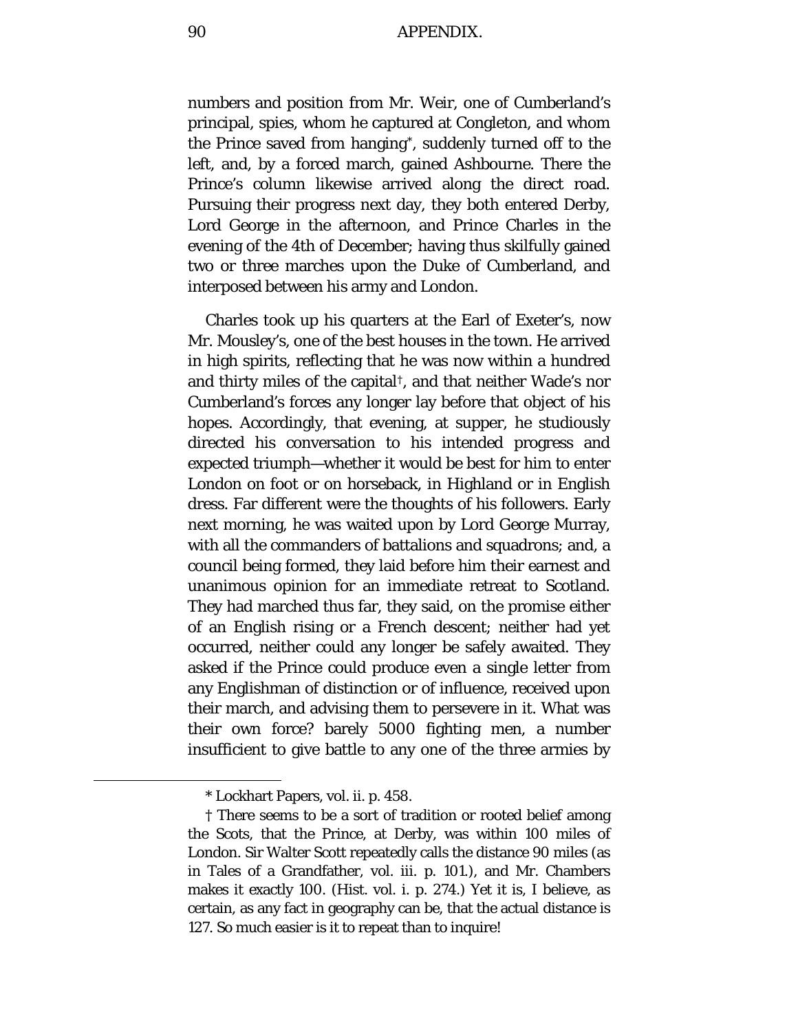numbers and position from Mr. Weir, one of Cumberland's principal, spies, whom he captured at Congleton, and whom the Prince saved from hanging*, suddenly turned off to the left, and, by a forced march, gained Ashbourne. There the Prince's column likewise arrived along the direct road. Pursuing their progress next day, they both entered Derby, Lord George in the afternoon, and Prince Charles in the evening of the 4th of December; having thus skilfully gained two or three marches upon the Duke of Cumberland, and interposed between his army and London.

Charles took up his quarters at the Earl of Exeter's, now Mr. Mousley's, one of the best houses in the town. He arrived in high spirits, reflecting that he was now within a hundred and thirty miles of the capital†, and that neither Wade's nor Cumberland's forces any longer lay before that object of his hopes. Accordingly, that evening, at supper, he studiously directed his conversation to his intended progress and expected triumph—whether it would be best for him to enter London on foot or on horseback, in Highland or in English dress. Far different were the thoughts of his followers. Early next morning, he was waited upon by Lord George Murray, with all the commanders of battalions and squadrons; and, a council being formed, they laid before him their earnest and unanimous opinion for an immediate retreat to Scotland. They had marched thus far, they said, on the promise either of an English rising or a French descent; neither had yet occurred, neither could any longer be safely awaited. They asked if the Prince could produce even a single letter from any Englishman of distinction or of influence, received upon their march, and advising them to persevere in it. What was their own force? barely 5000 fighting men, a number insufficient to give battle to any one of the three armies by

---

\* Lockhart Papers, vol. ii. p. 458.

† There seems to be a sort of tradition or rooted belief among the Scots, that the Prince, at Derby, was within 100 miles of London. Sir Walter Scott repeatedly calls the distance 90 miles (as in Tales of a Grandfather, vol. iii. p. 101.), and Mr. Chambers makes it exactly 100. (Hist. vol. i. p. 274.) Yet it is, I believe, as certain, as any fact in geography can be, that the actual distance is 127. So much easier is it to repeat than to inquire!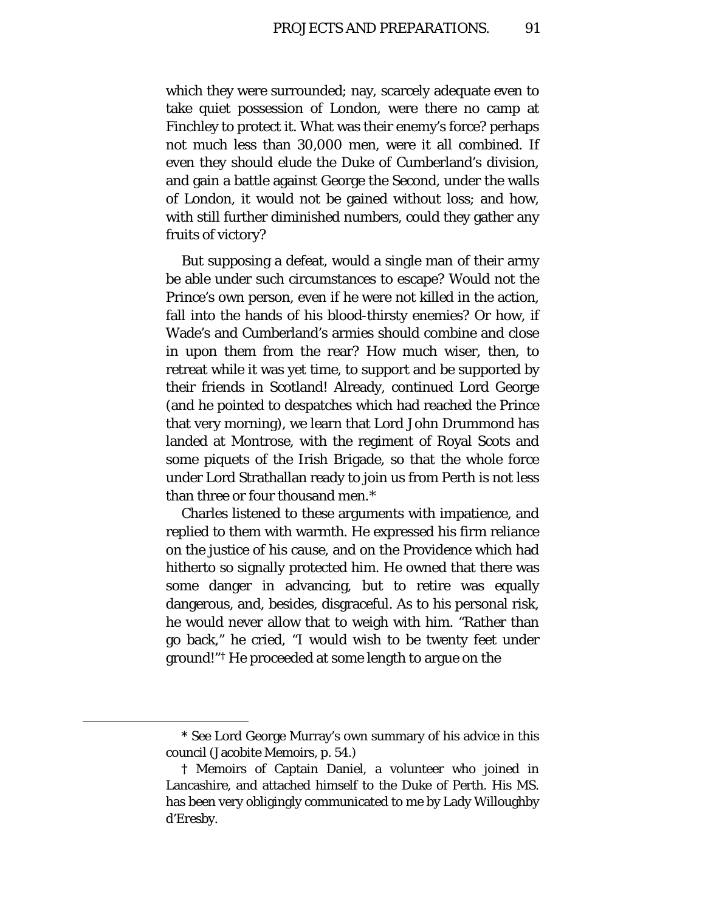which they were surrounded; nay, scarcely adequate even to take quiet possession of London, were there no camp at Finchley to protect it. What was their enemy's force? perhaps not much less than 30,000 men, were it all combined. If even they should elude the Duke of Cumberland's division, and gain a battle against George the Second, under the walls of London, it would not be gained without loss; and how, with still further diminished numbers, could they gather any fruits of victory?

But supposing a defeat, would a single man of their army be able under such circumstances to escape? Would not the Prince's own person, even if he were not killed in the action, fall into the hands of his blood-thirsty enemies? Or how, if Wade's and Cumberland's armies should combine and close in upon them from the rear? How much wiser, then, to retreat while it was yet time, to support and be supported by their friends in Scotland! Already, continued Lord George (and he pointed to despatches which had reached the Prince that very morning), we learn that Lord John Drummond has landed at Montrose, with the regiment of Royal Scots and some piquets of the Irish Brigade, so that the whole force under Lord Strathallan ready to join us from Perth is not less than three or four thousand men.*

Charles listened to these arguments with impatience, and replied to them with warmth. He expressed his firm reliance on the justice of his cause, and on the Providence which had hitherto so signally protected him. He owned that there was some danger in advancing, but to retire was equally dangerous, and, besides, disgraceful. As to his personal risk, he would never allow that to weigh with him. "Rather than go back," he cried, "I would wish to be twenty feet under ground!"† He proceeded at some length to argue on the

---

* See Lord George Murray's own summary of his advice in this council (Jacobite Memoirs, p. 54.)

† Memoirs of Captain Daniel, a volunteer who joined in Lancashire, and attached himself to the Duke of Perth. His MS. has been very obligingly communicated to me by Lady Willoughby d'Eresby.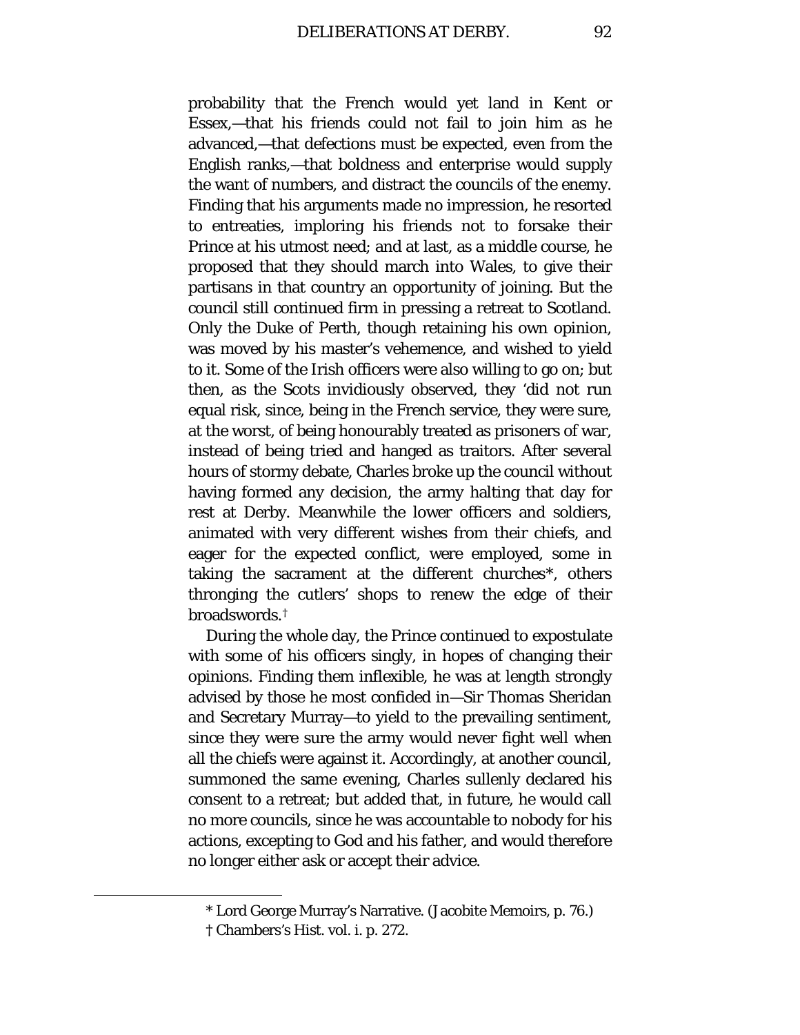probability that the French would yet land in Kent or Essex,—that his friends could not fail to join him as he advanced,—that defections must be expected, even from the English ranks,—that boldness and enterprise would supply the want of numbers, and distract the councils of the enemy. Finding that his arguments made no impression, he resorted to entreaties, imploring his friends not to forsake their Prince at his utmost need; and at last, as a middle course, he proposed that they should march into Wales, to give their partisans in that country an opportunity of joining. But the council still continued firm in pressing a retreat to Scotland. Only the Duke of Perth, though retaining his own opinion, was moved by his master's vehemence, and wished to yield to it. Some of the Irish officers were also willing to go on; but then, as the Scots invidiously observed, they 'did not run equal risk, since, being in the French service, they were sure, at the worst, of being honourably treated as prisoners of war, instead of being tried and hanged as traitors. After several hours of stormy debate, Charles broke up the council without having formed any decision, the army halting that day for rest at Derby. Meanwhile the lower officers and soldiers, animated with very different wishes from their chiefs, and eager for the expected conflict, were employed, some in taking the sacrament at the different churches*, others thronging the cutlers' shops to renew the edge of their broadswords.†

During the whole day, the Prince continued to expostulate with some of his officers singly, in hopes of changing their opinions. Finding them inflexible, he was at length strongly advised by those he most confided in—Sir Thomas Sheridan and Secretary Murray—to yield to the prevailing sentiment, since they were sure the army would never fight well when all the chiefs were against it. Accordingly, at another council, summoned the same evening, Charles sullenly declared his consent to a retreat; but added that, in future, he would call no more councils, since he was accountable to nobody for his actions, excepting to God and his father, and would therefore no longer either ask or accept their advice.

---

\* Lord George Murray's Narrative. (Jacobite Memoirs, p. 76.)

† Chambers's Hist. vol. i. p. 272.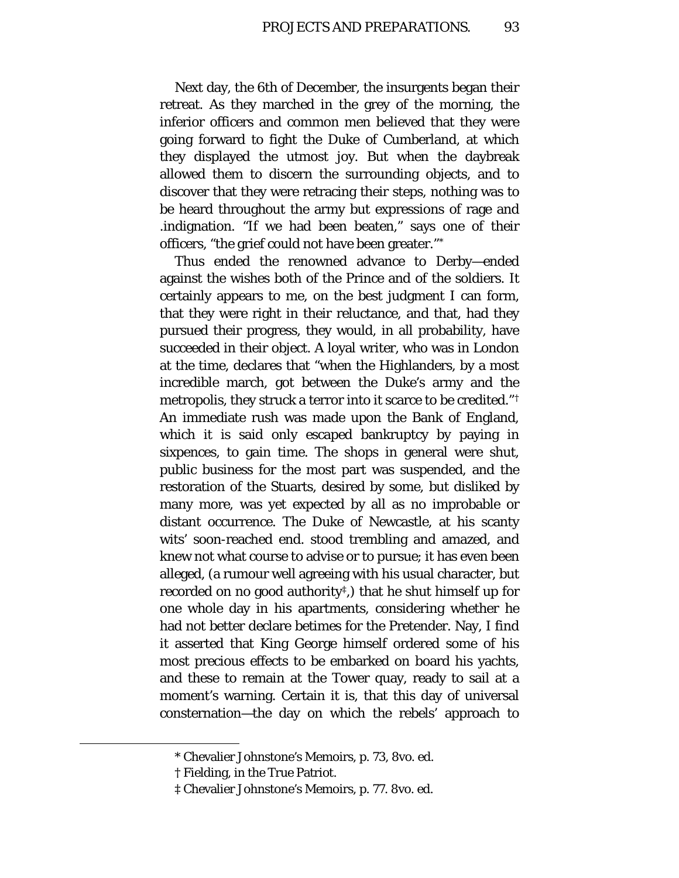Next day, the 6th of December, the insurgents began their retreat. As they marched in the grey of the morning, the inferior officers and common men believed that they were going forward to fight the Duke of Cumberland, at which they displayed the utmost joy. But when the daybreak allowed them to discern the surrounding objects, and to discover that they were retracing their steps, nothing was to be heard throughout the army but expressions of rage and .indignation. "If we had been beaten," says one of their officers, "the grief could not have been greater."*

Thus ended the renowned advance to Derby—ended against the wishes both of the Prince and of the soldiers. It certainly appears to me, on the best judgment I can form, that they were right in their reluctance, and that, had they pursued their progress, they would, in all probability, have succeeded in their object. A loyal writer, who was in London at the time, declares that "when the Highlanders, by a most incredible march, got between the Duke's army and the metropolis, they struck a terror into it scarce to be credited."† An immediate rush was made upon the Bank of England, which it is said only escaped bankruptcy by paying in sixpences, to gain time. The shops in general were shut, public business for the most part was suspended, and the restoration of the Stuarts, desired by some, but disliked by many more, was yet expected by all as no improbable or distant occurrence. The Duke of Newcastle, at his scanty wits' soon-reached end. stood trembling and amazed, and knew not what course to advise or to pursue; it has even been alleged, (a rumour well agreeing with his usual character, but recorded on no good authority‡,) that he shut himself up for one whole day in his apartments, considering whether he had not better declare betimes for the Pretender. Nay, I find it asserted that King George himself ordered some of his most precious effects to be embarked on board his yachts, and these to remain at the Tower quay, ready to sail at a moment's warning. Certain it is, that this day of universal consternation—the day on which the rebels' approach to

---

\* Chevalier Johnstone's Memoirs, p. 73, 8vo. ed.

† Fielding, in the True Patriot.

‡ Chevalier Johnstone's Memoirs, p. 77. 8vo. ed.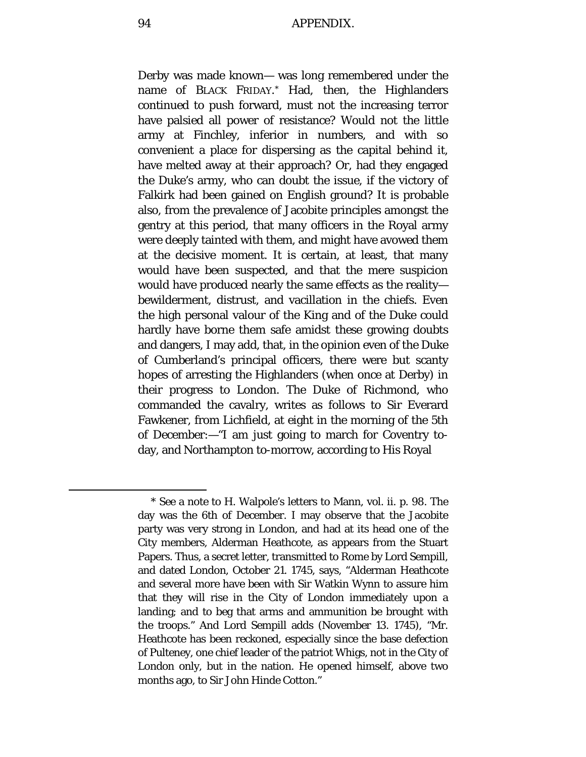Derby was made known— was long remembered under the name of BLACK FRIDAY.* Had, then, the Highlanders continued to push forward, must not the increasing terror have palsied all power of resistance? Would not the little army at Finchley, inferior in numbers, and with so convenient a place for dispersing as the capital behind it, have melted away at their approach? Or, had they engaged the Duke's army, who can doubt the issue, if the victory of Falkirk had been gained on English ground? It is probable also, from the prevalence of Jacobite principles amongst the gentry at this period, that many officers in the Royal army were deeply tainted with them, and might have avowed them at the decisive moment. It is certain, at least, that many would have been suspected, and that the mere suspicion would have produced nearly the same effects as the reality— bewilderment, distrust, and vacillation in the chiefs. Even the high personal valour of the King and of the Duke could hardly have borne them safe amidst these growing doubts and dangers, I may add, that, in the opinion even of the Duke of Cumberland's principal officers, there were but scanty hopes of arresting the Highlanders (when once at Derby) in their progress to London. The Duke of Richmond, who commanded the cavalry, writes as follows to Sir Everard Fawkener, from Lichfield, at eight in the morning of the 5th of December:—"I am just going to march for Coventry to-day, and Northampton to-morrow, according to His Royal

---

\* See a note to H. Walpole's letters to Mann, vol. ii. p. 98. The day was the 6th of December. I may observe that the Jacobite party was very strong in London, and had at its head one of the City members, Alderman Heathcote, as appears from the Stuart Papers. Thus, a secret letter, transmitted to Rome by Lord Sempill, and dated London, October 21. 1745, says, "Alderman Heathcote and several more have been with Sir Watkin Wynn to assure him that they will rise in the City of London immediately upon a landing; and to beg that arms and ammunition be brought with the troops." And Lord Sempill adds (November 13. 1745), "Mr. Heathcote has been reckoned, especially since the base defection of Pulteney, one chief leader of the patriot Whigs, not in the City of London only, but in the nation. He opened himself, above two months ago, to Sir John Hinde Cotton."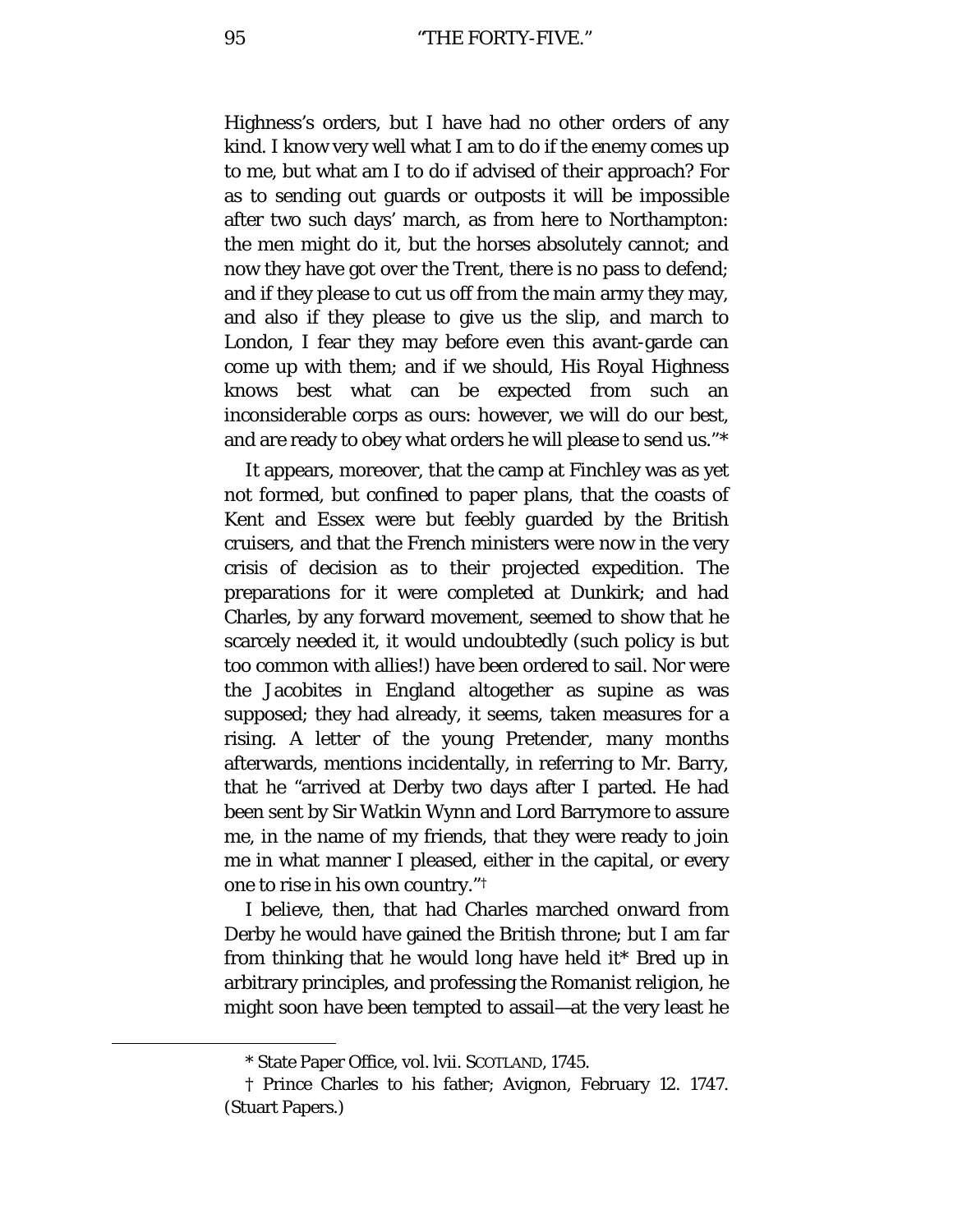Highness's orders, but I have had no other orders of any kind. I know very well what I am to do if the enemy comes up to me, but what am I to do if advised of their approach? For as to sending out guards or outposts it will be impossible after two such days' march, as from here to Northampton: the men might do it, but the horses absolutely cannot; and now they have got over the Trent, there is no pass to defend; and if they please to cut us off from the main army they may, and also if they please to give us the slip, and march to London, I fear they may before even this avant-garde can come up with them; and if we should, His Royal Highness knows best what can be expected from such an inconsiderable corps as ours: however, we will do our best, and are ready to obey what orders he will please to send us."*

It appears, moreover, that the camp at Finchley was as yet not formed, but confined to paper plans, that the coasts of Kent and Essex were but feebly guarded by the British cruisers, and that the French ministers were now in the very crisis of decision as to their projected expedition. The preparations for it were completed at Dunkirk; and had Charles, by any forward movement, seemed to show that he scarcely needed it, it would undoubtedly (such policy is but too common with allies!) have been ordered to sail. Nor were the Jacobites in England altogether as supine as was supposed; they had already, it seems, taken measures for a rising. A letter of the young Pretender, many months afterwards, mentions incidentally, in referring to Mr. Barry, that he "arrived at Derby two days after I parted. He had been sent by Sir Watkin Wynn and Lord Barrymore to assure me, in the name of my friends, that they were ready to join me in what manner I pleased, either in the capital, or every one to rise in his own country."†

I believe, then, that had Charles marched onward from Derby he would have gained the British throne; but I am far from thinking that he would long have held it* Bred up in arbitrary principles, and professing the Romanist religion, he might soon have been tempted to assail—at the very least he

---

\* State Paper Office, vol. lvii. SCOTLAND, 1745.

† Prince Charles to his father; Avignon, February 12. 1747. (Stuart Papers.)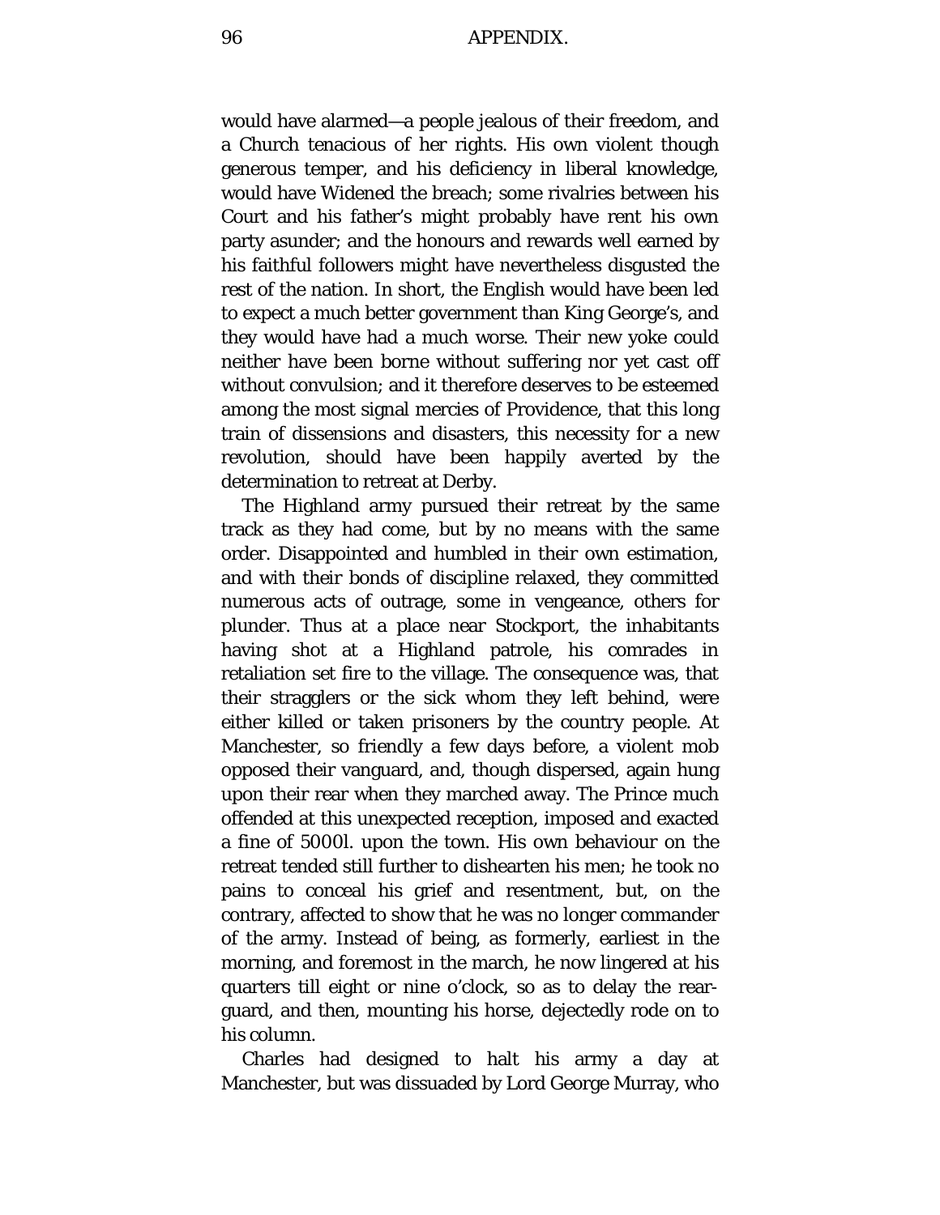would have alarmed—a people jealous of their freedom, and a Church tenacious of her rights. His own violent though generous temper, and his deficiency in liberal knowledge, would have Widened the breach; some rivalries between his Court and his father's might probably have rent his own party asunder; and the honours and rewards well earned by his faithful followers might have nevertheless disgusted the rest of the nation. In short, the English would have been led to expect a much better government than King George's, and they would have had a much worse. Their new yoke could neither have been borne without suffering nor yet cast off without convulsion; and it therefore deserves to be esteemed among the most signal mercies of Providence, that this long train of dissensions and disasters, this necessity for a new revolution, should have been happily averted by the determination to retreat at Derby.

The Highland army pursued their retreat by the same track as they had come, but by no means with the same order. Disappointed and humbled in their own estimation, and with their bonds of discipline relaxed, they committed numerous acts of outrage, some in vengeance, others for plunder. Thus at a place near Stockport, the inhabitants having shot at a Highland patrole, his comrades in retaliation set fire to the village. The consequence was, that their stragglers or the sick whom they left behind, were either killed or taken prisoners by the country people. At Manchester, so friendly a few days before, a violent mob opposed their vanguard, and, though dispersed, again hung upon their rear when they marched away. The Prince much offended at this unexpected reception, imposed and exacted a fine of 5000l. upon the town. His own behaviour on the retreat tended still further to dishearten his men; he took no pains to conceal his grief and resentment, but, on the contrary, affected to show that he was no longer commander of the army. Instead of being, as formerly, earliest in the morning, and foremost in the march, he now lingered at his quarters till eight or nine o'clock, so as to delay the rear-guard, and then, mounting his horse, dejectedly rode on to his column.

Charles had designed to halt his army a day at Manchester, but was dissuaded by Lord George Murray, who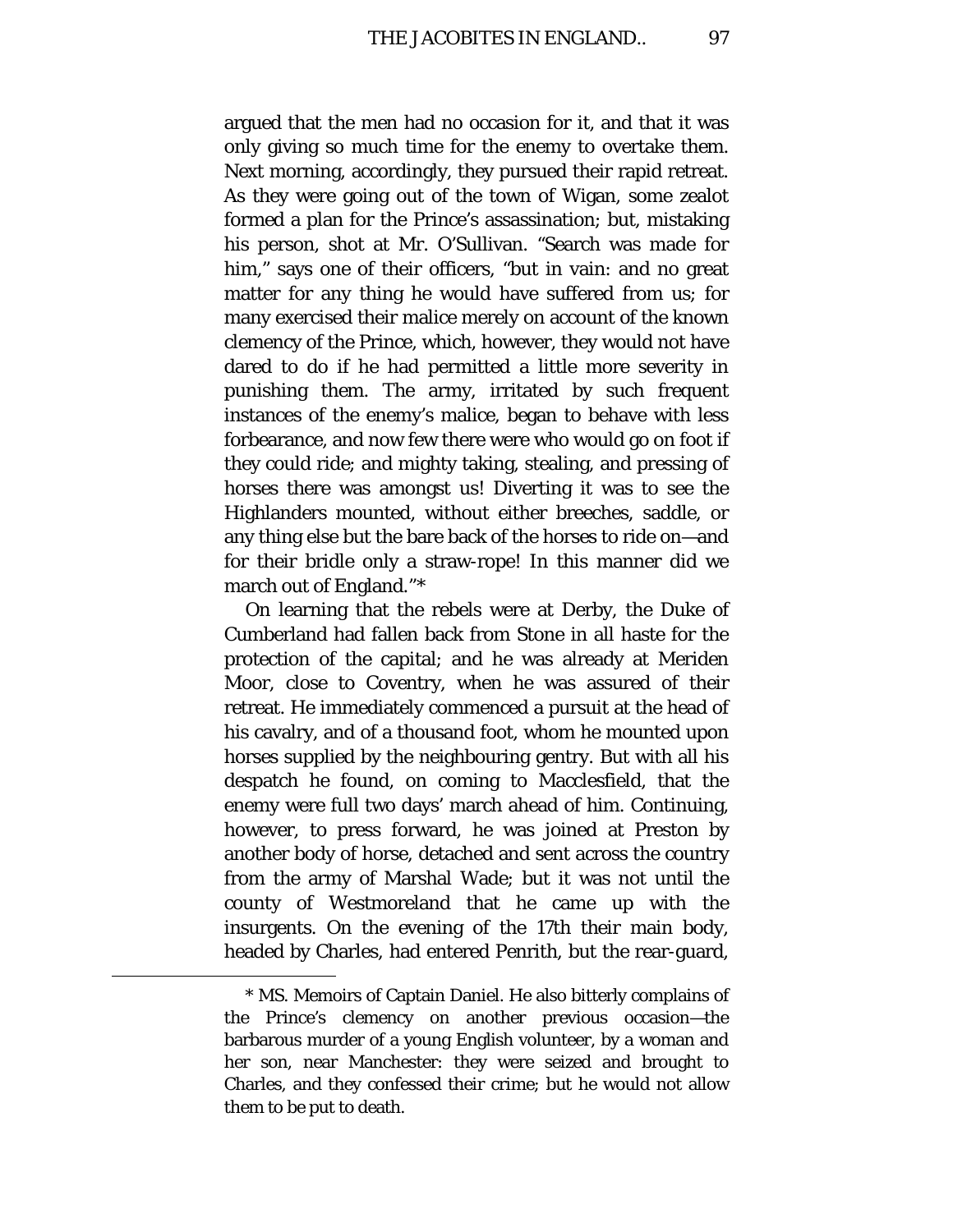argued that the men had no occasion for it, and that it was only giving so much time for the enemy to overtake them. Next morning, accordingly, they pursued their rapid retreat. As they were going out of the town of Wigan, some zealot formed a plan for the Prince's assassination; but, mistaking his person, shot at Mr. O'Sullivan. "Search was made for him," says one of their officers, "but in vain: and no great matter for any thing he would have suffered from us; for many exercised their malice merely on account of the known clemency of the Prince, which, however, they would not have dared to do if he had permitted a little more severity in punishing them. The army, irritated by such frequent instances of the enemy's malice, began to behave with less forbearance, and now few there were who would go on foot if they could ride; and mighty taking, stealing, and pressing of horses there was amongst us! Diverting it was to see the Highlanders mounted, without either breeches, saddle, or any thing else but the bare back of the horses to ride on—and for their bridle only a straw-rope! In this manner did we march out of England."*

On learning that the rebels were at Derby, the Duke of Cumberland had fallen back from Stone in all haste for the protection of the capital; and he was already at Meriden Moor, close to Coventry, when he was assured of their retreat. He immediately commenced a pursuit at the head of his cavalry, and of a thousand foot, whom he mounted upon horses supplied by the neighbouring gentry. But with all his despatch he found, on coming to Macclesfield, that the enemy were full two days' march ahead of him. Continuing, however, to press forward, he was joined at Preston by another body of horse, detached and sent across the country from the army of Marshal Wade; but it was not until the county of Westmoreland that he came up with the insurgents. On the evening of the 17th their main body, headed by Charles, had entered Penrith, but the rear-guard,

---

* MS. Memoirs of Captain Daniel. He also bitterly complains of the Prince's clemency on another previous occasion—the barbarous murder of a young English volunteer, by a woman and her son, near Manchester: they were seized and brought to Charles, and they confessed their crime; but he would not allow them to be put to death.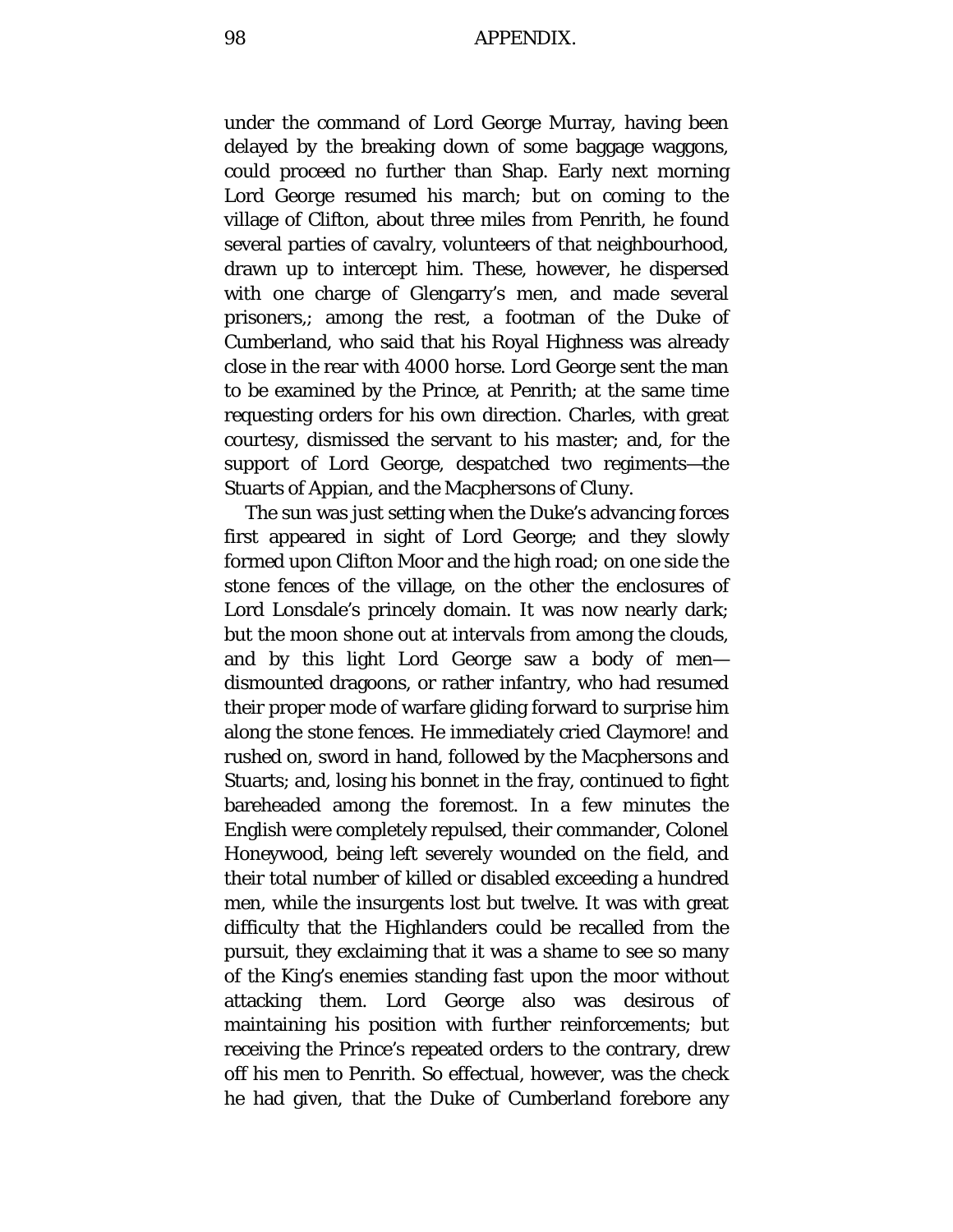under the command of Lord George Murray, having been delayed by the breaking down of some baggage waggons, could proceed no further than Shap. Early next morning Lord George resumed his march; but on coming to the village of Clifton, about three miles from Penrith, he found several parties of cavalry, volunteers of that neighbourhood, drawn up to intercept him. These, however, he dispersed with one charge of Glengarry's men, and made several prisoners,; among the rest, a footman of the Duke of Cumberland, who said that his Royal Highness was already close in the rear with 4000 horse. Lord George sent the man to be examined by the Prince, at Penrith; at the same time requesting orders for his own direction. Charles, with great courtesy, dismissed the servant to his master; and, for the support of Lord George, despatched two regiments—the Stuarts of Appian, and the Macphersons of Cluny.

The sun was just setting when the Duke's advancing forces first appeared in sight of Lord George; and they slowly formed upon Clifton Moor and the high road; on one side the stone fences of the village, on the other the enclosures of Lord Lonsdale's princely domain. It was now nearly dark; but the moon shone out at intervals from among the clouds, and by this light Lord George saw a body of men—dismounted dragoons, or rather infantry, who had resumed their proper mode of warfare gliding forward to surprise him along the stone fences. He immediately cried Claymore! and rushed on, sword in hand, followed by the Macphersons and Stuarts; and, losing his bonnet in the fray, continued to fight bareheaded among the foremost. In a few minutes the English were completely repulsed, their commander, Colonel Honeywood, being left severely wounded on the field, and their total number of killed or disabled exceeding a hundred men, while the insurgents lost but twelve. It was with great difficulty that the Highlanders could be recalled from the pursuit, they exclaiming that it was a shame to see so many of the King's enemies standing fast upon the moor without attacking them. Lord George also was desirous of maintaining his position with further reinforcements; but receiving the Prince's repeated orders to the contrary, drew off his men to Penrith. So effectual, however, was the check he had given, that the Duke of Cumberland forebore any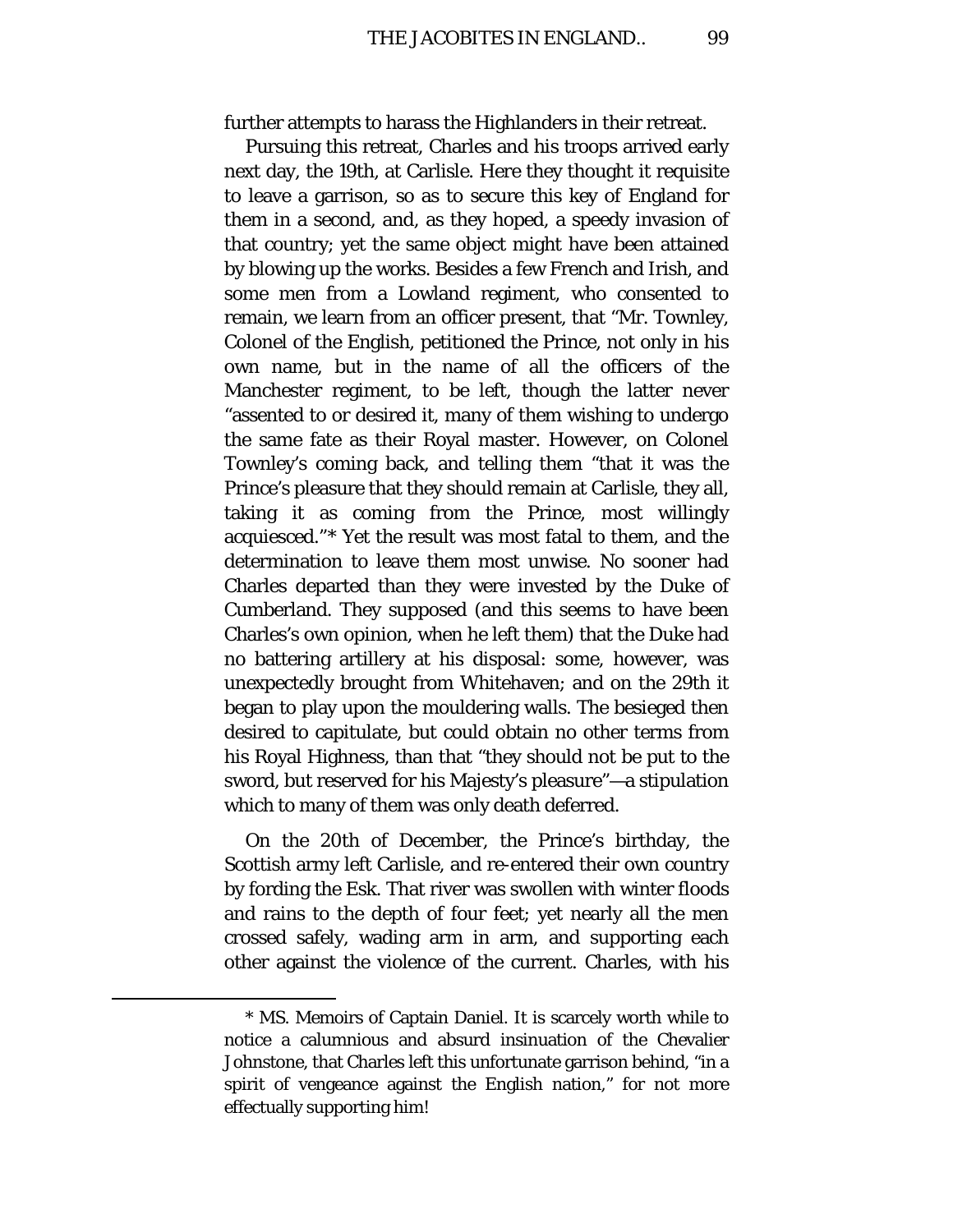further attempts to harass the Highlanders in their retreat.

Pursuing this retreat, Charles and his troops arrived early next day, the 19th, at Carlisle. Here they thought it requisite to leave a garrison, so as to secure this key of England for them in a second, and, as they hoped, a speedy invasion of that country; yet the same object might have been attained by blowing up the works. Besides a few French and Irish, and some men from a Lowland regiment, who consented to remain, we learn from an officer present, that "Mr. Townley, Colonel of the English, petitioned the Prince, not only in his own name, but in the name of all the officers of the Manchester regiment, to be left, though the latter never "assented to or desired it, many of them wishing to undergo the same fate as their Royal master. However, on Colonel Townley's coming back, and telling them "that it was the Prince's pleasure that they should remain at Carlisle, they all, taking it as coming from the Prince, most willingly acquiesced."* Yet the result was most fatal to them, and the determination to leave them most unwise. No sooner had Charles departed than they were invested by the Duke of Cumberland. They supposed (and this seems to have been Charles's own opinion, when he left them) that the Duke had no battering artillery at his disposal: some, however, was unexpectedly brought from Whitehaven; and on the 29th it began to play upon the mouldering walls. The besieged then desired to capitulate, but could obtain no other terms from his Royal Highness, than that "they should not be put to the sword, but reserved for his Majesty's pleasure"—a stipulation which to many of them was only death deferred.

On the 20th of December, the Prince's birthday, the Scottish army left Carlisle, and re-entered their own country by fording the Esk. That river was swollen with winter floods and rains to the depth of four feet; yet nearly all the men crossed safely, wading arm in arm, and supporting each other against the violence of the current. Charles, with his

---

* MS. Memoirs of Captain Daniel. It is scarcely worth while to notice a calumnious and absurd insinuation of the Chevalier Johnstone, that Charles left this unfortunate garrison behind, "in a spirit of vengeance against the English nation," for not more effectually supporting him!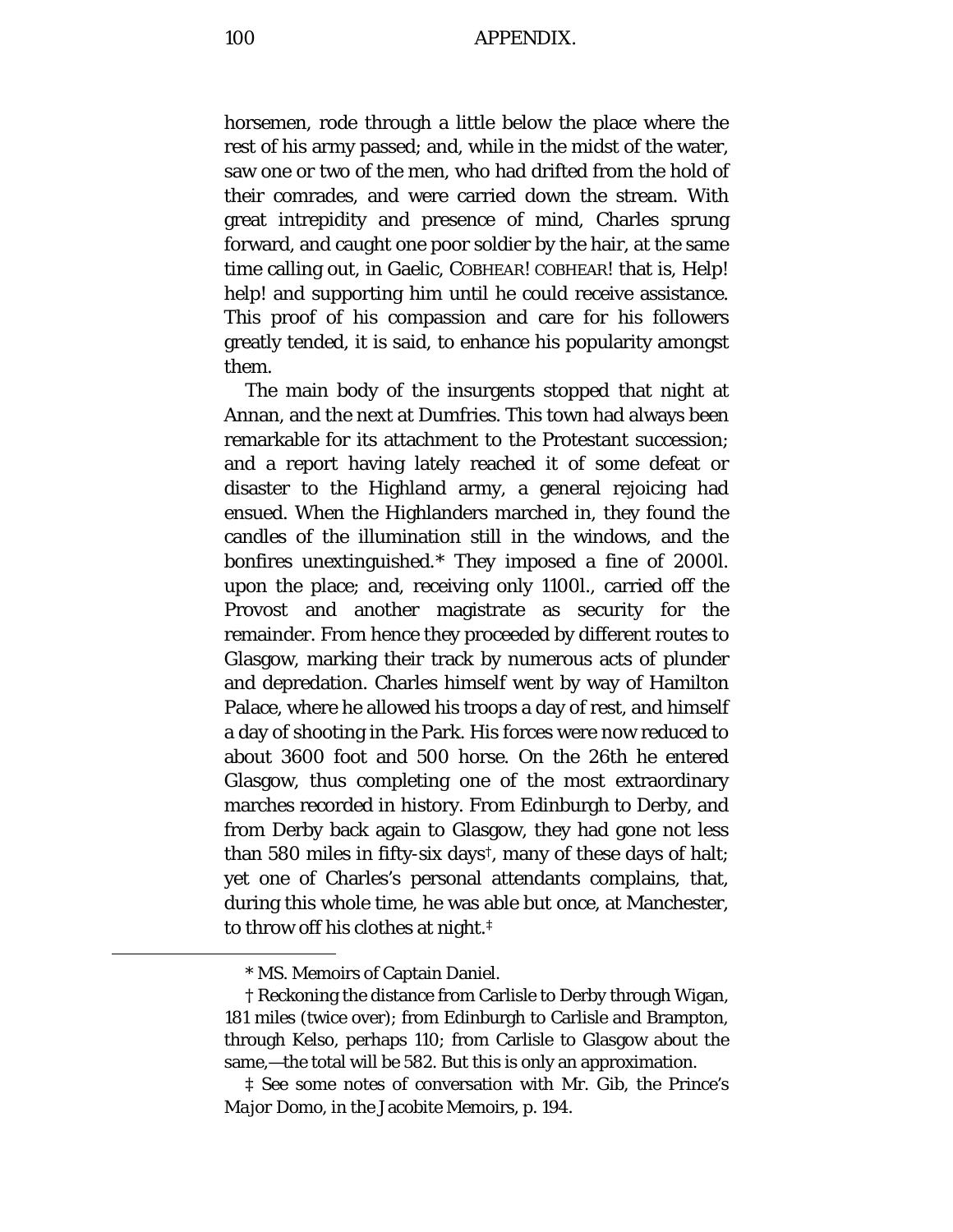horsemen, rode through a little below the place where the rest of his army passed; and, while in the midst of the water, saw one or two of the men, who had drifted from the hold of their comrades, and were carried down the stream. With great intrepidity and presence of mind, Charles sprung forward, and caught one poor soldier by the hair, at the same time calling out, in Gaelic, COBHEAR! COBHEAR! that is, Help! help! and supporting him until he could receive assistance. This proof of his compassion and care for his followers greatly tended, it is said, to enhance his popularity amongst them.

The main body of the insurgents stopped that night at Annan, and the next at Dumfries. This town had always been remarkable for its attachment to the Protestant succession; and a report having lately reached it of some defeat or disaster to the Highland army, a general rejoicing had ensued. When the Highlanders marched in, they found the candles of the illumination still in the windows, and the bonfires unextinguished.* They imposed a fine of 2000l. upon the place; and, receiving only 1100l., carried off the Provost and another magistrate as security for the remainder. From hence they proceeded by different routes to Glasgow, marking their track by numerous acts of plunder and depredation. Charles himself went by way of Hamilton Palace, where he allowed his troops a day of rest, and himself a day of shooting in the Park. His forces were now reduced to about 3600 foot and 500 horse. On the 26th he entered Glasgow, thus completing one of the most extraordinary marches recorded in history. From Edinburgh to Derby, and from Derby back again to Glasgow, they had gone not less than 580 miles in fifty-six days†, many of these days of halt; yet one of Charles's personal attendants complains, that, during this whole time, he was able but once, at Manchester, to throw off his clothes at night.‡

---

\* MS. Memoirs of Captain Daniel.

† Reckoning the distance from Carlisle to Derby through Wigan, 181 miles (twice over); from Edinburgh to Carlisle and Brampton, through Kelso, perhaps 110; from Carlisle to Glasgow about the same,—the total will be 582. But this is only an approximation.

‡ See some notes of conversation with Mr. Gib, the Prince's Major Domo, in the Jacobite Memoirs, p. 194.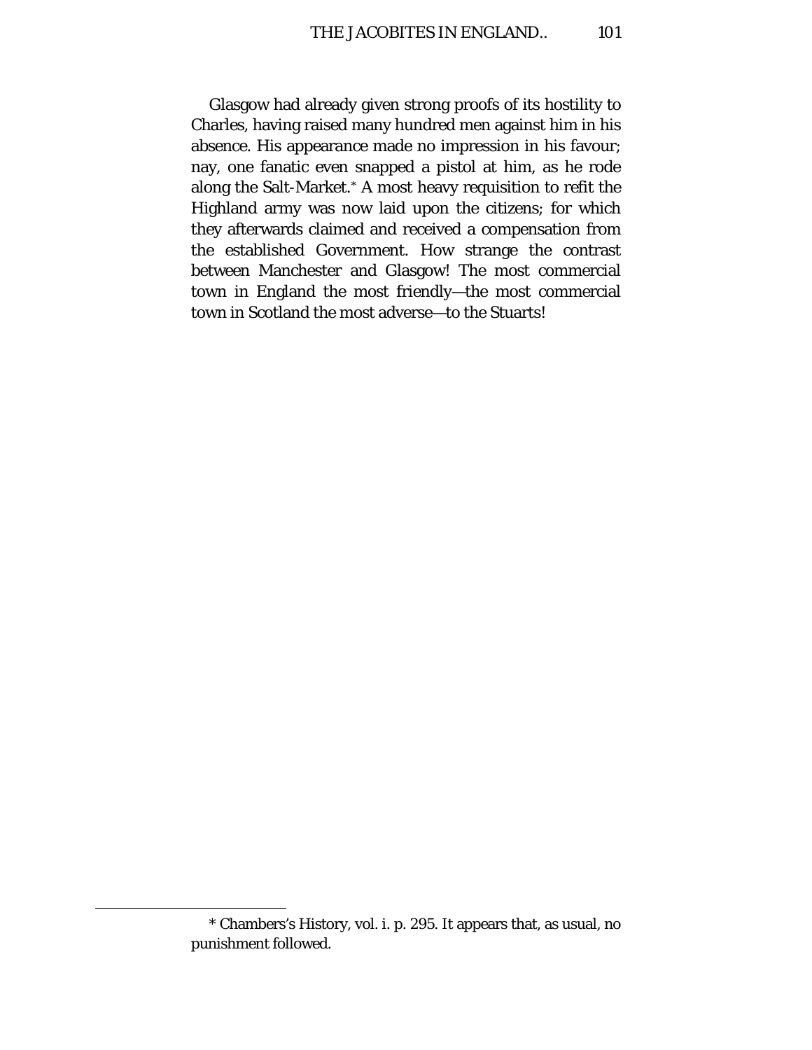Glasgow had already given strong proofs of its hostility to Charles, having raised many hundred men against him in his absence. His appearance made no impression in his favour; nay, one fanatic even snapped a pistol at him, as he rode along the Salt-Market.* A most heavy requisition to refit the Highland army was now laid upon the citizens; for which they afterwards claimed and received a compensation from the established Government. How strange the contrast between Manchester and Glasgow! The most commercial town in England the most friendly—the most commercial town in Scotland the most adverse—to the Stuarts!

---

* Chambers's History, vol. i. p. 295. It appears that, as usual, no punishment followed.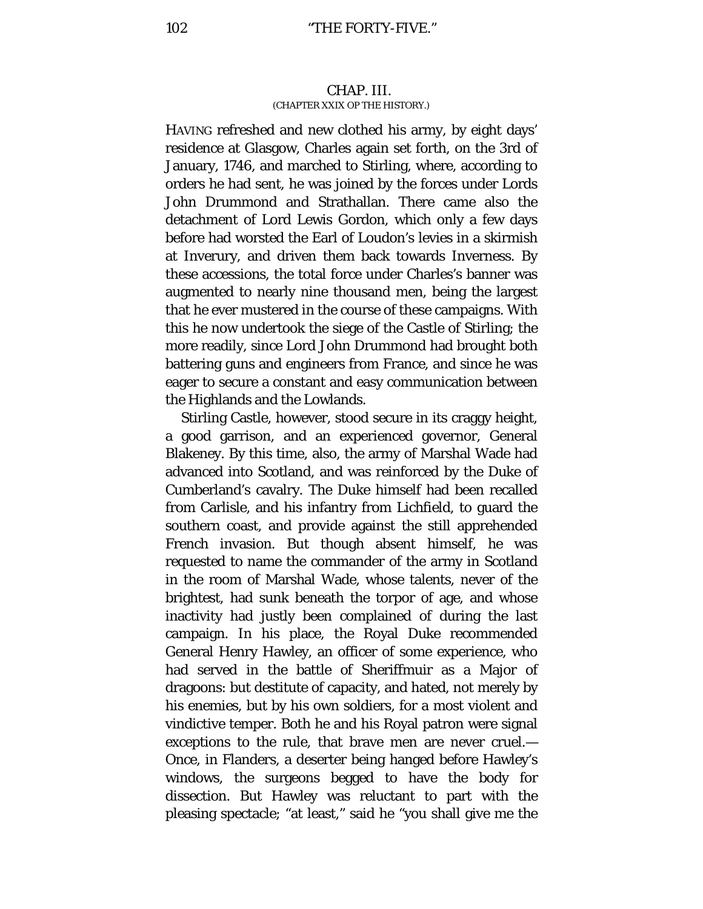## CHAP. III.

(CHAPTER XXIX OP THE HISTORY.)

HAVING refreshed and new clothed his army, by eight days' residence at Glasgow, Charles again set forth, on the 3rd of January, 1746, and marched to Stirling, where, according to orders he had sent, he was joined by the forces under Lords John Drummond and Strathallan. There came also the detachment of Lord Lewis Gordon, which only a few days before had worsted the Earl of Loudon's levies in a skirmish at Inverury, and driven them back towards Inverness. By these accessions, the total force under Charles's banner was augmented to nearly nine thousand men, being the largest that he ever mustered in the course of these campaigns. With this he now undertook the siege of the Castle of Stirling; the more readily, since Lord John Drummond had brought both battering guns and engineers from France, and since he was eager to secure a constant and easy communication between the Highlands and the Lowlands.

Stirling Castle, however, stood secure in its craggy height, a good garrison, and an experienced governor, General Blakeney. By this time, also, the army of Marshal Wade had advanced into Scotland, and was reinforced by the Duke of Cumberland's cavalry. The Duke himself had been recalled from Carlisle, and his infantry from Lichfield, to guard the southern coast, and provide against the still apprehended French invasion. But though absent himself, he was requested to name the commander of the army in Scotland in the room of Marshal Wade, whose talents, never of the brightest, had sunk beneath the torpor of age, and whose inactivity had justly been complained of during the last campaign. In his place, the Royal Duke recommended General Henry Hawley, an officer of some experience, who had served in the battle of Sheriffmuir as a Major of dragoons: but destitute of capacity, and hated, not merely by his enemies, but by his own soldiers, for a most violent and vindictive temper. Both he and his Royal patron were signal exceptions to the rule, that brave men are never cruel.—Once, in Flanders, a deserter being hanged before Hawley's windows, the surgeons begged to have the body for dissection. But Hawley was reluctant to part with the pleasing spectacle; "at least," said he "you shall give me the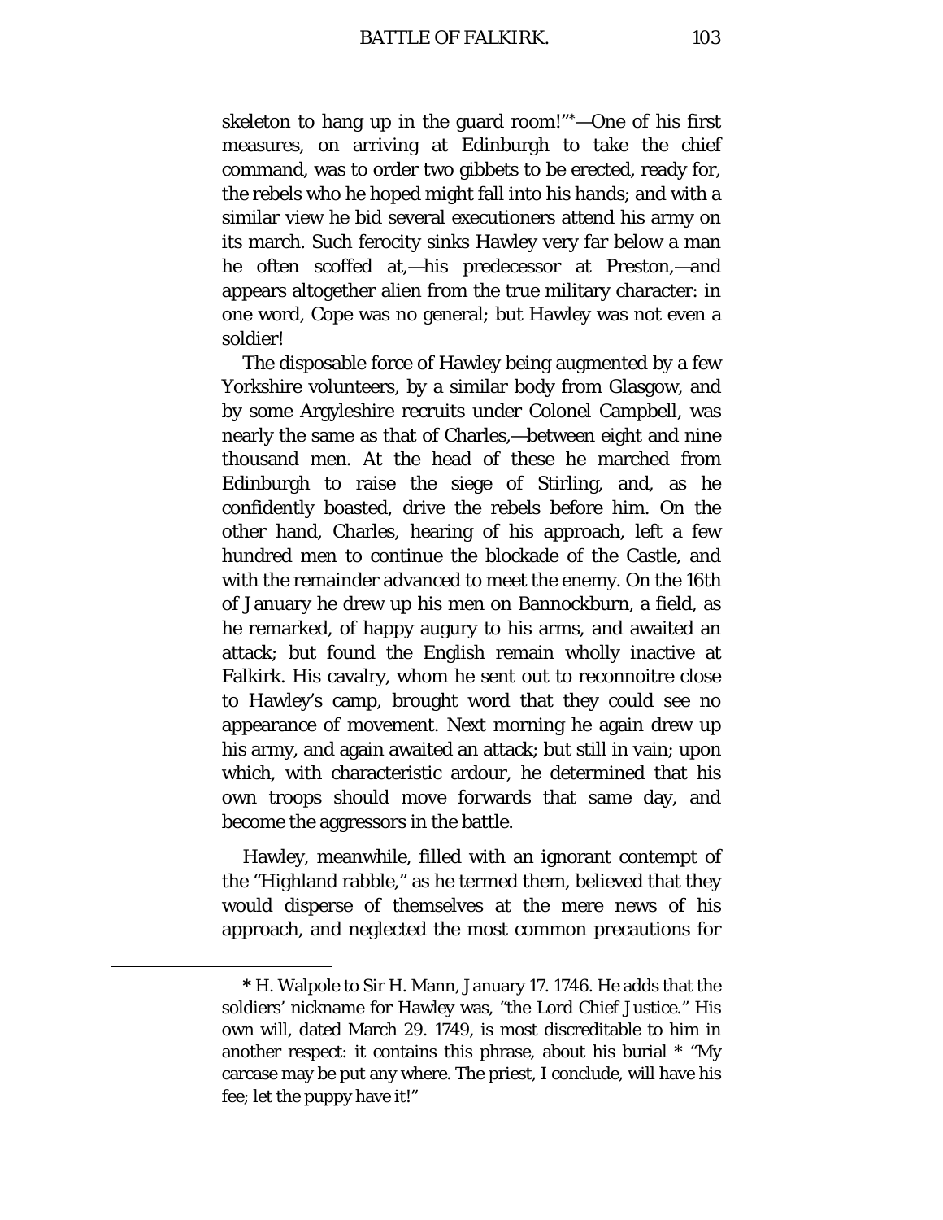skeleton to hang up in the guard room!'"*—One of his first measures, on arriving at Edinburgh to take the chief command, was to order two gibbets to be erected, ready for, the rebels who he hoped might fall into his hands; and with a similar view he bid several executioners attend his army on its march. Such ferocity sinks Hawley very far below a man he often scoffed at,—his predecessor at Preston,—and appears altogether alien from the true military character: in one word, Cope was no general; but Hawley was not even a soldier!

The disposable force of Hawley being augmented by a few Yorkshire volunteers, by a similar body from Glasgow, and by some Argyleshire recruits under Colonel Campbell, was nearly the same as that of Charles,—between eight and nine thousand men. At the head of these he marched from Edinburgh to raise the siege of Stirling, and, as he confidently boasted, drive the rebels before him. On the other hand, Charles, hearing of his approach, left a few hundred men to continue the blockade of the Castle, and with the remainder advanced to meet the enemy. On the 16th of January he drew up his men on Bannockburn, a field, as he remarked, of happy augury to his arms, and awaited an attack; but found the English remain wholly inactive at Falkirk. His cavalry, whom he sent out to reconnoitre close to Hawley's camp, brought word that they could see no appearance of movement. Next morning he again drew up his army, and again awaited an attack; but still in vain; upon which, with characteristic ardour, he determined that his own troops should move forwards that same day, and become the aggressors in the battle.

Hawley, meanwhile, filled with an ignorant contempt of the "Highland rabble," as he termed them, believed that they would disperse of themselves at the mere news of his approach, and neglected the most common precautions for

---

* H. Walpole to Sir H. Mann, January 17. 1746. He adds that the soldiers' nickname for Hawley was, "the Lord Chief Justice." His own will, dated March 29. 1749, is most discreditable to him in another respect: it contains this phrase, about his burial * "My carcase may be put any where. The priest, I conclude, will have his fee; let the puppy have it!"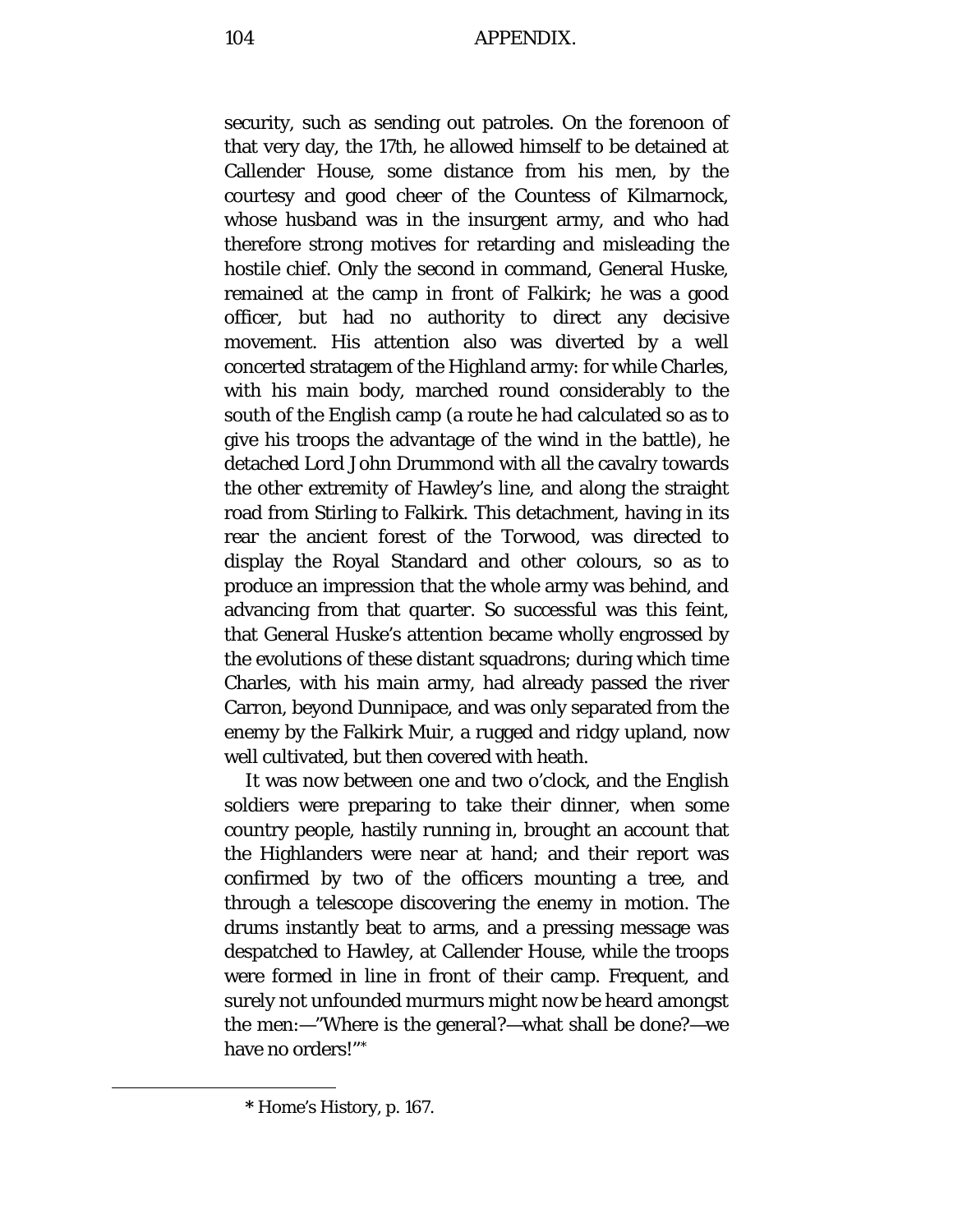security, such as sending out patroles. On the forenoon of that very day, the 17th, he allowed himself to be detained at Callender House, some distance from his men, by the courtesy and good cheer of the Countess of Kilmarnock, whose husband was in the insurgent army, and who had therefore strong motives for retarding and misleading the hostile chief. Only the second in command, General Huske, remained at the camp in front of Falkirk; he was a good officer, but had no authority to direct any decisive movement. His attention also was diverted by a well concerted stratagem of the Highland army: for while Charles, with his main body, marched round considerably to the south of the English camp (a route he had calculated so as to give his troops the advantage of the wind in the battle), he detached Lord John Drummond with all the cavalry towards the other extremity of Hawley's line, and along the straight road from Stirling to Falkirk. This detachment, having in its rear the ancient forest of the Torwood, was directed to display the Royal Standard and other colours, so as to produce an impression that the whole army was behind, and advancing from that quarter. So successful was this feint, that General Huske's attention became wholly engrossed by the evolutions of these distant squadrons; during which time Charles, with his main army, had already passed the river Carron, beyond Dunnipace, and was only separated from the enemy by the Falkirk Muir, a rugged and ridgy upland, now well cultivated, but then covered with heath.

It was now between one and two o'clock, and the English soldiers were preparing to take their dinner, when some country people, hastily running in, brought an account that the Highlanders were near at hand; and their report was confirmed by two of the officers mounting a tree, and through a telescope discovering the enemy in motion. The drums instantly beat to arms, and a pressing message was despatched to Hawley, at Callender House, while the troops were formed in line in front of their camp. Frequent, and surely not unfounded murmurs might now be heard amongst the men:—"Where is the general?—what shall be done?—we have no orders!"*

* Home's History, p. 167.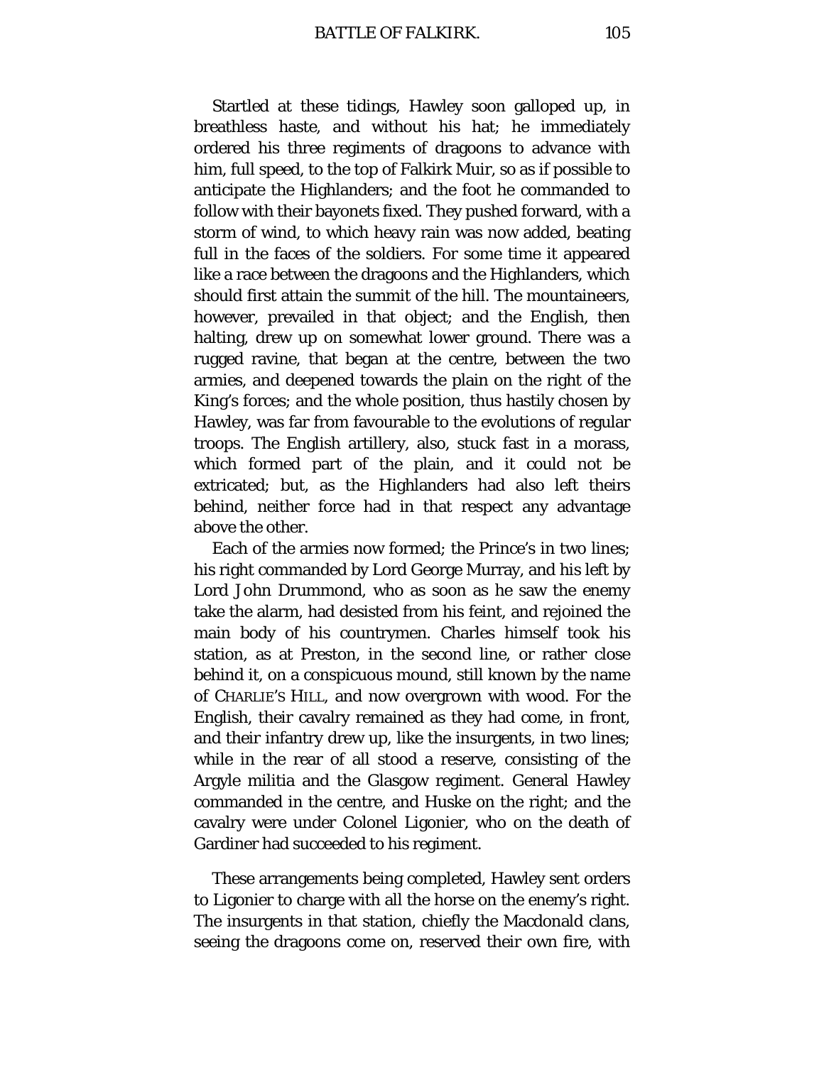Startled at these tidings, Hawley soon galloped up, in breathless haste, and without his hat; he immediately ordered his three regiments of dragoons to advance with him, full speed, to the top of Falkirk Muir, so as if possible to anticipate the Highlanders; and the foot he commanded to follow with their bayonets fixed. They pushed forward, with a storm of wind, to which heavy rain was now added, beating full in the faces of the soldiers. For some time it appeared like a race between the dragoons and the Highlanders, which should first attain the summit of the hill. The mountaineers, however, prevailed in that object; and the English, then halting, drew up on somewhat lower ground. There was a rugged ravine, that began at the centre, between the two armies, and deepened towards the plain on the right of the King's forces; and the whole position, thus hastily chosen by Hawley, was far from favourable to the evolutions of regular troops. The English artillery, also, stuck fast in a morass, which formed part of the plain, and it could not be extricated; but, as the Highlanders had also left theirs behind, neither force had in that respect any advantage above the other.

Each of the armies now formed; the Prince's in two lines; his right commanded by Lord George Murray, and his left by Lord John Drummond, who as soon as he saw the enemy take the alarm, had desisted from his feint, and rejoined the main body of his countrymen. Charles himself took his station, as at Preston, in the second line, or rather close behind it, on a conspicuous mound, still known by the name of CHARLIE'S HILL, and now overgrown with wood. For the English, their cavalry remained as they had come, in front, and their infantry drew up, like the insurgents, in two lines; while in the rear of all stood a reserve, consisting of the Argyle militia and the Glasgow regiment. General Hawley commanded in the centre, and Huske on the right; and the cavalry were under Colonel Ligonier, who on the death of Gardiner had succeeded to his regiment.

These arrangements being completed, Hawley sent orders to Ligonier to charge with all the horse on the enemy's right. The insurgents in that station, chiefly the Macdonald clans, seeing the dragoons come on, reserved their own fire, with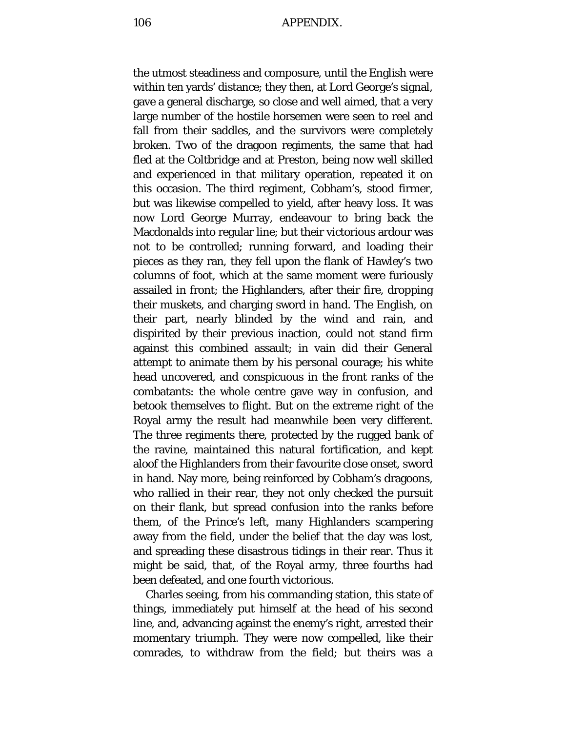the utmost steadiness and composure, until the English were within ten yards' distance; they then, at Lord George's signal, gave a general discharge, so close and well aimed, that a very large number of the hostile horsemen were seen to reel and fall from their saddles, and the survivors were completely broken. Two of the dragoon regiments, the same that had fled at the Coltbridge and at Preston, being now well skilled and experienced in that military operation, repeated it on this occasion. The third regiment, Cobham's, stood firmer, but was likewise compelled to yield, after heavy loss. It was now Lord George Murray, endeavour to bring back the Macdonalds into regular line; but their victorious ardour was not to be controlled; running forward, and loading their pieces as they ran, they fell upon the flank of Hawley's two columns of foot, which at the same moment were furiously assailed in front; the Highlanders, after their fire, dropping their muskets, and charging sword in hand. The English, on their part, nearly blinded by the wind and rain, and dispirited by their previous inaction, could not stand firm against this combined assault; in vain did their General attempt to animate them by his personal courage; his white head uncovered, and conspicuous in the front ranks of the combatants: the whole centre gave way in confusion, and betook themselves to flight. But on the extreme right of the Royal army the result had meanwhile been very different. The three regiments there, protected by the rugged bank of the ravine, maintained this natural fortification, and kept aloof the Highlanders from their favourite close onset, sword in hand. Nay more, being reinforced by Cobham's dragoons, who rallied in their rear, they not only checked the pursuit on their flank, but spread confusion into the ranks before them, of the Prince's left, many Highlanders scampering away from the field, under the belief that the day was lost, and spreading these disastrous tidings in their rear. Thus it might be said, that, of the Royal army, three fourths had been defeated, and one fourth victorious.

Charles seeing, from his commanding station, this state of things, immediately put himself at the head of his second line, and, advancing against the enemy's right, arrested their momentary triumph. They were now compelled, like their comrades, to withdraw from the field; but theirs was a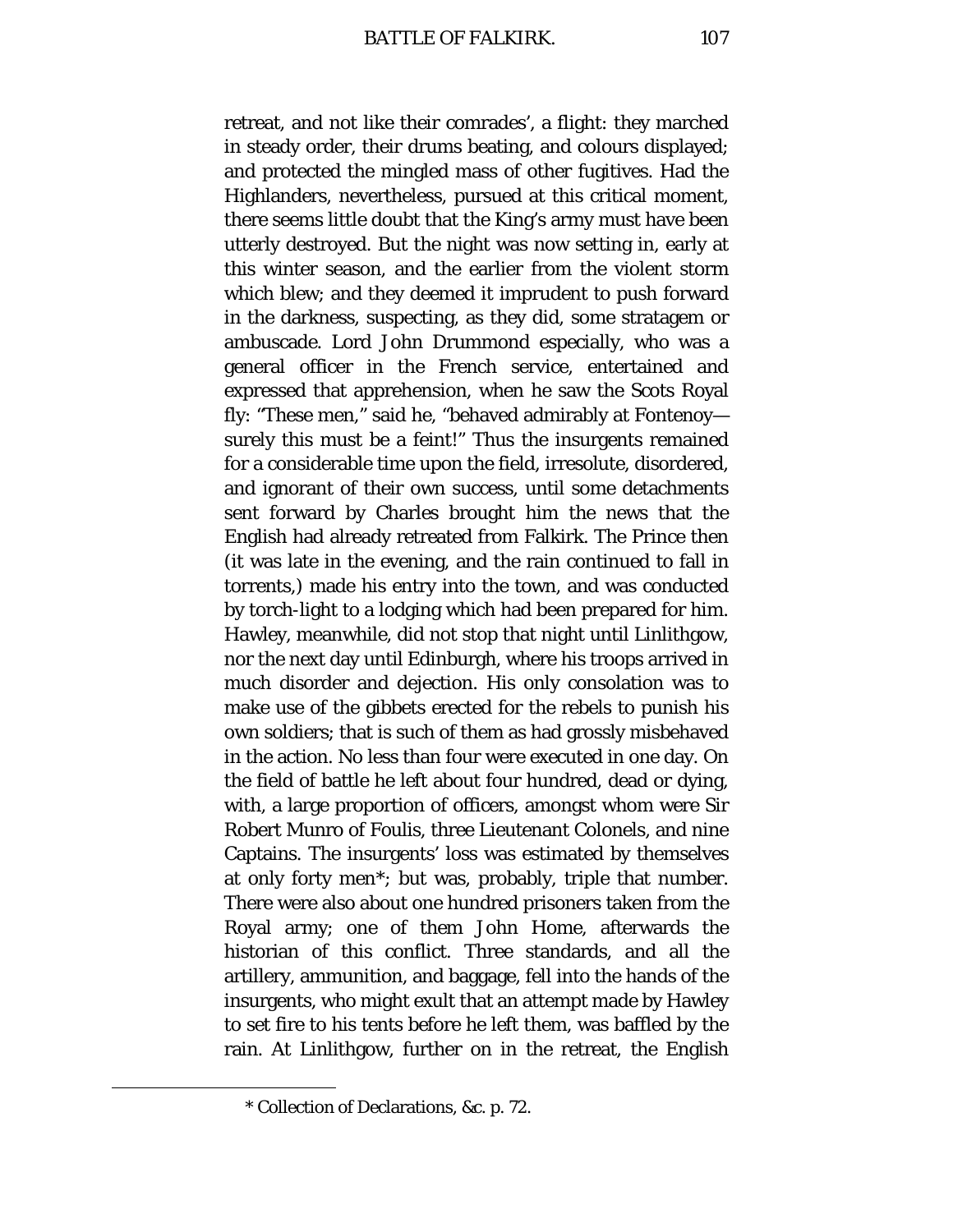retreat, and not like their comrades', a flight: they marched in steady order, their drums beating, and colours displayed; and protected the mingled mass of other fugitives. Had the Highlanders, nevertheless, pursued at this critical moment, there seems little doubt that the King's army must have been utterly destroyed. But the night was now setting in, early at this winter season, and the earlier from the violent storm which blew; and they deemed it imprudent to push forward in the darkness, suspecting, as they did, some stratagem or ambuscade. Lord John Drummond especially, who was a general officer in the French service, entertained and expressed that apprehension, when he saw the Scots Royal fly: "These men," said he, "behaved admirably at Fontenoy—surely this must be a feint!" Thus the insurgents remained for a considerable time upon the field, irresolute, disordered, and ignorant of their own success, until some detachments sent forward by Charles brought him the news that the English had already retreated from Falkirk. The Prince then (it was late in the evening, and the rain continued to fall in torrents,) made his entry into the town, and was conducted by torch-light to a lodging which had been prepared for him. Hawley, meanwhile, did not stop that night until Linlithgow, nor the next day until Edinburgh, where his troops arrived in much disorder and dejection. His only consolation was to make use of the gibbets erected for the rebels to punish his own soldiers; that is such of them as had grossly misbehaved in the action. No less than four were executed in one day. On the field of battle he left about four hundred, dead or dying, with, a large proportion of officers, amongst whom were Sir Robert Munro of Foulis, three Lieutenant Colonels, and nine Captains. The insurgents' loss was estimated by themselves at only forty men*; but was, probably, triple that number. There were also about one hundred prisoners taken from the Royal army; one of them John Home, afterwards the historian of this conflict. Three standards, and all the artillery, ammunition, and baggage, fell into the hands of the insurgents, who might exult that an attempt made by Hawley to set fire to his tents before he left them, was baffled by the rain. At Linlithgow, further on in the retreat, the English

* Collection of Declarations, &c. p. 72.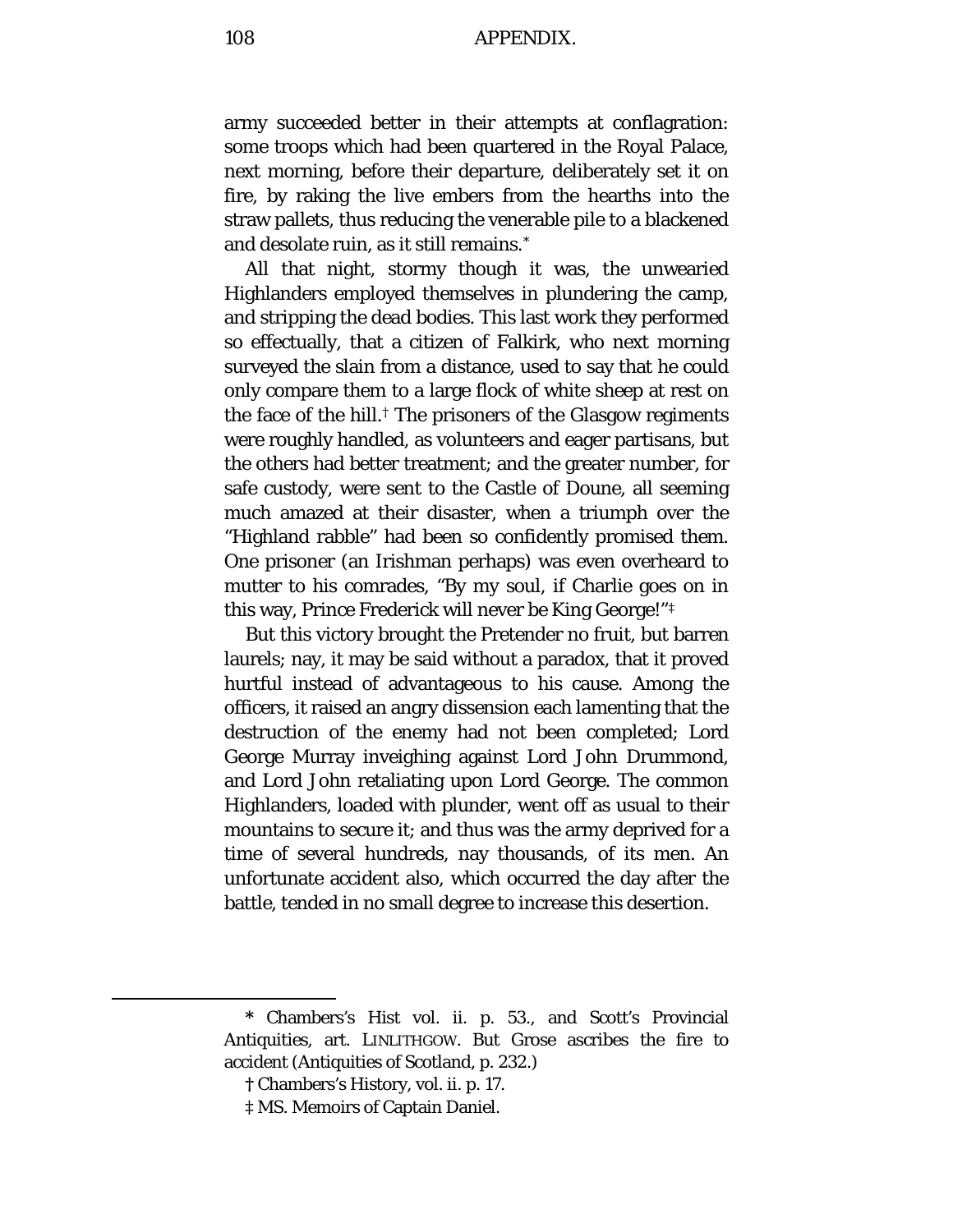army succeeded better in their attempts at conflagration: some troops which had been quartered in the Royal Palace, next morning, before their departure, deliberately set it on fire, by raking the live embers from the hearths into the straw pallets, thus reducing the venerable pile to a blackened and desolate ruin, as it still remains.[*]

All that night, stormy though it was, the unwearied Highlanders employed themselves in plundering the camp, and stripping the dead bodies. This last work they performed so effectually, that a citizen of Falkirk, who next morning surveyed the slain from a distance, used to say that he could only compare them to a large flock of white sheep at rest on the face of the hill.[†] The prisoners of the Glasgow regiments were roughly handled, as volunteers and eager partisans, but the others had better treatment; and the greater number, for safe custody, were sent to the Castle of Doune, all seeming much amazed at their disaster, when a triumph over the "Highland rabble" had been so confidently promised them. One prisoner (an Irishman perhaps) was even overheard to mutter to his comrades, "By my soul, if Charlie goes on in this way, Prince Frederick will never be King George!"[‡]

But this victory brought the Pretender no fruit, but barren laurels; nay, it may be said without a paradox, that it proved hurtful instead of advantageous to his cause. Among the officers, it raised an angry dissension each lamenting that the destruction of the enemy had not been completed; Lord George Murray inveighing against Lord John Drummond, and Lord John retaliating upon Lord George. The common Highlanders, loaded with plunder, went off as usual to their mountains to secure it; and thus was the army deprived for a time of several hundreds, nay thousands, of its men. An unfortunate accident also, which occurred the day after the battle, tended in no small degree to increase this desertion.

---

* Chambers's Hist vol. ii. p. 53., and Scott's Provincial Antiquities, art. LINLITHGOW. But Grose ascribes the fire to accident (Antiquities of Scotland, p. 232.)

† Chambers's History, vol. ii. p. 17.

‡ MS. Memoirs of Captain Daniel.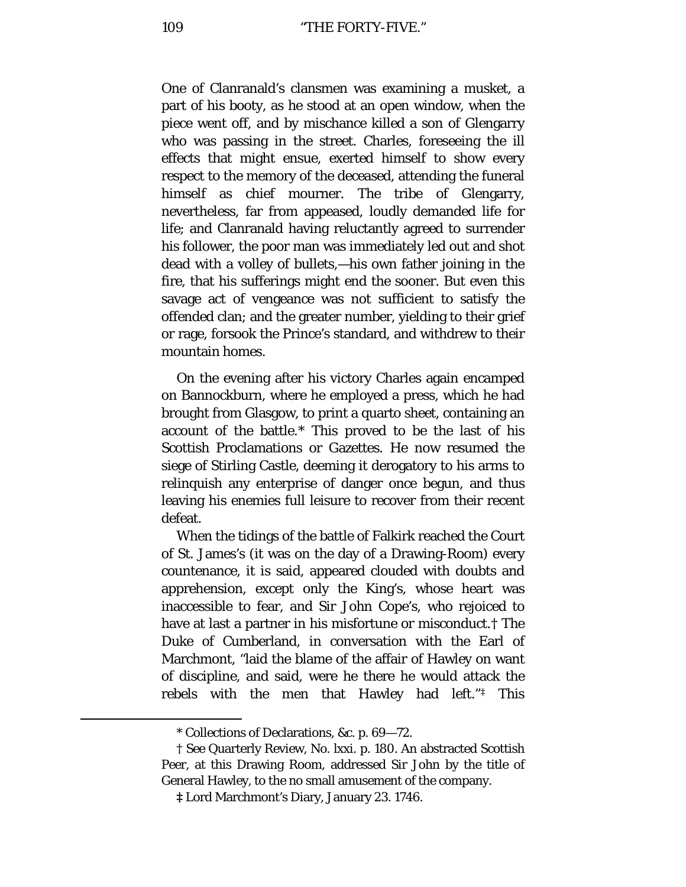One of Clanranald's clansmen was examining a musket, a part of his booty, as he stood at an open window, when the piece went off, and by mischance killed a son of Glengarry who was passing in the street. Charles, foreseeing the ill effects that might ensue, exerted himself to show every respect to the memory of the deceased, attending the funeral himself as chief mourner. The tribe of Glengarry, nevertheless, far from appeased, loudly demanded life for life; and Clanranald having reluctantly agreed to surrender his follower, the poor man was immediately led out and shot dead with a volley of bullets,—his own father joining in the fire, that his sufferings might end the sooner. But even this savage act of vengeance was not sufficient to satisfy the offended clan; and the greater number, yielding to their grief or rage, forsook the Prince's standard, and withdrew to their mountain homes.

On the evening after his victory Charles again encamped on Bannockburn, where he employed a press, which he had brought from Glasgow, to print a quarto sheet, containing an account of the battle.* This proved to be the last of his Scottish Proclamations or Gazettes. He now resumed the siege of Stirling Castle, deeming it derogatory to his arms to relinquish any enterprise of danger once begun, and thus leaving his enemies full leisure to recover from their recent defeat.

When the tidings of the battle of Falkirk reached the Court of St. James's (it was on the day of a Drawing-Room) every countenance, it is said, appeared clouded with doubts and apprehension, except only the King's, whose heart was inaccessible to fear, and Sir John Cope's, who rejoiced to have at last a partner in his misfortune or misconduct.† The Duke of Cumberland, in conversation with the Earl of Marchmont, "laid the blame of the affair of Hawley on want of discipline, and said, were he there he would attack the rebels with the men that Hawley had left."‡ This

---

\* Collections of Declarations, &c. p. 69—72.

† See Quarterly Review, No. lxxi. p. 180. An abstracted Scottish Peer, at this Drawing Room, addressed Sir John by the title of General Hawley, to the no small amusement of the company.

‡ Lord Marchmont's Diary, January 23. 1746.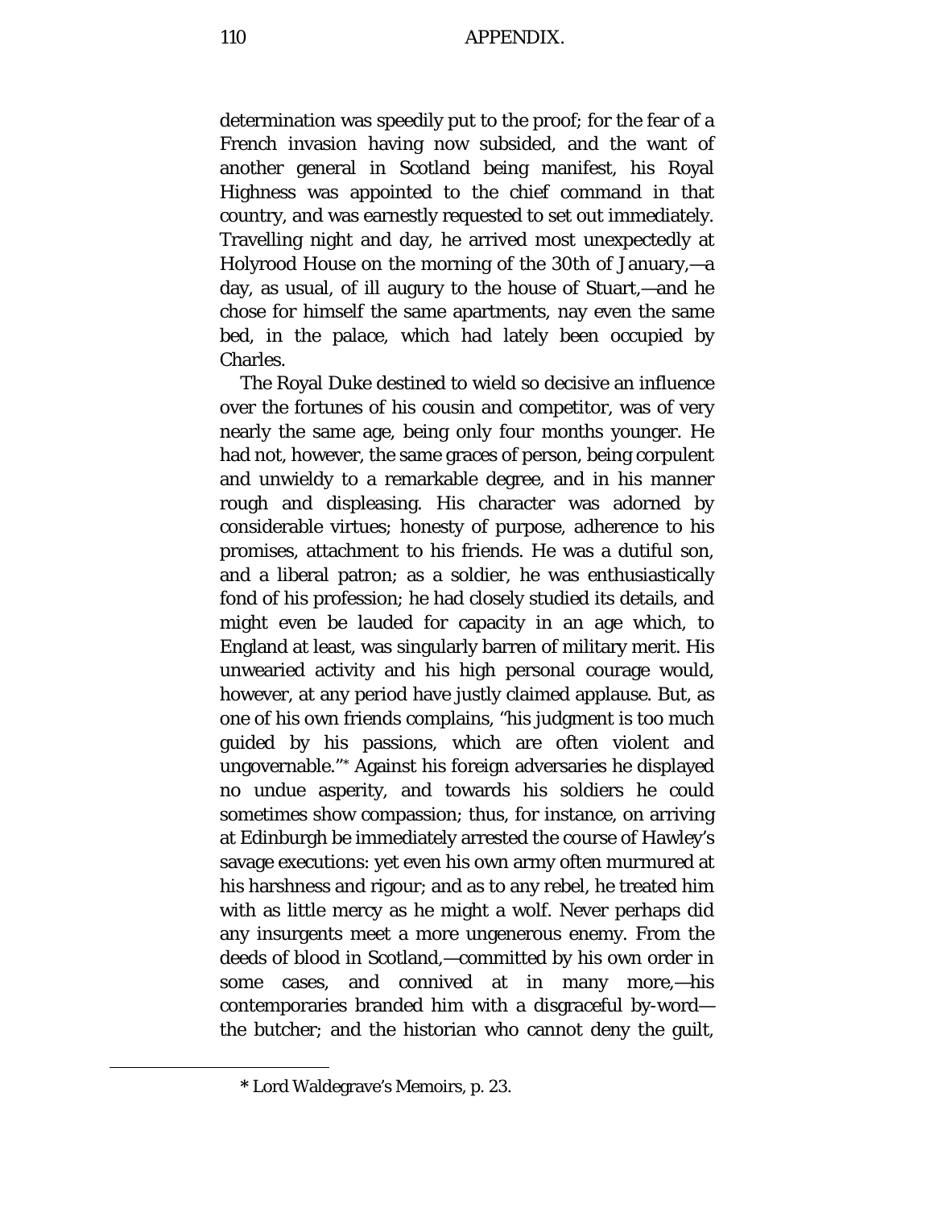determination was speedily put to the proof; for the fear of a French invasion having now subsided, and the want of another general in Scotland being manifest, his Royal Highness was appointed to the chief command in that country, and was earnestly requested to set out immediately. Travelling night and day, he arrived most unexpectedly at Holyrood House on the morning of the 30th of January,—a day, as usual, of ill augury to the house of Stuart,—and he chose for himself the same apartments, nay even the same bed, in the palace, which had lately been occupied by Charles.

The Royal Duke destined to wield so decisive an influence over the fortunes of his cousin and competitor, was of very nearly the same age, being only four months younger. He had not, however, the same graces of person, being corpulent and unwieldy to a remarkable degree, and in his manner rough and displeasing. His character was adorned by considerable virtues; honesty of purpose, adherence to his promises, attachment to his friends. He was a dutiful son, and a liberal patron; as a soldier, he was enthusiastically fond of his profession; he had closely studied its details, and might even be lauded for capacity in an age which, to England at least, was singularly barren of military merit. His unwearied activity and his high personal courage would, however, at any period have justly claimed applause. But, as one of his own friends complains, "his judgment is too much guided by his passions, which are often violent and ungovernable."* Against his foreign adversaries he displayed no undue asperity, and towards his soldiers he could sometimes show compassion; thus, for instance, on arriving at Edinburgh be immediately arrested the course of Hawley's savage executions: yet even his own army often murmured at his harshness and rigour; and as to any rebel, he treated him with as little mercy as he might a wolf. Never perhaps did any insurgents meet a more ungenerous enemy. From the deeds of blood in Scotland,—committed by his own order in some cases, and connived at in many more,—his contemporaries branded him with a disgraceful by-word—the butcher; and the historian who cannot deny the guilt,

---

* Lord Waldegrave's Memoirs, p. 23.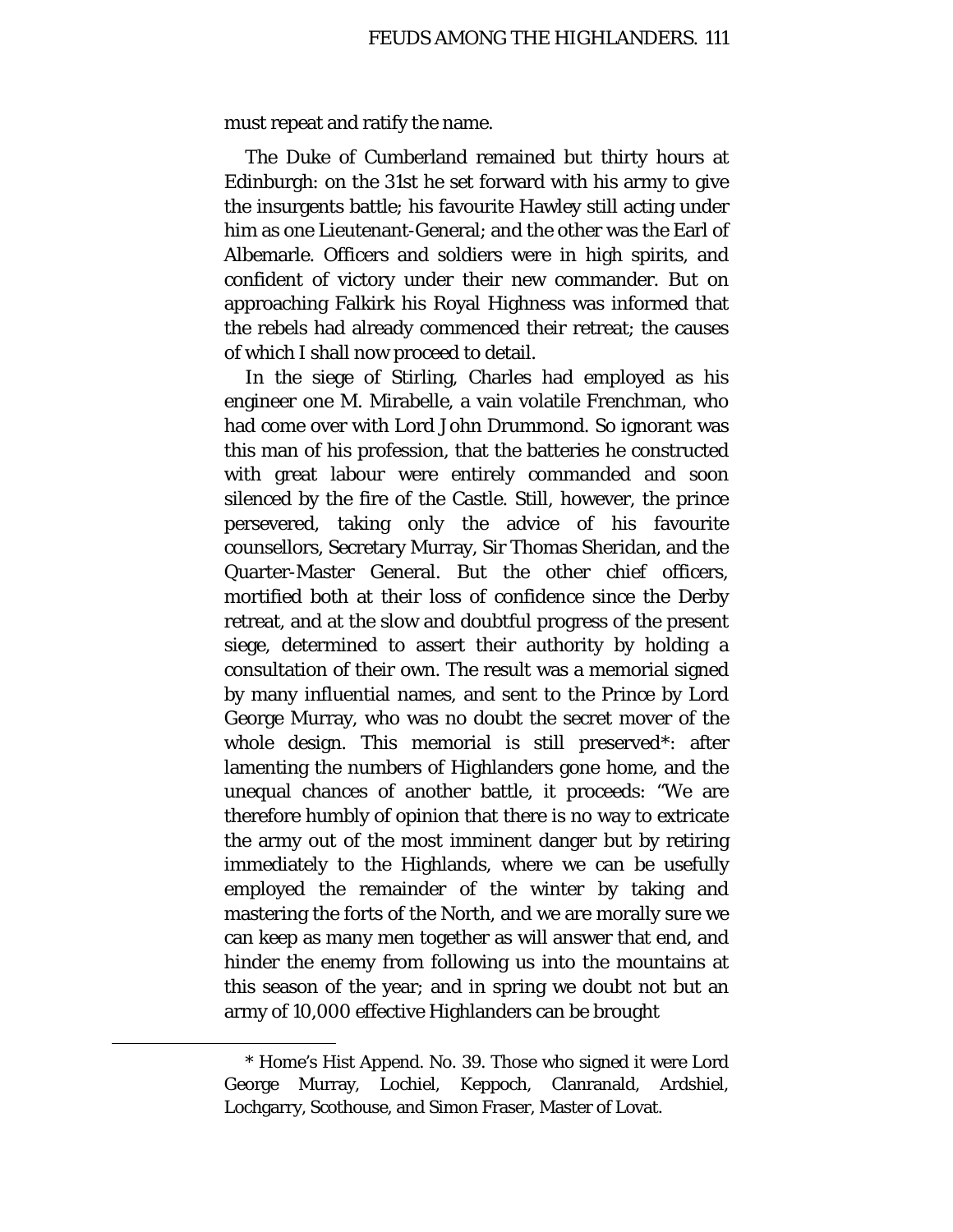must repeat and ratify the name.

The Duke of Cumberland remained but thirty hours at Edinburgh: on the 31st he set forward with his army to give the insurgents battle; his favourite Hawley still acting under him as one Lieutenant-General; and the other was the Earl of Albemarle. Officers and soldiers were in high spirits, and confident of victory under their new commander. But on approaching Falkirk his Royal Highness was informed that the rebels had already commenced their retreat; the causes of which I shall now proceed to detail.

In the siege of Stirling, Charles had employed as his engineer one M. Mirabelle, a vain volatile Frenchman, who had come over with Lord John Drummond. So ignorant was this man of his profession, that the batteries he constructed with great labour were entirely commanded and soon silenced by the fire of the Castle. Still, however, the prince persevered, taking only the advice of his favourite counsellors, Secretary Murray, Sir Thomas Sheridan, and the Quarter-Master General. But the other chief officers, mortified both at their loss of confidence since the Derby retreat, and at the slow and doubtful progress of the present siege, determined to assert their authority by holding a consultation of their own. The result was a memorial signed by many influential names, and sent to the Prince by Lord George Murray, who was no doubt the secret mover of the whole design. This memorial is still preserved*: after lamenting the numbers of Highlanders gone home, and the unequal chances of another battle, it proceeds: "We are therefore humbly of opinion that there is no way to extricate the army out of the most imminent danger but by retiring immediately to the Highlands, where we can be usefully employed the remainder of the winter by taking and mastering the forts of the North, and we are morally sure we can keep as many men together as will answer that end, and hinder the enemy from following us into the mountains at this season of the year; and in spring we doubt not but an army of 10,000 effective Highlanders can be brought

* Home's Hist Append. No. 39. Those who signed it were Lord George Murray, Lochiel, Keppoch, Clanranald, Ardshiel, Lochgarry, Scothouse, and Simon Fraser, Master of Lovat.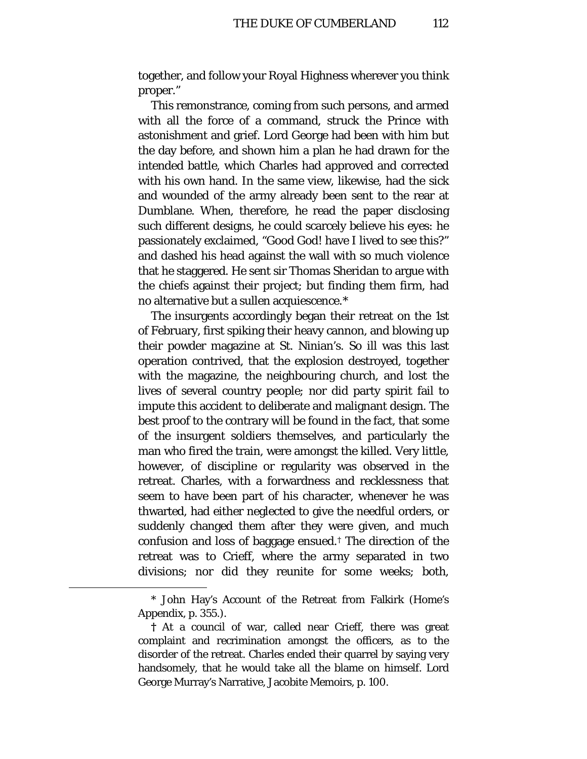together, and follow your Royal Highness wherever you think proper."

This remonstrance, coming from such persons, and armed with all the force of a command, struck the Prince with astonishment and grief. Lord George had been with him but the day before, and shown him a plan he had drawn for the intended battle, which Charles had approved and corrected with his own hand. In the same view, likewise, had the sick and wounded of the army already been sent to the rear at Dumblane. When, therefore, he read the paper disclosing such different designs, he could scarcely believe his eyes: he passionately exclaimed, "Good God! have I lived to see this?" and dashed his head against the wall with so much violence that he staggered. He sent sir Thomas Sheridan to argue with the chiefs against their project; but finding them firm, had no alternative but a sullen acquiescence.*

The insurgents accordingly began their retreat on the 1st of February, first spiking their heavy cannon, and blowing up their powder magazine at St. Ninian's. So ill was this last operation contrived, that the explosion destroyed, together with the magazine, the neighbouring church, and lost the lives of several country people; nor did party spirit fail to impute this accident to deliberate and malignant design. The best proof to the contrary will be found in the fact, that some of the insurgent soldiers themselves, and particularly the man who fired the train, were amongst the killed. Very little, however, of discipline or regularity was observed in the retreat. Charles, with a forwardness and recklessness that seem to have been part of his character, whenever he was thwarted, had either neglected to give the needful orders, or suddenly changed them after they were given, and much confusion and loss of baggage ensued.† The direction of the retreat was to Crieff, where the army separated in two divisions; nor did they reunite for some weeks; both,

---

\* John Hay's Account of the Retreat from Falkirk (Home's Appendix, p. 355.).

† At a council of war, called near Crieff, there was great complaint and recrimination amongst the officers, as to the disorder of the retreat. Charles ended their quarrel by saying very handsomely, that he would take all the blame on himself. Lord George Murray's Narrative, Jacobite Memoirs, p. 100.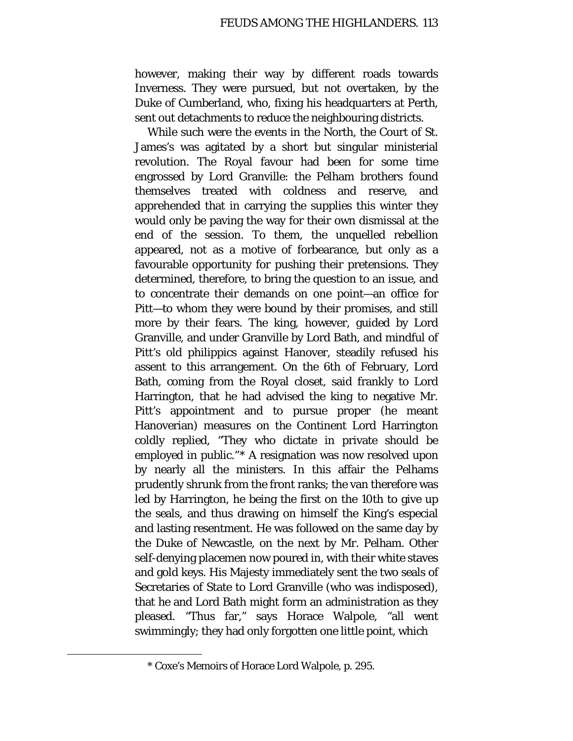however, making their way by different roads towards Inverness. They were pursued, but not overtaken, by the Duke of Cumberland, who, fixing his headquarters at Perth, sent out detachments to reduce the neighbouring districts.

While such were the events in the North, the Court of St. James's was agitated by a short but singular ministerial revolution. The Royal favour had been for some time engrossed by Lord Granville: the Pelham brothers found themselves treated with coldness and reserve, and apprehended that in carrying the supplies this winter they would only be paving the way for their own dismissal at the end of the session. To them, the unquelled rebellion appeared, not as a motive of forbearance, but only as a favourable opportunity for pushing their pretensions. They determined, therefore, to bring the question to an issue, and to concentrate their demands on one point—an office for Pitt—to whom they were bound by their promises, and still more by their fears. The king, however, guided by Lord Granville, and under Granville by Lord Bath, and mindful of Pitt's old philippics against Hanover, steadily refused his assent to this arrangement. On the 6th of February, Lord Bath, coming from the Royal closet, said frankly to Lord Harrington, that he had advised the king to negative Mr. Pitt's appointment and to pursue proper (he meant Hanoverian) measures on the Continent Lord Harrington coldly replied, "They who dictate in private should be employed in public."* A resignation was now resolved upon by nearly all the ministers. In this affair the Pelhams prudently shrunk from the front ranks; the van therefore was led by Harrington, he being the first on the 10th to give up the seals, and thus drawing on himself the King's especial and lasting resentment. He was followed on the same day by the Duke of Newcastle, on the next by Mr. Pelham. Other self-denying placemen now poured in, with their white staves and gold keys. His Majesty immediately sent the two seals of Secretaries of State to Lord Granville (who was indisposed), that he and Lord Bath might form an administration as they pleased. "Thus far," says Horace Walpole, "all went swimmingly; they had only forgotten one little point, which

---

* Coxe's Memoirs of Horace Lord Walpole, p. 295.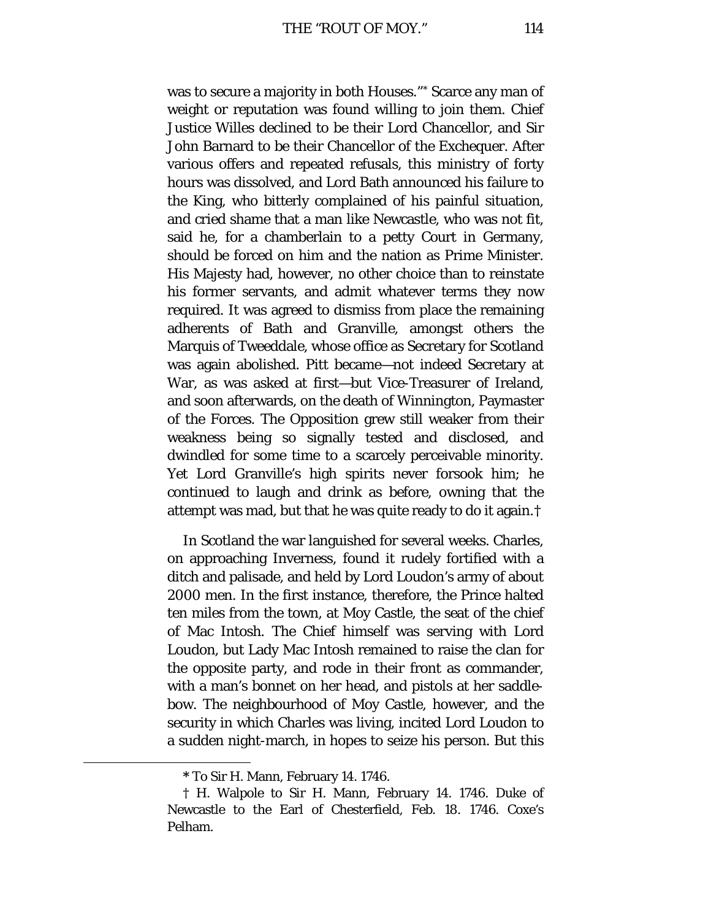was to secure a majority in both Houses."* Scarce any man of weight or reputation was found willing to join them. Chief Justice Willes declined to be their Lord Chancellor, and Sir John Barnard to be their Chancellor of the Exchequer. After various offers and repeated refusals, this ministry of forty hours was dissolved, and Lord Bath announced his failure to the King, who bitterly complained of his painful situation, and cried shame that a man like Newcastle, who was not fit, said he, for a chamberlain to a petty Court in Germany, should be forced on him and the nation as Prime Minister. His Majesty had, however, no other choice than to reinstate his former servants, and admit whatever terms they now required. It was agreed to dismiss from place the remaining adherents of Bath and Granville, amongst others the Marquis of Tweeddale, whose office as Secretary for Scotland was again abolished. Pitt became—not indeed Secretary at War, as was asked at first—but Vice-Treasurer of Ireland, and soon afterwards, on the death of Winnington, Paymaster of the Forces. The Opposition grew still weaker from their weakness being so signally tested and disclosed, and dwindled for some time to a scarcely perceivable minority. Yet Lord Granville's high spirits never forsook him; he continued to laugh and drink as before, owning that the attempt was mad, but that he was quite ready to do it again.†

In Scotland the war languished for several weeks. Charles, on approaching Inverness, found it rudely fortified with a ditch and palisade, and held by Lord Loudon's army of about 2000 men. In the first instance, therefore, the Prince halted ten miles from the town, at Moy Castle, the seat of the chief of Mac Intosh. The Chief himself was serving with Lord Loudon, but Lady Mac Intosh remained to raise the clan for the opposite party, and rode in their front as commander, with a man's bonnet on her head, and pistols at her saddle-bow. The neighbourhood of Moy Castle, however, and the security in which Charles was living, incited Lord Loudon to a sudden night-march, in hopes to seize his person. But this

---

\* To Sir H. Mann, February 14. 1746.

† H. Walpole to Sir H. Mann, February 14. 1746. Duke of Newcastle to the Earl of Chesterfield, Feb. 18. 1746. Coxe's Pelham.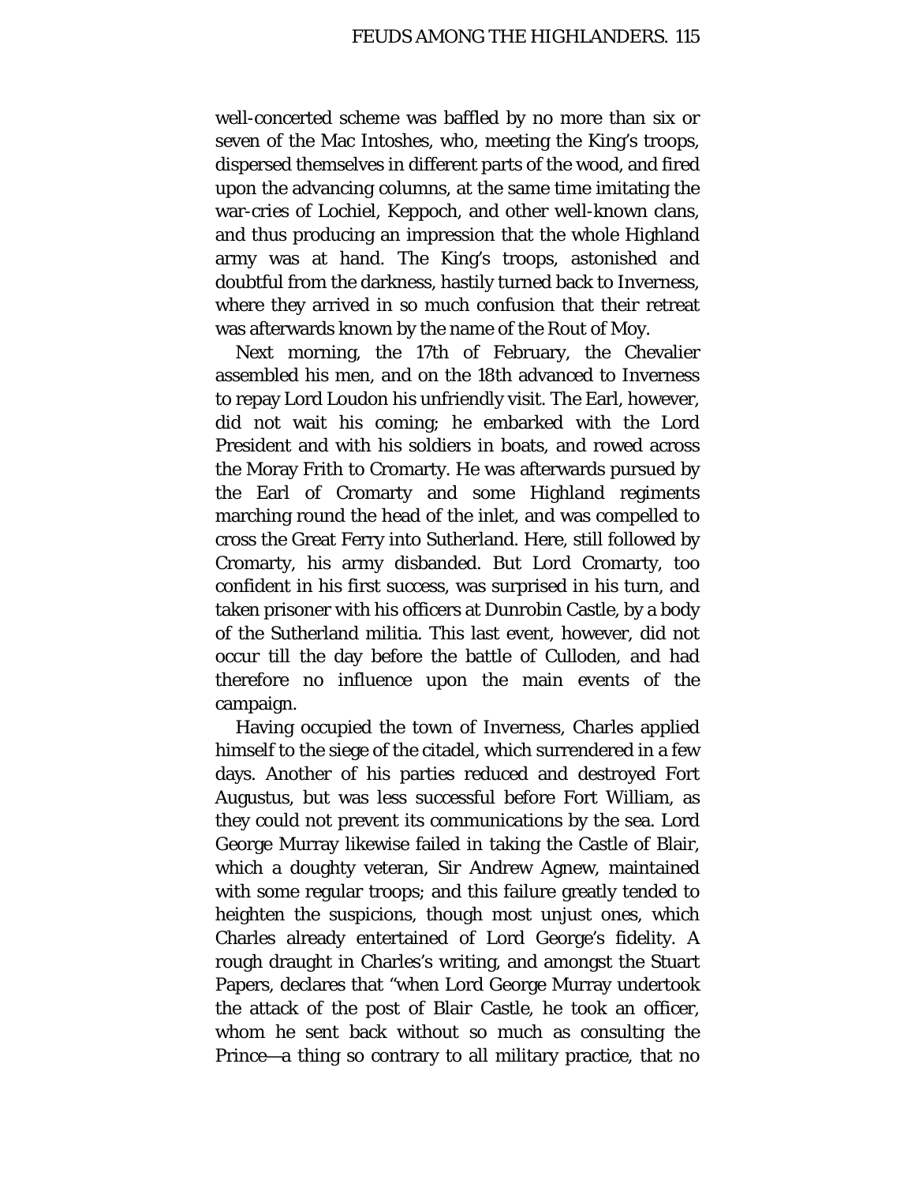well-concerted scheme was baffled by no more than six or seven of the Mac Intoshes, who, meeting the King's troops, dispersed themselves in different parts of the wood, and fired upon the advancing columns, at the same time imitating the war-cries of Lochiel, Keppoch, and other well-known clans, and thus producing an impression that the whole Highland army was at hand. The King's troops, astonished and doubtful from the darkness, hastily turned back to Inverness, where they arrived in so much confusion that their retreat was afterwards known by the name of the Rout of Moy.

Next morning, the 17th of February, the Chevalier assembled his men, and on the 18th advanced to Inverness to repay Lord Loudon his unfriendly visit. The Earl, however, did not wait his coming; he embarked with the Lord President and with his soldiers in boats, and rowed across the Moray Frith to Cromarty. He was afterwards pursued by the Earl of Cromarty and some Highland regiments marching round the head of the inlet, and was compelled to cross the Great Ferry into Sutherland. Here, still followed by Cromarty, his army disbanded. But Lord Cromarty, too confident in his first success, was surprised in his turn, and taken prisoner with his officers at Dunrobin Castle, by a body of the Sutherland militia. This last event, however, did not occur till the day before the battle of Culloden, and had therefore no influence upon the main events of the campaign.

Having occupied the town of Inverness, Charles applied himself to the siege of the citadel, which surrendered in a few days. Another of his parties reduced and destroyed Fort Augustus, but was less successful before Fort William, as they could not prevent its communications by the sea. Lord George Murray likewise failed in taking the Castle of Blair, which a doughty veteran, Sir Andrew Agnew, maintained with some regular troops; and this failure greatly tended to heighten the suspicions, though most unjust ones, which Charles already entertained of Lord George's fidelity. A rough draught in Charles's writing, and amongst the Stuart Papers, declares that "when Lord George Murray undertook the attack of the post of Blair Castle, he took an officer, whom he sent back without so much as consulting the Prince—a thing so contrary to all military practice, that no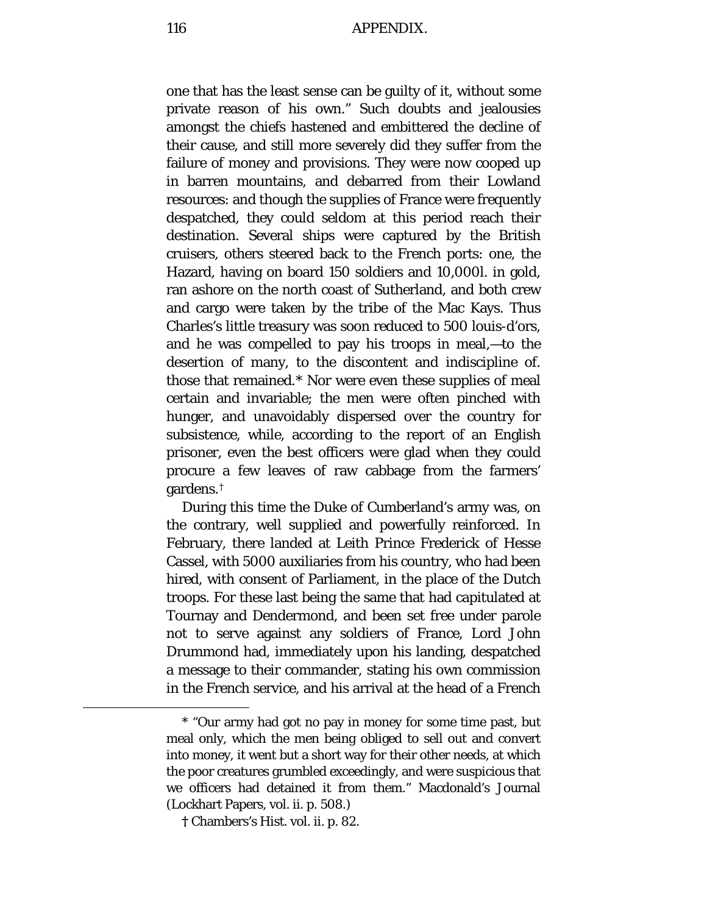one that has the least sense can be guilty of it, without some private reason of his own." Such doubts and jealousies amongst the chiefs hastened and embittered the decline of their cause, and still more severely did they suffer from the failure of money and provisions. They were now cooped up in barren mountains, and debarred from their Lowland resources: and though the supplies of France were frequently despatched, they could seldom at this period reach their destination. Several ships were captured by the British cruisers, others steered back to the French ports: one, the Hazard, having on board 150 soldiers and 10,000l. in gold, ran ashore on the north coast of Sutherland, and both crew and cargo were taken by the tribe of the Mac Kays. Thus Charles's little treasury was soon reduced to 500 louis-d'ors, and he was compelled to pay his troops in meal,—to the desertion of many, to the discontent and indiscipline of. those that remained.* Nor were even these supplies of meal certain and invariable; the men were often pinched with hunger, and unavoidably dispersed over the country for subsistence, while, according to the report of an English prisoner, even the best officers were glad when they could procure a few leaves of raw cabbage from the farmers' gardens.†

During this time the Duke of Cumberland's army was, on the contrary, well supplied and powerfully reinforced. In February, there landed at Leith Prince Frederick of Hesse Cassel, with 5000 auxiliaries from his country, who had been hired, with consent of Parliament, in the place of the Dutch troops. For these last being the same that had capitulated at Tournay and Dendermond, and been set free under parole not to serve against any soldiers of France, Lord John Drummond had, immediately upon his landing, despatched a message to their commander, stating his own commission in the French service, and his arrival at the head of a French

* "Our army had got no pay in money for some time past, but meal only, which the men being obliged to sell out and convert into money, it went but a short way for their other needs, at which the poor creatures grumbled exceedingly, and were suspicious that we officers had detained it from them." Macdonald's Journal (Lockhart Papers, vol. ii. p. 508.)

† Chambers's Hist. vol. ii. p. 82.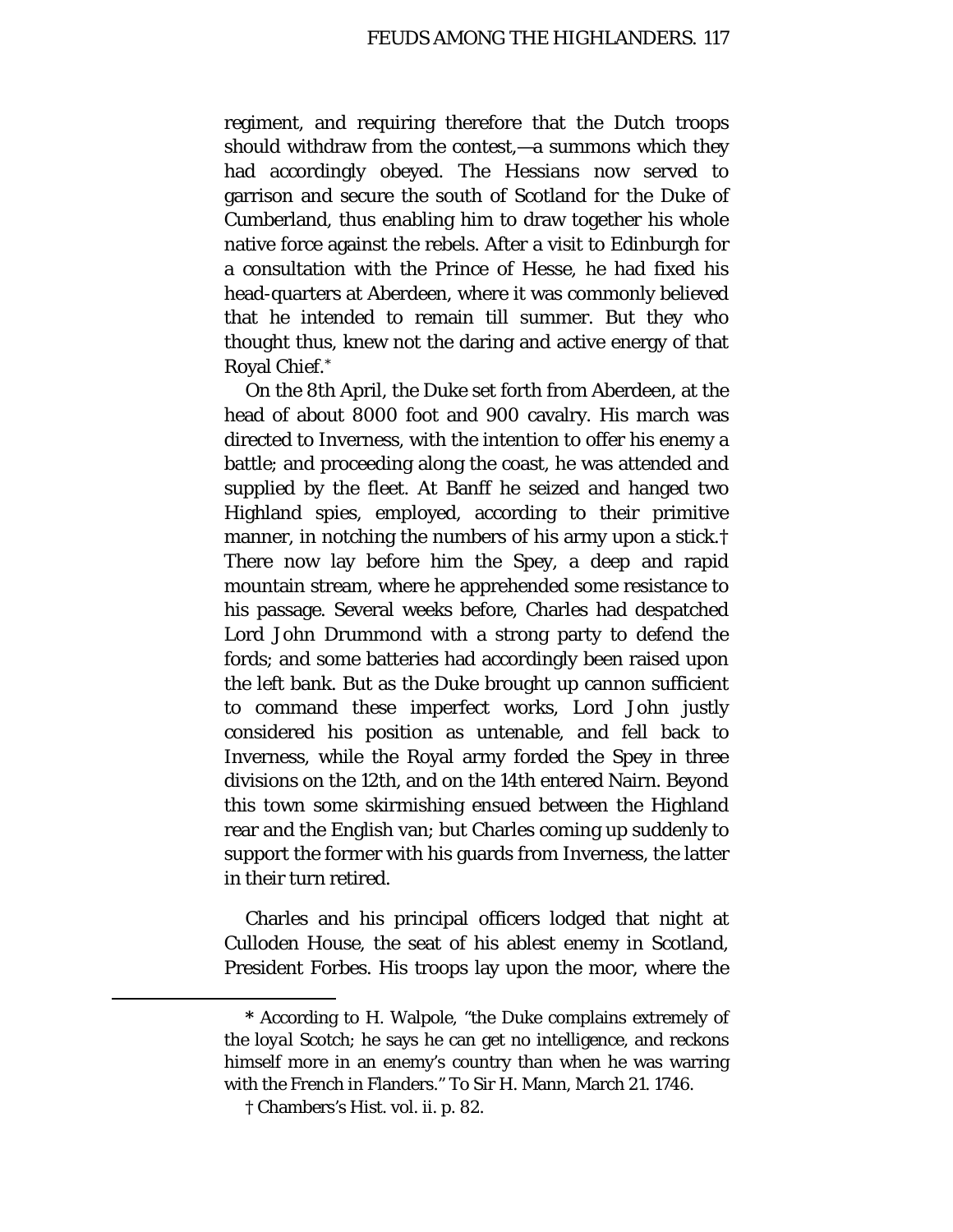regiment, and requiring therefore that the Dutch troops should withdraw from the contest,—a summons which they had accordingly obeyed. The Hessians now served to garrison and secure the south of Scotland for the Duke of Cumberland, thus enabling him to draw together his whole native force against the rebels. After a visit to Edinburgh for a consultation with the Prince of Hesse, he had fixed his head-quarters at Aberdeen, where it was commonly believed that he intended to remain till summer. But they who thought thus, knew not the daring and active energy of that Royal Chief.*

On the 8th April, the Duke set forth from Aberdeen, at the head of about 8000 foot and 900 cavalry. His march was directed to Inverness, with the intention to offer his enemy a battle; and proceeding along the coast, he was attended and supplied by the fleet. At Banff he seized and hanged two Highland spies, employed, according to their primitive manner, in notching the numbers of his army upon a stick.† There now lay before him the Spey, a deep and rapid mountain stream, where he apprehended some resistance to his passage. Several weeks before, Charles had despatched Lord John Drummond with a strong party to defend the fords; and some batteries had accordingly been raised upon the left bank. But as the Duke brought up cannon sufficient to command these imperfect works, Lord John justly considered his position as untenable, and fell back to Inverness, while the Royal army forded the Spey in three divisions on the 12th, and on the 14th entered Nairn. Beyond this town some skirmishing ensued between the Highland rear and the English van; but Charles coming up suddenly to support the former with his guards from Inverness, the latter in their turn retired.

Charles and his principal officers lodged that night at Culloden House, the seat of his ablest enemy in Scotland, President Forbes. His troops lay upon the moor, where the

---

* According to H. Walpole, "the Duke complains extremely of the *loyal* Scotch; he says he can get no intelligence, and reckons himself more in an enemy's country than when he was warring with the French in Flanders." To Sir H. Mann, March 21. 1746.

† Chambers's Hist. vol. ii. p. 82.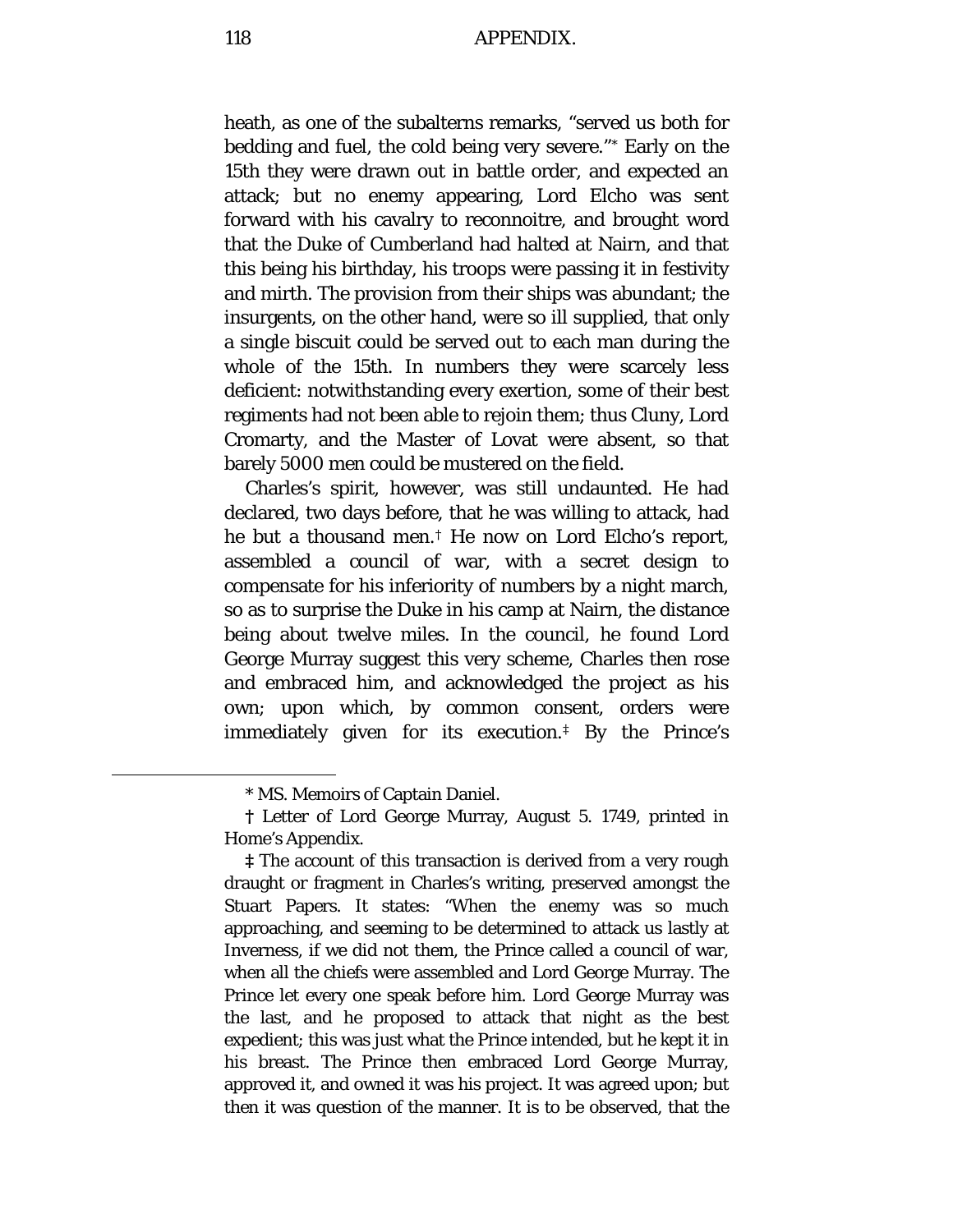heath, as one of the subalterns remarks, "served us both for bedding and fuel, the cold being very severe."* Early on the 15th they were drawn out in battle order, and expected an attack; but no enemy appearing, Lord Elcho was sent forward with his cavalry to reconnoitre, and brought word that the Duke of Cumberland had halted at Nairn, and that this being his birthday, his troops were passing it in festivity and mirth. The provision from their ships was abundant; the insurgents, on the other hand, were so ill supplied, that only a single biscuit could be served out to each man during the whole of the 15th. In numbers they were scarcely less deficient: notwithstanding every exertion, some of their best regiments had not been able to rejoin them; thus Cluny, Lord Cromarty, and the Master of Lovat were absent, so that barely 5000 men could be mustered on the field.

Charles's spirit, however, was still undaunted. He had declared, two days before, that he was willing to attack, had he but a thousand men.† He now on Lord Elcho's report, assembled a council of war, with a secret design to compensate for his inferiority of numbers by a night march, so as to surprise the Duke in his camp at Nairn, the distance being about twelve miles. In the council, he found Lord George Murray suggest this very scheme, Charles then rose and embraced him, and acknowledged the project as his own; upon which, by common consent, orders were immediately given for its execution.‡ By the Prince's

---

\* MS. Memoirs of Captain Daniel.

† Letter of Lord George Murray, August 5. 1749, printed in Home's Appendix.

‡ The account of this transaction is derived from a very rough draught or fragment in Charles's writing, preserved amongst the Stuart Papers. It states: "When the enemy was so much approaching, and seeming to be determined to attack us lastly at Inverness, if we did not them, the Prince called a council of war, when all the chiefs were assembled and Lord George Murray. The Prince let every one speak before him. Lord George Murray was the last, and he proposed to attack that night as the best expedient; this was just what the Prince intended, but he kept it in his breast. The Prince then embraced Lord George Murray, approved it, and owned it was his project. It was agreed upon; but then it was question of the manner. It is to be observed, that the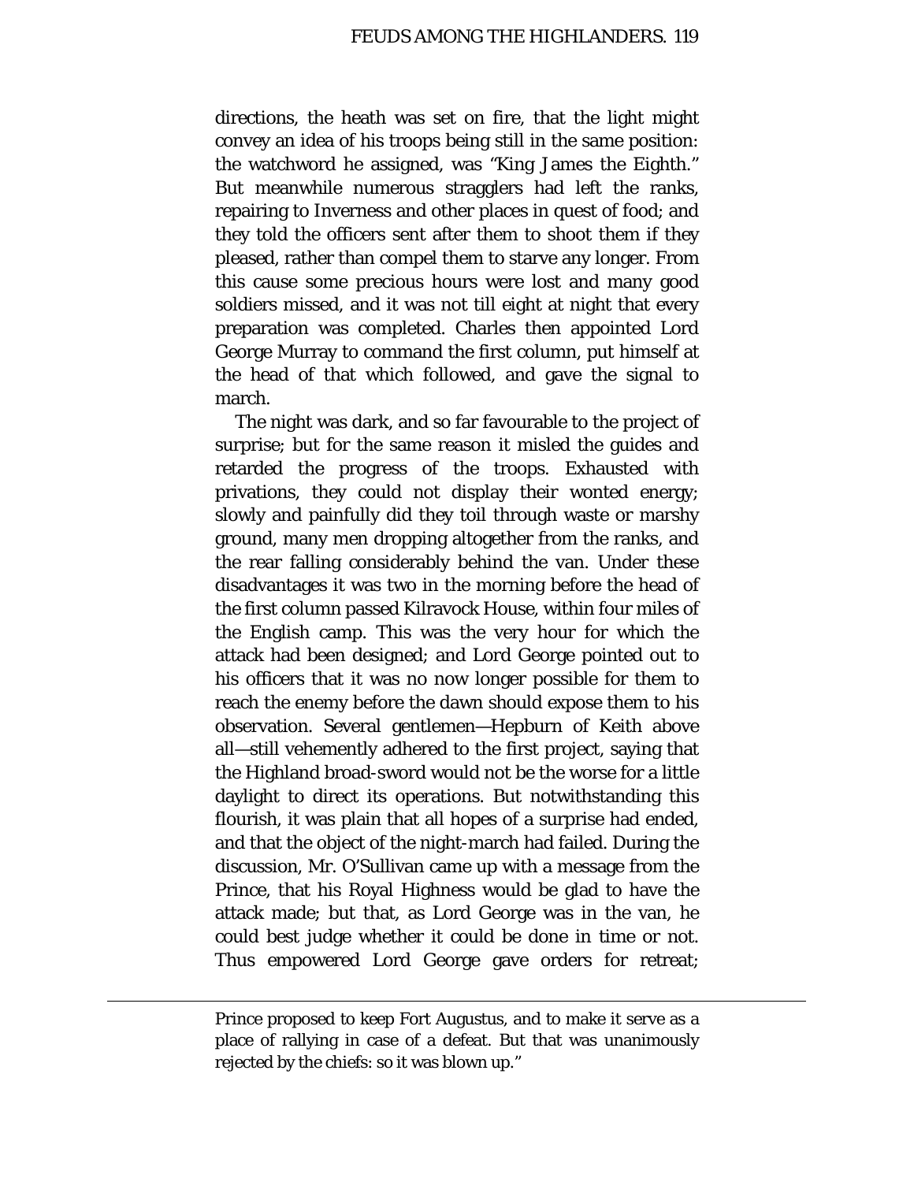directions, the heath was set on fire, that the light might convey an idea of his troops being still in the same position: the watchword he assigned, was "King James the Eighth." But meanwhile numerous stragglers had left the ranks, repairing to Inverness and other places in quest of food; and they told the officers sent after them to shoot them if they pleased, rather than compel them to starve any longer. From this cause some precious hours were lost and many good soldiers missed, and it was not till eight at night that every preparation was completed. Charles then appointed Lord George Murray to command the first column, put himself at the head of that which followed, and gave the signal to march.

The night was dark, and so far favourable to the project of surprise; but for the same reason it misled the guides and retarded the progress of the troops. Exhausted with privations, they could not display their wonted energy; slowly and painfully did they toil through waste or marshy ground, many men dropping altogether from the ranks, and the rear falling considerably behind the van. Under these disadvantages it was two in the morning before the head of the first column passed Kilravock House, within four miles of the English camp. This was the very hour for which the attack had been designed; and Lord George pointed out to his officers that it was no now longer possible for them to reach the enemy before the dawn should expose them to his observation. Several gentlemen—Hepburn of Keith above all—still vehemently adhered to the first project, saying that the Highland broad-sword would not be the worse for a little daylight to direct its operations. But notwithstanding this flourish, it was plain that all hopes of a surprise had ended, and that the object of the night-march had failed. During the discussion, Mr. O'Sullivan came up with a message from the Prince, that his Royal Highness would be glad to have the attack made; but that, as Lord George was in the van, he could best judge whether it could be done in time or not. Thus empowered Lord George gave orders for retreat;

---

Prince proposed to keep Fort Augustus, and to make it serve as a place of rallying in case of a defeat. But that was unanimously rejected by the chiefs: so it was blown up."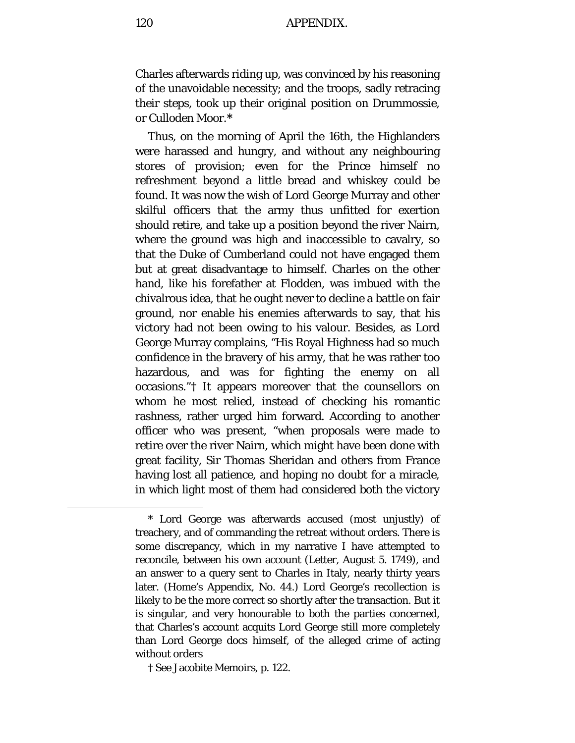Charles afterwards riding up, was convinced by his reasoning of the unavoidable necessity; and the troops, sadly retracing their steps, took up their original position on Drummossie, or Culloden Moor.*

Thus, on the morning of April the 16th, the Highlanders were harassed and hungry, and without any neighbouring stores of provision; even for the Prince himself no refreshment beyond a little bread and whiskey could be found. It was now the wish of Lord George Murray and other skilful officers that the army thus unfitted for exertion should retire, and take up a position beyond the river Nairn, where the ground was high and inaccessible to cavalry, so that the Duke of Cumberland could not have engaged them but at great disadvantage to himself. Charles on the other hand, like his forefather at Flodden, was imbued with the chivalrous idea, that he ought never to decline a battle on fair ground, nor enable his enemies afterwards to say, that his victory had not been owing to his valour. Besides, as Lord George Murray complains, "His Royal Highness had so much confidence in the bravery of his army, that he was rather too hazardous, and was for fighting the enemy on all occasions."† It appears moreover that the counsellors on whom he most relied, instead of checking his romantic rashness, rather urged him forward. According to another officer who was present, "when proposals were made to retire over the river Nairn, which might have been done with great facility, Sir Thomas Sheridan and others from France having lost all patience, and hoping no doubt for a miracle, in which light most of them had considered both the victory

---

* Lord George was afterwards accused (most unjustly) of treachery, and of commanding the retreat without orders. There is some discrepancy, which in my narrative I have attempted to reconcile, between his own account (Letter, August 5. 1749), and an answer to a query sent to Charles in Italy, nearly thirty years later. (Home's Appendix, No. 44.) Lord George's recollection is likely to be the more correct so shortly after the transaction. But it is singular, and very honourable to both the parties concerned, that Charles's account acquits Lord George still more completely than Lord George docs himself, of the alleged crime of acting without orders

† See Jacobite Memoirs, p. 122.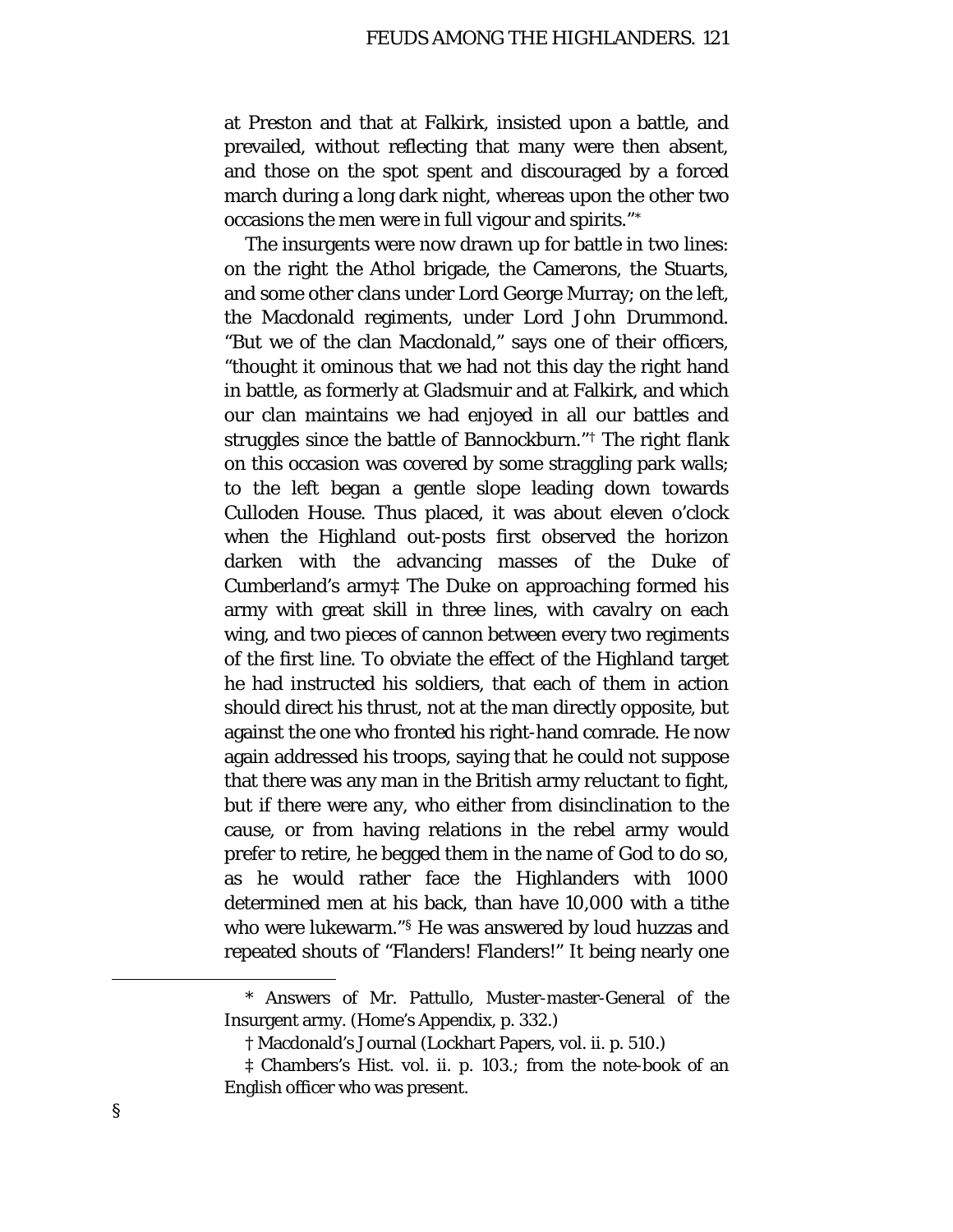at Preston and that at Falkirk, insisted upon a battle, and prevailed, without reflecting that many were then absent, and those on the spot spent and discouraged by a forced march during a long dark night, whereas upon the other two occasions the men were in full vigour and spirits."*

The insurgents were now drawn up for battle in two lines: on the right the Athol brigade, the Camerons, the Stuarts, and some other clans under Lord George Murray; on the left, the Macdonald regiments, under Lord John Drummond. "But we of the clan Macdonald," says one of their officers, "thought it ominous that we had not this day the right hand in battle, as formerly at Gladsmuir and at Falkirk, and which our clan maintains we had enjoyed in all our battles and struggles since the battle of Bannockburn."† The right flank on this occasion was covered by some straggling park walls; to the left began a gentle slope leading down towards Culloden House. Thus placed, it was about eleven o'clock when the Highland out-posts first observed the horizon darken with the advancing masses of the Duke of Cumberland's army‡ The Duke on approaching formed his army with great skill in three lines, with cavalry on each wing, and two pieces of cannon between every two regiments of the first line. To obviate the effect of the Highland target he had instructed his soldiers, that each of them in action should direct his thrust, not at the man directly opposite, but against the one who fronted his right-hand comrade. He now again addressed his troops, saying that he could not suppose that there was any man in the British army reluctant to fight, but if there were any, who either from disinclination to the cause, or from having relations in the rebel army would prefer to retire, he begged them in the name of God to do so, as he would rather face the Highlanders with 1000 determined men at his back, than have 10,000 with a tithe who were lukewarm."§ He was answered by loud huzzas and repeated shouts of "Flanders! Flanders!" It being nearly one

---

\* Answers of Mr. Pattullo, Muster-master-General of the Insurgent army. (Home's Appendix, p. 332.)

† Macdonald's Journal (Lockhart Papers, vol. ii. p. 510.)

‡ Chambers's Hist. vol. ii. p. 103.; from the note-book of an English officer who was present.

§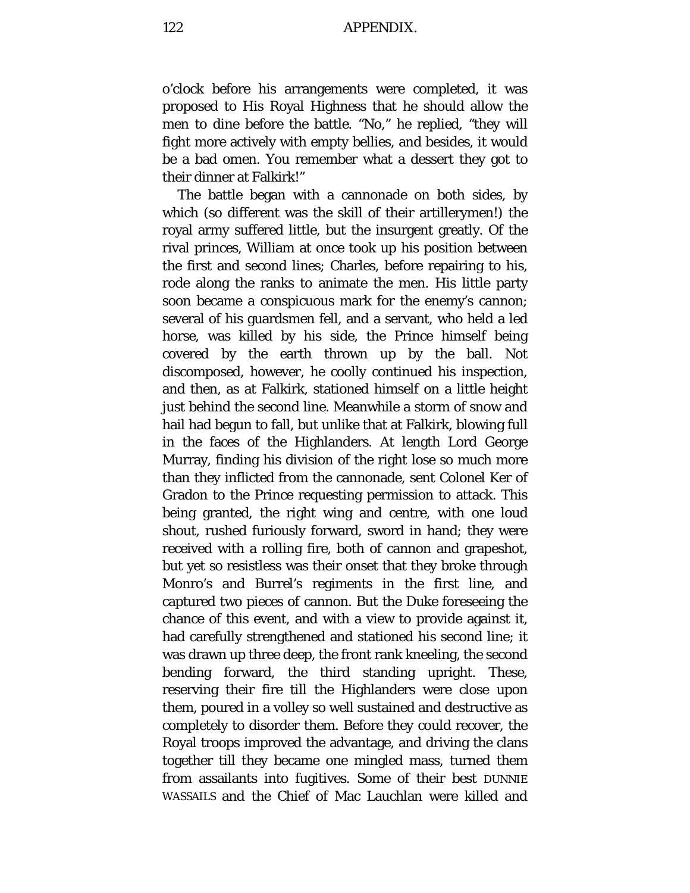o'clock before his arrangements were completed, it was proposed to His Royal Highness that he should allow the men to dine before the battle. "No," he replied, "they will fight more actively with empty bellies, and besides, it would be a bad omen. You remember what a dessert they got to their dinner at Falkirk!"

The battle began with a cannonade on both sides, by which (so different was the skill of their artillerymen!) the royal army suffered little, but the insurgent greatly. Of the rival princes, William at once took up his position between the first and second lines; Charles, before repairing to his, rode along the ranks to animate the men. His little party soon became a conspicuous mark for the enemy's cannon; several of his guardsmen fell, and a servant, who held a led horse, was killed by his side, the Prince himself being covered by the earth thrown up by the ball. Not discomposed, however, he coolly continued his inspection, and then, as at Falkirk, stationed himself on a little height just behind the second line. Meanwhile a storm of snow and hail had begun to fall, but unlike that at Falkirk, blowing full in the faces of the Highlanders. At length Lord George Murray, finding his division of the right lose so much more than they inflicted from the cannonade, sent Colonel Ker of Gradon to the Prince requesting permission to attack. This being granted, the right wing and centre, with one loud shout, rushed furiously forward, sword in hand; they were received with a rolling fire, both of cannon and grapeshot, but yet so resistless was their onset that they broke through Monro's and Burrel's regiments in the first line, and captured two pieces of cannon. But the Duke foreseeing the chance of this event, and with a view to provide against it, had carefully strengthened and stationed his second line; it was drawn up three deep, the front rank kneeling, the second bending forward, the third standing upright. These, reserving their fire till the Highlanders were close upon them, poured in a volley so well sustained and destructive as completely to disorder them. Before they could recover, the Royal troops improved the advantage, and driving the clans together till they became one mingled mass, turned them from assailants into fugitives. Some of their best DUNNIE WASSAILS and the Chief of Mac Lauchlan were killed and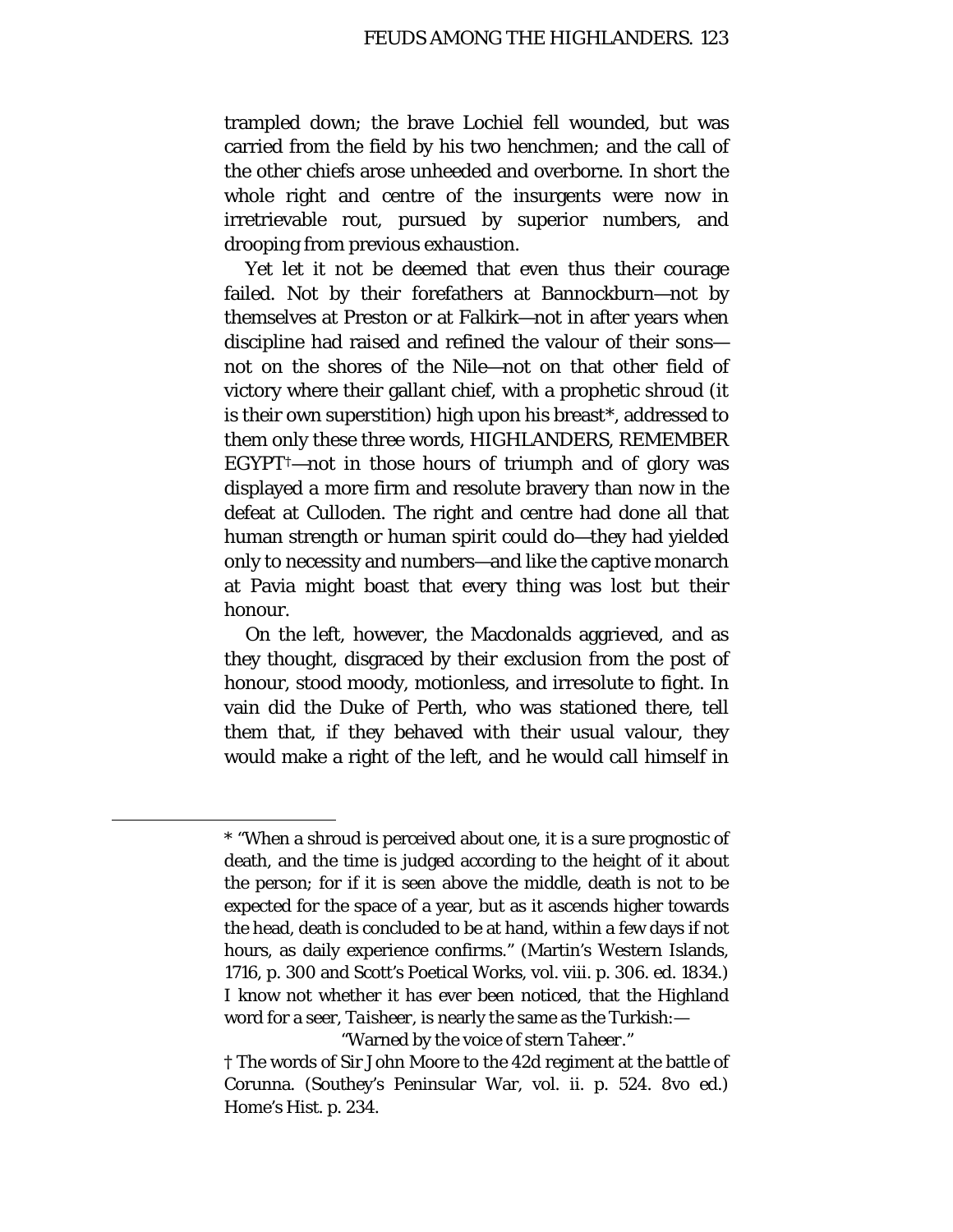trampled down; the brave Lochiel fell wounded, but was carried from the field by his two henchmen; and the call of the other chiefs arose unheeded and overborne. In short the whole right and centre of the insurgents were now in irretrievable rout, pursued by superior numbers, and drooping from previous exhaustion.

Yet let it not be deemed that even thus their courage failed. Not by their forefathers at Bannockburn—not by themselves at Preston or at Falkirk—not in after years when discipline had raised and refined the valour of their sons—not on the shores of the Nile—not on that other field of victory where their gallant chief, with a prophetic shroud (it is their own superstition) high upon his breast*, addressed to them only these three words, HIGHLANDERS, REMEMBER EGYPT†—not in those hours of triumph and of glory was displayed a more firm and resolute bravery than now in the defeat at Culloden. The right and centre had done all that human strength or human spirit could do—they had yielded only to necessity and numbers—and like the captive monarch at Pavia might boast that every thing was lost but their honour.

On the left, however, the Macdonalds aggrieved, and as they thought, disgraced by their exclusion from the post of honour, stood moody, motionless, and irresolute to fight. In vain did the Duke of Perth, who was stationed there, tell them that, if they behaved with their usual valour, they would make a right of the left, and he would call himself in

---

* "When a shroud is perceived about one, it is a sure prognostic of death, and the time is judged according to the height of it about the person; for if it is seen above the middle, death is not to be expected for the space of a year, but as it ascends higher towards the head, death is concluded to be at hand, within a few days if not hours, as daily experience confirms." (Martin's Western Islands, 1716, p. 300 and Scott's Poetical Works, vol. viii. p. 306. ed. 1834.) I know not whether it has ever been noticed, that the Highland word for a seer, *Taisheer*, is nearly the same as the Turkish:—

"Warned by the voice of stern *Taheer*."

† The words of Sir John Moore to the 42d regiment at the battle of Corunna. (Southey's Peninsular War, vol. ii. p. 524. 8vo ed.) Home's Hist. p. 234.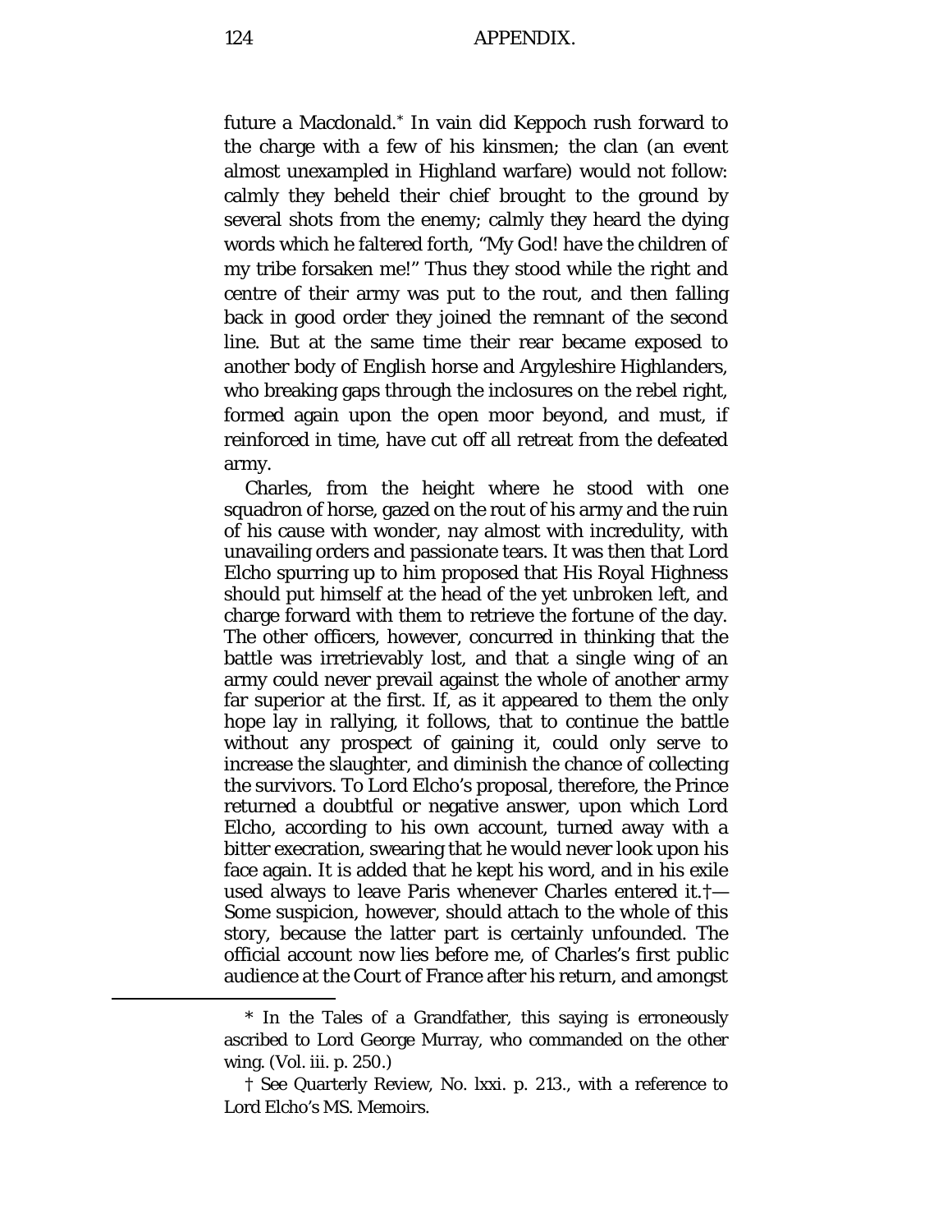future a Macdonald.* In vain did Keppoch rush forward to the charge with a few of his kinsmen; the clan (an event almost unexampled in Highland warfare) would not follow: calmly they beheld their chief brought to the ground by several shots from the enemy; calmly they heard the dying words which he faltered forth, "My God! have the children of my tribe forsaken me!" Thus they stood while the right and centre of their army was put to the rout, and then falling back in good order they joined the remnant of the second line. But at the same time their rear became exposed to another body of English horse and Argyleshire Highlanders, who breaking gaps through the inclosures on the rebel right, formed again upon the open moor beyond, and must, if reinforced in time, have cut off all retreat from the defeated army.

Charles, from the height where he stood with one squadron of horse, gazed on the rout of his army and the ruin of his cause with wonder, nay almost with incredulity, with unavailing orders and passionate tears. It was then that Lord Elcho spurring up to him proposed that His Royal Highness should put himself at the head of the yet unbroken left, and charge forward with them to retrieve the fortune of the day. The other officers, however, concurred in thinking that the battle was irretrievably lost, and that a single wing of an army could never prevail against the whole of another army far superior at the first. If, as it appeared to them the only hope lay in rallying, it follows, that to continue the battle without any prospect of gaining it, could only serve to increase the slaughter, and diminish the chance of collecting the survivors. To Lord Elcho's proposal, therefore, the Prince returned a doubtful or negative answer, upon which Lord Elcho, according to his own account, turned away with a bitter execration, swearing that he would never look upon his face again. It is added that he kept his word, and in his exile used always to leave Paris whenever Charles entered it.†—Some suspicion, however, should attach to the whole of this story, because the latter part is certainly unfounded. The official account now lies before me, of Charles's first public audience at the Court of France after his return, and amongst

---

* In the Tales of a Grandfather, this saying is erroneously ascribed to Lord George Murray, who commanded on the other wing. (Vol. iii. p. 250.)

† See Quarterly Review, No. lxxi. p. 213., with a reference to Lord Elcho's MS. Memoirs.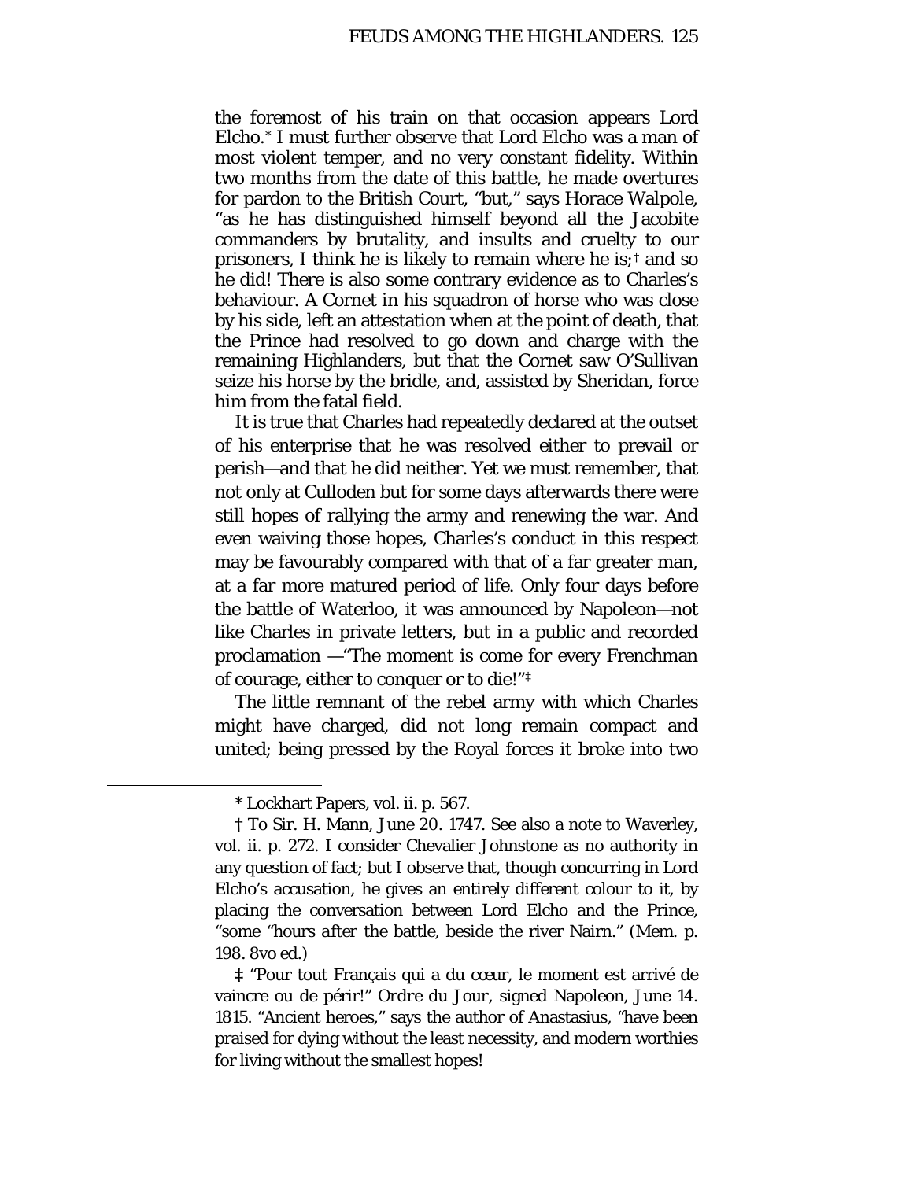the foremost of his train on that occasion appears Lord Elcho.* I must further observe that Lord Elcho was a man of most violent temper, and no very constant fidelity. Within two months from the date of this battle, he made overtures for pardon to the British Court, "but," says Horace Walpole, "as he has distinguished himself beyond all the Jacobite commanders by brutality, and insults and cruelty to our prisoners, I think he is likely to remain where he is;† and so he did! There is also some contrary evidence as to Charles's behaviour. A Cornet in his squadron of horse who was close by his side, left an attestation when at the point of death, that the Prince had resolved to go down and charge with the remaining Highlanders, but that the Cornet saw O'Sullivan seize his horse by the bridle, and, assisted by Sheridan, force him from the fatal field.

It is true that Charles had repeatedly declared at the outset of his enterprise that he was resolved either to prevail or perish—and that he did neither. Yet we must remember, that not only at Culloden but for some days afterwards there were still hopes of rallying the army and renewing the war. And even waiving those hopes, Charles's conduct in this respect may be favourably compared with that of a far greater man, at a far more matured period of life. Only four days before the battle of Waterloo, it was announced by Napoleon—not like Charles in private letters, but in a public and recorded proclamation —"The moment is come for every Frenchman of courage, either to conquer or to die!"‡

The little remnant of the rebel army with which Charles might have charged, did not long remain compact and united; being pressed by the Royal forces it broke into two

---

* Lockhart Papers, vol. ii. p. 567.

† To Sir. H. Mann, June 20. 1747. See also a note to Waverley, vol. ii. p. 272. I consider Chevalier Johnstone as no authority in any question of fact; but I observe that, though concurring in Lord Elcho's accusation, he gives an entirely different colour to it, by placing the conversation between Lord Elcho and the Prince, "some "hours after the battle, beside the river Nairn." (Mem. p. 198. 8vo ed.)

‡ "Pour tout Français qui a du cœur, le moment est arrivé de vaincre ou de périr!" *Ordre du Jour*, signed Napoleon, June 14. 1815. "Ancient heroes," says the author of Anastasius, "have been praised for dying without the least necessity, and modern worthies for living without the smallest hopes!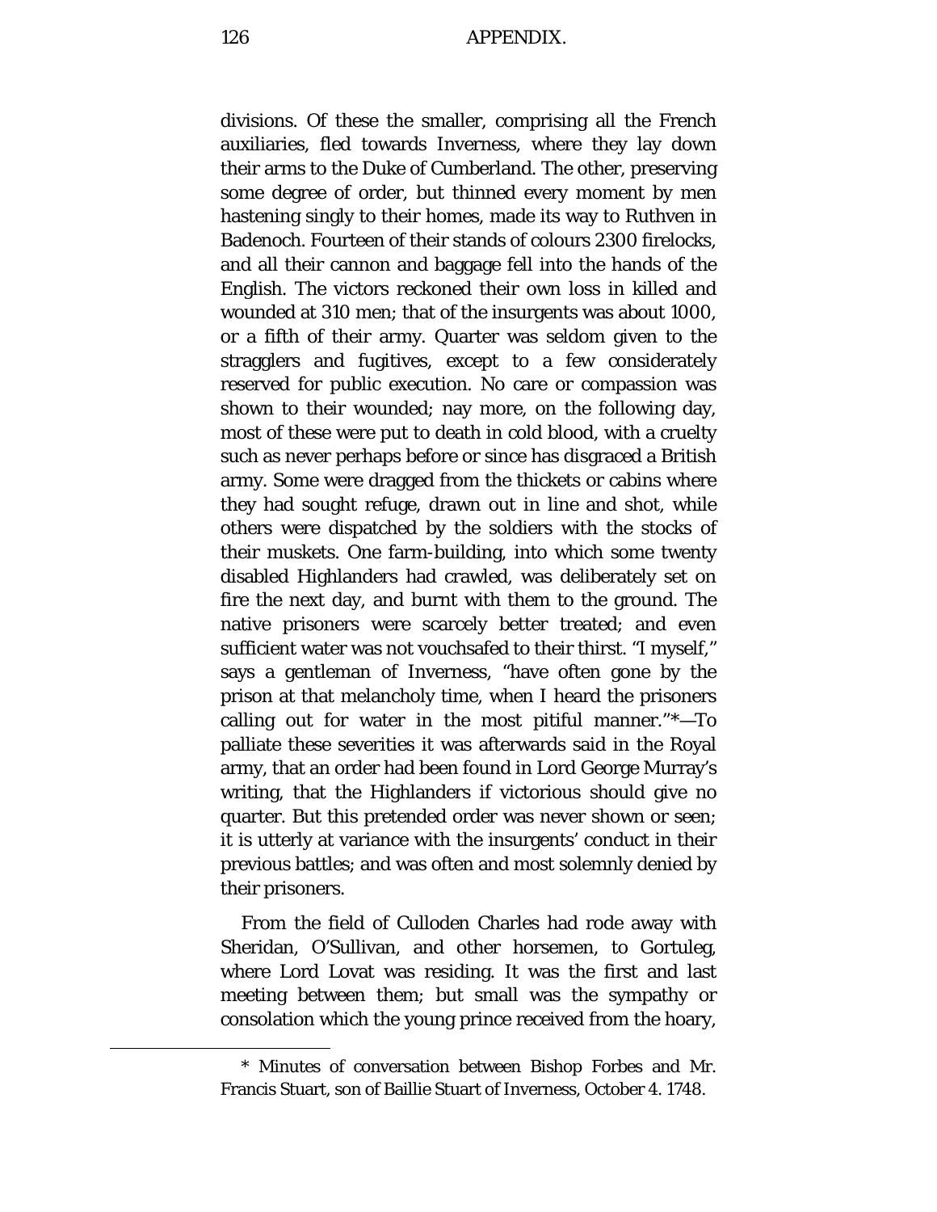divisions. Of these the smaller, comprising all the French auxiliaries, fled towards Inverness, where they lay down their arms to the Duke of Cumberland. The other, preserving some degree of order, but thinned every moment by men hastening singly to their homes, made its way to Ruthven in Badenoch. Fourteen of their stands of colours 2300 firelocks, and all their cannon and baggage fell into the hands of the English. The victors reckoned their own loss in killed and wounded at 310 men; that of the insurgents was about 1000, or a fifth of their army. Quarter was seldom given to the stragglers and fugitives, except to a few considerately reserved for public execution. No care or compassion was shown to their wounded; nay more, on the following day, most of these were put to death in cold blood, with a cruelty such as never perhaps before or since has disgraced a British army. Some were dragged from the thickets or cabins where they had sought refuge, drawn out in line and shot, while others were dispatched by the soldiers with the stocks of their muskets. One farm-building, into which some twenty disabled Highlanders had crawled, was deliberately set on fire the next day, and burnt with them to the ground. The native prisoners were scarcely better treated; and even sufficient water was not vouchsafed to their thirst. "I myself," says a gentleman of Inverness, "have often gone by the prison at that melancholy time, when I heard the prisoners calling out for water in the most pitiful manner."*—To palliate these severities it was afterwards said in the Royal army, that an order had been found in Lord George Murray's writing, that the Highlanders if victorious should give no quarter. But this pretended order was never shown or seen; it is utterly at variance with the insurgents' conduct in their previous battles; and was often and most solemnly denied by their prisoners.

From the field of Culloden Charles had rode away with Sheridan, O'Sullivan, and other horsemen, to Gortuleg, where Lord Lovat was residing. It was the first and last meeting between them; but small was the sympathy or consolation which the young prince received from the hoary,

---

\* Minutes of conversation between Bishop Forbes and Mr. Francis Stuart, son of Baillie Stuart of Inverness, October 4. 1748.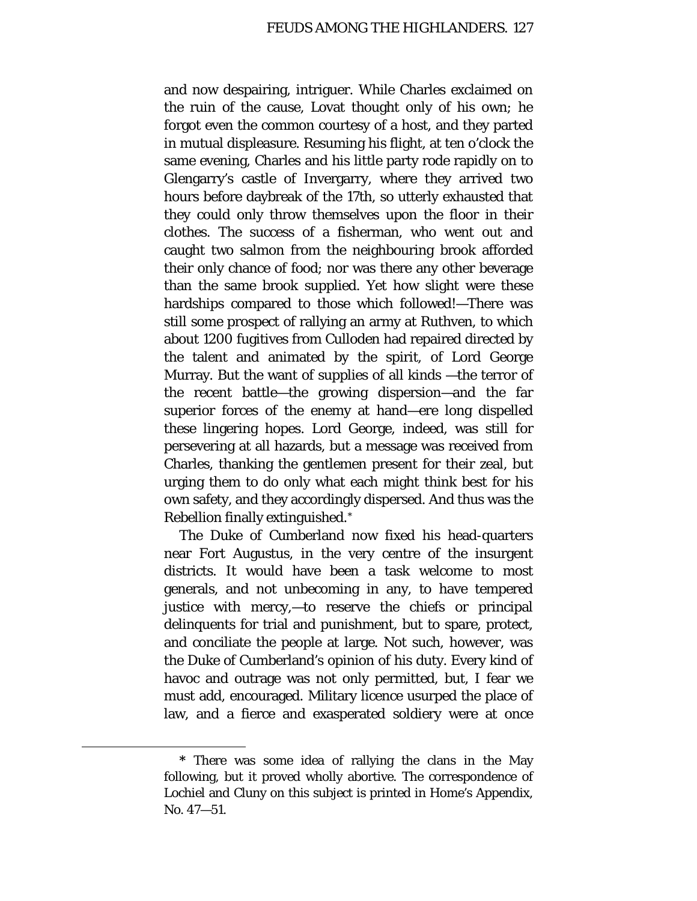and now despairing, intriguer. While Charles exclaimed on the ruin of the cause, Lovat thought only of his own; he forgot even the common courtesy of a host, and they parted in mutual displeasure. Resuming his flight, at ten o'clock the same evening, Charles and his little party rode rapidly on to Glengarry's castle of Invergarry, where they arrived two hours before daybreak of the 17th, so utterly exhausted that they could only throw themselves upon the floor in their clothes. The success of a fisherman, who went out and caught two salmon from the neighbouring brook afforded their only chance of food; nor was there any other beverage than the same brook supplied. Yet how slight were these hardships compared to those which followed!—There was still some prospect of rallying an army at Ruthven, to which about 1200 fugitives from Culloden had repaired directed by the talent and animated by the spirit, of Lord George Murray. But the want of supplies of all kinds —the terror of the recent battle—the growing dispersion—and the far superior forces of the enemy at hand—ere long dispelled these lingering hopes. Lord George, indeed, was still for persevering at all hazards, but a message was received from Charles, thanking the gentlemen present for their zeal, but urging them to do only what each might think best for his own safety, and they accordingly dispersed. And thus was the Rebellion finally extinguished.*

The Duke of Cumberland now fixed his head-quarters near Fort Augustus, in the very centre of the insurgent districts. It would have been a task welcome to most generals, and not unbecoming in any, to have tempered justice with mercy,—to reserve the chiefs or principal delinquents for trial and punishment, but to spare, protect, and conciliate the people at large. Not such, however, was the Duke of Cumberland's opinion of his duty. Every kind of havoc and outrage was not only permitted, but, I fear we must add, encouraged. Military licence usurped the place of law, and a fierce and exasperated soldiery were at once

---

* There was some idea of rallying the clans in the May following, but it proved wholly abortive. The correspondence of Lochiel and Cluny on this subject is printed in Home's Appendix, No. 47—51.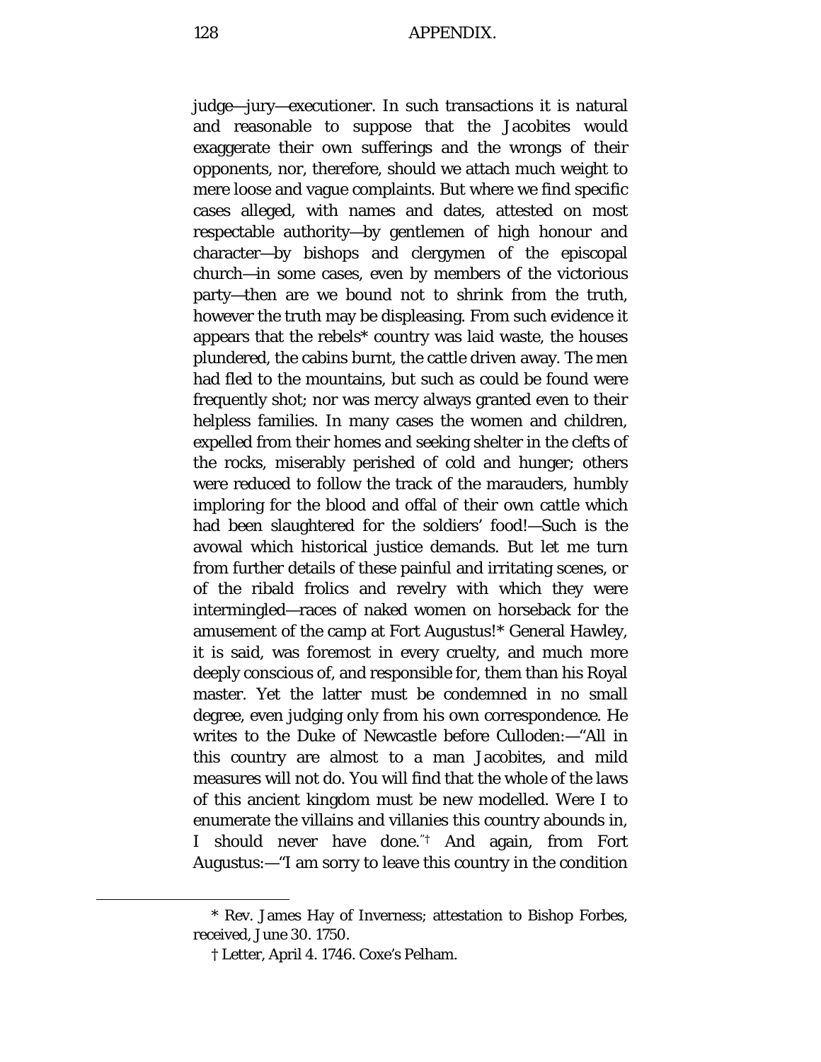judge—jury—executioner. In such transactions it is natural and reasonable to suppose that the Jacobites would exaggerate their own sufferings and the wrongs of their opponents, nor, therefore, should we attach much weight to mere loose and vague complaints. But where we find specific cases alleged, with names and dates, attested on most respectable authority—by gentlemen of high honour and character—by bishops and clergymen of the episcopal church—in some cases, even by members of the victorious party—then are we bound not to shrink from the truth, however the truth may be displeasing. From such evidence it appears that the rebels* country was laid waste, the houses plundered, the cabins burnt, the cattle driven away. The men had fled to the mountains, but such as could be found were frequently shot; nor was mercy always granted even to their helpless families. In many cases the women and children, expelled from their homes and seeking shelter in the clefts of the rocks, miserably perished of cold and hunger; others were reduced to follow the track of the marauders, humbly imploring for the blood and offal of their own cattle which had been slaughtered for the soldiers' food!—Such is the avowal which historical justice demands. But let me turn from further details of these painful and irritating scenes, or of the ribald frolics and revelry with which they were intermingled—races of naked women on horseback for the amusement of the camp at Fort Augustus!* General Hawley, it is said, was foremost in every cruelty, and much more deeply conscious of, and responsible for, them than his Royal master. Yet the latter must be condemned in no small degree, even judging only from his own correspondence. He writes to the Duke of Newcastle before Culloden:—"All in this country are almost to a man Jacobites, and mild measures will not do. You will find that the whole of the laws of this ancient kingdom must be new modelled. Were I to enumerate the villains and villanies this country abounds in, I should never have done."† And again, from Fort Augustus:—"I am sorry to leave this country in the condition

* Rev. James Hay of Inverness; attestation to Bishop Forbes, received, June 30. 1750.

† Letter, April 4. 1746. Coxe's Pelham.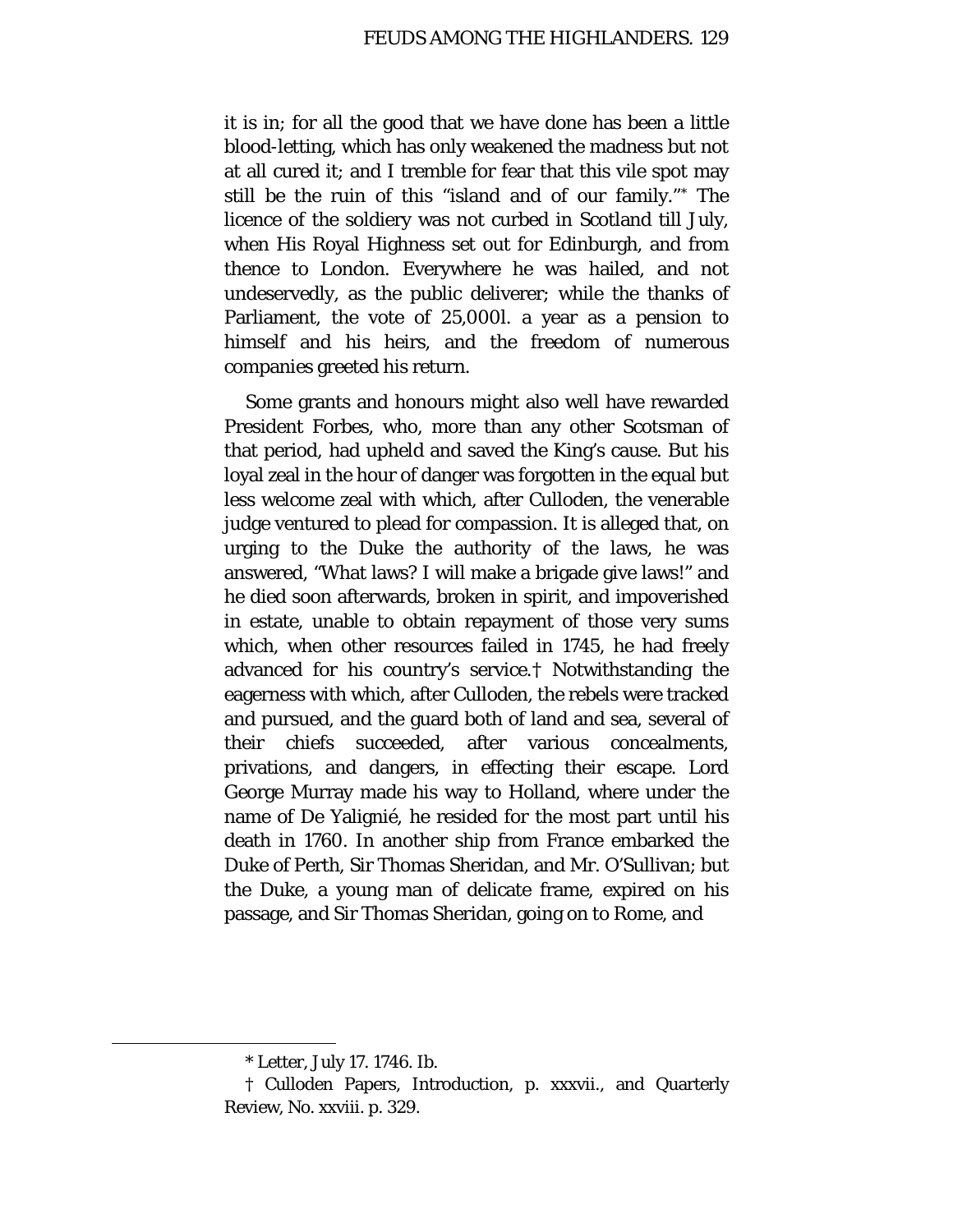it is in; for all the good that we have done has been a little blood-letting, which has only weakened the madness but not at all cured it; and I tremble for fear that this vile spot may still be the ruin of this "island and of our family."* The licence of the soldiery was not curbed in Scotland till July, when His Royal Highness set out for Edinburgh, and from thence to London. Everywhere he was hailed, and not undeservedly, as the public deliverer; while the thanks of Parliament, the vote of 25,000l. a year as a pension to himself and his heirs, and the freedom of numerous companies greeted his return.

Some grants and honours might also well have rewarded President Forbes, who, more than any other Scotsman of that period, had upheld and saved the King's cause. But his loyal zeal in the hour of danger was forgotten in the equal but less welcome zeal with which, after Culloden, the venerable judge ventured to plead for compassion. It is alleged that, on urging to the Duke the authority of the laws, he was answered, "What laws? I will make a brigade give laws!" and he died soon afterwards, broken in spirit, and impoverished in estate, unable to obtain repayment of those very sums which, when other resources failed in 1745, he had freely advanced for his country's service.† Notwithstanding the eagerness with which, after Culloden, the rebels were tracked and pursued, and the guard both of land and sea, several of their chiefs succeeded, after various concealments, privations, and dangers, in effecting their escape. Lord George Murray made his way to Holland, where under the name of De Yalignié, he resided for the most part until his death in 1760. In another ship from France embarked the Duke of Perth, Sir Thomas Sheridan, and Mr. O'Sullivan; but the Duke, a young man of delicate frame, expired on his passage, and Sir Thomas Sheridan, going on to Rome, and

---

\* Letter, July 17. 1746. Ib.

† Culloden Papers, Introduction, p. xxxvii., and Quarterly Review, No. xxviii. p. 329.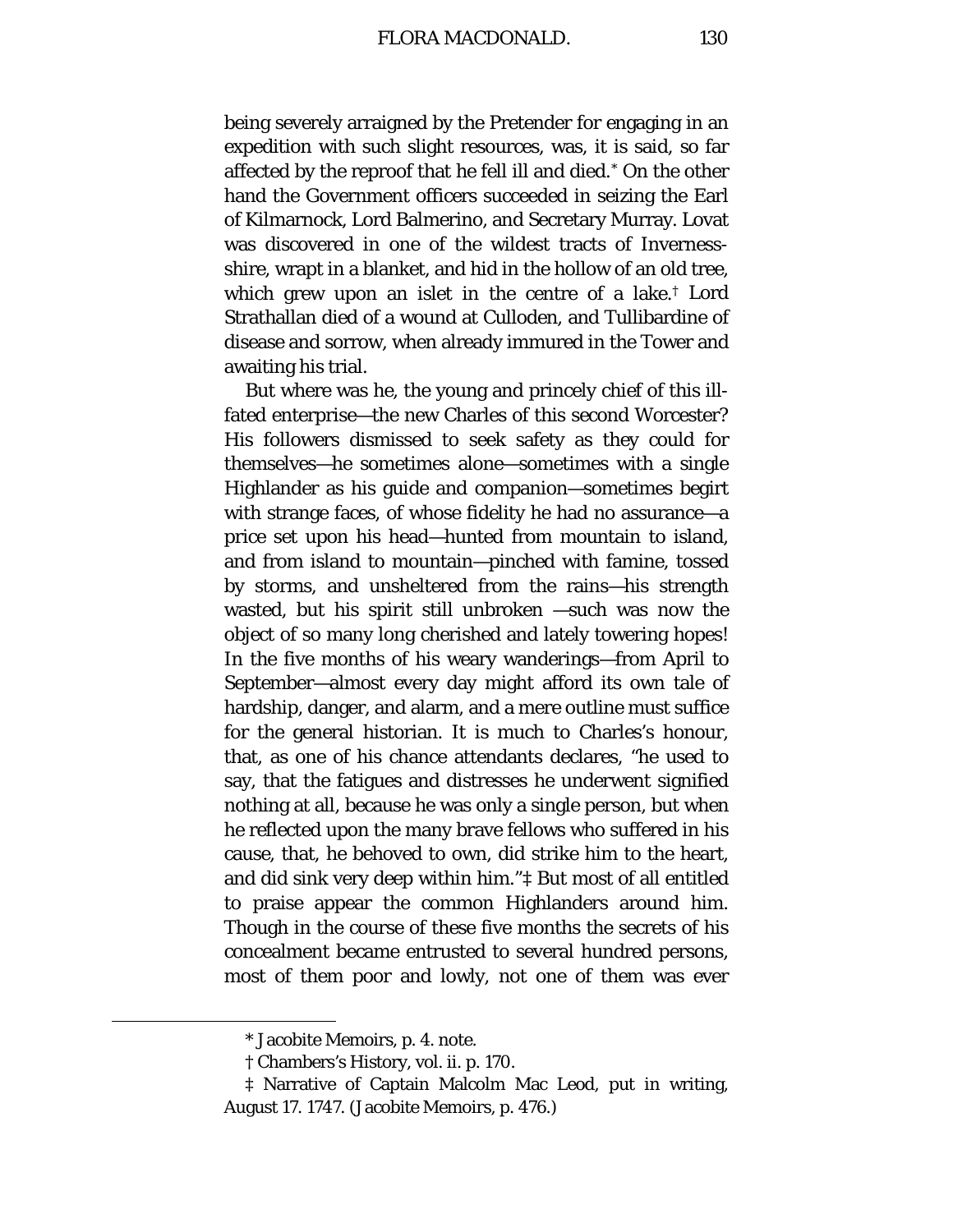being severely arraigned by the Pretender for engaging in an expedition with such slight resources, was, it is said, so far affected by the reproof that he fell ill and died.* On the other hand the Government officers succeeded in seizing the Earl of Kilmarnock, Lord Balmerino, and Secretary Murray. Lovat was discovered in one of the wildest tracts of Inverness-shire, wrapt in a blanket, and hid in the hollow of an old tree, which grew upon an islet in the centre of a lake.† Lord Strathallan died of a wound at Culloden, and Tullibardine of disease and sorrow, when already immured in the Tower and awaiting his trial.

But where was he, the young and princely chief of this ill-fated enterprise—the new Charles of this second Worcester? His followers dismissed to seek safety as they could for themselves—he sometimes alone—sometimes with a single Highlander as his guide and companion—sometimes begirt with strange faces, of whose fidelity he had no assurance—a price set upon his head—hunted from mountain to island, and from island to mountain—pinched with famine, tossed by storms, and unsheltered from the rains—his strength wasted, but his spirit still unbroken —such was now the object of so many long cherished and lately towering hopes! In the five months of his weary wanderings—from April to September—almost every day might afford its own tale of hardship, danger, and alarm, and a mere outline must suffice for the general historian. It is much to Charles's honour, that, as one of his chance attendants declares, "he used to say, that the fatigues and distresses he underwent signified nothing at all, because he was only a single person, but when he reflected upon the many brave fellows who suffered in his cause, that, he behoved to own, did strike him to the heart, and did sink very deep within him."‡ But most of all entitled to praise appear the common Highlanders around him. Though in the course of these five months the secrets of his concealment became entrusted to several hundred persons, most of them poor and lowly, not one of them was ever

---

* Jacobite Memoirs, p. 4. note.

† Chambers's History, vol. ii. p. 170.

‡ Narrative of Captain Malcolm Mac Leod, put in writing, August 17. 1747. (Jacobite Memoirs, p. 476.)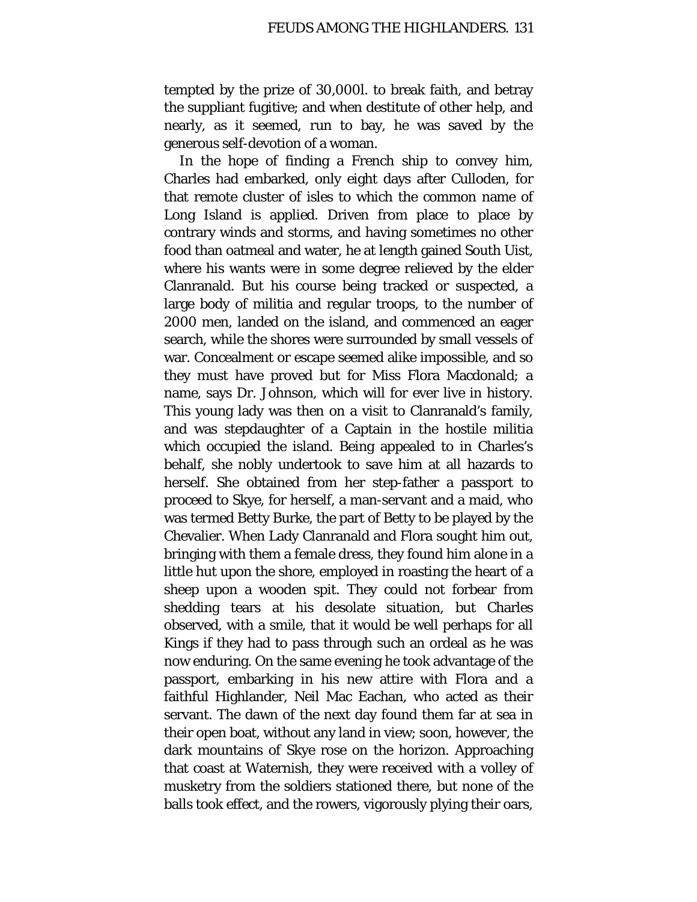tempted by the prize of 30,000l. to break faith, and betray the suppliant fugitive; and when destitute of other help, and nearly, as it seemed, run to bay, he was saved by the generous self-devotion of a woman.

In the hope of finding a French ship to convey him, Charles had embarked, only eight days after Culloden, for that remote cluster of isles to which the common name of Long Island is applied. Driven from place to place by contrary winds and storms, and having sometimes no other food than oatmeal and water, he at length gained South Uist, where his wants were in some degree relieved by the elder Clanranald. But his course being tracked or suspected, a large body of militia and regular troops, to the number of 2000 men, landed on the island, and commenced an eager search, while the shores were surrounded by small vessels of war. Concealment or escape seemed alike impossible, and so they must have proved but for Miss Flora Macdonald; a name, says Dr. Johnson, which will for ever live in history. This young lady was then on a visit to Clanranald's family, and was stepdaughter of a Captain in the hostile militia which occupied the island. Being appealed to in Charles's behalf, she nobly undertook to save him at all hazards to herself. She obtained from her step-father a passport to proceed to Skye, for herself, a man-servant and a maid, who was termed Betty Burke, the part of Betty to be played by the Chevalier. When Lady Clanranald and Flora sought him out, bringing with them a female dress, they found him alone in a little hut upon the shore, employed in roasting the heart of a sheep upon a wooden spit. They could not forbear from shedding tears at his desolate situation, but Charles observed, with a smile, that it would be well perhaps for all Kings if they had to pass through such an ordeal as he was now enduring. On the same evening he took advantage of the passport, embarking in his new attire with Flora and a faithful Highlander, Neil Mac Eachan, who acted as their servant. The dawn of the next day found them far at sea in their open boat, without any land in view; soon, however, the dark mountains of Skye rose on the horizon. Approaching that coast at Waternish, they were received with a volley of musketry from the soldiers stationed there, but none of the balls took effect, and the rowers, vigorously plying their oars,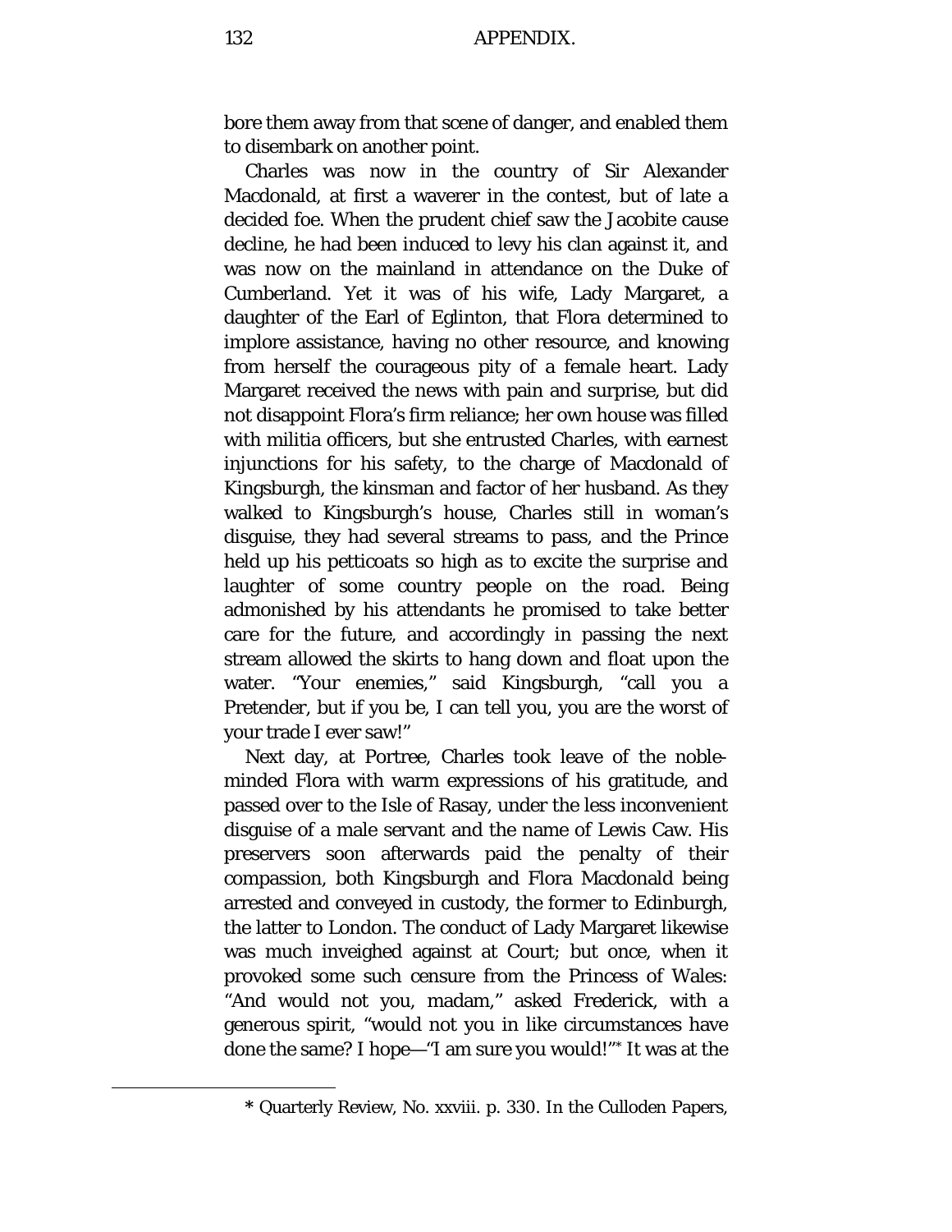bore them away from that scene of danger, and enabled them to disembark on another point.

Charles was now in the country of Sir Alexander Macdonald, at first a waverer in the contest, but of late a decided foe. When the prudent chief saw the Jacobite cause decline, he had been induced to levy his clan against it, and was now on the mainland in attendance on the Duke of Cumberland. Yet it was of his wife, Lady Margaret, a daughter of the Earl of Eglinton, that Flora determined to implore assistance, having no other resource, and knowing from herself the courageous pity of a female heart. Lady Margaret received the news with pain and surprise, but did not disappoint Flora's firm reliance; her own house was filled with militia officers, but she entrusted Charles, with earnest injunctions for his safety, to the charge of Macdonald of Kingsburgh, the kinsman and factor of her husband. As they walked to Kingsburgh's house, Charles still in woman's disguise, they had several streams to pass, and the Prince held up his petticoats so high as to excite the surprise and laughter of some country people on the road. Being admonished by his attendants he promised to take better care for the future, and accordingly in passing the next stream allowed the skirts to hang down and float upon the water. "Your enemies," said Kingsburgh, "call you a Pretender, but if you be, I can tell you, you are the worst of your trade I ever saw!"

Next day, at Portree, Charles took leave of the noble-minded Flora with warm expressions of his gratitude, and passed over to the Isle of Rasay, under the less inconvenient disguise of a male servant and the name of Lewis Caw. His preservers soon afterwards paid the penalty of their compassion, both Kingsburgh and Flora Macdonald being arrested and conveyed in custody, the former to Edinburgh, the latter to London. The conduct of Lady Margaret likewise was much inveighed against at Court; but once, when it provoked some such censure from the Princess of Wales: "And would not you, madam," asked Frederick, with a generous spirit, "would not you in like circumstances have done the same? I hope—"I am sure you would!"* It was at the

* Quarterly Review, No. xxviii. p. 330. In the Culloden Papers,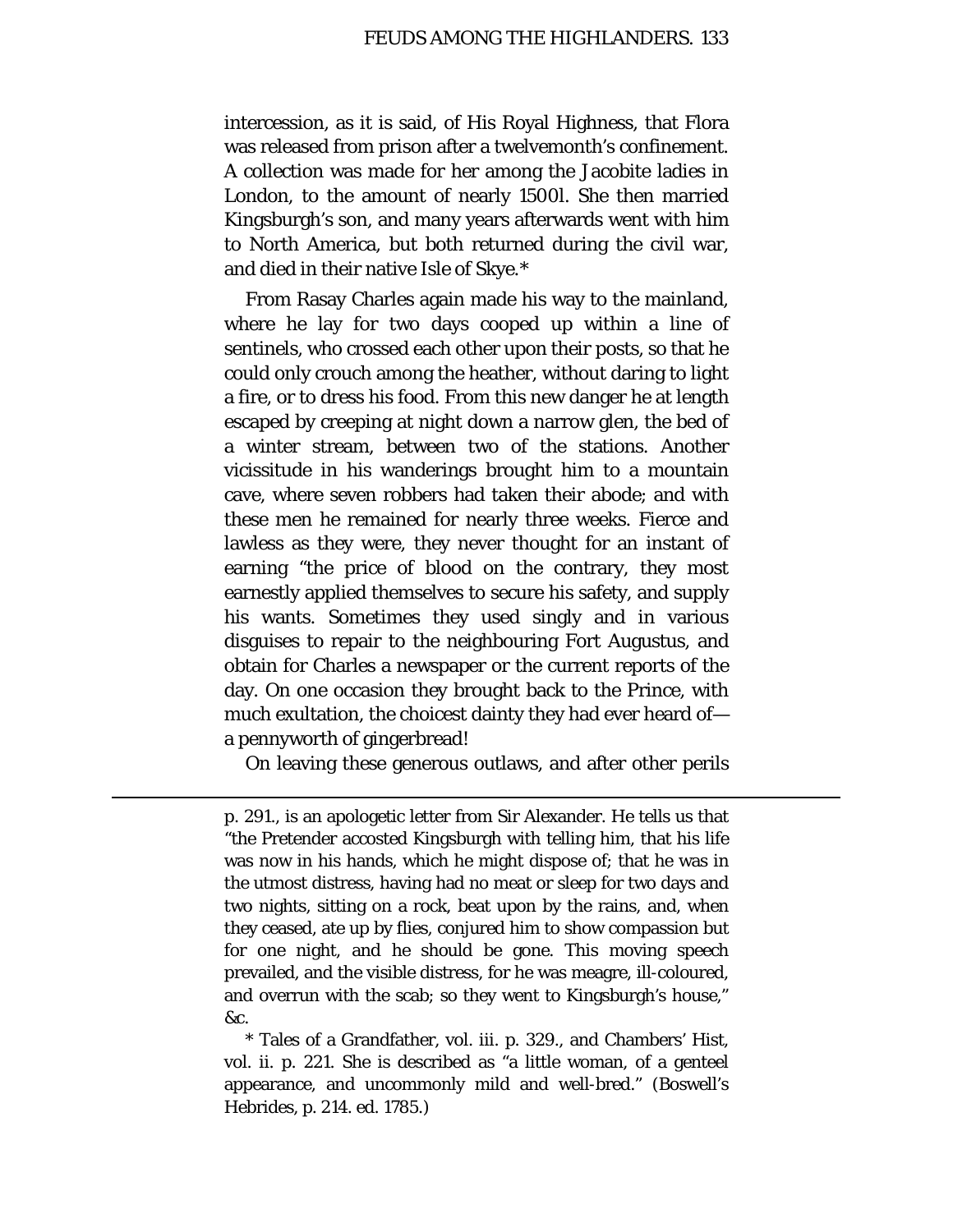intercession, as it is said, of His Royal Highness, that Flora was released from prison after a twelvemonth's confinement. A collection was made for her among the Jacobite ladies in London, to the amount of nearly 1500l. She then married Kingsburgh's son, and many years afterwards went with him to North America, but both returned during the civil war, and died in their native Isle of Skye.*

From Rasay Charles again made his way to the mainland, where he lay for two days cooped up within a line of sentinels, who crossed each other upon their posts, so that he could only crouch among the heather, without daring to light a fire, or to dress his food. From this new danger he at length escaped by creeping at night down a narrow glen, the bed of a winter stream, between two of the stations. Another vicissitude in his wanderings brought him to a mountain cave, where seven robbers had taken their abode; and with these men he remained for nearly three weeks. Fierce and lawless as they were, they never thought for an instant of earning "the price of blood on the contrary, they most earnestly applied themselves to secure his safety, and supply his wants. Sometimes they used singly and in various disguises to repair to the neighbouring Fort Augustus, and obtain for Charles a newspaper or the current reports of the day. On one occasion they brought back to the Prince, with much exultation, the choicest dainty they had ever heard of—a pennyworth of gingerbread!

On leaving these generous outlaws, and after other perils

---

p. 291., is an apologetic letter from Sir Alexander. He tells us that "the Pretender accosted Kingsburgh with telling him, that his life was now in his hands, which he might dispose of; that he was in the utmost distress, having had no meat or sleep for two days and two nights, sitting on a rock, beat upon by the rains, and, when they ceased, ate up by flies, conjured him to show compassion but for one night, and he should be gone. This moving speech prevailed, and the visible distress, for he was meagre, ill-coloured, and overrun with the scab; so they went to Kingsburgh's house," &c.

* Tales of a Grandfather, vol. iii. p. 329., and Chambers' Hist, vol. ii. p. 221. She is described as "a little woman, of a genteel appearance, and uncommonly mild and well-bred." (Boswell's Hebrides, p. 214. ed. 1785.)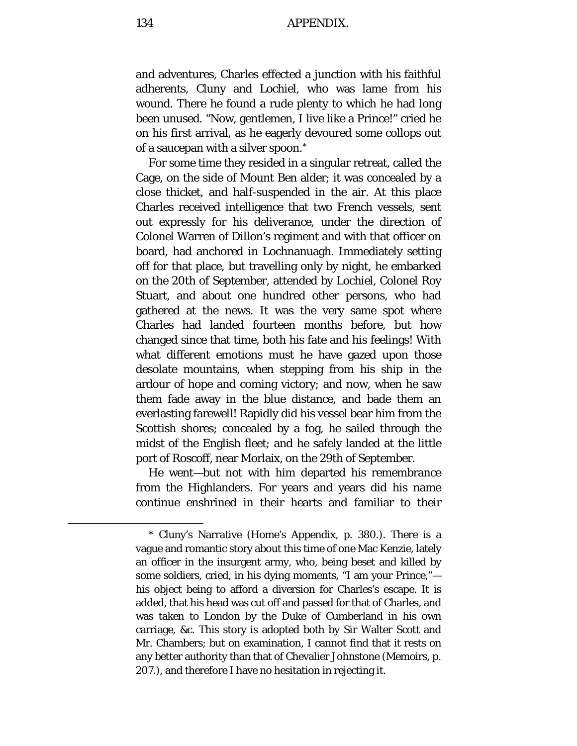and adventures, Charles effected a junction with his faithful adherents, Cluny and Lochiel, who was lame from his wound. There he found a rude plenty to which he had long been unused. "Now, gentlemen, I live like a Prince!" cried he on his first arrival, as he eagerly devoured some collops out of a saucepan with a silver spoon.*

For some time they resided in a singular retreat, called the Cage, on the side of Mount Ben alder; it was concealed by a close thicket, and half-suspended in the air. At this place Charles received intelligence that two French vessels, sent out expressly for his deliverance, under the direction of Colonel Warren of Dillon's regiment and with that officer on board, had anchored in Lochnanuagh. Immediately setting off for that place, but travelling only by night, he embarked on the 20th of September, attended by Lochiel, Colonel Roy Stuart, and about one hundred other persons, who had gathered at the news. It was the very same spot where Charles had landed fourteen months before, but how changed since that time, both his fate and his feelings! With what different emotions must he have gazed upon those desolate mountains, when stepping from his ship in the ardour of hope and coming victory; and now, when he saw them fade away in the blue distance, and bade them an everlasting farewell! Rapidly did his vessel bear him from the Scottish shores; concealed by a fog, he sailed through the midst of the English fleet; and he safely landed at the little port of Roscoff, near Morlaix, on the 29th of September.

He went—but not with him departed his remembrance from the Highlanders. For years and years did his name continue enshrined in their hearts and familiar to their

---

* Cluny's Narrative (Home's Appendix, p. 380.). There is a vague and romantic story about this time of one Mac Kenzie, lately an officer in the insurgent army, who, being beset and killed by some soldiers, cried, in his dying moments, "I am your Prince,"—his object being to afford a diversion for Charles's escape. It is added, that his head was cut off and passed for that of Charles, and was taken to London by the Duke of Cumberland in his own carriage, &c. This story is adopted both by Sir Walter Scott and Mr. Chambers; but on examination, I cannot find that it rests on any better authority than that of Chevalier Johnstone (Memoirs, p. 207.), and therefore I have no hesitation in rejecting it.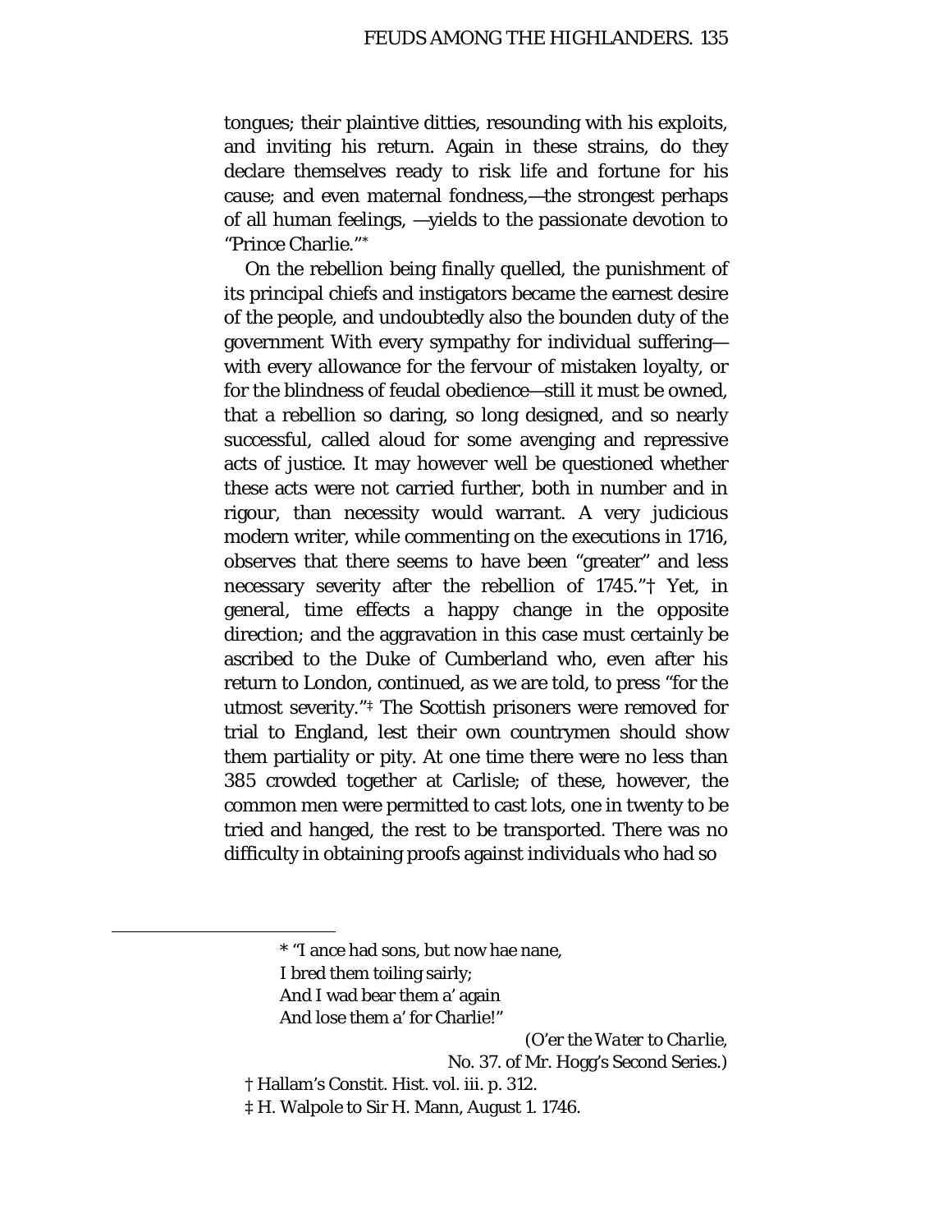tongues; their plaintive ditties, resounding with his exploits, and inviting his return. Again in these strains, do they declare themselves ready to risk life and fortune for his cause; and even maternal fondness,—the strongest perhaps of all human feelings, —yields to the passionate devotion to "Prince Charlie."*

On the rebellion being finally quelled, the punishment of its principal chiefs and instigators became the earnest desire of the people, and undoubtedly also the bounden duty of the government With every sympathy for individual suffering—with every allowance for the fervour of mistaken loyalty, or for the blindness of feudal obedience—still it must be owned, that a rebellion so daring, so long designed, and so nearly successful, called aloud for some avenging and repressive acts of justice. It may however well be questioned whether these acts were not carried further, both in number and in rigour, than necessity would warrant. A very judicious modern writer, while commenting on the executions in 1716, observes that there seems to have been "greater" and less necessary severity after the rebellion of 1745."† Yet, in general, time effects a happy change in the opposite direction; and the aggravation in this case must certainly be ascribed to the Duke of Cumberland who, even after his return to London, continued, as we are told, to press "for the utmost severity."‡ The Scottish prisoners were removed for trial to England, lest their own countrymen should show them partiality or pity. At one time there were no less than 385 crowded together at Carlisle; of these, however, the common men were permitted to cast lots, one in twenty to be tried and hanged, the rest to be transported. There was no difficulty in obtaining proofs against individuals who had so

---

* "I ance had sons, but now hae nane,
I bred them toiling sairly;
And I wad bear them a' again
And lose them a' for Charlie!"

(*O'er the Water to Charlie*, No. 37. of Mr. Hogg's Second Series.)

† Hallam's Constit. Hist. vol. iii. p. 312.

‡ H. Walpole to Sir H. Mann, August 1. 1746.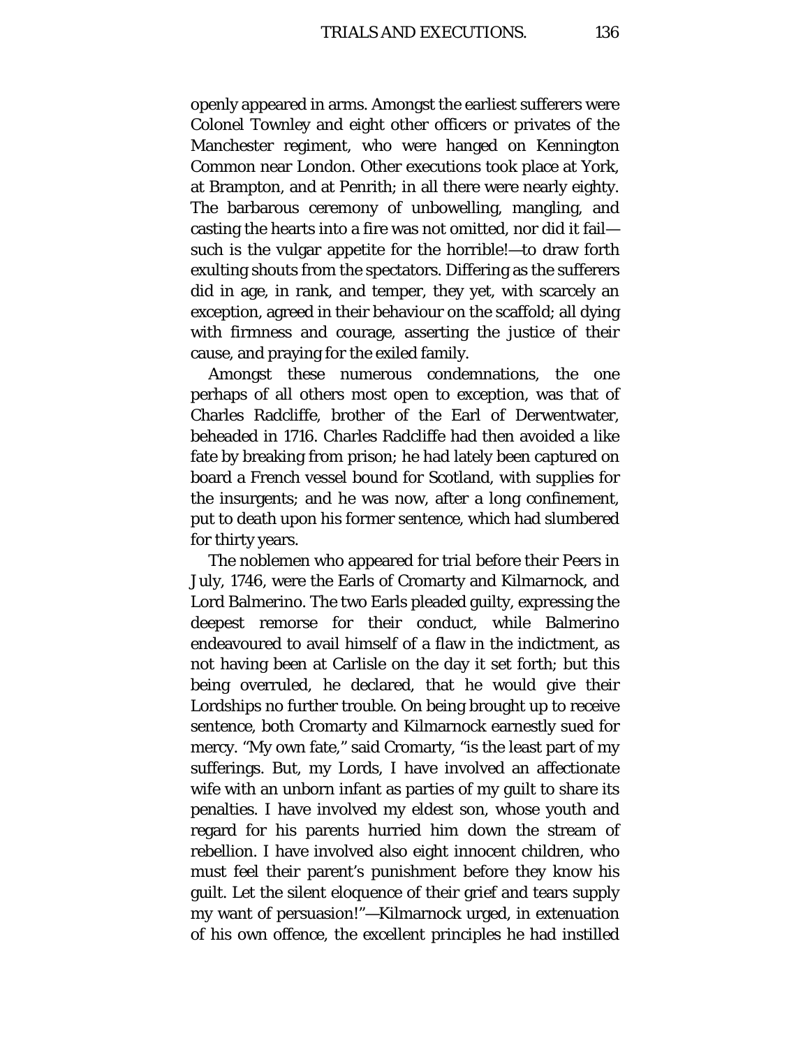openly appeared in arms. Amongst the earliest sufferers were Colonel Townley and eight other officers or privates of the Manchester regiment, who were hanged on Kennington Common near London. Other executions took place at York, at Brampton, and at Penrith; in all there were nearly eighty. The barbarous ceremony of unbowelling, mangling, and casting the hearts into a fire was not omitted, nor did it fail—such is the vulgar appetite for the horrible!—to draw forth exulting shouts from the spectators. Differing as the sufferers did in age, in rank, and temper, they yet, with scarcely an exception, agreed in their behaviour on the scaffold; all dying with firmness and courage, asserting the justice of their cause, and praying for the exiled family.

Amongst these numerous condemnations, the one perhaps of all others most open to exception, was that of Charles Radcliffe, brother of the Earl of Derwentwater, beheaded in 1716. Charles Radcliffe had then avoided a like fate by breaking from prison; he had lately been captured on board a French vessel bound for Scotland, with supplies for the insurgents; and he was now, after a long confinement, put to death upon his former sentence, which had slumbered for thirty years.

The noblemen who appeared for trial before their Peers in July, 1746, were the Earls of Cromarty and Kilmarnock, and Lord Balmerino. The two Earls pleaded guilty, expressing the deepest remorse for their conduct, while Balmerino endeavoured to avail himself of a flaw in the indictment, as not having been at Carlisle on the day it set forth; but this being overruled, he declared, that he would give their Lordships no further trouble. On being brought up to receive sentence, both Cromarty and Kilmarnock earnestly sued for mercy. "My own fate," said Cromarty, "is the least part of my sufferings. But, my Lords, I have involved an affectionate wife with an unborn infant as parties of my guilt to share its penalties. I have involved my eldest son, whose youth and regard for his parents hurried him down the stream of rebellion. I have involved also eight innocent children, who must feel their parent's punishment before they know his guilt. Let the silent eloquence of their grief and tears supply my want of persuasion!"—Kilmarnock urged, in extenuation of his own offence, the excellent principles he had instilled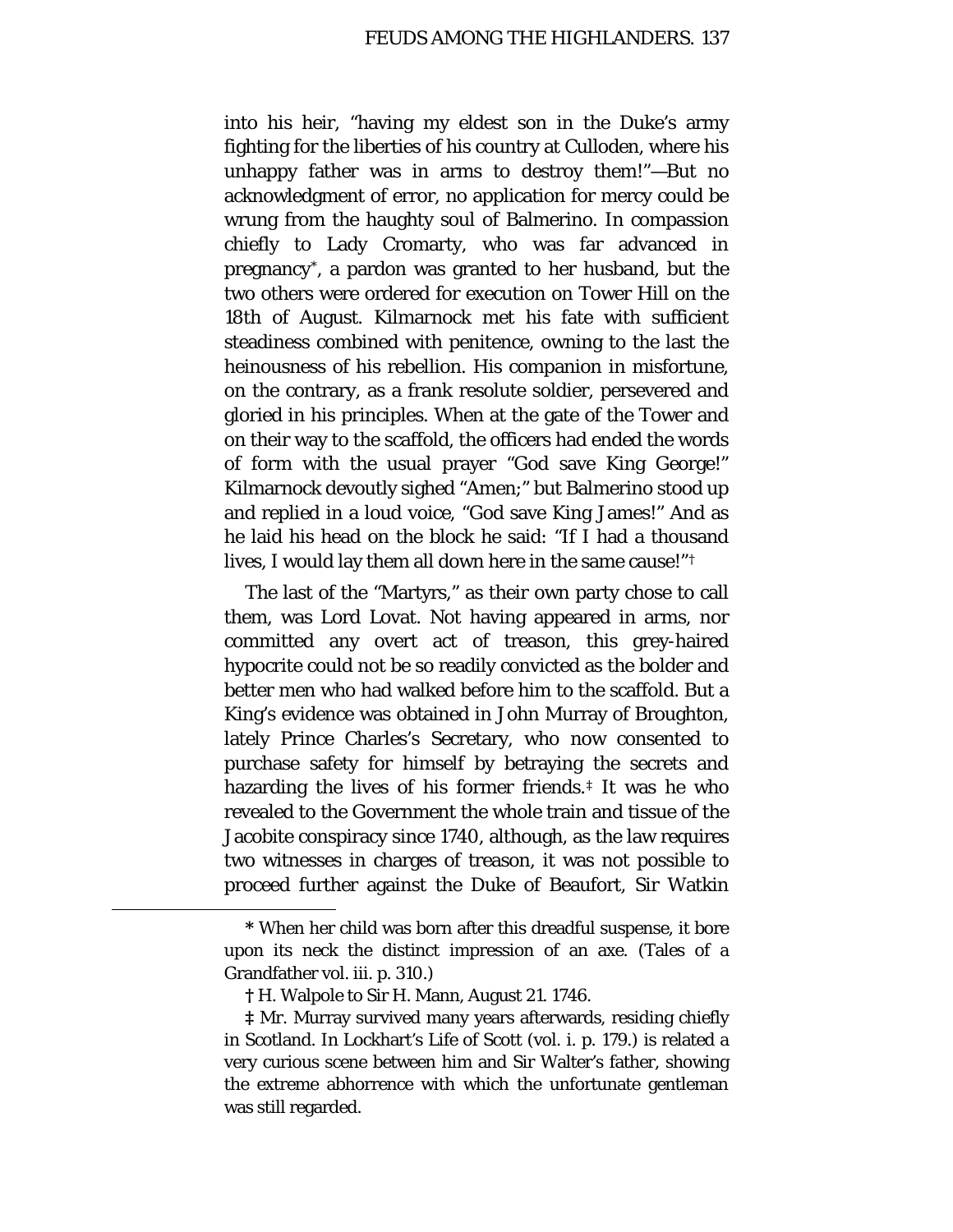into his heir, “having my eldest son in the Duke’s army fighting for the liberties of his country at Culloden, where his unhappy father was in arms to destroy them!”—But no acknowledgment of error, no application for mercy could be wrung from the haughty soul of Balmerino. In compassion chiefly to Lady Cromarty, who was far advanced in pregnancy*, a pardon was granted to her husband, but the two others were ordered for execution on Tower Hill on the 18th of August. Kilmarnock met his fate with sufficient steadiness combined with penitence, owning to the last the heinousness of his rebellion. His companion in misfortune, on the contrary, as a frank resolute soldier, persevered and gloried in his principles. When at the gate of the Tower and on their way to the scaffold, the officers had ended the words of form with the usual prayer “God save King George!” Kilmarnock devoutly sighed “Amen;” but Balmerino stood up and replied in a loud voice, “God save King James!” And as he laid his head on the block he said: “If I had a thousand lives, I would lay them all down here in the same cause!”†

The last of the “Martyrs,” as their own party chose to call them, was Lord Lovat. Not having appeared in arms, nor committed any overt act of treason, this grey-haired hypocrite could not be so readily convicted as the bolder and better men who had walked before him to the scaffold. But a King’s evidence was obtained in John Murray of Broughton, lately Prince Charles’s Secretary, who now consented to purchase safety for himself by betraying the secrets and hazarding the lives of his former friends.‡ It was he who revealed to the Government the whole train and tissue of the Jacobite conspiracy since 1740, although, as the law requires two witnesses in charges of treason, it was not possible to proceed further against the Duke of Beaufort, Sir Watkin

---

* When her child was born after this dreadful suspense, it bore upon its neck the distinct impression of an axe. (Tales of a Grandfather vol. iii. p. 310.)

† H. Walpole to Sir H. Mann, August 21. 1746.

‡ Mr. Murray survived many years afterwards, residing chiefly in Scotland. In Lockhart’s Life of Scott (vol. i. p. 179.) is related a very curious scene between him and Sir Walter’s father, showing the extreme abhorrence with which the unfortunate gentleman was still regarded.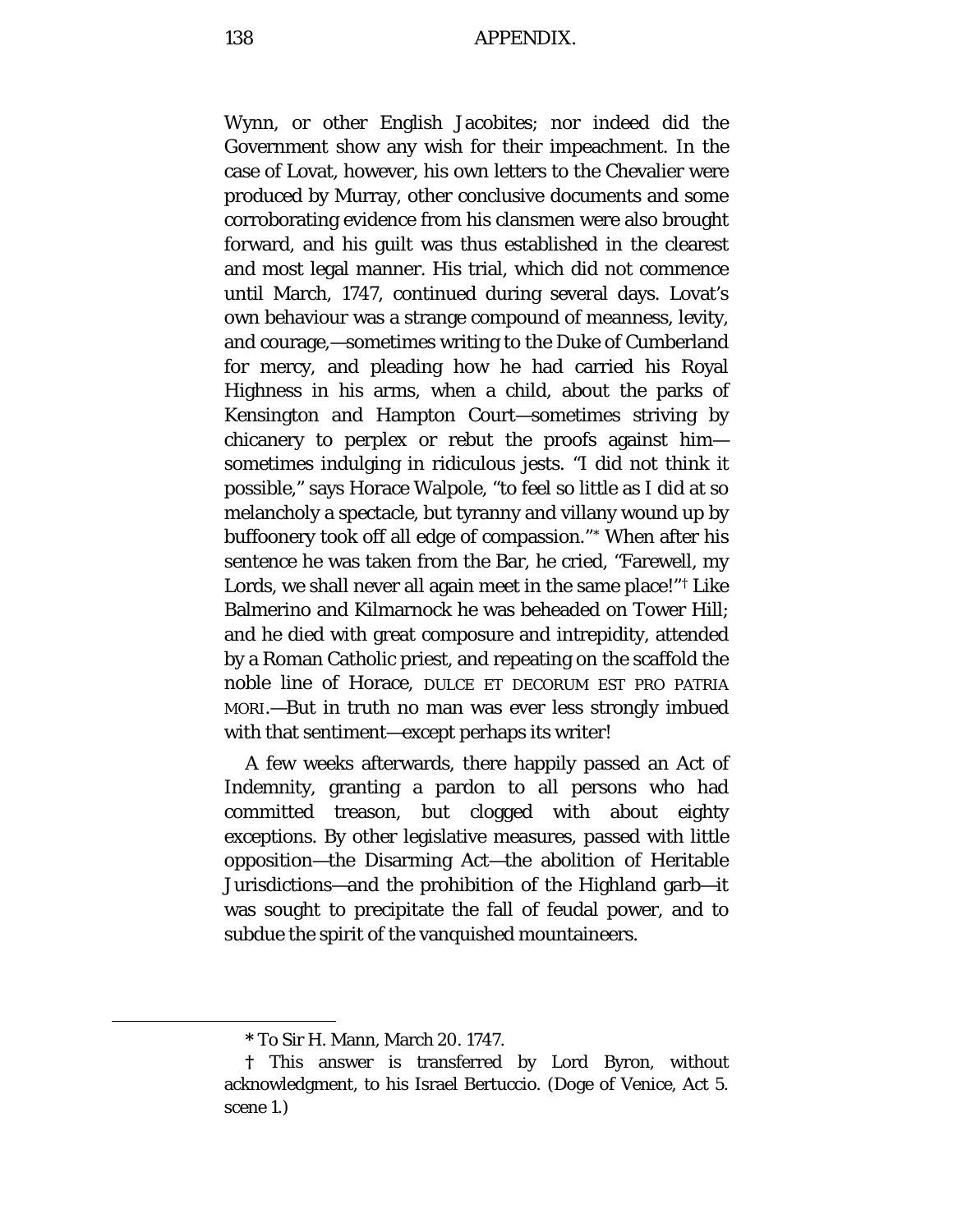Wynn, or other English Jacobites; nor indeed did the Government show any wish for their impeachment. In the case of Lovat, however, his own letters to the Chevalier were produced by Murray, other conclusive documents and some corroborating evidence from his clansmen were also brought forward, and his guilt was thus established in the clearest and most legal manner. His trial, which did not commence until March, 1747, continued during several days. Lovat's own behaviour was a strange compound of meanness, levity, and courage,—sometimes writing to the Duke of Cumberland for mercy, and pleading how he had carried his Royal Highness in his arms, when a child, about the parks of Kensington and Hampton Court—sometimes striving by chicanery to perplex or rebut the proofs against him—sometimes indulging in ridiculous jests. "I did not think it possible," says Horace Walpole, "to feel so little as I did at so melancholy a spectacle, but tyranny and villany wound up by buffoonery took off all edge of compassion."* When after his sentence he was taken from the Bar, he cried, "Farewell, my Lords, we shall never all again meet in the same place!"† Like Balmerino and Kilmarnock he was beheaded on Tower Hill; and he died with great composure and intrepidity, attended by a Roman Catholic priest, and repeating on the scaffold the noble line of Horace, DULCE ET DECORUM EST PRO PATRIA MORI.—But in truth no man was ever less strongly imbued with that sentiment—except perhaps its writer!

A few weeks afterwards, there happily passed an Act of Indemnity, granting a pardon to all persons who had committed treason, but clogged with about eighty exceptions. By other legislative measures, passed with little opposition—the Disarming Act—the abolition of Heritable Jurisdictions—and the prohibition of the Highland garb—it was sought to precipitate the fall of feudal power, and to subdue the spirit of the vanquished mountaineers.

---

\* To Sir H. Mann, March 20. 1747.

† This answer is transferred by Lord Byron, without acknowledgment, to his Israel Bertuccio. (Doge of Venice, Act 5. scene 1.)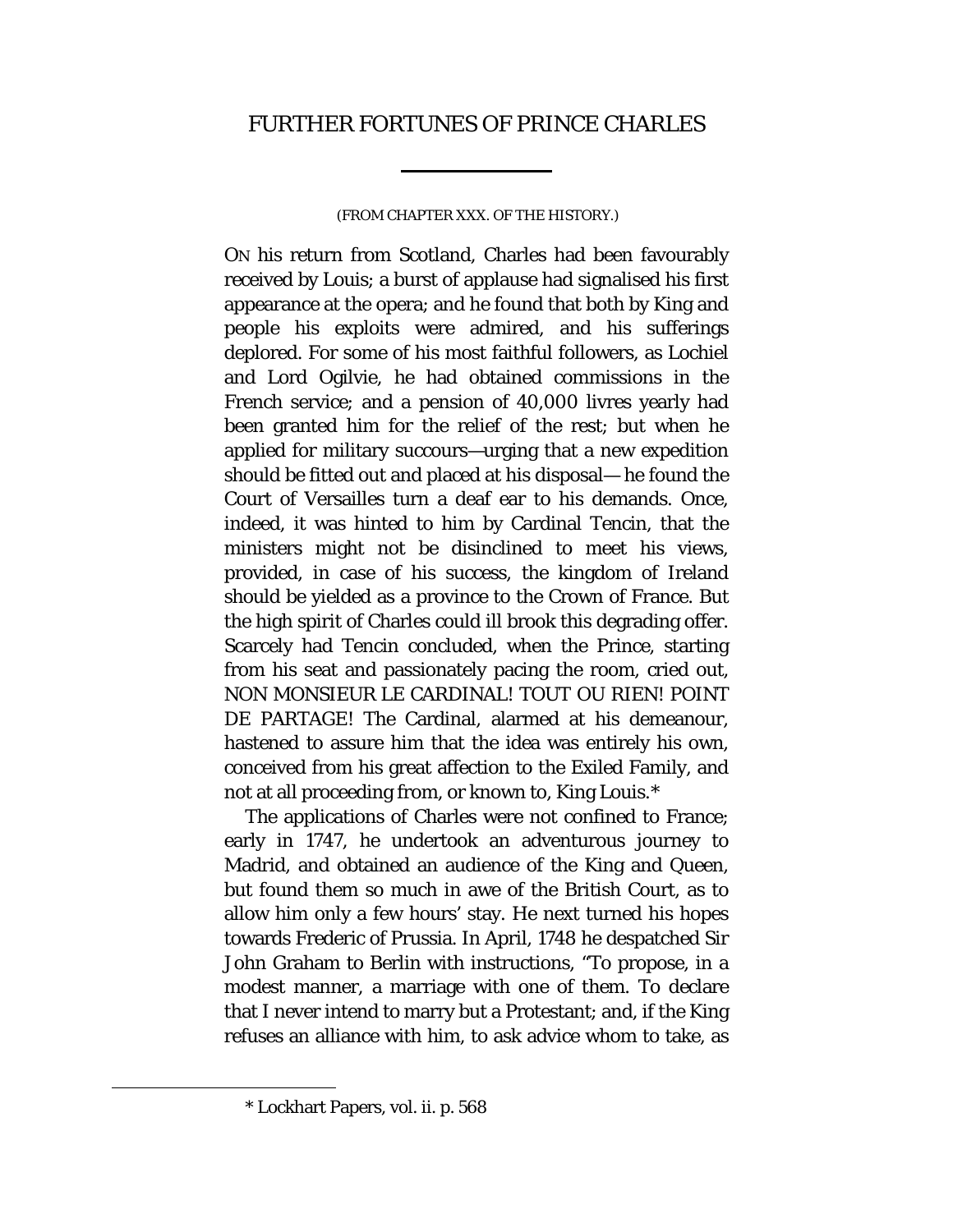# FURTHER FORTUNES OF PRINCE CHARLES

(FROM CHAPTER XXX. OF THE HISTORY.)

ON his return from Scotland, Charles had been favourably received by Louis; a burst of applause had signalised his first appearance at the opera; and he found that both by King and people his exploits were admired, and his sufferings deplored. For some of his most faithful followers, as Lochiel and Lord Ogilvie, he had obtained commissions in the French service; and a pension of 40,000 livres yearly had been granted him for the relief of the rest; but when he applied for military succours—urging that a new expedition should be fitted out and placed at his disposal— he found the Court of Versailles turn a deaf ear to his demands. Once, indeed, it was hinted to him by Cardinal Tencin, that the ministers might not be disinclined to meet his views, provided, in case of his success, the kingdom of Ireland should be yielded as a province to the Crown of France. But the high spirit of Charles could ill brook this degrading offer. Scarcely had Tencin concluded, when the Prince, starting from his seat and passionately pacing the room, cried out, NON MONSIEUR LE CARDINAL! TOUT OU RIEN! POINT DE PARTAGE! The Cardinal, alarmed at his demeanour, hastened to assure him that the idea was entirely his own, conceived from his great affection to the Exiled Family, and not at all proceeding from, or known to, King Louis.*

The applications of Charles were not confined to France; early in 1747, he undertook an adventurous journey to Madrid, and obtained an audience of the King and Queen, but found them so much in awe of the British Court, as to allow him only a few hours' stay. He next turned his hopes towards Frederic of Prussia. In April, 1748 he despatched Sir John Graham to Berlin with instructions, "To propose, in a modest manner, a marriage with one of them. To declare that I never intend to marry but a Protestant; and, if the King refuses an alliance with him, to ask advice whom to take, as

* Lockhart Papers, vol. ii. p. 568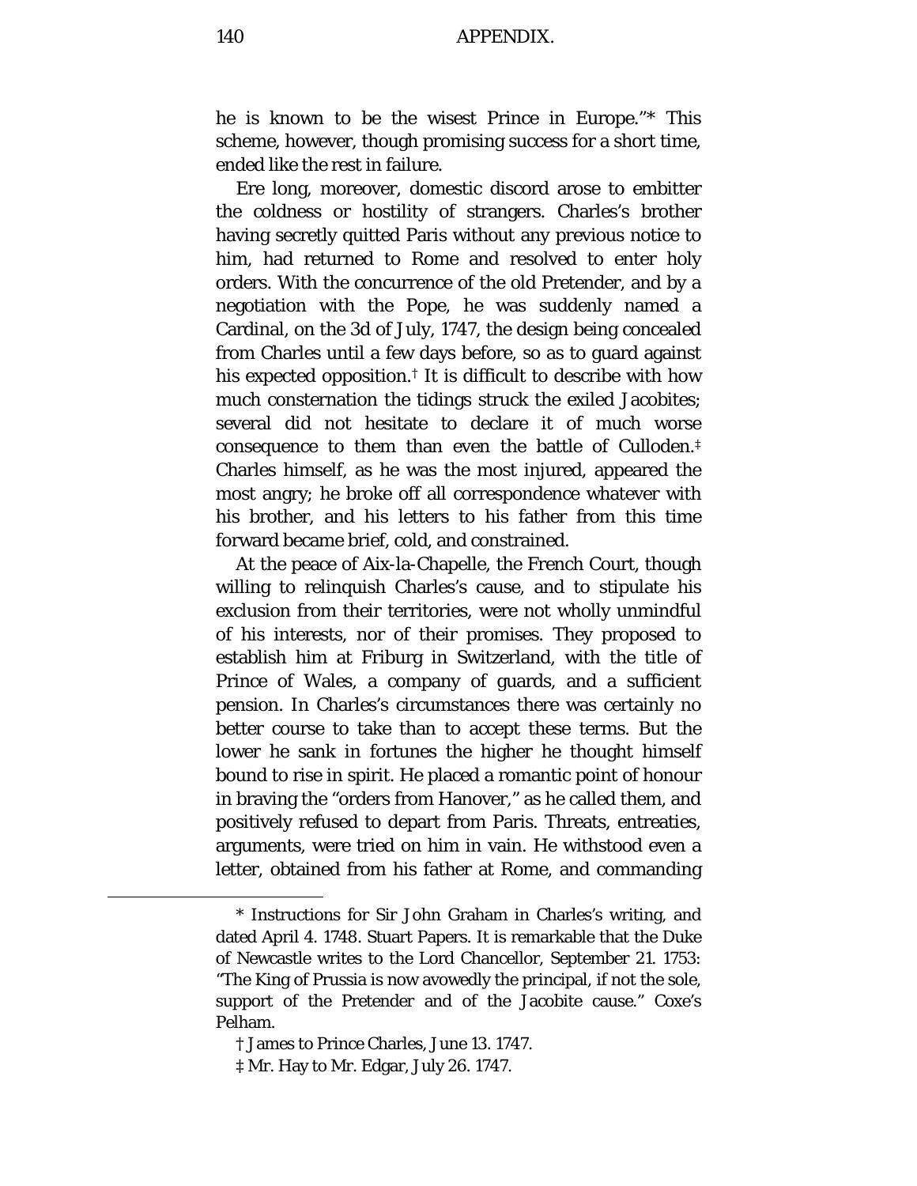he is known to be the wisest Prince in Europe."* This scheme, however, though promising success for a short time, ended like the rest in failure.

Ere long, moreover, domestic discord arose to embitter the coldness or hostility of strangers. Charles's brother having secretly quitted Paris without any previous notice to him, had returned to Rome and resolved to enter holy orders. With the concurrence of the old Pretender, and by a negotiation with the Pope, he was suddenly named a Cardinal, on the 3d of July, 1747, the design being concealed from Charles until a few days before, so as to guard against his expected opposition.† It is difficult to describe with how much consternation the tidings struck the exiled Jacobites; several did not hesitate to declare it of much worse consequence to them than even the battle of Culloden.‡ Charles himself, as he was the most injured, appeared the most angry; he broke off all correspondence whatever with his brother, and his letters to his father from this time forward became brief, cold, and constrained.

At the peace of Aix-la-Chapelle, the French Court, though willing to relinquish Charles's cause, and to stipulate his exclusion from their territories, were not wholly unmindful of his interests, nor of their promises. They proposed to establish him at Friburg in Switzerland, with the title of Prince of Wales, a company of guards, and a sufficient pension. In Charles's circumstances there was certainly no better course to take than to accept these terms. But the lower he sank in fortunes the higher he thought himself bound to rise in spirit. He placed a romantic point of honour in braving the "orders from Hanover," as he called them, and positively refused to depart from Paris. Threats, entreaties, arguments, were tried on him in vain. He withstood even a letter, obtained from his father at Rome, and commanding

---

\* Instructions for Sir John Graham in Charles's writing, and dated April 4. 1748. Stuart Papers. It is remarkable that the Duke of Newcastle writes to the Lord Chancellor, September 21. 1753: "The King of Prussia is now avowedly the principal, if not the sole, support of the Pretender and of the Jacobite cause." Coxe's Pelham.

† James to Prince Charles, June 13. 1747.

‡ Mr. Hay to Mr. Edgar, July 26. 1747.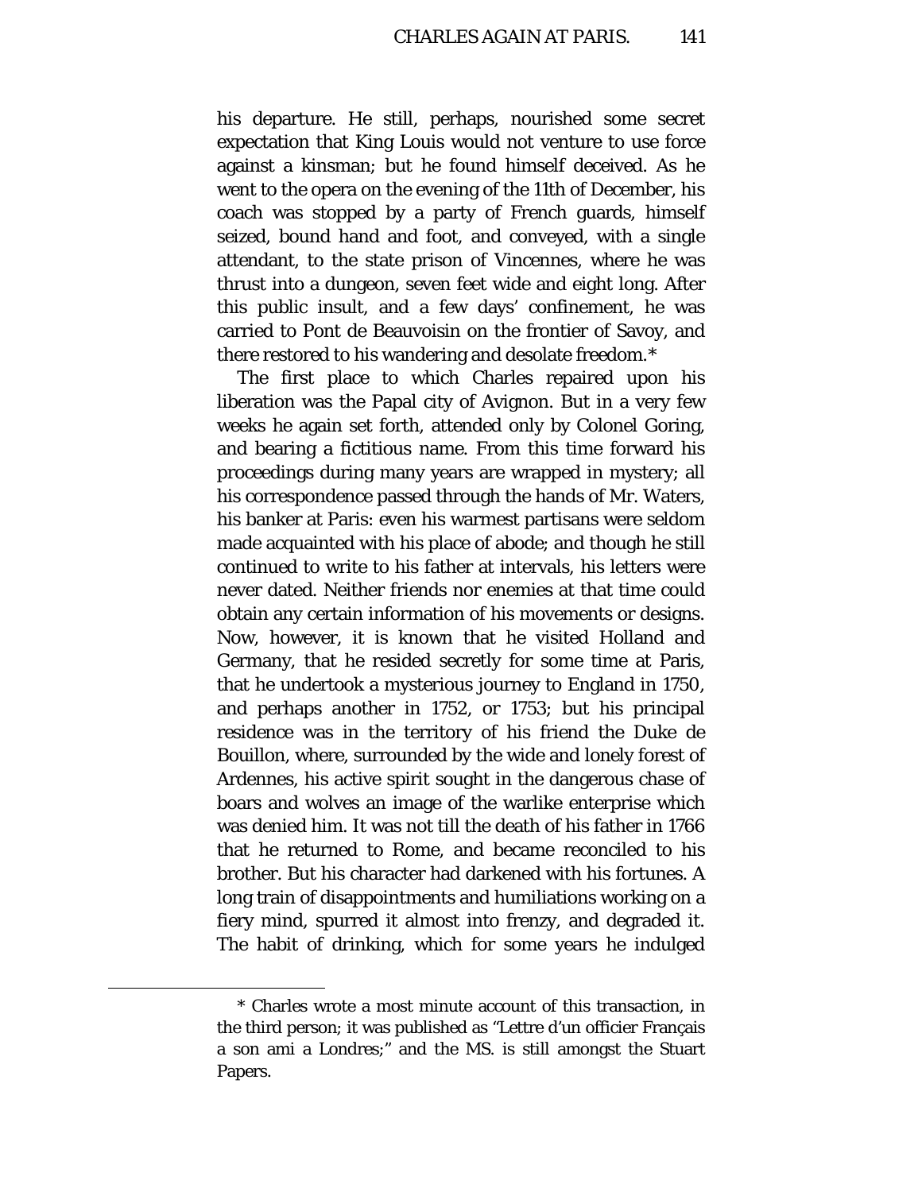his departure. He still, perhaps, nourished some secret expectation that King Louis would not venture to use force against a kinsman; but he found himself deceived. As he went to the opera on the evening of the 11th of December, his coach was stopped by a party of French guards, himself seized, bound hand and foot, and conveyed, with a single attendant, to the state prison of Vincennes, where he was thrust into a dungeon, seven feet wide and eight long. After this public insult, and a few days' confinement, he was carried to Pont de Beauvoisin on the frontier of Savoy, and there restored to his wandering and desolate freedom.*

The first place to which Charles repaired upon his liberation was the Papal city of Avignon. But in a very few weeks he again set forth, attended only by Colonel Goring, and bearing a fictitious name. From this time forward his proceedings during many years are wrapped in mystery; all his correspondence passed through the hands of Mr. Waters, his banker at Paris: even his warmest partisans were seldom made acquainted with his place of abode; and though he still continued to write to his father at intervals, his letters were never dated. Neither friends nor enemies at that time could obtain any certain information of his movements or designs. Now, however, it is known that he visited Holland and Germany, that he resided secretly for some time at Paris, that he undertook a mysterious journey to England in 1750, and perhaps another in 1752, or 1753; but his principal residence was in the territory of his friend the Duke de Bouillon, where, surrounded by the wide and lonely forest of Ardennes, his active spirit sought in the dangerous chase of boars and wolves an image of the warlike enterprise which was denied him. It was not till the death of his father in 1766 that he returned to Rome, and became reconciled to his brother. But his character had darkened with his fortunes. A long train of disappointments and humiliations working on a fiery mind, spurred it almost into frenzy, and degraded it. The habit of drinking, which for some years he indulged

* Charles wrote a most minute account of this transaction, in the third person; it was published as "Lettre d'un officier Français a son ami a Londres;" and the MS. is still amongst the Stuart Papers.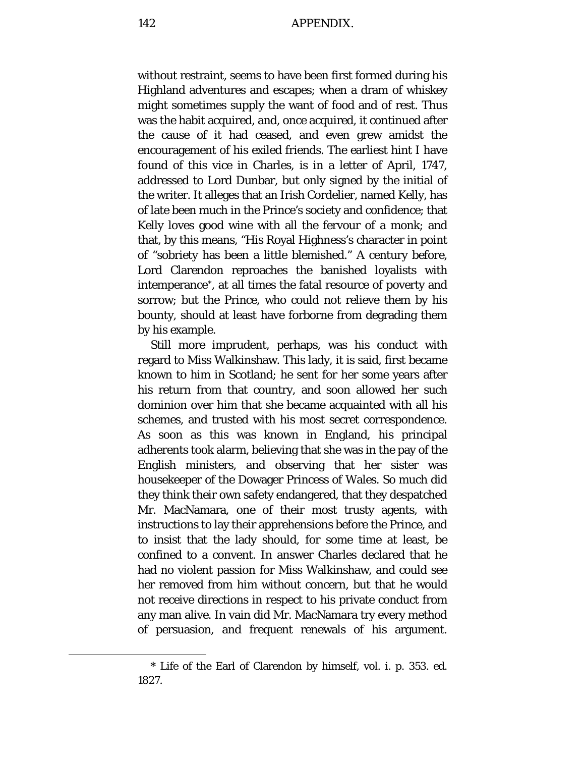without restraint, seems to have been first formed during his Highland adventures and escapes; when a dram of whiskey might sometimes supply the want of food and of rest. Thus was the habit acquired, and, once acquired, it continued after the cause of it had ceased, and even grew amidst the encouragement of his exiled friends. The earliest hint I have found of this vice in Charles, is in a letter of April, 1747, addressed to Lord Dunbar, but only signed by the initial of the writer. It alleges that an Irish Cordelier, named Kelly, has of late been much in the Prince's society and confidence; that Kelly loves good wine with all the fervour of a monk; and that, by this means, "His Royal Highness's character in point of "sobriety has been a little blemished." A century before, Lord Clarendon reproaches the banished loyalists with intemperance*, at all times the fatal resource of poverty and sorrow; but the Prince, who could not relieve them by his bounty, should at least have forborne from degrading them by his example.

Still more imprudent, perhaps, was his conduct with regard to Miss Walkinshaw. This lady, it is said, first became known to him in Scotland; he sent for her some years after his return from that country, and soon allowed her such dominion over him that she became acquainted with all his schemes, and trusted with his most secret correspondence. As soon as this was known in England, his principal adherents took alarm, believing that she was in the pay of the English ministers, and observing that her sister was housekeeper of the Dowager Princess of Wales. So much did they think their own safety endangered, that they despatched Mr. MacNamara, one of their most trusty agents, with instructions to lay their apprehensions before the Prince, and to insist that the lady should, for some time at least, be confined to a convent. In answer Charles declared that he had no violent passion for Miss Walkinshaw, and could see her removed from him without concern, but that he would not receive directions in respect to his private conduct from any man alive. In vain did Mr. MacNamara try every method of persuasion, and frequent renewals of his argument.

---

* Life of the Earl of Clarendon by himself, vol. i. p. 353. ed. 1827.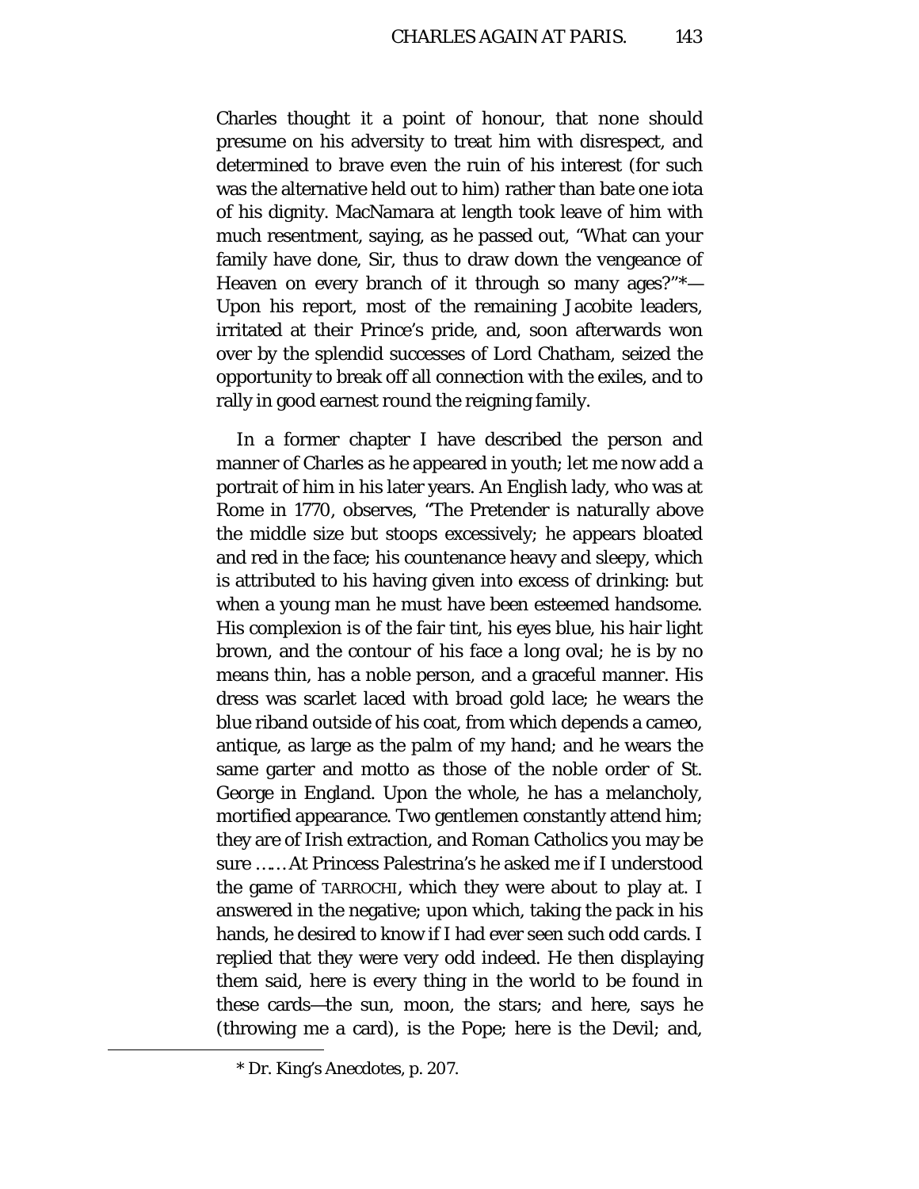Charles thought it a point of honour, that none should presume on his adversity to treat him with disrespect, and determined to brave even the ruin of his interest (for such was the alternative held out to him) rather than bate one iota of his dignity. MacNamara at length took leave of him with much resentment, saying, as he passed out, "What can your family have done, Sir, thus to draw down the vengeance of Heaven on every branch of it through so many ages?"*—Upon his report, most of the remaining Jacobite leaders, irritated at their Prince's pride, and, soon afterwards won over by the splendid successes of Lord Chatham, seized the opportunity to break off all connection with the exiles, and to rally in good earnest round the reigning family.

In a former chapter I have described the person and manner of Charles as he appeared in youth; let me now add a portrait of him in his later years. An English lady, who was at Rome in 1770, observes, "The Pretender is naturally above the middle size but stoops excessively; he appears bloated and red in the face; his countenance heavy and sleepy, which is attributed to his having given into excess of drinking: but when a young man he must have been esteemed handsome. His complexion is of the fair tint, his eyes blue, his hair light brown, and the contour of his face a long oval; he is by no means thin, has a noble person, and a graceful manner. His dress was scarlet laced with broad gold lace; he wears the blue riband outside of his coat, from which depends a cameo, antique, as large as the palm of my hand; and he wears the same garter and motto as those of the noble order of St. George in England. Upon the whole, he has a melancholy, mortified appearance. Two gentlemen constantly attend him; they are of Irish extraction, and Roman Catholics you may be sure ...... At Princess Palestrina's he asked me if I understood the game of TARROCHI, which they were about to play at. I answered in the negative; upon which, taking the pack in his hands, he desired to know if I had ever seen such odd cards. I replied that they were very odd indeed. He then displaying them said, here is every thing in the world to be found in these cards—the sun, moon, the stars; and here, says he (throwing me a card), is the Pope; here is the Devil; and,

* Dr. King's Anecdotes, p. 207.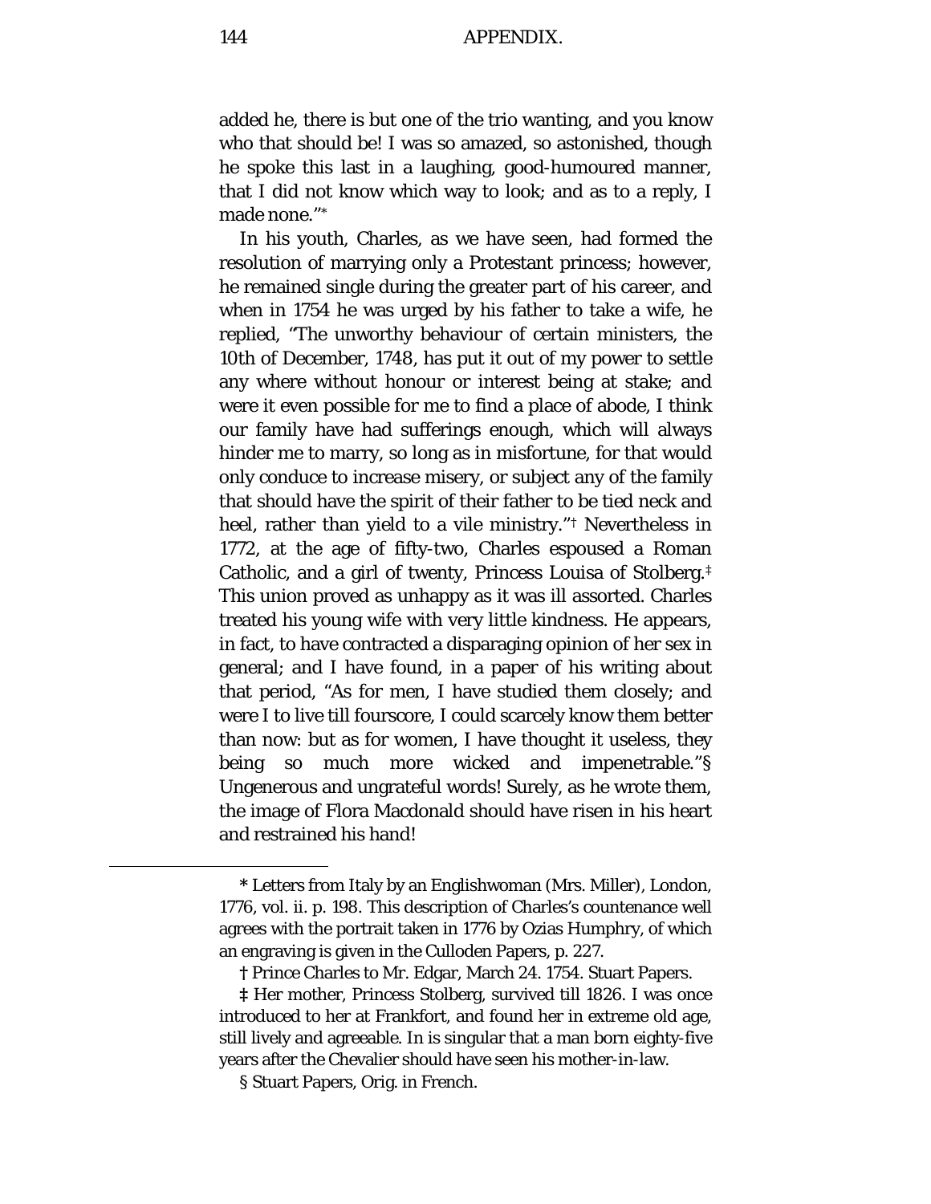added he, there is but one of the trio wanting, and you know who that should be! I was so amazed, so astonished, though he spoke this last in a laughing, good-humoured manner, that I did not know which way to look; and as to a reply, I made none."*

In his youth, Charles, as we have seen, had formed the resolution of marrying only a Protestant princess; however, he remained single during the greater part of his career, and when in 1754 he was urged by his father to take a wife, he replied, "The unworthy behaviour of certain ministers, the 10th of December, 1748, has put it out of my power to settle any where without honour or interest being at stake; and were it even possible for me to find a place of abode, I think our family have had sufferings enough, which will always hinder me to marry, so long as in misfortune, for that would only conduce to increase misery, or subject any of the family that should have the spirit of their father to be tied neck and heel, rather than yield to a vile ministry."† Nevertheless in 1772, at the age of fifty-two, Charles espoused a Roman Catholic, and a girl of twenty, Princess Louisa of Stolberg.‡ This union proved as unhappy as it was ill assorted. Charles treated his young wife with very little kindness. He appears, in fact, to have contracted a disparaging opinion of her sex in general; and I have found, in a paper of his writing about that period, "As for men, I have studied them closely; and were I to live till fourscore, I could scarcely know them better than now: but as for women, I have thought it useless, they being so much more wicked and impenetrable."§ Ungenerous and ungrateful words! Surely, as he wrote them, the image of Flora Macdonald should have risen in his heart and restrained his hand!

---

* Letters from Italy by an Englishwoman (Mrs. Miller), London, 1776, vol. ii. p. 198. This description of Charles's countenance well agrees with the portrait taken in 1776 by Ozias Humphry, of which an engraving is given in the Culloden Papers, p. 227.

† Prince Charles to Mr. Edgar, March 24. 1754. Stuart Papers.

‡ Her mother, Princess Stolberg, survived till 1826. I was once introduced to her at Frankfort, and found her in extreme old age, still lively and agreeable. In is singular that a man born eighty-five years after the Chevalier should have seen his mother-in-law.

§ Stuart Papers, Orig. in French.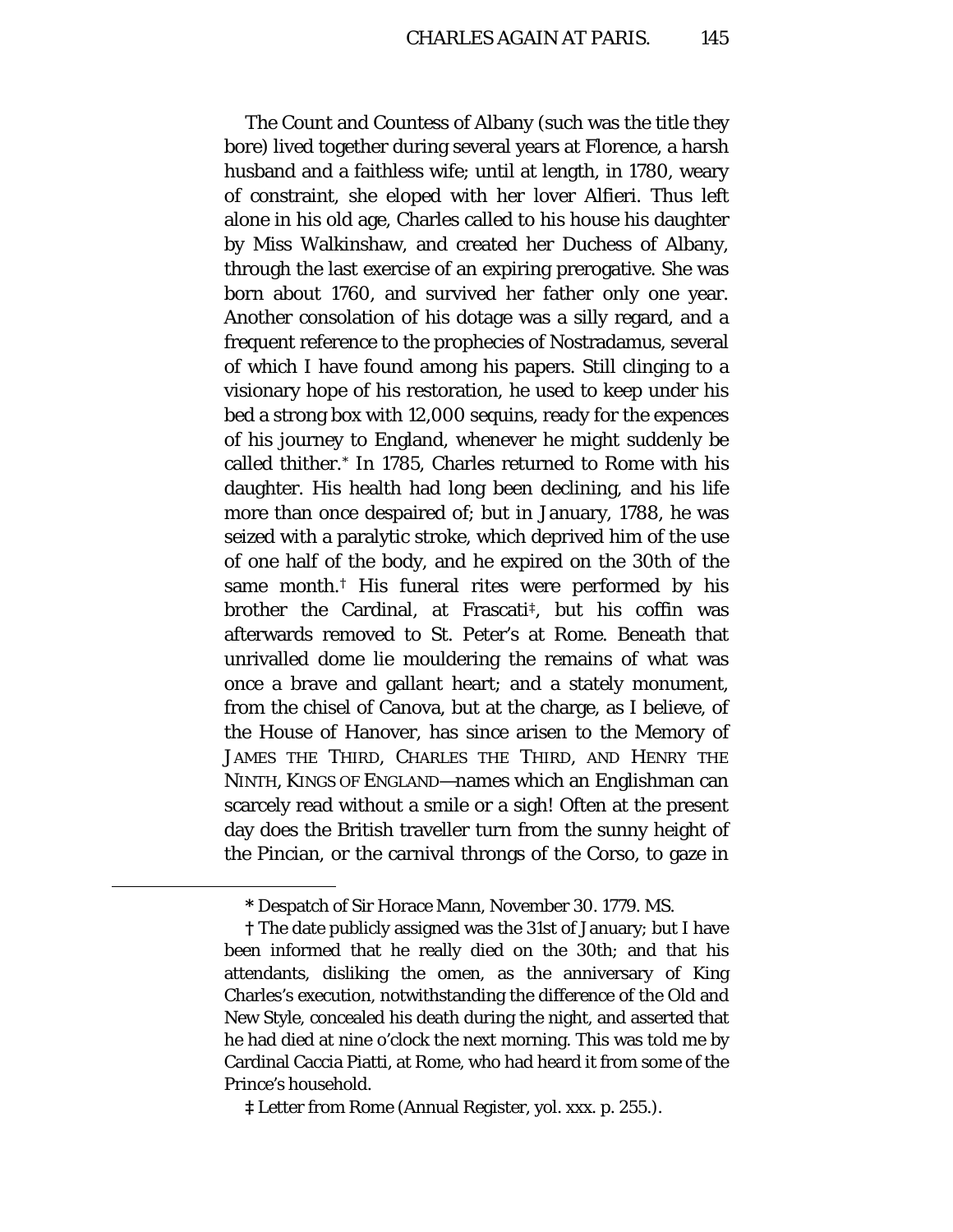The Count and Countess of Albany (such was the title they bore) lived together during several years at Florence, a harsh husband and a faithless wife; until at length, in 1780, weary of constraint, she eloped with her lover Alfieri. Thus left alone in his old age, Charles called to his house his daughter by Miss Walkinshaw, and created her Duchess of Albany, through the last exercise of an expiring prerogative. She was born about 1760, and survived her father only one year. Another consolation of his dotage was a silly regard, and a frequent reference to the prophecies of Nostradamus, several of which I have found among his papers. Still clinging to a visionary hope of his restoration, he used to keep under his bed a strong box with 12,000 sequins, ready for the expences of his journey to England, whenever he might suddenly be called thither.* In 1785, Charles returned to Rome with his daughter. His health had long been declining, and his life more than once despaired of; but in January, 1788, he was seized with a paralytic stroke, which deprived him of the use of one half of the body, and he expired on the 30th of the same month.† His funeral rites were performed by his brother the Cardinal, at Frascati‡, but his coffin was afterwards removed to St. Peter's at Rome. Beneath that unrivalled dome lie mouldering the remains of what was once a brave and gallant heart; and a stately monument, from the chisel of Canova, but at the charge, as I believe, of the House of Hanover, has since arisen to the Memory of JAMES THE THIRD, CHARLES THE THIRD, AND HENRY THE NINTH, KINGS OF ENGLAND—names which an Englishman can scarcely read without a smile or a sigh! Often at the present day does the British traveller turn from the sunny height of the Pincian, or the carnival throngs of the Corso, to gaze in

---

* Despatch of Sir Horace Mann, November 30. 1779. MS.

† The date publicly assigned was the 31st of January; but I have been informed that he really died on the 30th; and that his attendants, disliking the omen, as the anniversary of King Charles's execution, notwithstanding the difference of the Old and New Style, concealed his death during the night, and asserted that he had died at nine o'clock the next morning. This was told me by Cardinal Caccia Piatti, at Rome, who had heard it from some of the Prince's household.

‡ Letter from Rome (Annual Register, yol. xxx. p. 255.).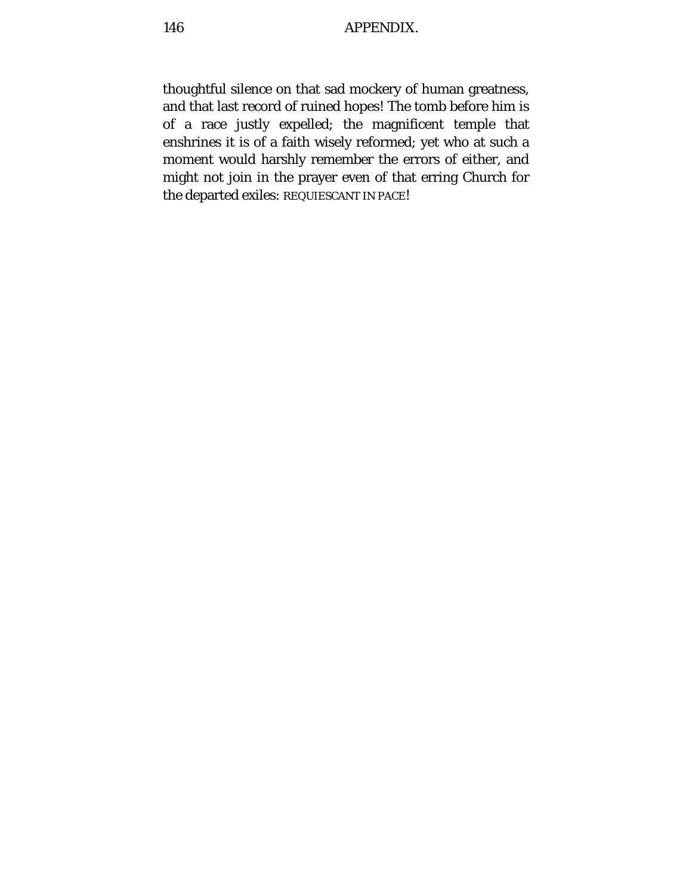thoughtful silence on that sad mockery of human greatness, and that last record of ruined hopes! The tomb before him is of a race justly expelled; the magnificent temple that enshrines it is of a faith wisely reformed; yet who at such a moment would harshly remember the errors of either, and might not join in the prayer even of that erring Church for the departed exiles: REQUIESCANT IN PACE!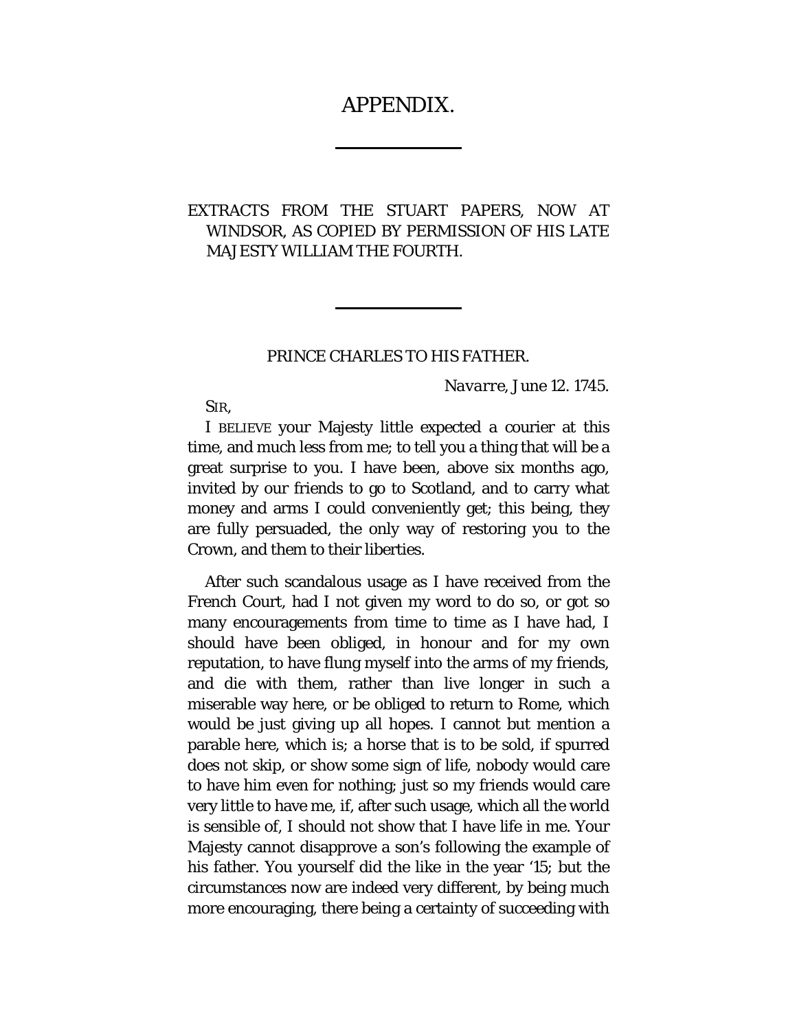# APPENDIX.

## EXTRACTS FROM THE STUART PAPERS, NOW AT WINDSOR, AS COPIED BY PERMISSION OF HIS LATE MAJESTY WILLIAM THE FOURTH.

### PRINCE CHARLES TO HIS FATHER.

*Navarre*, June 12. 1745.

SIR,

I BELIEVE your Majesty little expected a courier at this time, and much less from me; to tell you a thing that will be a great surprise to you. I have been, above six months ago, invited by our friends to go to Scotland, and to carry what money and arms I could conveniently get; this being, they are fully persuaded, the only way of restoring you to the Crown, and them to their liberties.

After such scandalous usage as I have received from the French Court, had I not given my word to do so, or got so many encouragements from time to time as I have had, I should have been obliged, in honour and for my own reputation, to have flung myself into the arms of my friends, and die with them, rather than live longer in such a miserable way here, or be obliged to return to Rome, which would be just giving up all hopes. I cannot but mention a parable here, which is; a horse that is to be sold, if spurred does not skip, or show some sign of life, nobody would care to have him even for nothing; just so my friends would care very little to have me, if, after such usage, which all the world is sensible of, I should not show that I have life in me. Your Majesty cannot disapprove a son's following the example of his father. You yourself did the like in the year '15; but the circumstances now are indeed very different, by being much more encouraging, there being a certainty of succeeding with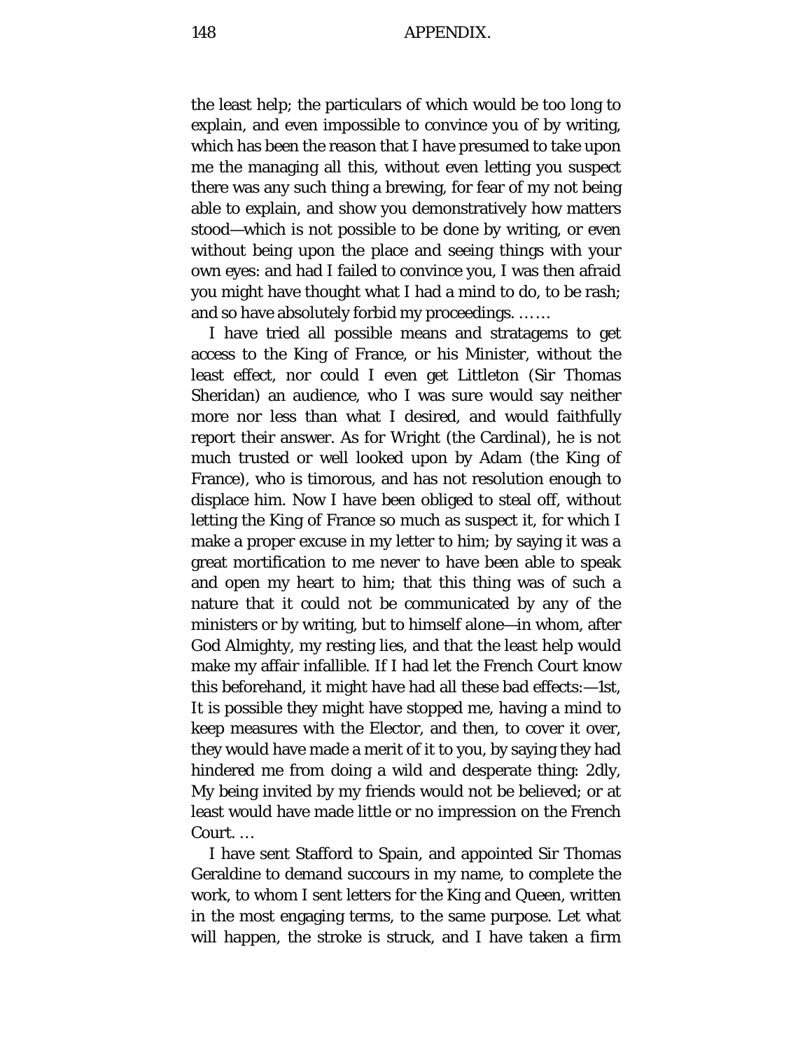the least help; the particulars of which would be too long to explain, and even impossible to convince you of by writing, which has been the reason that I have presumed to take upon me the managing all this, without even letting you suspect there was any such thing a brewing, for fear of my not being able to explain, and show you demonstratively how matters stood—which is not possible to be done by writing, or even without being upon the place and seeing things with your own eyes: and had I failed to convince you, I was then afraid you might have thought what I had a mind to do, to be rash; and so have absolutely forbid my proceedings. ……

I have tried all possible means and stratagems to get access to the King of France, or his Minister, without the least effect, nor could I even get Littleton (Sir Thomas Sheridan) an audience, who I was sure would say neither more nor less than what I desired, and would faithfully report their answer. As for Wright (the Cardinal), he is not much trusted or well looked upon by Adam (the King of France), who is timorous, and has not resolution enough to displace him. Now I have been obliged to steal off, without letting the King of France so much as suspect it, for which I make a proper excuse in my letter to him; by saying it was a great mortification to me never to have been able to speak and open my heart to him; that this thing was of such a nature that it could not be communicated by any of the ministers or by writing, but to himself alone—in whom, after God Almighty, my resting lies, and that the least help would make my affair infallible. If I had let the French Court know this beforehand, it might have had all these bad effects:—1st, It is possible they might have stopped me, having a mind to keep measures with the Elector, and then, to cover it over, they would have made a merit of it to you, by saying they had hindered me from doing a wild and desperate thing: 2dly, My being invited by my friends would not be believed; or at least would have made little or no impression on the French Court. …

I have sent Stafford to Spain, and appointed Sir Thomas Geraldine to demand succours in my name, to complete the work, to whom I sent letters for the King and Queen, written in the most engaging terms, to the same purpose. Let what will happen, the stroke is struck, and I have taken a firm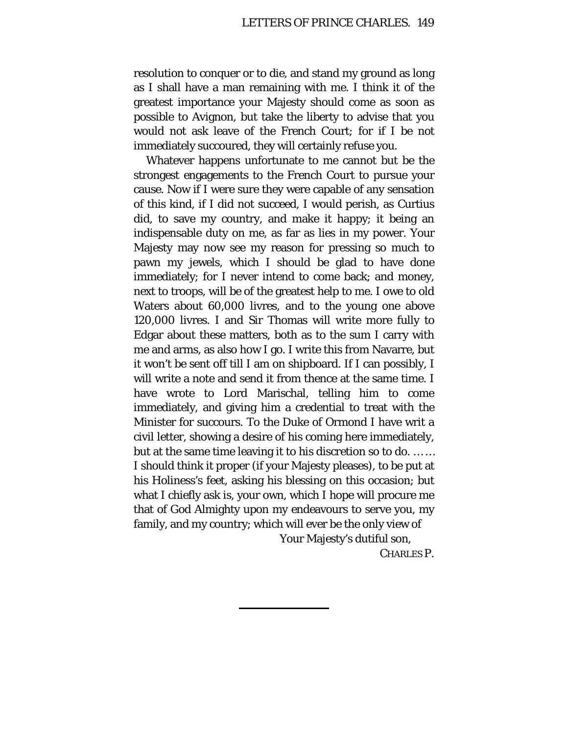resolution to conquer or to die, and stand my ground as long as I shall have a man remaining with me. I think it of the greatest importance your Majesty should come as soon as possible to Avignon, but take the liberty to advise that you would not ask leave of the French Court; for if I be not immediately succoured, they will certainly refuse you.

Whatever happens unfortunate to me cannot but be the strongest engagements to the French Court to pursue your cause. Now if I were sure they were capable of any sensation of this kind, if I did not succeed, I would perish, as Curtius did, to save my country, and make it happy; it being an indispensable duty on me, as far as lies in my power. Your Majesty may now see my reason for pressing so much to pawn my jewels, which I should be glad to have done immediately; for I never intend to come back; and money, next to troops, will be of the greatest help to me. I owe to old Waters about 60,000 livres, and to the young one above 120,000 livres. I and Sir Thomas will write more fully to Edgar about these matters, both as to the sum I carry with me and arms, as also how I go. I write this from Navarre, but it won't be sent off till I am on shipboard. If I can possibly, I will write a note and send it from thence at the same time. I have wrote to Lord Marischal, telling him to come immediately, and giving him a credential to treat with the Minister for succours. To the Duke of Ormond I have writ a civil letter, showing a desire of his coming here immediately, but at the same time leaving it to his discretion so to do. …… I should think it proper (if your Majesty pleases), to be put at his Holiness's feet, asking his blessing on this occasion; but what I chiefly ask is, your own, which I hope will procure me that of God Almighty upon my endeavours to serve you, my family, and my country; which will ever be the only view of

Your Majesty's dutiful son,

CHARLES P.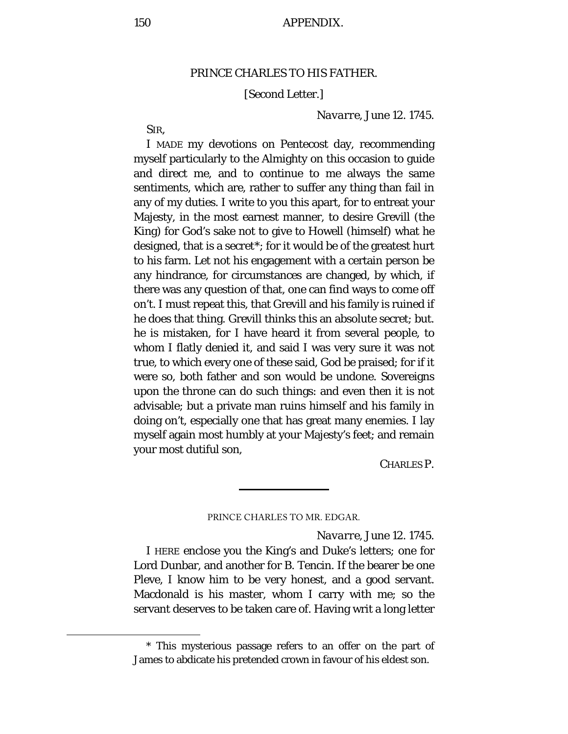## PRINCE CHARLES TO HIS FATHER.

[Second Letter.]

*Navarre, June 12. 1745.*

SIR,

I MADE my devotions on Pentecost day, recommending myself particularly to the Almighty on this occasion to guide and direct me, and to continue to me always the same sentiments, which are, rather to suffer any thing than fail in any of my duties. I write to you this apart, for to entreat your Majesty, in the most earnest manner, to desire Grevill (the King) for God's sake not to give to Howell (himself) what he designed, that is a secret*; for it would be of the greatest hurt to his farm. Let not his engagement with a certain person be any hindrance, for circumstances are changed, by which, if there was any question of that, one can find ways to come off on't. I must repeat this, that Grevill and his family is ruined if he does that thing. Grevill thinks this an absolute secret; but. he is mistaken, for I have heard it from several people, to whom I flatly denied it, and said I was very sure it was not true, to which every one of these said, God be praised; for if it were so, both father and son would be undone. Sovereigns upon the throne can do such things: and even then it is not advisable; but a private man ruins himself and his family in doing on't, especially one that has great many enemies. I lay myself again most humbly at your Majesty's feet; and remain your most dutiful son,

CHARLES P.

---

## PRINCE CHARLES TO MR. EDGAR.

*Navarre, June 12. 1745.*

I HERE enclose you the King's and Duke's letters; one for Lord Dunbar, and another for B. Tencin. If the bearer be one Pleve, I know him to be very honest, and a good servant. Macdonald is his master, whom I carry with me; so the servant deserves to be taken care of. Having writ a long letter

---

* This mysterious passage refers to an offer on the part of James to abdicate his pretended crown in favour of his eldest son.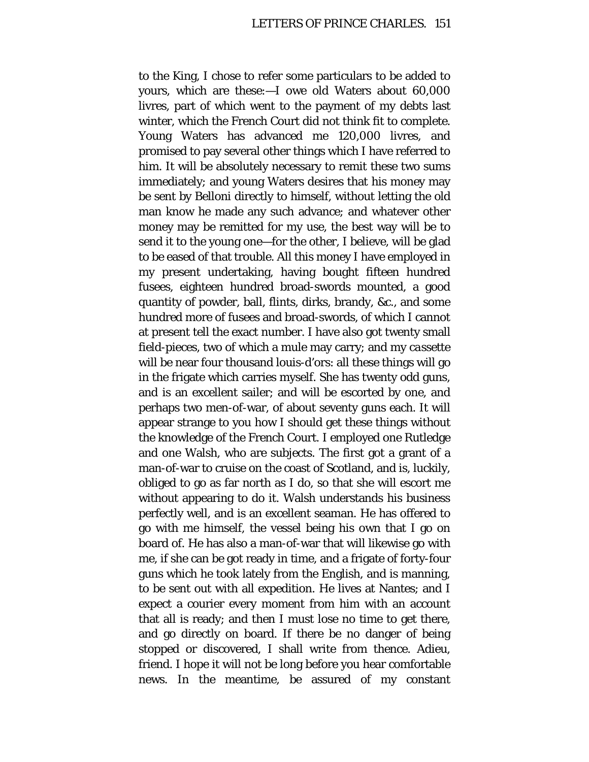to the King, I chose to refer some particulars to be added to yours, which are these:—I owe old Waters about 60,000 livres, part of which went to the payment of my debts last winter, which the French Court did not think fit to complete. Young Waters has advanced me 120,000 livres, and promised to pay several other things which I have referred to him. It will be absolutely necessary to remit these two sums immediately; and young Waters desires that his money may be sent by Belloni directly to himself, without letting the old man know he made any such advance; and whatever other money may be remitted for my use, the best way will be to send it to the young one—for the other, I believe, will be glad to be eased of that trouble. All this money I have employed in my present undertaking, having bought fifteen hundred fusees, eighteen hundred broad-swords mounted, a good quantity of powder, ball, flints, dirks, brandy, &c., and some hundred more of fusees and broad-swords, of which I cannot at present tell the exact number. I have also got twenty small field-pieces, two of which a mule may carry; and my *cassette* will be near four thousand louis-d'ors: all these things will go in the frigate which carries myself. She has twenty odd guns, and is an excellent sailer; and will be escorted by one, and perhaps two men-of-war, of about seventy guns each. It will appear strange to you how I should get these things without the knowledge of the French Court. I employed one Rutledge and one Walsh, who are subjects. The first got a grant of a man-of-war to cruise on the coast of Scotland, and is, luckily, obliged to go as far north as I do, so that she will escort me without appearing to do it. Walsh understands his business perfectly well, and is an excellent seaman. He has offered to go with me himself, the vessel being his own that I go on board of. He has also a man-of-war that will likewise go with me, if she can be got ready in time, and a frigate of forty-four guns which he took lately from the English, and is manning, to be sent out with all expedition. He lives at Nantes; and I expect a courier every moment from him with an account that all is ready; and then I must lose no time to get there, and go directly on board. If there be no danger of being stopped or discovered, I shall write from thence. Adieu, friend. I hope it will not be long before you hear comfortable news. In the meantime, be assured of my constant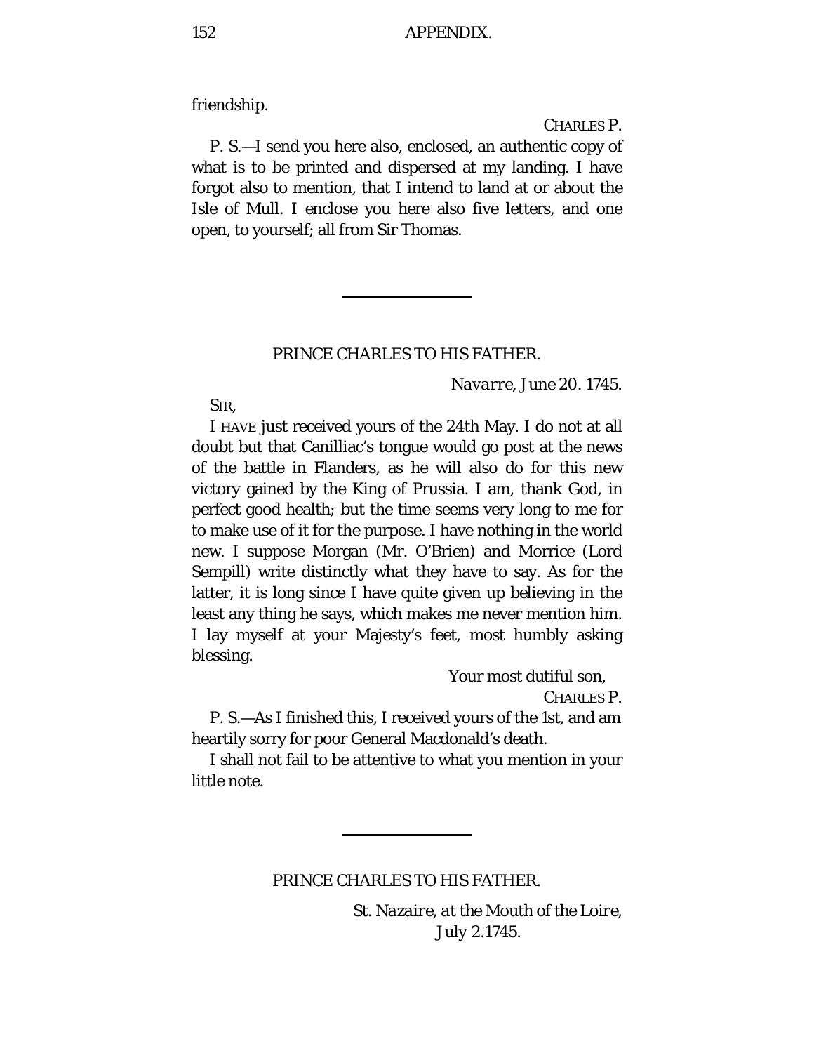friendship.

CHARLES P.

P. S.—I send you here also, enclosed, an authentic copy of what is to be printed and dispersed at my landing. I have forgot also to mention, that I intend to land at or about the Isle of Mull. I enclose you here also five letters, and one open, to yourself; all from Sir Thomas.

---

## PRINCE CHARLES TO HIS FATHER.

*Navarre*, *June* 20. 1745.

SIR,

I HAVE just received yours of the 24th May. I do not at all doubt but that Canilliac's tongue would go post at the news of the battle in Flanders, as he will also do for this new victory gained by the King of Prussia. I am, thank God, in perfect good health; but the time seems very long to me for to make use of it for the purpose. I have nothing in the world new. I suppose Morgan (Mr. O'Brien) and Morrice (Lord Sempill) write distinctly what they have to say. As for the latter, it is long since I have quite given up believing in the least any thing he says, which makes me never mention him. I lay myself at your Majesty's feet, most humbly asking blessing.

Your most dutiful son,

CHARLES P.

P. S.—As I finished this, I received yours of the 1st, and am heartily sorry for poor General Macdonald's death.

I shall not fail to be attentive to what you mention in your little note.

---

## PRINCE CHARLES TO HIS FATHER.

*St. Nazaire*, *at the Mouth of the Loire*,
*July* 2.1745.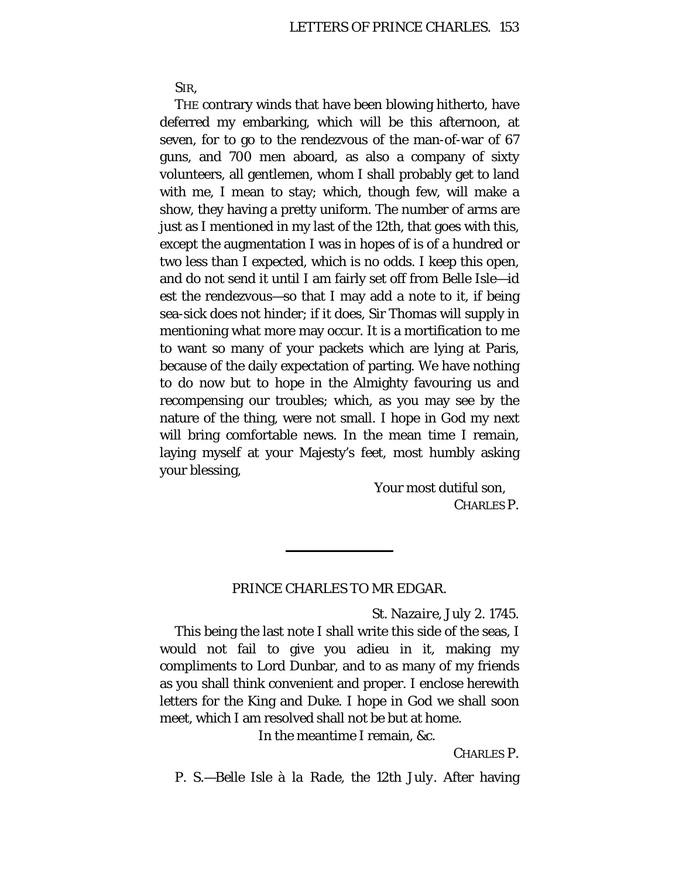SIR,

THE contrary winds that have been blowing hitherto, have deferred my embarking, which will be this afternoon, at seven, for to go to the rendezvous of the man-of-war of 67 guns, and 700 men aboard, as also a company of sixty volunteers, all gentlemen, whom I shall probably get to land with me, I mean to stay; which, though few, will make a show, they having a pretty uniform. The number of arms are just as I mentioned in my last of the 12th, that goes with this, except the augmentation I was in hopes of is of a hundred or two less than I expected, which is no odds. I keep this open, and do not send it until I am fairly set off from Belle Isle—id est the rendezvous—so that I may add a note to it, if being sea-sick does not hinder; if it does, Sir Thomas will supply in mentioning what more may occur. It is a mortification to me to want so many of your packets which are lying at Paris, because of the daily expectation of parting. We have nothing to do now but to hope in the Almighty favouring us and recompensing our troubles; which, as you may see by the nature of the thing, were not small. I hope in God my next will bring comfortable news. In the mean time I remain, laying myself at your Majesty's feet, most humbly asking your blessing,

Your most dutiful son,
CHARLES P.

---

## PRINCE CHARLES TO MR EDGAR.

*St. Nazaire, July 2. 1745.*

This being the last note I shall write this side of the seas, I would not fail to give you adieu in it, making my compliments to Lord Dunbar, and to as many of my friends as you shall think convenient and proper. I enclose herewith letters for the King and Duke. I hope in God we shall soon meet, which I am resolved shall not be but at home.

In the meantime I remain, &c.

CHARLES P.

P. S.—*Belle Isle à la Rade, the 12th July.* After having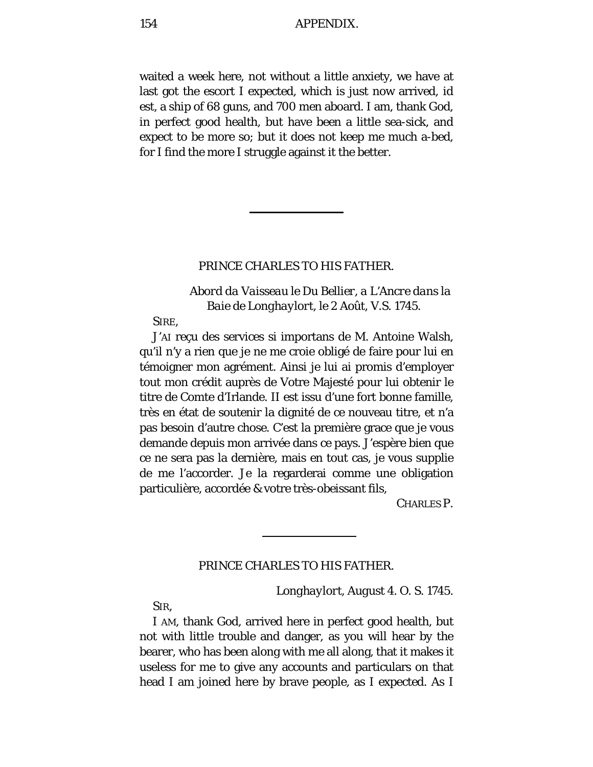waited a week here, not without a little anxiety, we have at last got the escort I expected, which is just now arrived, id est, a ship of 68 guns, and 700 men aboard. I am, thank God, in perfect good health, but have been a little sea-sick, and expect to be more so; but it does not keep me much a-bed, for I find the more I struggle against it the better.

---

## PRINCE CHARLES TO HIS FATHER.

*Abord da Vaisseau le Du Bellier, a L'Ancre dans la Baie de Longhaylort*, le 2 Août, V.S. 1745.

SIRE,

J'AI reçu des services si importans de M. Antoine Walsh, qu'il n'y a rien que je ne me croie obligé de faire pour lui en témoigner mon agrément. Ainsi je lui ai promis d'employer tout mon crédit auprès de Votre Majesté pour lui obtenir le titre de Comte d'Irlande. II est issu d'une fort bonne famille, très en état de soutenir la dignité de ce nouveau titre, et n'a pas besoin d'autre chose. C'est la première grace que je vous demande depuis mon arrivée dans ce pays. J'espère bien que ce ne sera pas la dernière, mais en tout cas, je vous supplie de me l'accorder. Je la regarderai comme une obligation particulière, accordée & votre très-obeissant fils,

CHARLES P.

---

## PRINCE CHARLES TO HIS FATHER.

*Longhaylort*, August 4. O. S. 1745.

SIR,

I AM, thank God, arrived here in perfect good health, but not with little trouble and danger, as you will hear by the bearer, who has been along with me all along, that it makes it useless for me to give any accounts and particulars on that head I am joined here by brave people, as I expected. As I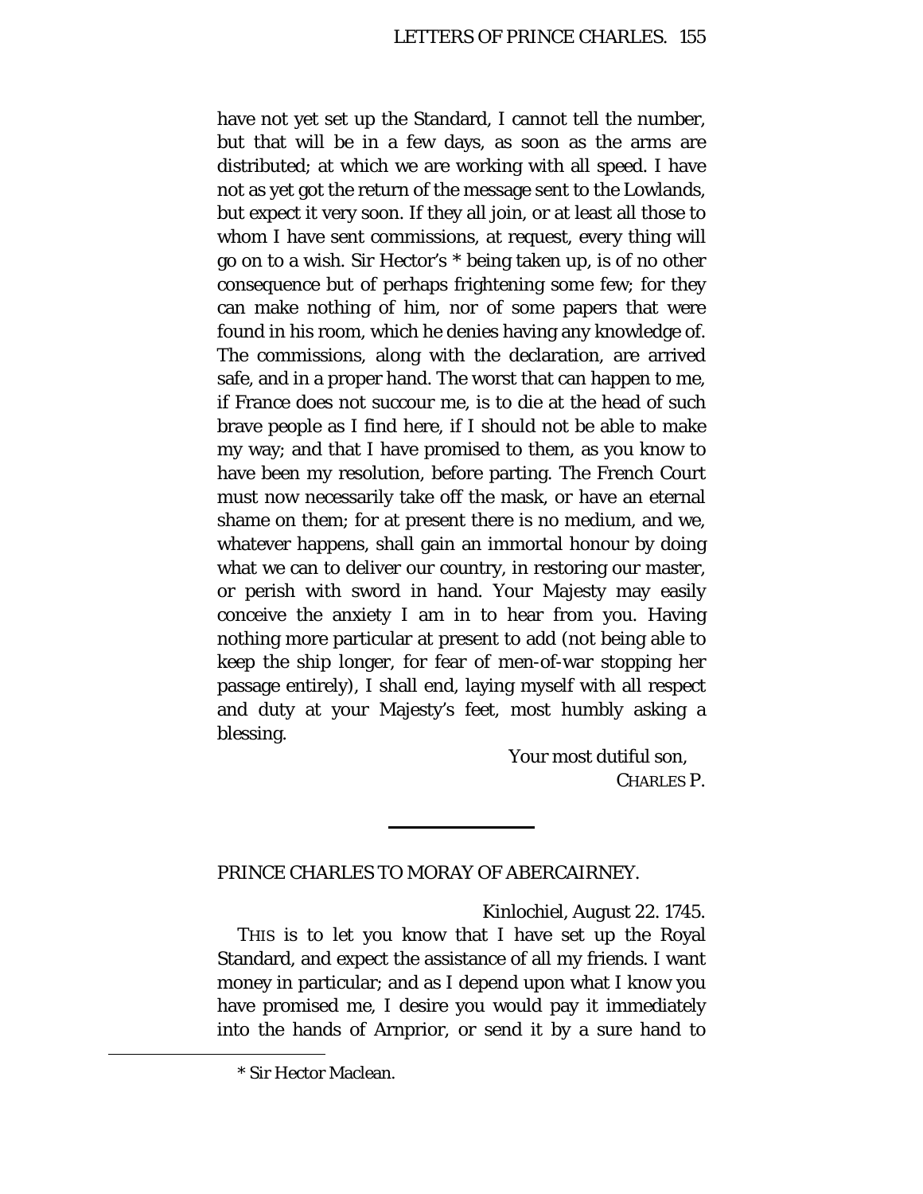have not yet set up the Standard, I cannot tell the number, but that will be in a few days, as soon as the arms are distributed; at which we are working with all speed. I have not as yet got the return of the message sent to the Lowlands, but expect it very soon. If they all join, or at least all those to whom I have sent commissions, at request, every thing will go on to a wish. Sir Hector's * being taken up, is of no other consequence but of perhaps frightening some few; for they can make nothing of him, nor of some papers that were found in his room, which he denies having any knowledge of. The commissions, along with the declaration, are arrived safe, and in a proper hand. The worst that can happen to me, if France does not succour me, is to die at the head of such brave people as I find here, if I should not be able to make my way; and that I have promised to them, as you know to have been my resolution, before parting. The French Court must now necessarily take off the mask, or have an eternal shame on them; for at present there is no medium, and we, whatever happens, shall gain an immortal honour by doing what we can to deliver our country, in restoring our master, or perish with sword in hand. Your Majesty may easily conceive the anxiety I am in to hear from you. Having nothing more particular at present to add (not being able to keep the ship longer, for fear of men-of-war stopping her passage entirely), I shall end, laying myself with all respect and duty at your Majesty's feet, most humbly asking a blessing.

Your most dutiful son,
CHARLES P.

---

## PRINCE CHARLES TO MORAY OF ABERCAIRNEY.

Kinlochiel, August 22. 1745.

THIS is to let you know that I have set up the Royal Standard, and expect the assistance of all my friends. I want money in particular; and as I depend upon what I know you have promised me, I desire you would pay it immediately into the hands of Arnprior, or send it by a sure hand to

---

* Sir Hector Maclean.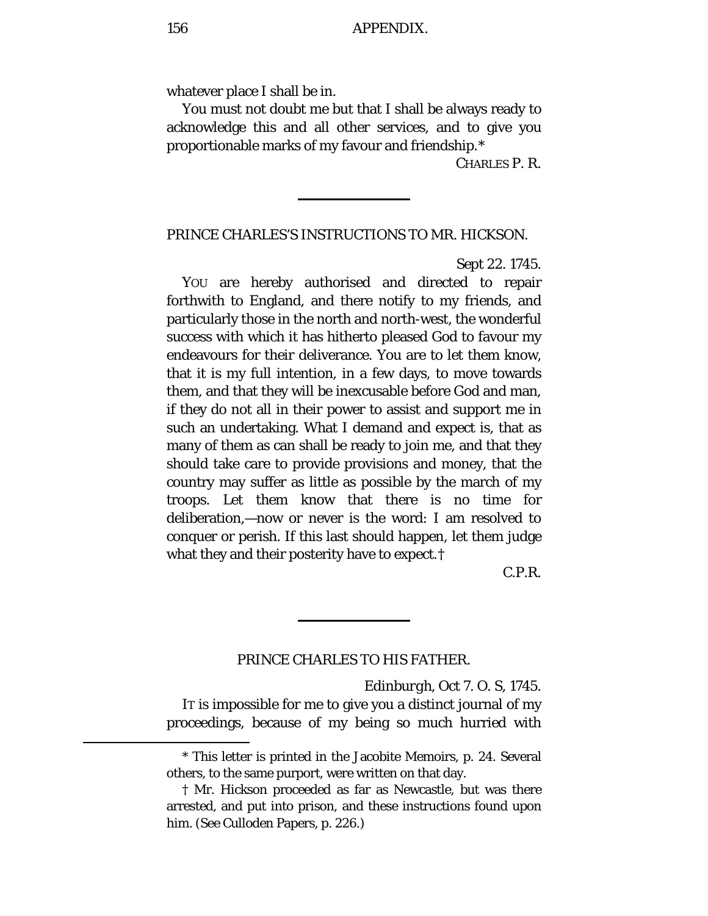whatever place I shall be in.

You must not doubt me but that I shall be always ready to acknowledge this and all other services, and to give you proportionable marks of my favour and friendship.*

CHARLES P. R.

---

## PRINCE CHARLES'S INSTRUCTIONS TO MR. HICKSON.

Sept 22. 1745.

YOU are hereby authorised and directed to repair forthwith to England, and there notify to my friends, and particularly those in the north and north-west, the wonderful success with which it has hitherto pleased God to favour my endeavours for their deliverance. You are to let them know, that it is my full intention, in a few days, to move towards them, and that they will be inexcusable before God and man, if they do not all in their power to assist and support me in such an undertaking. What I demand and expect is, that as many of them as can shall be ready to join me, and that they should take care to provide provisions and money, that the country may suffer as little as possible by the march of my troops. Let them know that there is no time for deliberation,—now or never is the word: I am resolved to conquer or perish. If this last should happen, let them judge what they and their posterity have to expect.†

C.P.R.

---

## PRINCE CHARLES TO HIS FATHER.

*Edinburgh*, Oct 7. O. S, 1745.

IT is impossible for me to give you a distinct journal of my proceedings, because of my being so much hurried with

---

* This letter is printed in the Jacobite Memoirs, p. 24. Several others, to the same purport, were written on that day.

† Mr. Hickson proceeded as far as Newcastle, but was there arrested, and put into prison, and these instructions found upon him. (See Culloden Papers, p. 226.)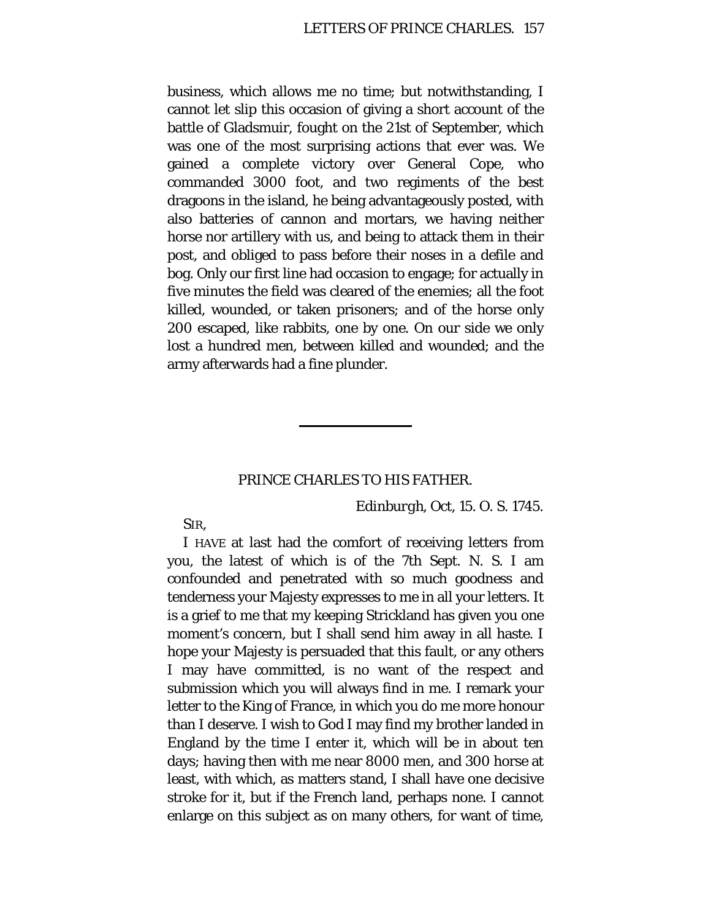business, which allows me no time; but notwithstanding, I cannot let slip this occasion of giving a short account of the battle of Gladsmuir, fought on the 21st of September, which was one of the most surprising actions that ever was. We gained a complete victory over General Cope, who commanded 3000 foot, and two regiments of the best dragoons in the island, he being advantageously posted, with also batteries of cannon and mortars, we having neither horse nor artillery with us, and being to attack them in their post, and obliged to pass before their noses in a defile and bog. Only our first line had occasion to engage; for actually in five minutes the field was cleared of the enemies; all the foot killed, wounded, or taken prisoners; and of the horse only 200 escaped, like rabbits, one by one. On our side we only lost a hundred men, between killed and wounded; and the army afterwards had a fine plunder.

---

## PRINCE CHARLES TO HIS FATHER.

Edinburgh, Oct, 15. O. S. 1745.

SIR,

I HAVE at last had the comfort of receiving letters from you, the latest of which is of the 7th Sept. N. S. I am confounded and penetrated with so much goodness and tenderness your Majesty expresses to me in all your letters. It is a grief to me that my keeping Strickland has given you one moment's concern, but I shall send him away in all haste. I hope your Majesty is persuaded that this fault, or any others I may have committed, is no want of the respect and submission which you will always find in me. I remark your letter to the King of France, in which you do me more honour than I deserve. I wish to God I may find my brother landed in England by the time I enter it, which will be in about ten days; having then with me near 8000 men, and 300 horse at least, with which, as matters stand, I shall have one decisive stroke for it, but if the French land, perhaps none. I cannot enlarge on this subject as on many others, for want of time,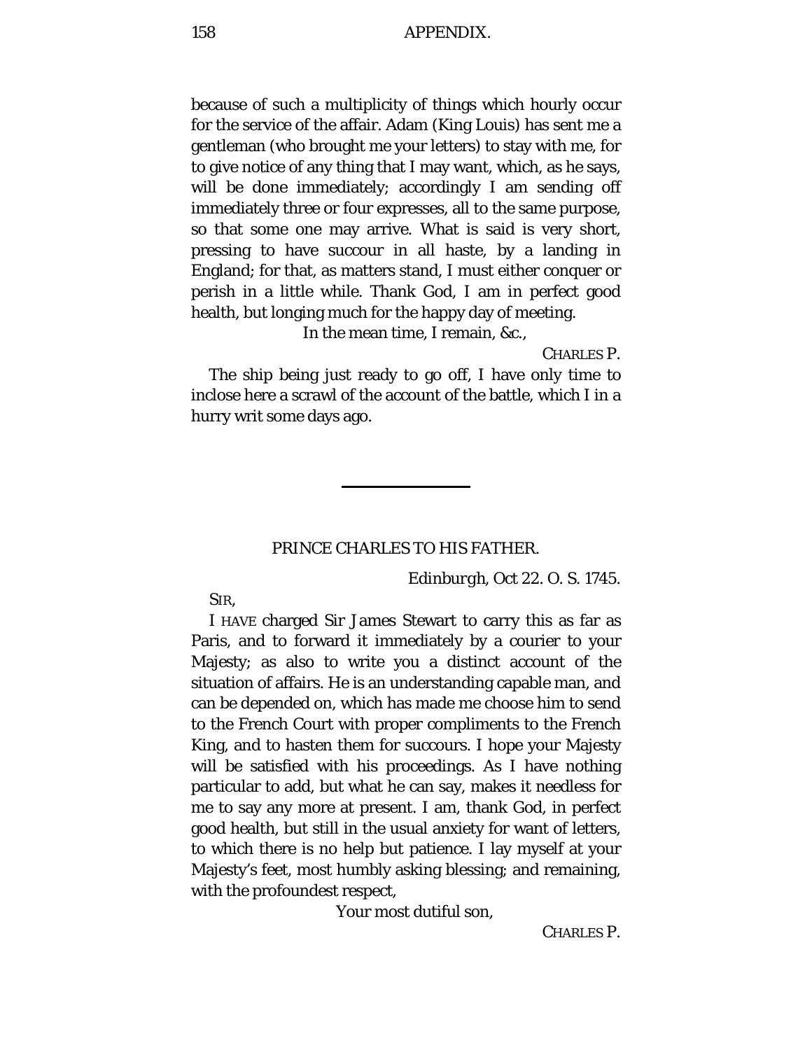because of such a multiplicity of things which hourly occur for the service of the affair. Adam (King Louis) has sent me a gentleman (who brought me your letters) to stay with me, for to give notice of any thing that I may want, which, as he says, will be done immediately; accordingly I am sending off immediately three or four expresses, all to the same purpose, so that some one may arrive. What is said is very short, pressing to have succour in all haste, by a landing in England; for that, as matters stand, I must either conquer or perish in a little while. Thank God, I am in perfect good health, but longing much for the happy day of meeting.

In the mean time, I remain, &c.,

CHARLES P.

The ship being just ready to go off, I have only time to inclose here a scrawl of the account of the battle, which I in a hurry writ some days ago.

---

## PRINCE CHARLES TO HIS FATHER.

Edinburgh, Oct 22. O. S. 1745.

SIR,

I HAVE charged Sir James Stewart to carry this as far as Paris, and to forward it immediately by a courier to your Majesty; as also to write you a distinct account of the situation of affairs. He is an understanding capable man, and can be depended on, which has made me choose him to send to the French Court with proper compliments to the French King, and to hasten them for succours. I hope your Majesty will be satisfied with his proceedings. As I have nothing particular to add, but what he can say, makes it needless for me to say any more at present. I am, thank God, in perfect good health, but still in the usual anxiety for want of letters, to which there is no help but patience. I lay myself at your Majesty's feet, most humbly asking blessing; and remaining, with the profoundest respect,

Your most dutiful son,

CHARLES P.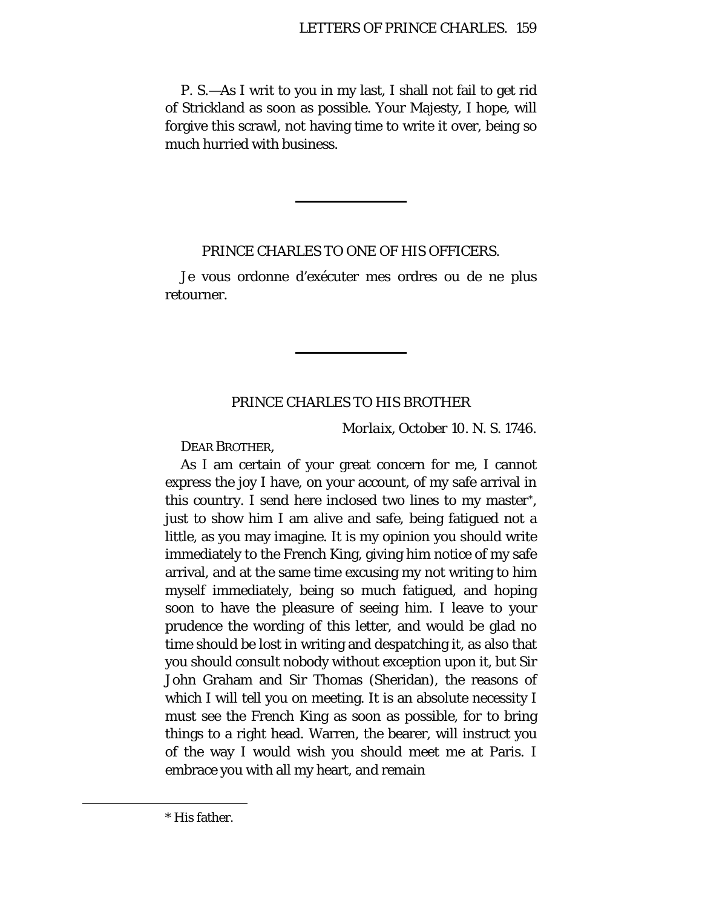P. S.—As I writ to you in my last, I shall not fail to get rid of Strickland as soon as possible. Your Majesty, I hope, will forgive this scrawl, not having time to write it over, being so much hurried with business.

---

## PRINCE CHARLES TO ONE OF HIS OFFICERS.

Je vous ordonne d'exécuter mes ordres ou de ne plus retourner.

---

## PRINCE CHARLES TO HIS BROTHER

*Morlaix, October 10. N. S. 1746.*

DEAR BROTHER,

As I am certain of your great concern for me, I cannot express the joy I have, on your account, of my safe arrival in this country. I send here inclosed two lines to my master*, just to show him I am alive and safe, being fatigued not a little, as you may imagine. It is my opinion you should write immediately to the French King, giving him notice of my safe arrival, and at the same time excusing my not writing to him myself immediately, being so much fatigued, and hoping soon to have the pleasure of seeing him. I leave to your prudence the wording of this letter, and would be glad no time should be lost in writing and despatching it, as also that you should consult nobody without exception upon it, but Sir John Graham and Sir Thomas (Sheridan), the reasons of which I will tell you on meeting. It is an absolute necessity I must see the French King as soon as possible, for to bring things to a right head. Warren, the bearer, will instruct you of the way I would wish you should meet me at Paris. I embrace you with all my heart, and remain

---

* His father.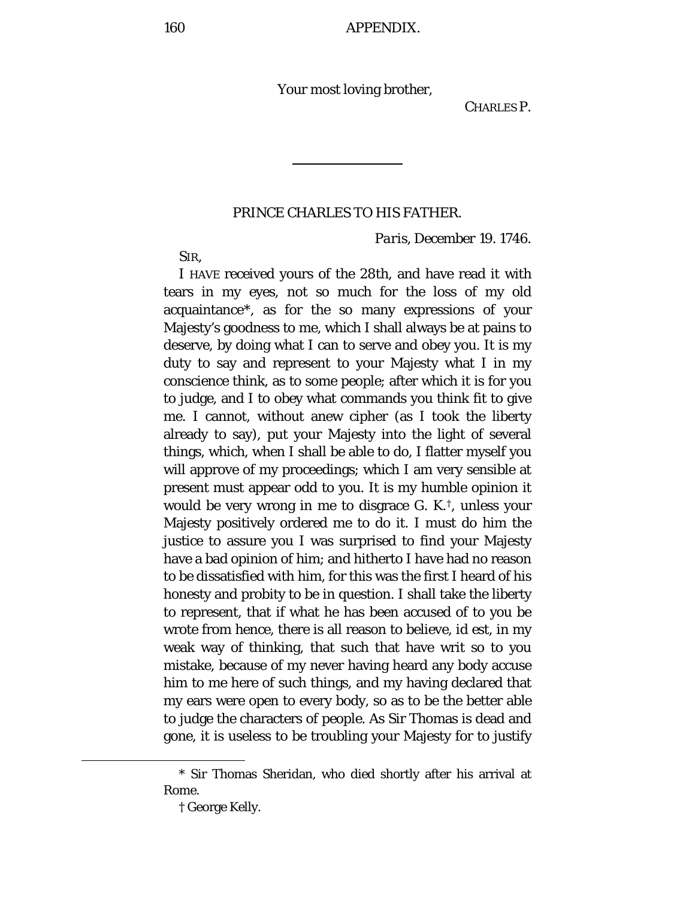Your most loving brother,

CHARLES P.

---

## PRINCE CHARLES TO HIS FATHER.

*Paris*, *December* 19. 1746.

SIR,

I HAVE received yours of the 28th, and have read it with tears in my eyes, not so much for the loss of my old acquaintance*, as for the so many expressions of your Majesty's goodness to me, which I shall always be at pains to deserve, by doing what I can to serve and obey you. It is my duty to say and represent to your Majesty what I in my conscience think, as to some people; after which it is for you to judge, and I to obey what commands you think fit to give me. I cannot, without anew cipher (as I took the liberty already to say), put your Majesty into the light of several things, which, when I shall be able to do, I flatter myself you will approve of my proceedings; which I am very sensible at present must appear odd to you. It is my humble opinion it would be very wrong in me to disgrace G. K.†, unless your Majesty positively ordered me to do it. I must do him the justice to assure you I was surprised to find your Majesty have a bad opinion of him; and hitherto I have had no reason to be dissatisfied with him, for this was the first I heard of his honesty and probity to be in question. I shall take the liberty to represent, that if what he has been accused of to you be wrote from hence, there is all reason to believe, id est, in my weak way of thinking, that such that have writ so to you mistake, because of my never having heard any body accuse him to me here of such things, and my having declared that my ears were open to every body, so as to be the better able to judge the characters of people. As Sir Thomas is dead and gone, it is useless to be troubling your Majesty for to justify

---

* Sir Thomas Sheridan, who died shortly after his arrival at Rome.

† George Kelly.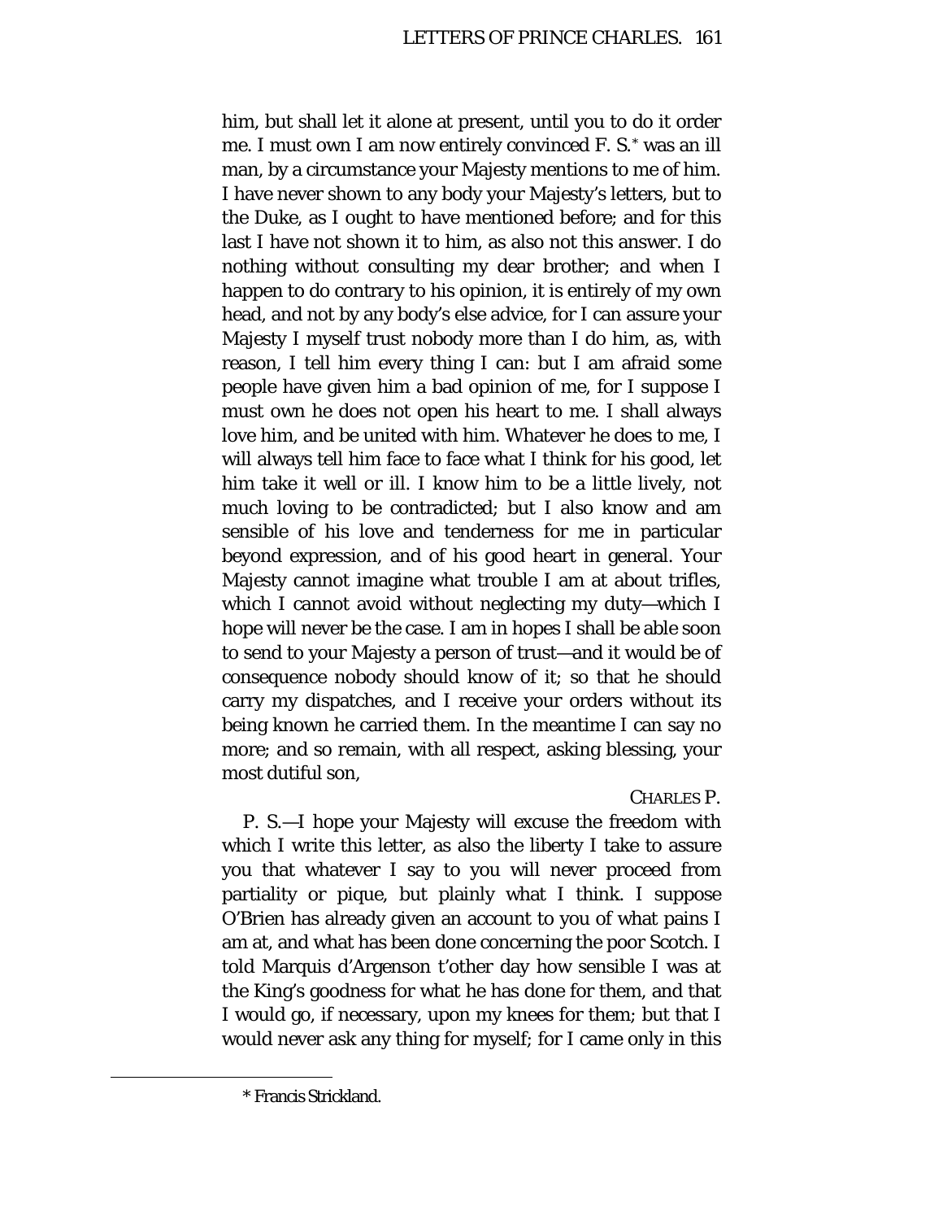him, but shall let it alone at present, until you to do it order me. I must own I am now entirely convinced F. S.* was an ill man, by a circumstance your Majesty mentions to me of him. I have never shown to any body your Majesty's letters, but to the Duke, as I ought to have mentioned before; and for this last I have not shown it to him, as also not this answer. I do nothing without consulting my dear brother; and when I happen to do contrary to his opinion, it is entirely of my own head, and not by any body's else advice, for I can assure your Majesty I myself trust nobody more than I do him, as, with reason, I tell him every thing I can: but I am afraid some people have given him a bad opinion of me, for I suppose I must own he does not open his heart to me. I shall always love him, and be united with him. Whatever he does to me, I will always tell him face to face what I think for his good, let him take it well or ill. I know him to be a little lively, not much loving to be contradicted; but I also know and am sensible of his love and tenderness for me in particular beyond expression, and of his good heart in general. Your Majesty cannot imagine what trouble I am at about trifles, which I cannot avoid without neglecting my duty—which I hope will never be the case. I am in hopes I shall be able soon to send to your Majesty a person of trust—and it would be of consequence nobody should know of it; so that he should carry my dispatches, and I receive your orders without its being known he carried them. In the meantime I can say no more; and so remain, with all respect, asking blessing, your most dutiful son,

CHARLES P.

P. S.—I hope your Majesty will excuse the freedom with which I write this letter, as also the liberty I take to assure you that whatever I say to you will never proceed from partiality or pique, but plainly what I think. I suppose O'Brien has already given an account to you of what pains I am at, and what has been done concerning the poor Scotch. I told Marquis d'Argenson t'other day how sensible I was at the King's goodness for what he has done for them, and that I would go, if necessary, upon my knees for them; but that I would never ask any thing for myself; for I came only in this

* Francis Strickland.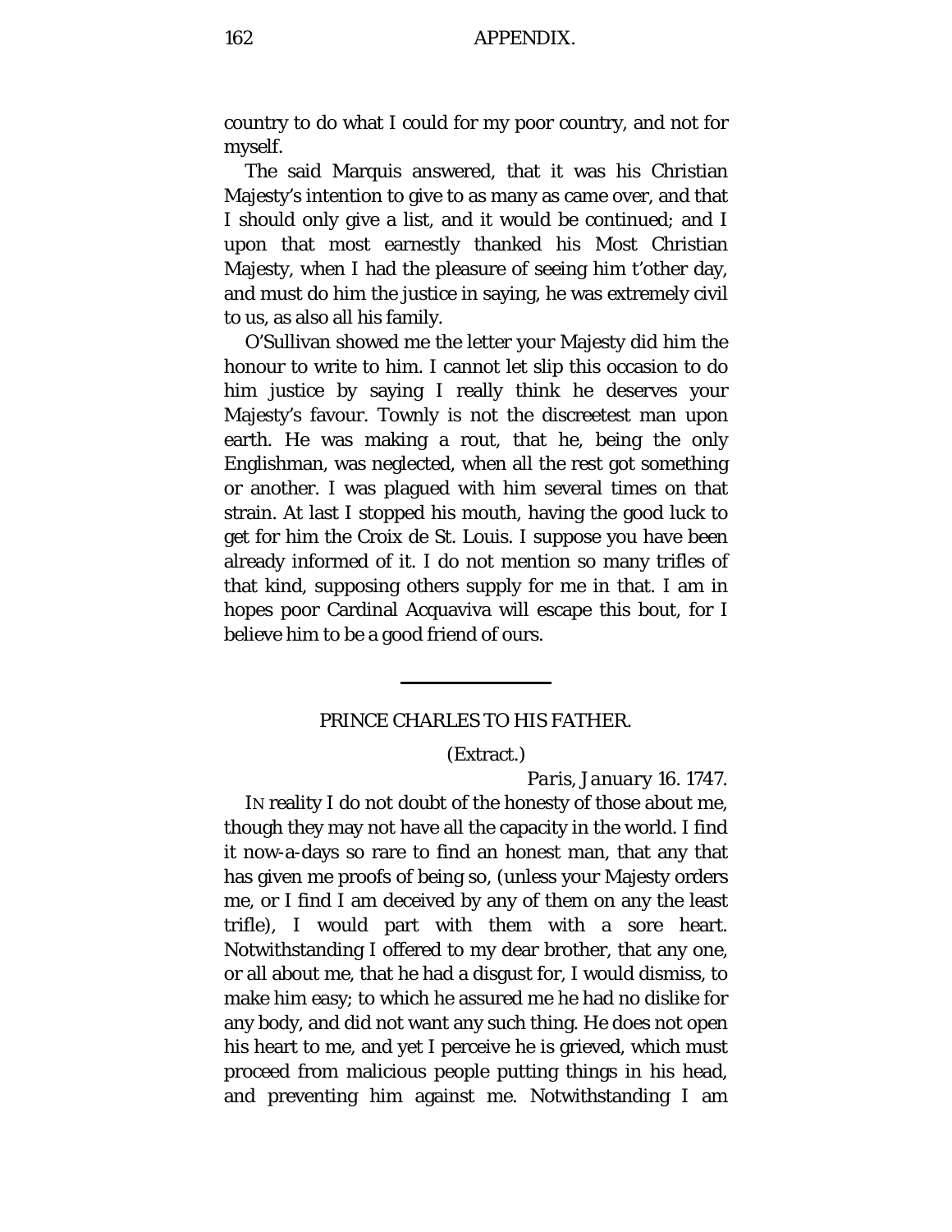country to do what I could for my poor country, and not for myself.

The said Marquis answered, that it was his Christian Majesty's intention to give to as many as came over, and that I should only give a list, and it would be continued; and I upon that most earnestly thanked his Most Christian Majesty, when I had the pleasure of seeing him t'other day, and must do him the justice in saying, he was extremely civil to us, as also all his family.

O'Sullivan showed me the letter your Majesty did him the honour to write to him. I cannot let slip this occasion to do him justice by saying I really think he deserves your Majesty's favour. Townly is not the discreetest man upon earth. He was making a rout, that he, being the only Englishman, was neglected, when all the rest got something or another. I was plagued with him several times on that strain. At last I stopped his mouth, having the good luck to get for him the Croix de St. Louis. I suppose you have been already informed of it. I do not mention so many trifles of that kind, supposing others supply for me in that. I am in hopes poor Cardinal Acquaviva will escape this bout, for I believe him to be a good friend of ours.

---

## PRINCE CHARLES TO HIS FATHER.

(*Extract.*)

*Paris, January 16. 1747.*

In reality I do not doubt of the honesty of those about me, though they may not have all the capacity in the world. I find it now-a-days so rare to find an honest man, that any that has given me proofs of being so, (unless your Majesty orders me, or I find I am deceived by any of them on any the least trifle), I would part with them with a sore heart. Notwithstanding I offered to my dear brother, that any one, or all about me, that he had a disgust for, I would dismiss, to make him easy; to which he assured me he had no dislike for any body, and did not want any such thing. He does not open his heart to me, and yet I perceive he is grieved, which must proceed from malicious people putting things in his head, and preventing him against me. Notwithstanding I am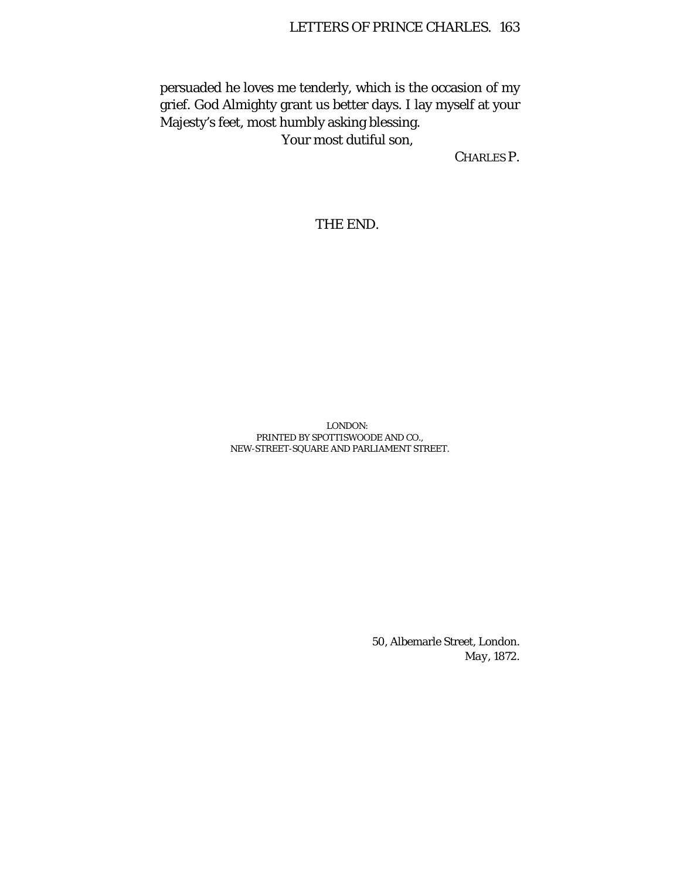persuaded he loves me tenderly, which is the occasion of my grief. God Almighty grant us better days. I lay myself at your Majesty's feet, most humbly asking blessing.

Your most dutiful son,

CHARLES P.

THE END.

LONDON:
PRINTED BY SPOTTISWOODE AND CO.,
NEW-STREET-SQUARE AND PARLIAMENT STREET.

50, Albemarle Street, London.
*May*, 1872.